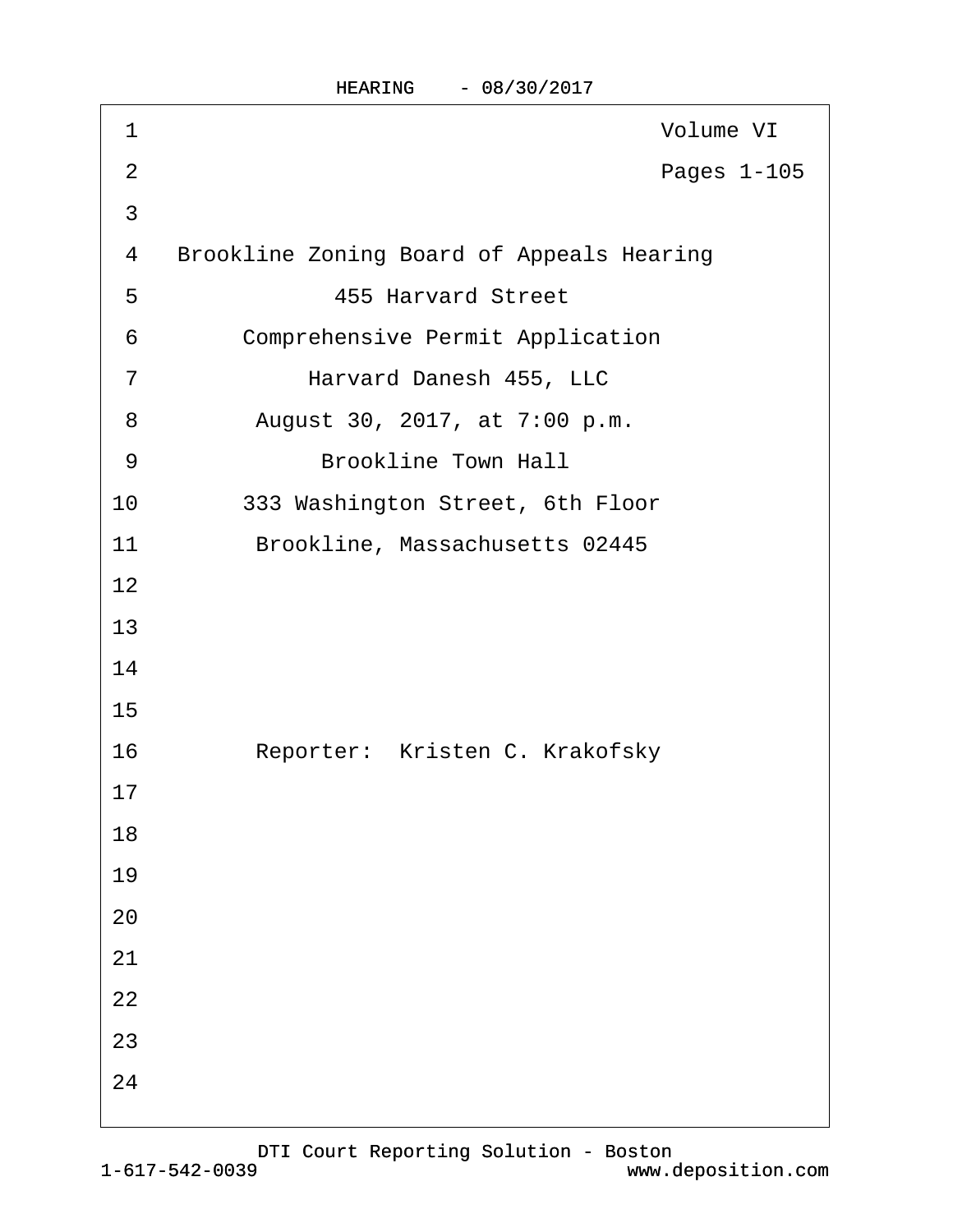Volume VI

Pages 1-105

Brookline Zoning Board of Appeals Hearing

455 Harvard Street

Comprehensive Permit Application

Harvard Danesh 455, LLC

August 30, 2017, at 7:00 p.m.

Brookline Town Hall

333 Washington Street, 6th Floor

Brookline, Massachusetts 02445

Reporter: Kristen C. Krakofsky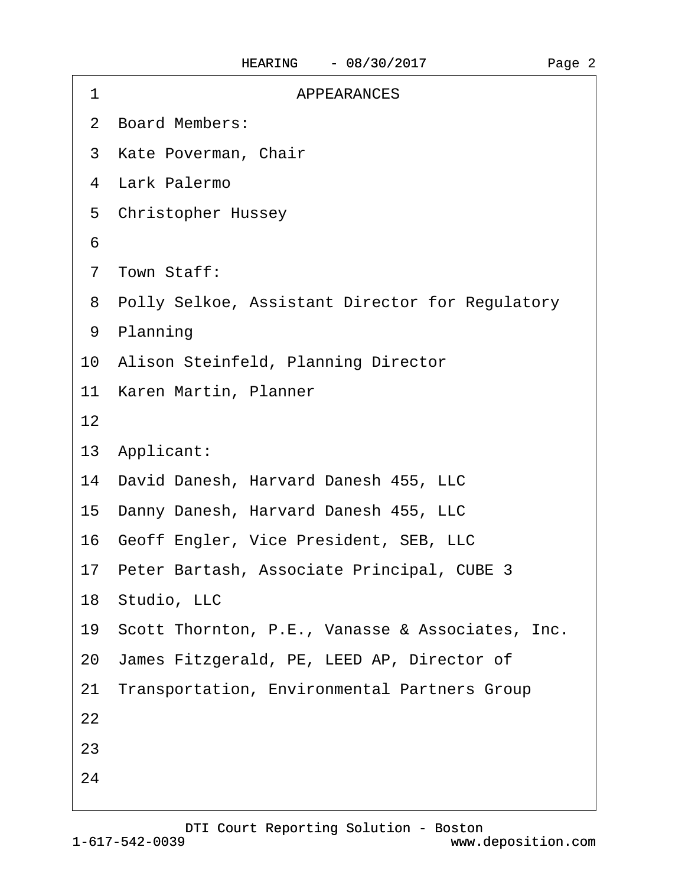# APPEARANCES

Board Members:

Kate Poverman, Chair

Lark Palermo

Christopher Hussey

Town Staff:

Polly Selkoe, Assistant Director for Regulatory Planning

Alison Steinfeld, Planning Director

Karen Martin, Planner

Applicant:

David Danesh, Harvard Danesh 455, LLC

Danny Danesh, Harvard Danesh 455, LLC

Geoff Engler, Vice President, SEB, LLC

Peter Bartash, Associate Principal, CUBE 3 Studio, LLC

Scott Thornton, P.E., Vanasse & Associates, Inc.

James Fitzgerald, PE, LEED AP, Director of Transportation, Environmental Partners Group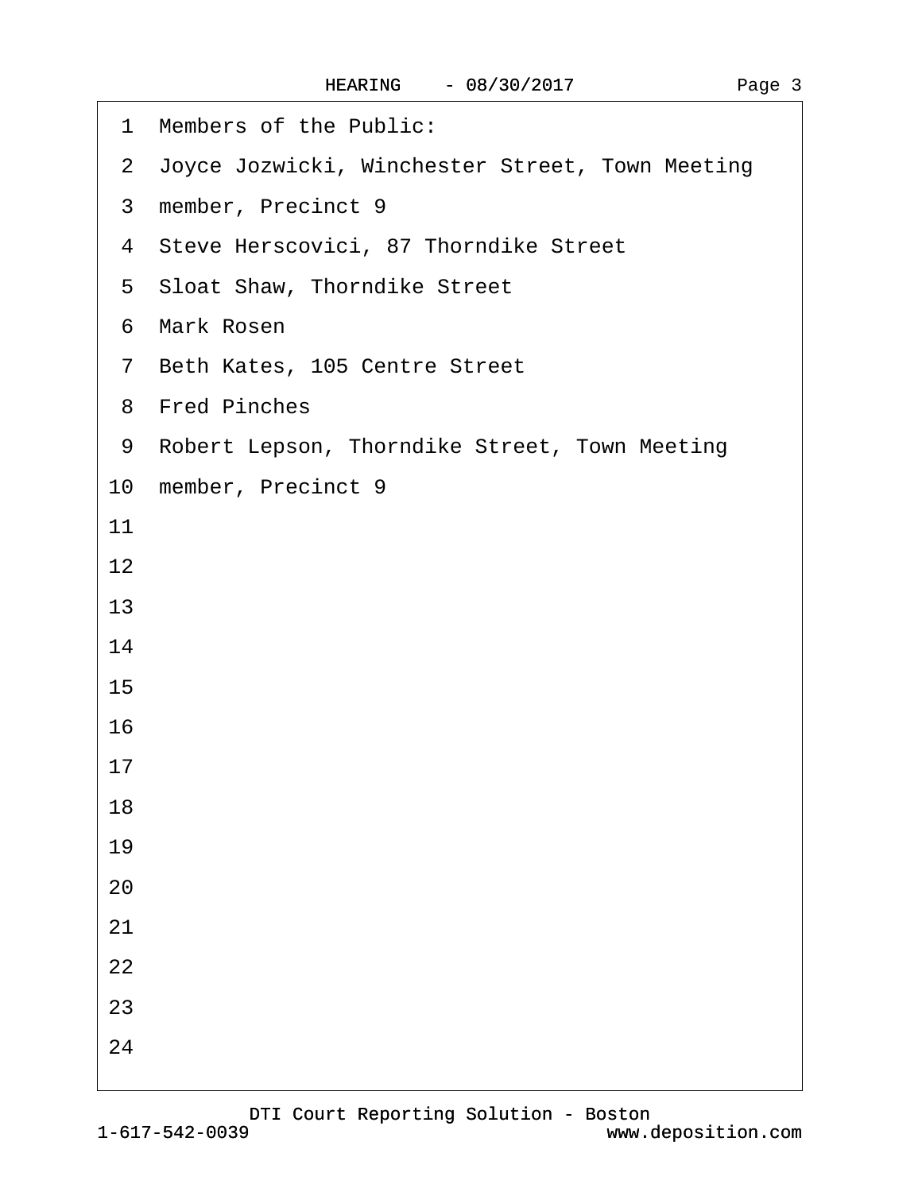Members of the Public:

Joyce Jozwicki, Winchester Street, Town Meeting member, Precinct 9

Steve Herscovici, 87 Thorndike Street

Sloat Shaw, Thorndike Street

Mark Rosen

Beth Kates, 105 Centre Street

Fred Pinches

Robert Lepson, Thorndike Street, Town Meeting member, Precinct 9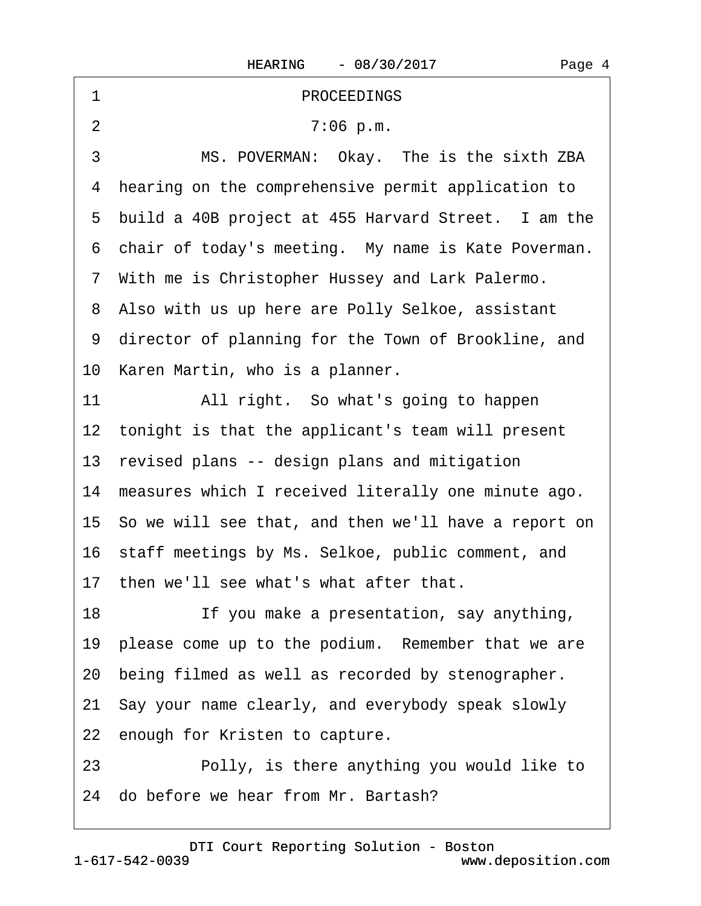PROCEEDINGS

7:06 p.m.

MS. POVERMAN: Okay. The is the sixth ZBA hearing on the comprehensive permit application to build a 40B project at 455 Harvard Street. I am the chair of today's meeting. My name is Kate Poverman. With me is Christopher Hussey and Lark Palermo. Also with us up here are Polly Selkoe, assistant director of planning for the Town of Brookline, and Karen Martin, who is a planner.

All right. So what's going to happen tonight is that the applicant's team will present revised plans -- design plans and mitigation measures which I received literally one minute ago. So we will see that, and then we'll have a report on staff meetings by Ms. Selkoe, public comment, and then we'll see what's what after that.

If you make a presentation, say anything, please come up to the podium. Remember that we are being filmed as well as recorded by stenographer. Say your name clearly, and everybody speak slowly enough for Kristen to capture.

Polly, is there anything you would like to do before we hear from Mr. Bartash?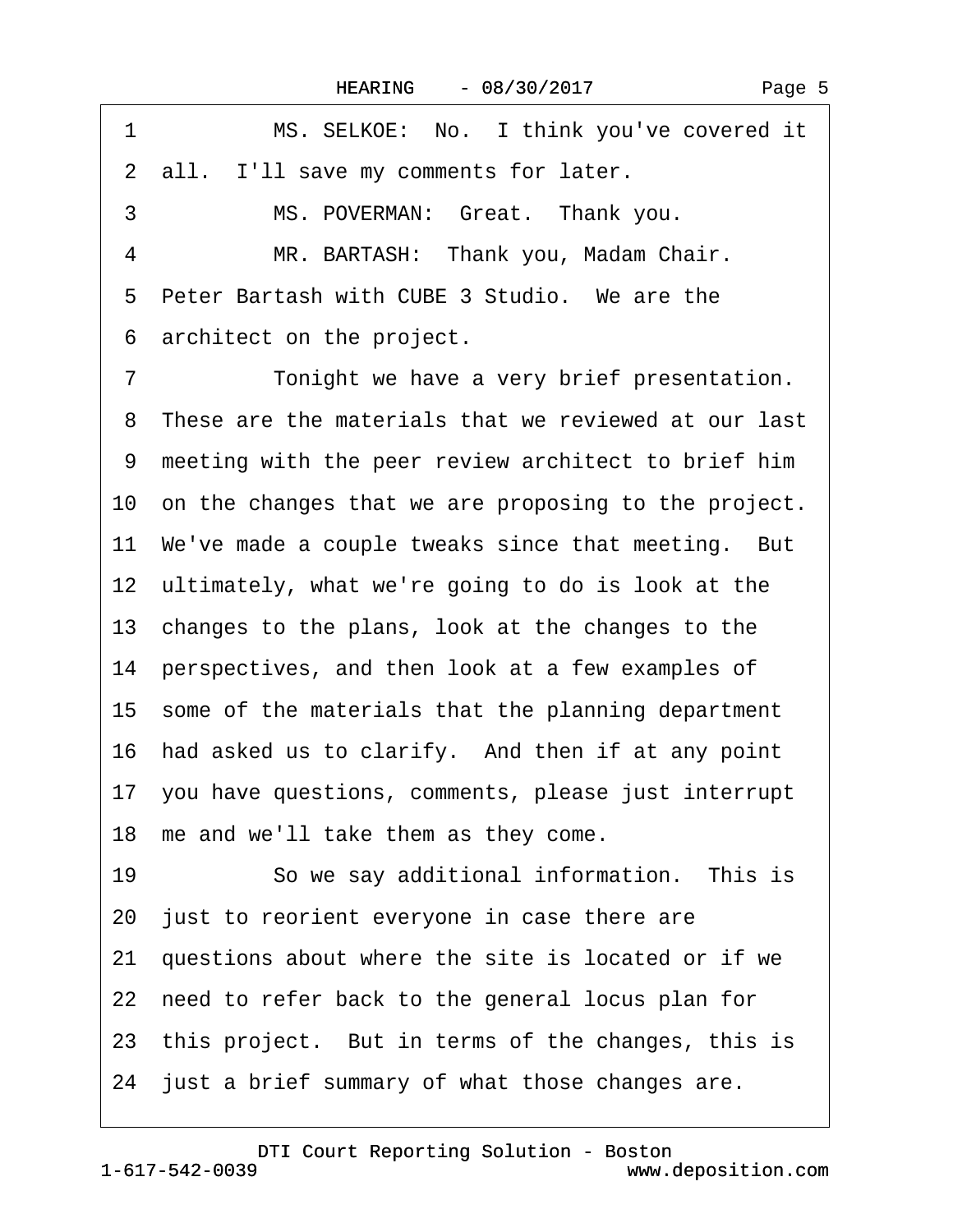1 MS. SELKOE: No. I think you've covered it
2 all. I'll save my comments for later.
3 MS. POVERMAN: Great. Thank you.
4 MR. BARTASH: Thank you, Madam Chair.
5 Peter Bartash with CUBE 3 Studio. We are the
6 architect on the project.
7 Tonight we have a very brief presentation.
8 These are the materials that we reviewed at our last
9 meeting with the peer review architect to brief him
10 on the changes that we are proposing to the project.
11 We've made a couple tweaks since that meeting. But
12 ultimately, what we're going to do is look at the
13 changes to the plans, look at the changes to the
14 perspectives, and then look at a few examples of
15 some of the materials that the planning department
16 had asked us to clarify. And then if at any point
17 you have questions, comments, please just interrupt
18 me and we'll take them as they come.
19 So we say additional information. This is
20 just to reorient everyone in case there are
21 questions about where the site is located or if we
22 need to refer back to the general locus plan for
23 this project. But in terms of the changes, this is
24 just a brief summary of what those changes are.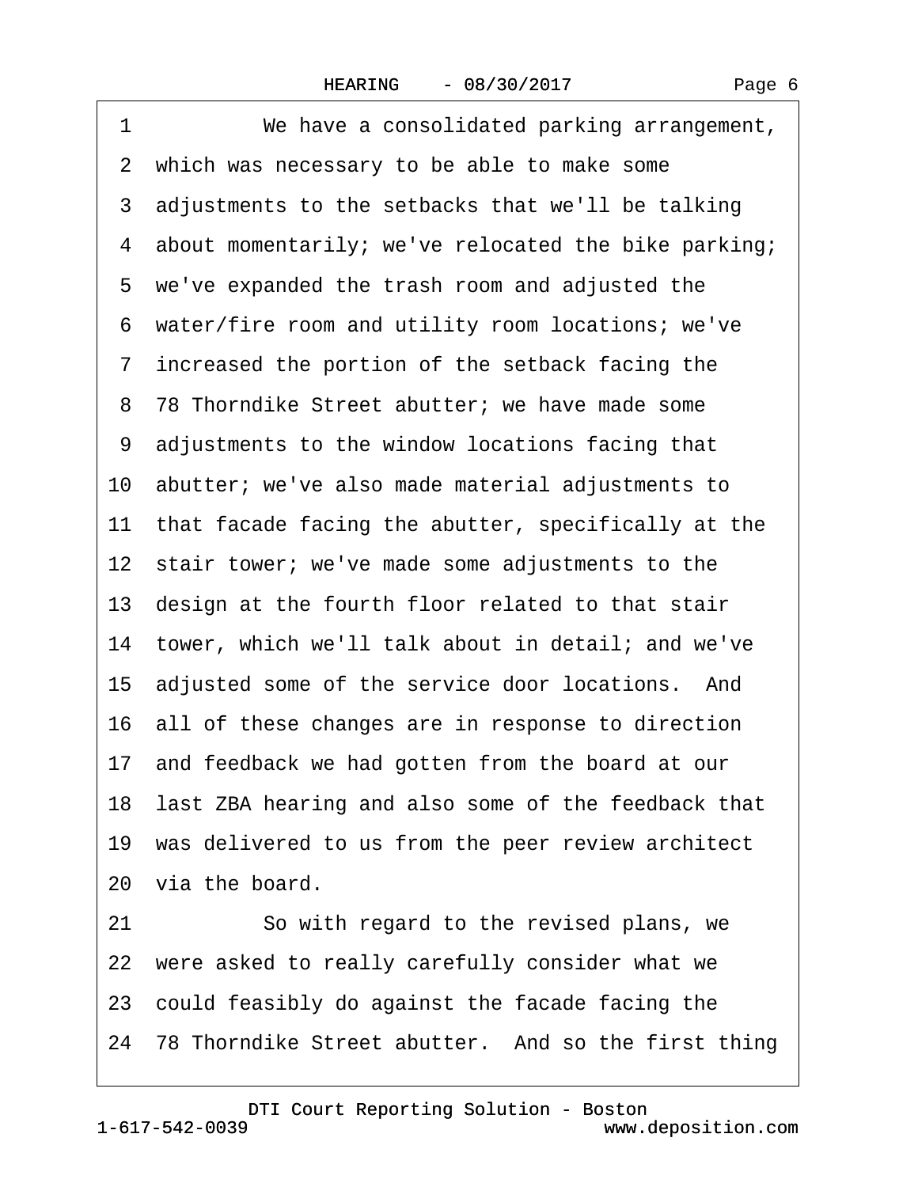1 We have a consolidated parking arrangement,
2 which was necessary to be able to make some
3 adjustments to the setbacks that we'll be talking
4 about momentarily; we've relocated the bike parking;
5 we've expanded the trash room and adjusted the
6 water/fire room and utility room locations; we've
7 increased the portion of the setback facing the
8 78 Thorndike Street abutter; we have made some
9 adjustments to the window locations facing that
10 abutter; we've also made material adjustments to
11 that facade facing the abutter, specifically at the
12 stair tower; we've made some adjustments to the
13 design at the fourth floor related to that stair
14 tower, which we'll talk about in detail; and we've
15 adjusted some of the service door locations. And
16 all of these changes are in response to direction
17 and feedback we had gotten from the board at our
18 last ZBA hearing and also some of the feedback that
19 was delivered to us from the peer review architect
20 via the board.
21 So with regard to the revised plans, we
22 were asked to really carefully consider what we
23 could feasibly do against the facade facing the
24 78 Thorndike Street abutter. And so the first thing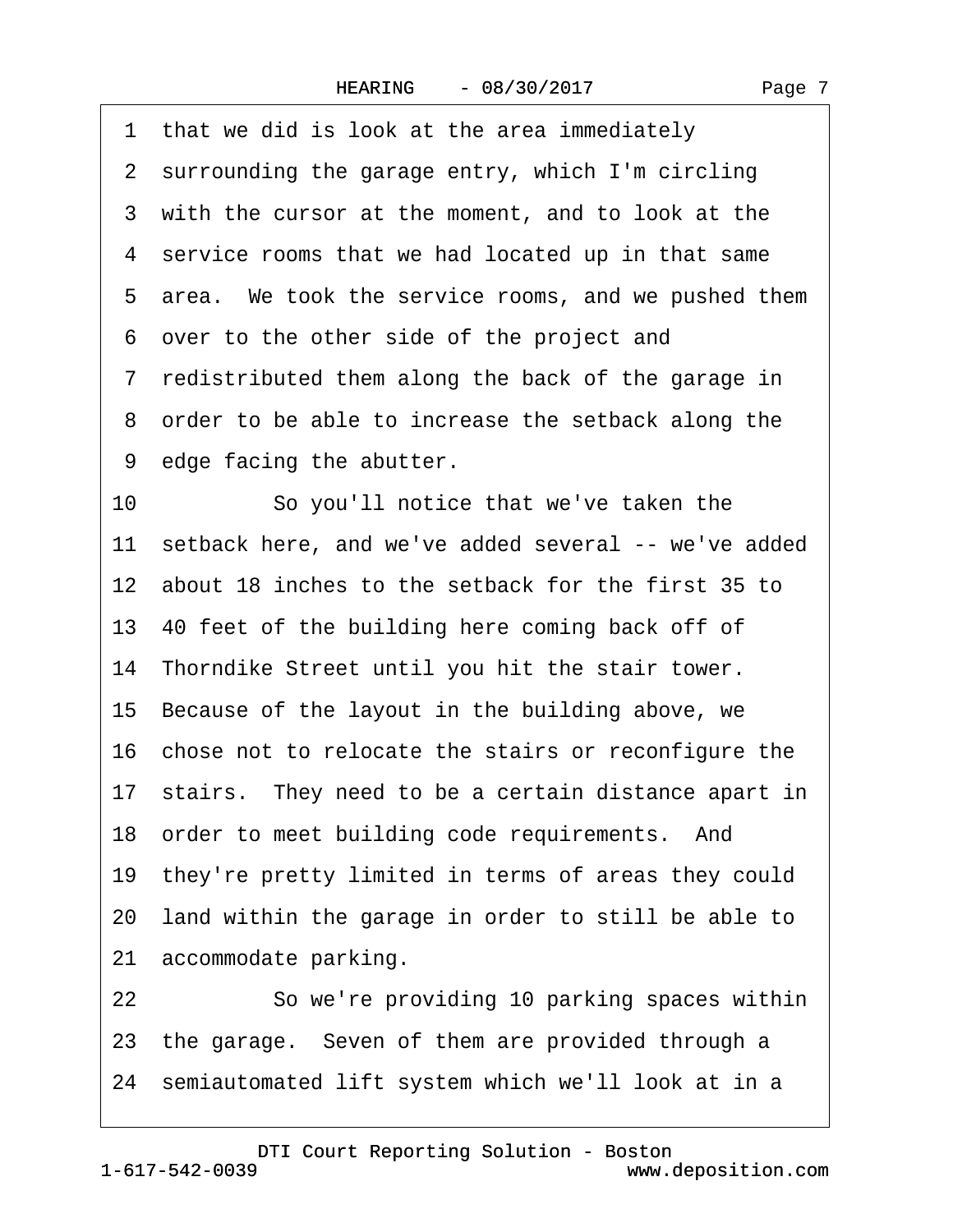1 that we did is look at the area immediately
2 surrounding the garage entry, which I'm circling
3 with the cursor at the moment, and to look at the
4 service rooms that we had located up in that same
5 area. We took the service rooms, and we pushed them
6 over to the other side of the project and
7 redistributed them along the back of the garage in
8 order to be able to increase the setback along the
9 edge facing the abutter.
10 So you'll notice that we've taken the
11 setback here, and we've added several -- we've added
12 about 18 inches to the setback for the first 35 to
13 40 feet of the building here coming back off of
14 Thorndike Street until you hit the stair tower.
15 Because of the layout in the building above, we
16 chose not to relocate the stairs or reconfigure the
17 stairs. They need to be a certain distance apart in
18 order to meet building code requirements. And
19 they're pretty limited in terms of areas they could
20 land within the garage in order to still be able to
21 accommodate parking.
22 So we're providing 10 parking spaces within
23 the garage. Seven of them are provided through a
24 semiautomated lift system which we'll look at in a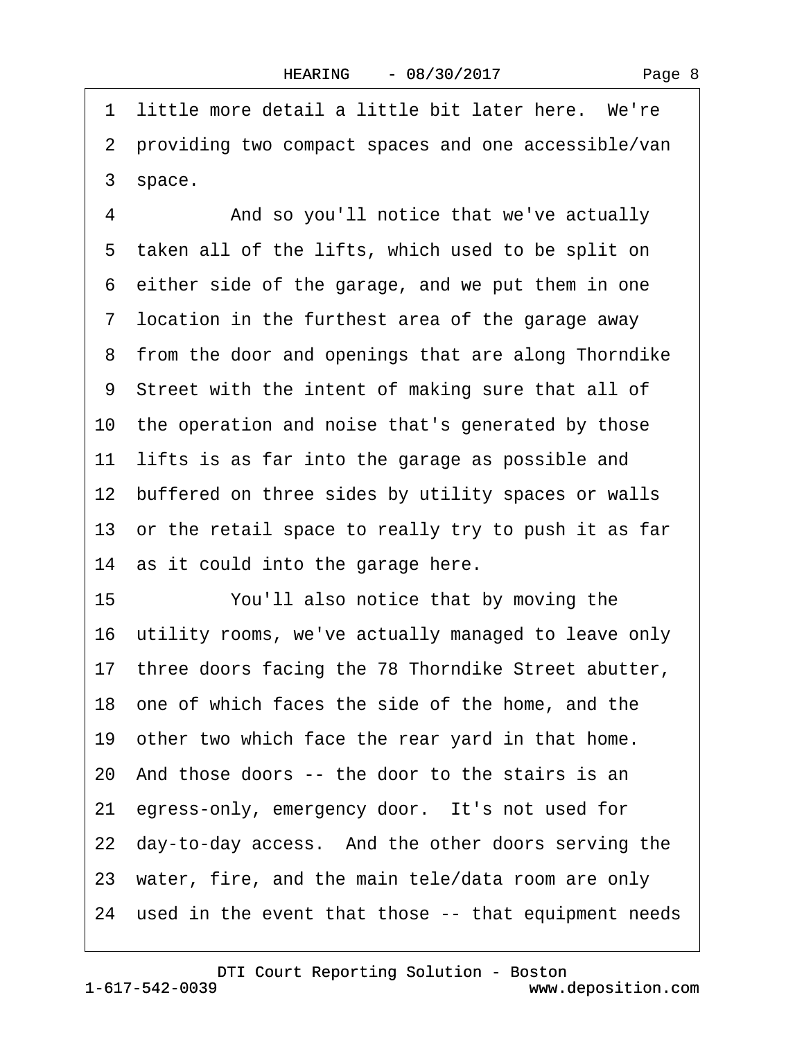1 little more detail a little bit later here. We're
2 providing two compact spaces and one accessible/van
3 space.

4 And so you'll notice that we've actually
5 taken all of the lifts, which used to be split on
6 either side of the garage, and we put them in one
7 location in the furthest area of the garage away
8 from the door and openings that are along Thorndike
9 Street with the intent of making sure that all of
10 the operation and noise that's generated by those
11 lifts is as far into the garage as possible and
12 buffered on three sides by utility spaces or walls
13 or the retail space to really try to push it as far
14 as it could into the garage here.

15 You'll also notice that by moving the
16 utility rooms, we've actually managed to leave only
17 three doors facing the 78 Thorndike Street abutter,
18 one of which faces the side of the home, and the
19 other two which face the rear yard in that home.
20 And those doors -- the door to the stairs is an
21 egress-only, emergency door. It's not used for
22 day-to-day access. And the other doors serving the
23 water, fire, and the main tele/data room are only
24 used in the event that those -- that equipment needs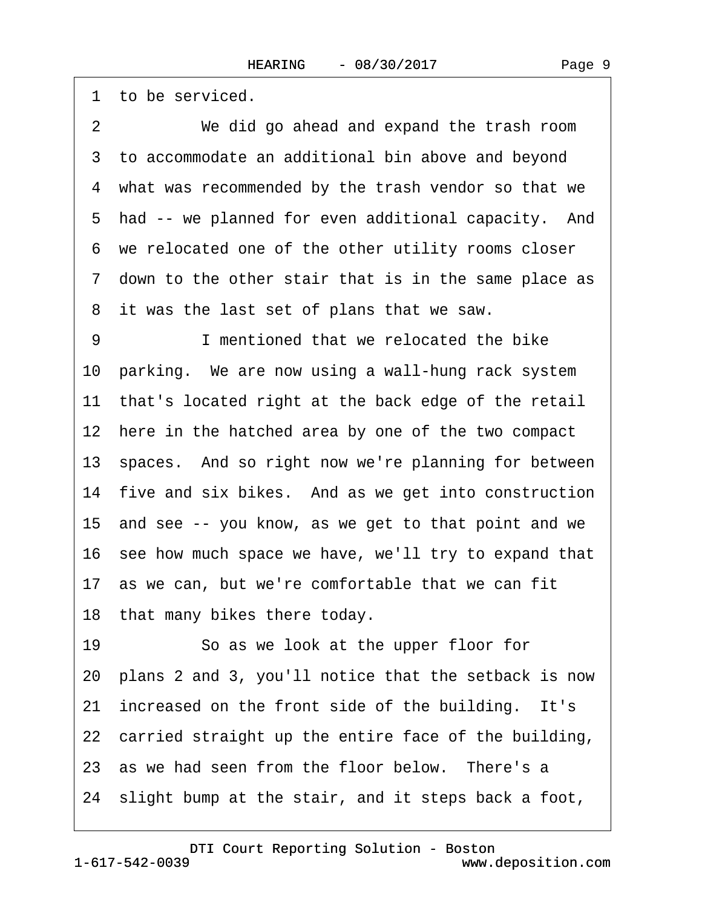1 to be serviced.

2 We did go ahead and expand the trash room

3 to accommodate an additional bin above and beyond

4 what was recommended by the trash vendor so that we

5 had -- we planned for even additional capacity. And

6 we relocated one of the other utility rooms closer

7 down to the other stair that is in the same place as

8 it was the last set of plans that we saw.

9 I mentioned that we relocated the bike

10 parking. We are now using a wall-hung rack system

11 that's located right at the back edge of the retail

12 here in the hatched area by one of the two compact

13 spaces. And so right now we're planning for between

14 five and six bikes. And as we get into construction

15 and see -- you know, as we get to that point and we

16 see how much space we have, we'll try to expand that

17 as we can, but we're comfortable that we can fit

18 that many bikes there today.

19 So as we look at the upper floor for

20 plans 2 and 3, you'll notice that the setback is now

21 increased on the front side of the building. It's

22 carried straight up the entire face of the building,

23 as we had seen from the floor below. There's a

24 slight bump at the stair, and it steps back a foot,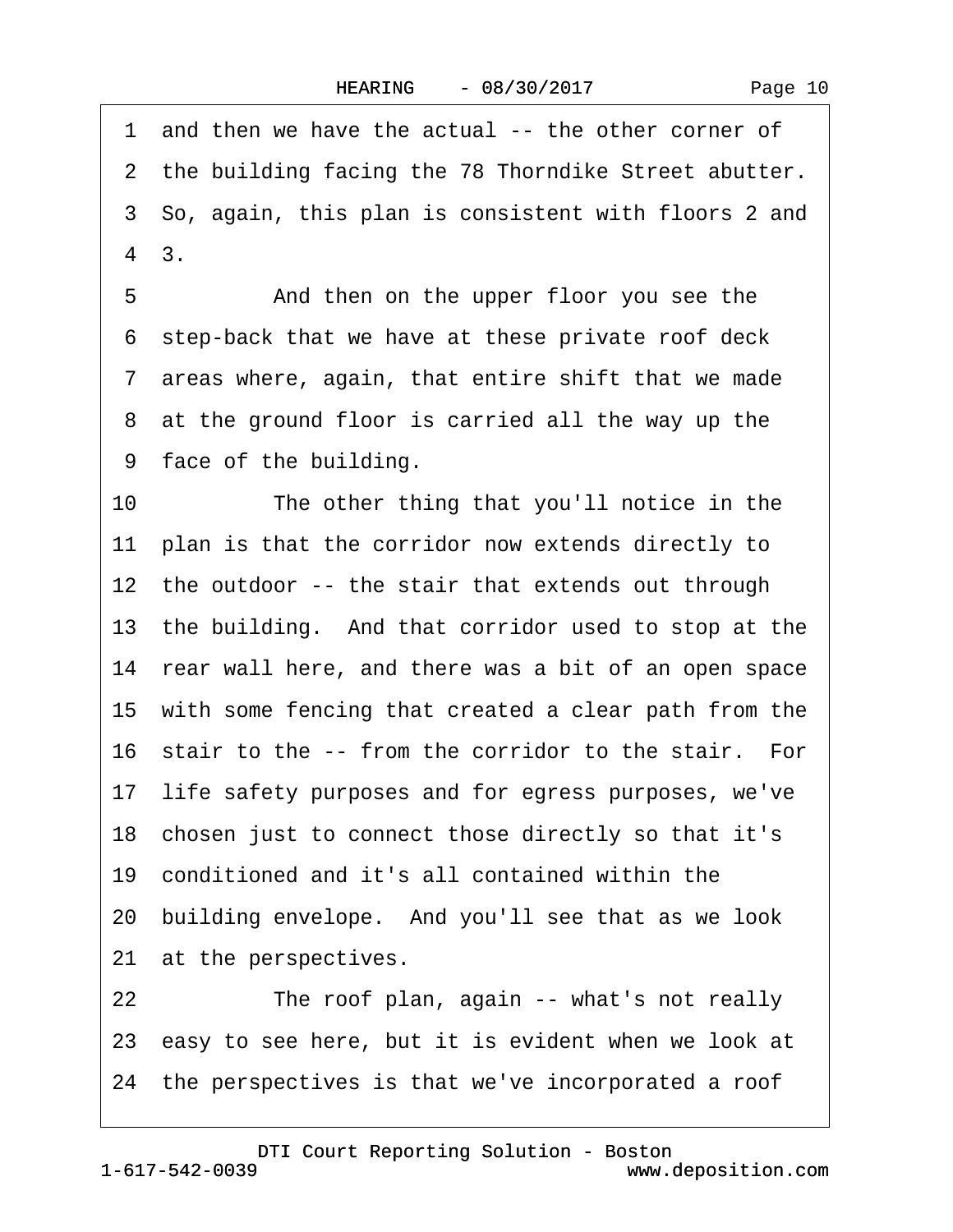1 and then we have the actual -- the other corner of
2 the building facing the 78 Thorndike Street abutter.
3 So, again, this plan is consistent with floors 2 and
4 3.
5 And then on the upper floor you see the
6 step-back that we have at these private roof deck
7 areas where, again, that entire shift that we made
8 at the ground floor is carried all the way up the
9 face of the building.
10 The other thing that you'll notice in the
11 plan is that the corridor now extends directly to
12 the outdoor -- the stair that extends out through
13 the building. And that corridor used to stop at the
14 rear wall here, and there was a bit of an open space
15 with some fencing that created a clear path from the
16 stair to the -- from the corridor to the stair. For
17 life safety purposes and for egress purposes, we've
18 chosen just to connect those directly so that it's
19 conditioned and it's all contained within the
20 building envelope. And you'll see that as we look
21 at the perspectives.
22 The roof plan, again -- what's not really
23 easy to see here, but it is evident when we look at
24 the perspectives is that we've incorporated a roof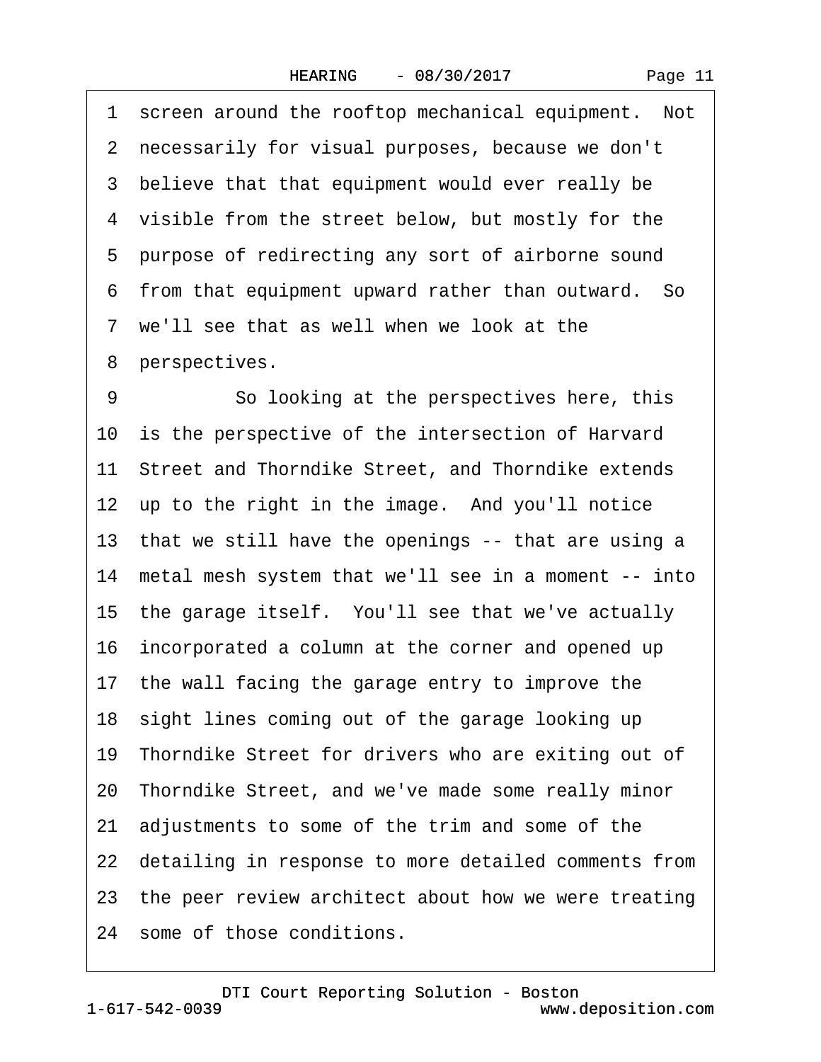1 screen around the rooftop mechanical equipment. Not
2 necessarily for visual purposes, because we don't
3 believe that that equipment would ever really be
4 visible from the street below, but mostly for the
5 purpose of redirecting any sort of airborne sound
6 from that equipment upward rather than outward. So
7 we'll see that as well when we look at the
8 perspectives.
9 So looking at the perspectives here, this
10 is the perspective of the intersection of Harvard
11 Street and Thorndike Street, and Thorndike extends
12 up to the right in the image. And you'll notice
13 that we still have the openings -- that are using a
14 metal mesh system that we'll see in a moment -- into
15 the garage itself. You'll see that we've actually
16 incorporated a column at the corner and opened up
17 the wall facing the garage entry to improve the
18 sight lines coming out of the garage looking up
19 Thorndike Street for drivers who are exiting out of
20 Thorndike Street, and we've made some really minor
21 adjustments to some of the trim and some of the
22 detailing in response to more detailed comments from
23 the peer review architect about how we were treating
24 some of those conditions.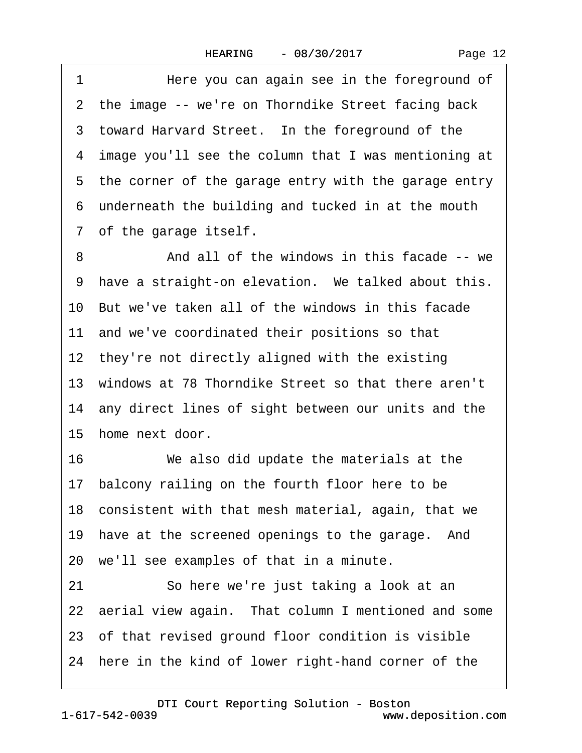1 Here you can again see in the foreground of
2 the image -- we're on Thorndike Street facing back
3 toward Harvard Street. In the foreground of the
4 image you'll see the column that I was mentioning at
5 the corner of the garage entry with the garage entry
6 underneath the building and tucked in at the mouth
7 of the garage itself.
8 And all of the windows in this facade -- we
9 have a straight-on elevation. We talked about this.
10 But we've taken all of the windows in this facade
11 and we've coordinated their positions so that
12 they're not directly aligned with the existing
13 windows at 78 Thorndike Street so that there aren't
14 any direct lines of sight between our units and the
15 home next door.
16 We also did update the materials at the
17 balcony railing on the fourth floor here to be
18 consistent with that mesh material, again, that we
19 have at the screened openings to the garage. And
20 we'll see examples of that in a minute.
21 So here we're just taking a look at an
22 aerial view again. That column I mentioned and some
23 of that revised ground floor condition is visible
24 here in the kind of lower right-hand corner of the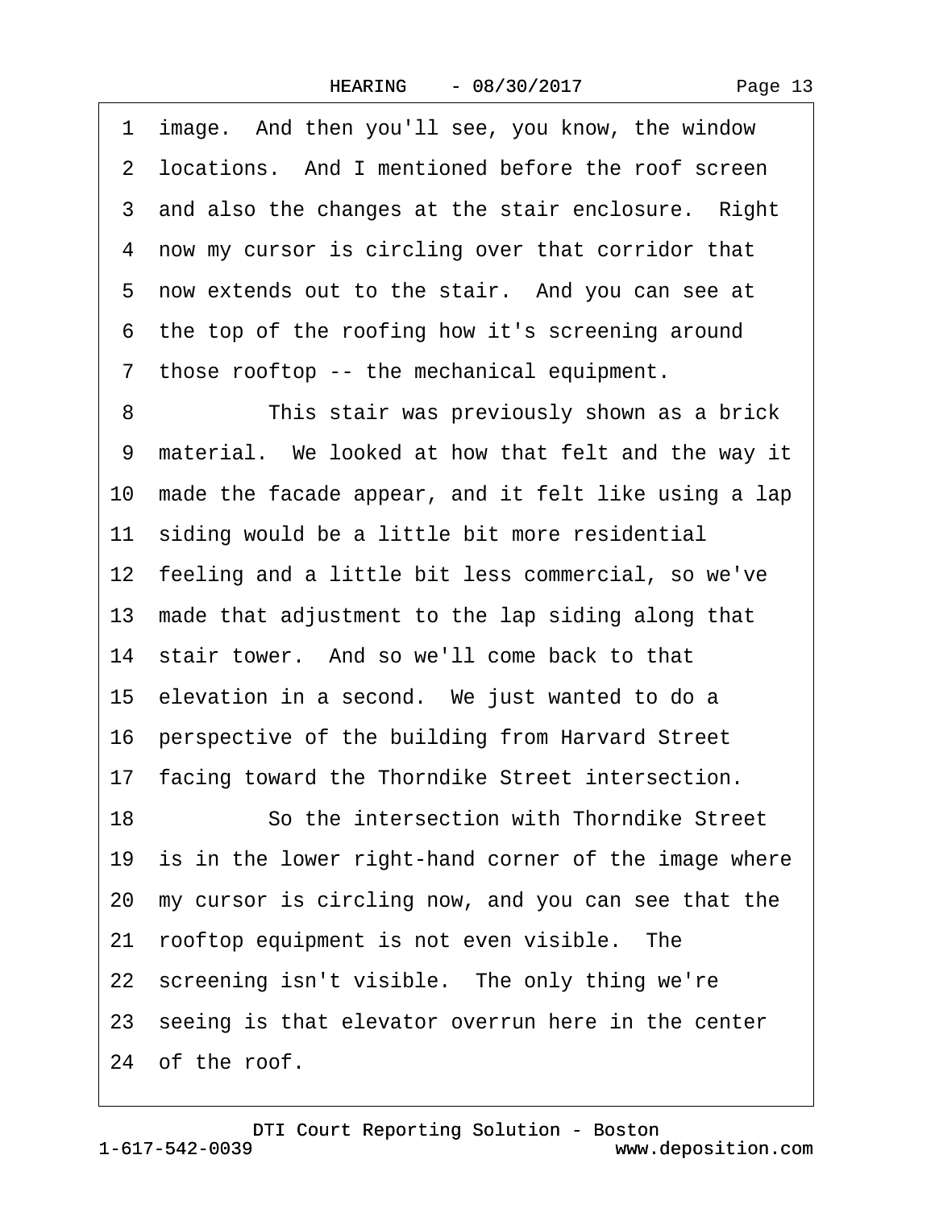1 image. And then you'll see, you know, the window
2 locations. And I mentioned before the roof screen
3 and also the changes at the stair enclosure. Right
4 now my cursor is circling over that corridor that
5 now extends out to the stair. And you can see at
6 the top of the roofing how it's screening around
7 those rooftop -- the mechanical equipment.
8 This stair was previously shown as a brick
9 material. We looked at how that felt and the way it
10 made the facade appear, and it felt like using a lap
11 siding would be a little bit more residential
12 feeling and a little bit less commercial, so we've
13 made that adjustment to the lap siding along that
14 stair tower. And so we'll come back to that
15 elevation in a second. We just wanted to do a
16 perspective of the building from Harvard Street
17 facing toward the Thorndike Street intersection.
18 So the intersection with Thorndike Street
19 is in the lower right-hand corner of the image where
20 my cursor is circling now, and you can see that the
21 rooftop equipment is not even visible. The
22 screening isn't visible. The only thing we're
23 seeing is that elevator overrun here in the center
24 of the roof.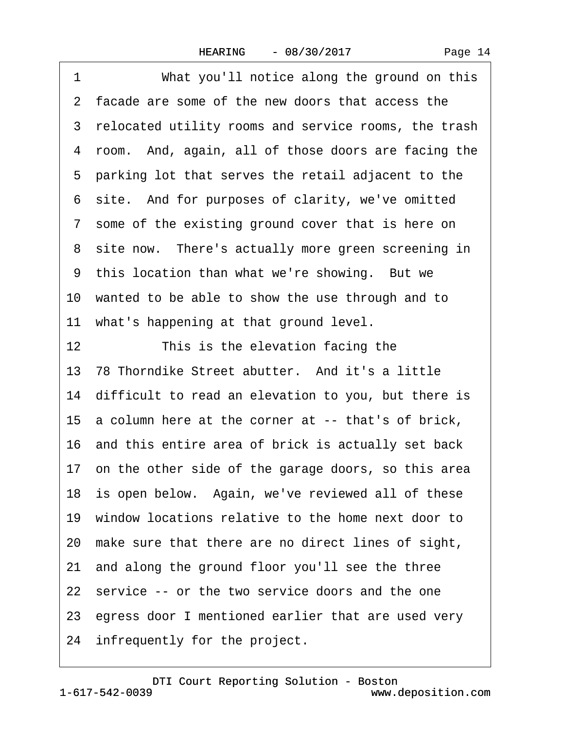1 What you'll notice along the ground on this
2 facade are some of the new doors that access the
3 relocated utility rooms and service rooms, the trash
4 room. And, again, all of those doors are facing the
5 parking lot that serves the retail adjacent to the
6 site. And for purposes of clarity, we've omitted
7 some of the existing ground cover that is here on
8 site now. There's actually more green screening in
9 this location than what we're showing. But we
10 wanted to be able to show the use through and to
11 what's happening at that ground level.
12 This is the elevation facing the
13 78 Thorndike Street abutter. And it's a little
14 difficult to read an elevation to you, but there is
15 a column here at the corner at -- that's of brick,
16 and this entire area of brick is actually set back
17 on the other side of the garage doors, so this area
18 is open below. Again, we've reviewed all of these
19 window locations relative to the home next door to
20 make sure that there are no direct lines of sight,
21 and along the ground floor you'll see the three
22 service -- or the two service doors and the one
23 egress door I mentioned earlier that are used very
24 infrequently for the project.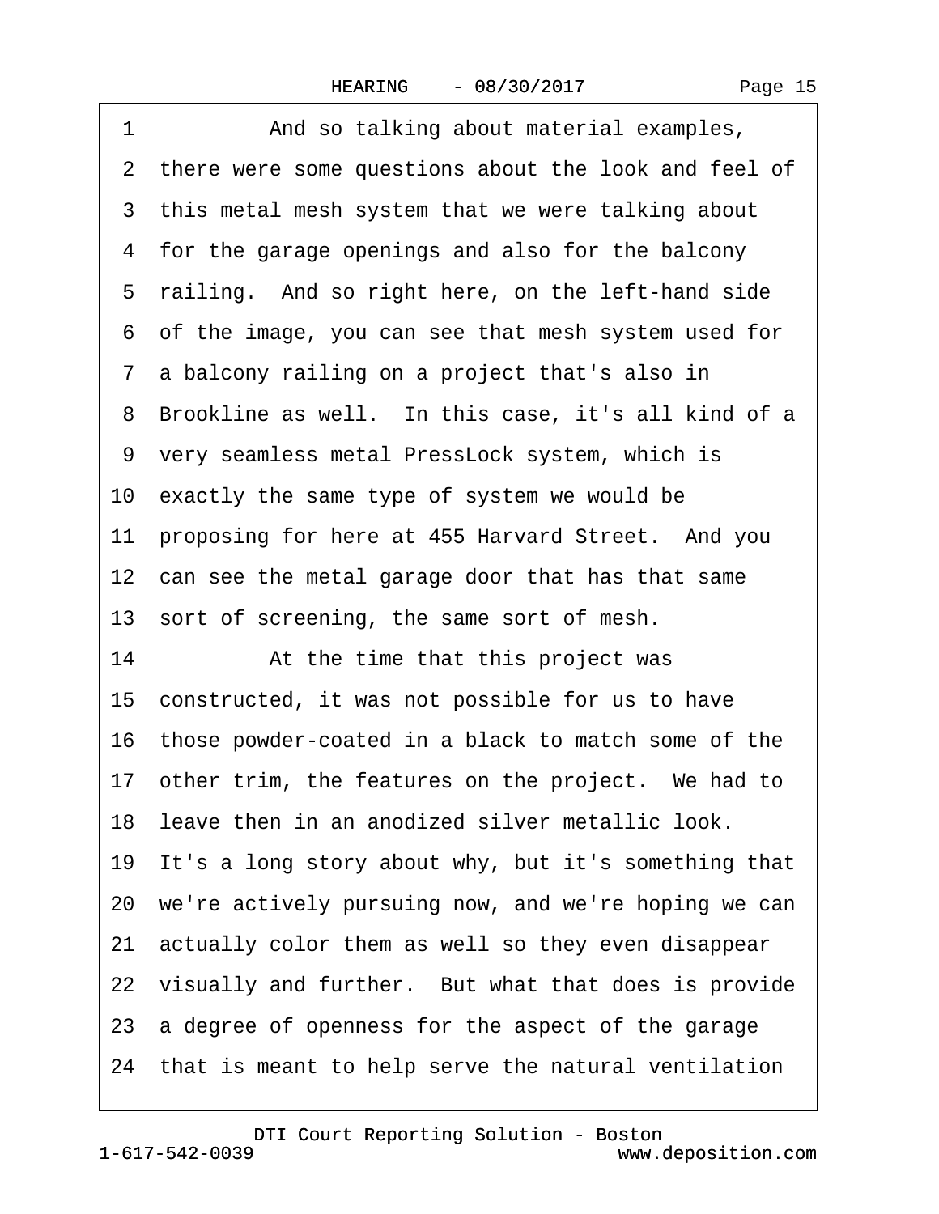1 And so talking about material examples,
2 there were some questions about the look and feel of
3 this metal mesh system that we were talking about
4 for the garage openings and also for the balcony
5 railing. And so right here, on the left-hand side
6 of the image, you can see that mesh system used for
7 a balcony railing on a project that's also in
8 Brookline as well. In this case, it's all kind of a
9 very seamless metal PressLock system, which is
10 exactly the same type of system we would be
11 proposing for here at 455 Harvard Street. And you
12 can see the metal garage door that has that same
13 sort of screening, the same sort of mesh.
14 At the time that this project was
15 constructed, it was not possible for us to have
16 those powder-coated in a black to match some of the
17 other trim, the features on the project. We had to
18 leave then in an anodized silver metallic look.
19 It's a long story about why, but it's something that
20 we're actively pursuing now, and we're hoping we can
21 actually color them as well so they even disappear
22 visually and further. But what that does is provide
23 a degree of openness for the aspect of the garage
24 that is meant to help serve the natural ventilation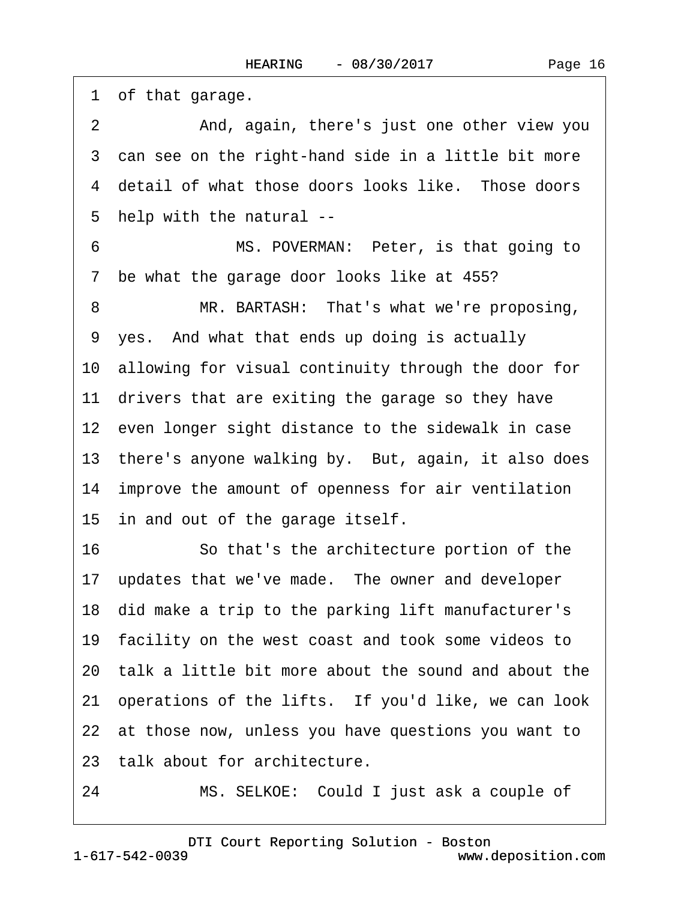1 of that garage.

2 And, again, there's just one other view you

3 can see on the right-hand side in a little bit more

4 detail of what those doors looks like. Those doors

5 help with the natural --

6 MS. POVERMAN: Peter, is that going to

7 be what the garage door looks like at 455?

8 MR. BARTASH: That's what we're proposing,

9 yes. And what that ends up doing is actually

10 allowing for visual continuity through the door for

11 drivers that are exiting the garage so they have

12 even longer sight distance to the sidewalk in case

13 there's anyone walking by. But, again, it also does

14 improve the amount of openness for air ventilation

15 in and out of the garage itself.

16 So that's the architecture portion of the

17 updates that we've made. The owner and developer

18 did make a trip to the parking lift manufacturer's

19 facility on the west coast and took some videos to

20 talk a little bit more about the sound and about the

21 operations of the lifts. If you'd like, we can look

22 at those now, unless you have questions you want to

23 talk about for architecture.

24 MS. SELKOE: Could I just ask a couple of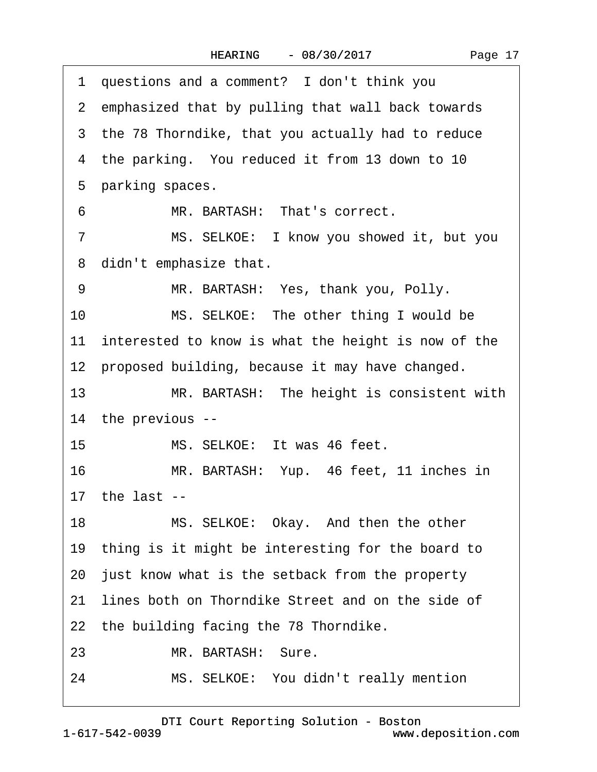1 questions and a comment? I don't think you
2 emphasized that by pulling that wall back towards
3 the 78 Thorndike, that you actually had to reduce
4 the parking. You reduced it from 13 down to 10
5 parking spaces.
6 MR. BARTASH: That's correct.
7 MS. SELKOE: I know you showed it, but you
8 didn't emphasize that.
9 MR. BARTASH: Yes, thank you, Polly.
10 MS. SELKOE: The other thing I would be
11 interested to know is what the height is now of the
12 proposed building, because it may have changed.
13 MR. BARTASH: The height is consistent with
14 the previous --
15 MS. SELKOE: It was 46 feet.
16 MR. BARTASH: Yup. 46 feet, 11 inches in
17 the last --
18 MS. SELKOE: Okay. And then the other
19 thing is it might be interesting for the board to
20 just know what is the setback from the property
21 lines both on Thorndike Street and on the side of
22 the building facing the 78 Thorndike.
23 MR. BARTASH: Sure.
24 MS. SELKOE: You didn't really mention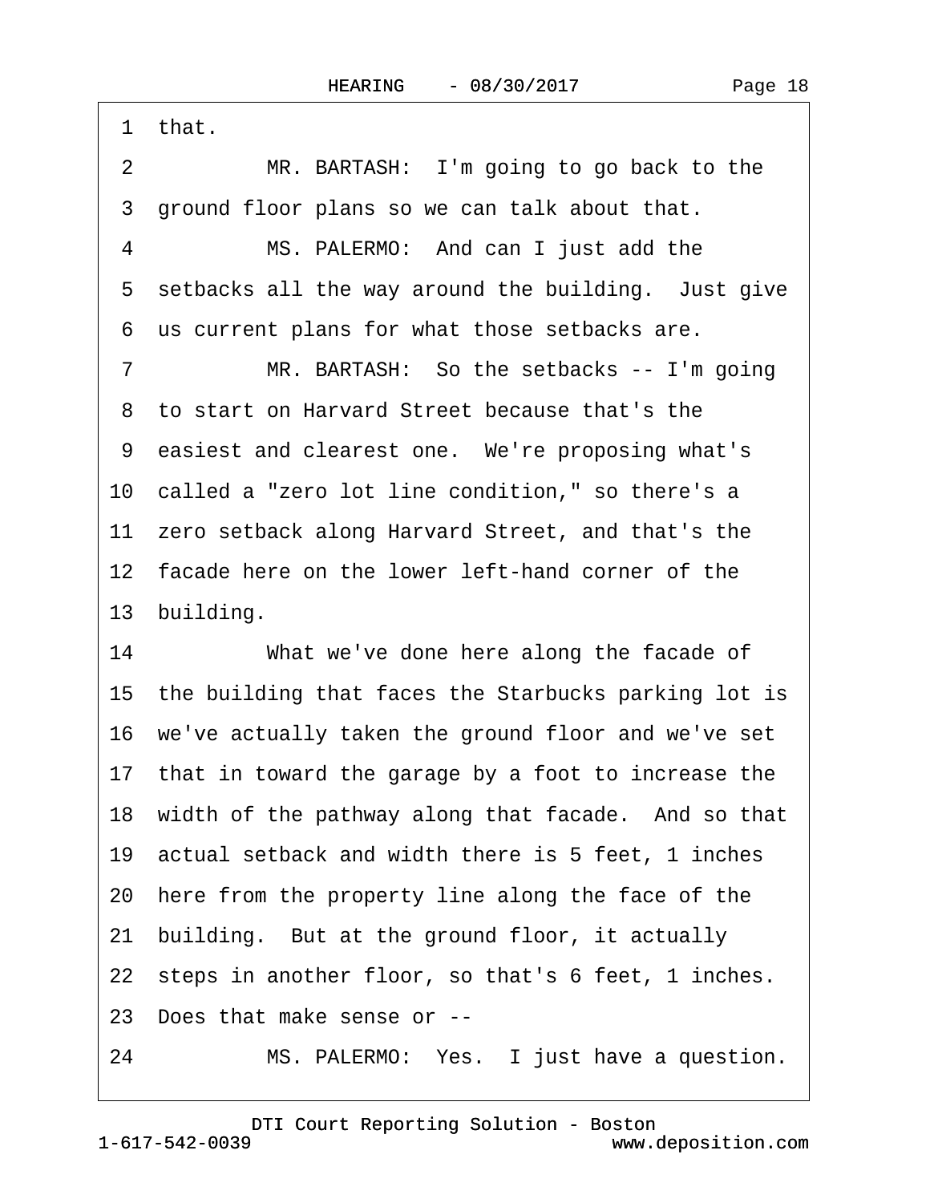1 that.

2 MR. BARTASH: I'm going to go back to the

3 ground floor plans so we can talk about that.

4 MS. PALERMO: And can I just add the

5 setbacks all the way around the building. Just give

6 us current plans for what those setbacks are.

7 MR. BARTASH: So the setbacks -- I'm going

8 to start on Harvard Street because that's the

9 easiest and clearest one. We're proposing what's

10 called a "zero lot line condition," so there's a

11 zero setback along Harvard Street, and that's the

12 facade here on the lower left-hand corner of the

13 building.

14 What we've done here along the facade of

15 the building that faces the Starbucks parking lot is

16 we've actually taken the ground floor and we've set

17 that in toward the garage by a foot to increase the

18 width of the pathway along that facade. And so that

19 actual setback and width there is 5 feet, 1 inches

20 here from the property line along the face of the

21 building. But at the ground floor, it actually

22 steps in another floor, so that's 6 feet, 1 inches.

23 Does that make sense or --

24 MS. PALERMO: Yes. I just have a question.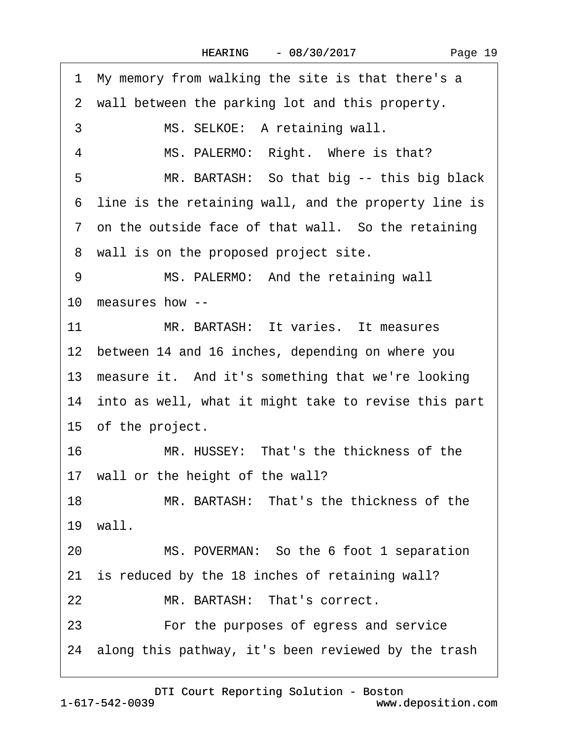1 My memory from walking the site is that there's a
2 wall between the parking lot and this property.
3 MS. SELKOE: A retaining wall.
4 MS. PALERMO: Right. Where is that?
5 MR. BARTASH: So that big -- this big black
6 line is the retaining wall, and the property line is
7 on the outside face of that wall. So the retaining
8 wall is on the proposed project site.
9 MS. PALERMO: And the retaining wall
10 measures how --
11 MR. BARTASH: It varies. It measures
12 between 14 and 16 inches, depending on where you
13 measure it. And it's something that we're looking
14 into as well, what it might take to revise this part
15 of the project.
16 MR. HUSSEY: That's the thickness of the
17 wall or the height of the wall?
18 MR. BARTASH: That's the thickness of the
19 wall.
20 MS. POVERMAN: So the 6 foot 1 separation
21 is reduced by the 18 inches of retaining wall?
22 MR. BARTASH: That's correct.
23 For the purposes of egress and service
24 along this pathway, it's been reviewed by the trash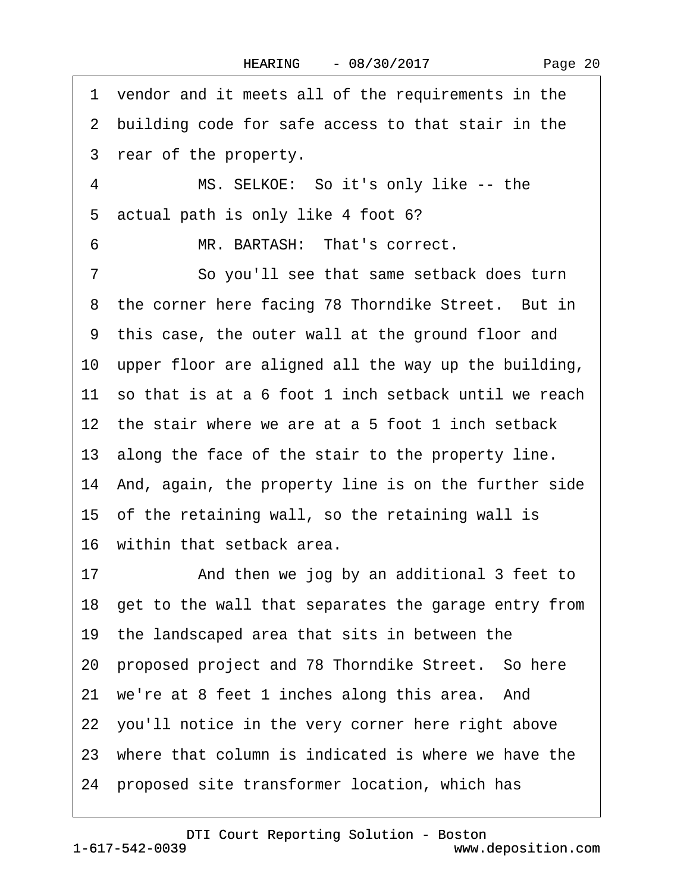1 vendor and it meets all of the requirements in the
2 building code for safe access to that stair in the
3 rear of the property.
4 MS. SELKOE: So it's only like -- the
5 actual path is only like 4 foot 6?
6 MR. BARTASH: That's correct.
7 So you'll see that same setback does turn
8 the corner here facing 78 Thorndike Street. But in
9 this case, the outer wall at the ground floor and
10 upper floor are aligned all the way up the building,
11 so that is at a 6 foot 1 inch setback until we reach
12 the stair where we are at a 5 foot 1 inch setback
13 along the face of the stair to the property line.
14 And, again, the property line is on the further side
15 of the retaining wall, so the retaining wall is
16 within that setback area.
17 And then we jog by an additional 3 feet to
18 get to the wall that separates the garage entry from
19 the landscaped area that sits in between the
20 proposed project and 78 Thorndike Street. So here
21 we're at 8 feet 1 inches along this area. And
22 you'll notice in the very corner here right above
23 where that column is indicated is where we have the
24 proposed site transformer location, which has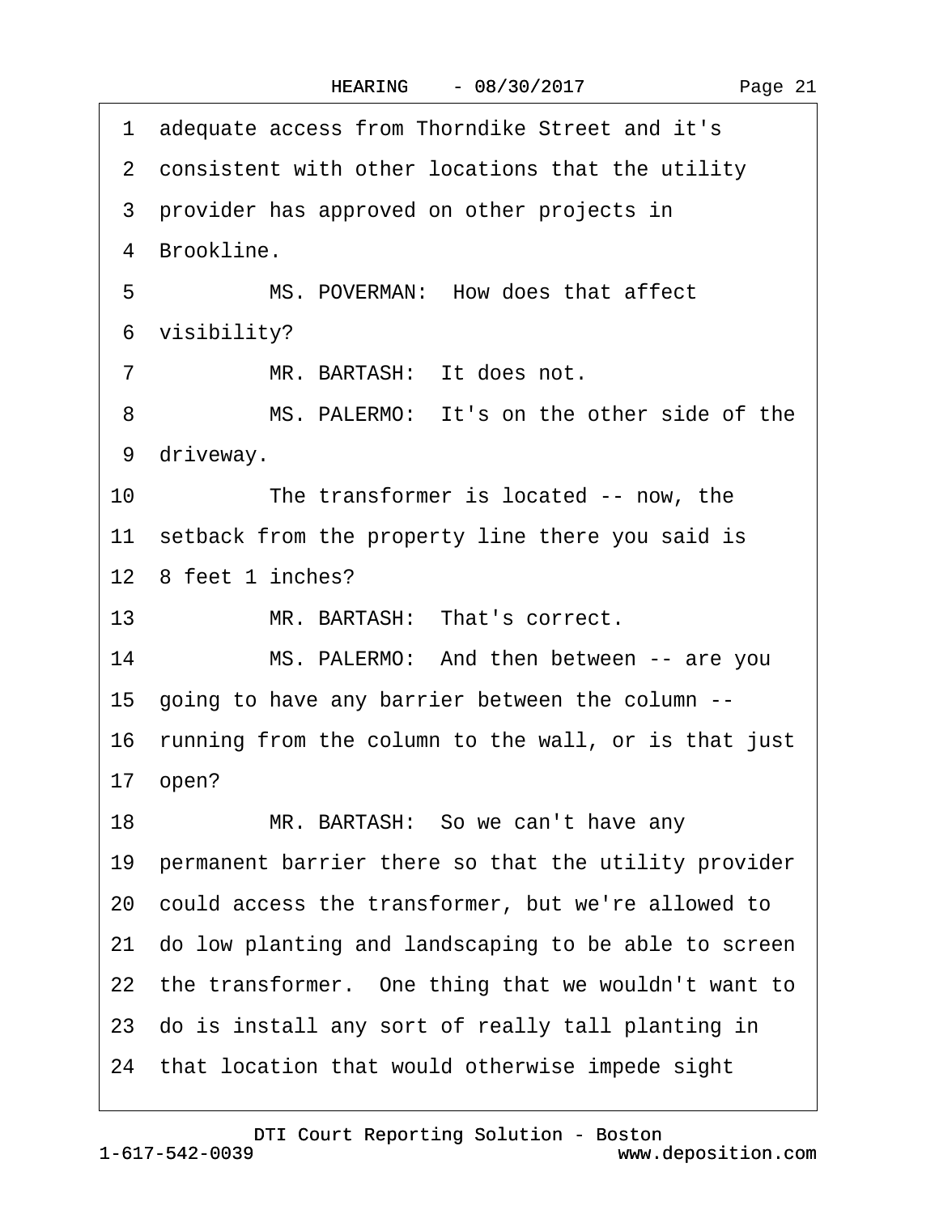1 adequate access from Thorndike Street and it's
2 consistent with other locations that the utility
3 provider has approved on other projects in
4 Brookline.
5 MS. POVERMAN: How does that affect
6 visibility?
7 MR. BARTASH: It does not.
8 MS. PALERMO: It's on the other side of the
9 driveway.
10 The transformer is located -- now, the
11 setback from the property line there you said is
12 8 feet 1 inches?
13 MR. BARTASH: That's correct.
14 MS. PALERMO: And then between -- are you
15 going to have any barrier between the column --
16 running from the column to the wall, or is that just
17 open?
18 MR. BARTASH: So we can't have any
19 permanent barrier there so that the utility provider
20 could access the transformer, but we're allowed to
21 do low planting and landscaping to be able to screen
22 the transformer. One thing that we wouldn't want to
23 do is install any sort of really tall planting in
24 that location that would otherwise impede sight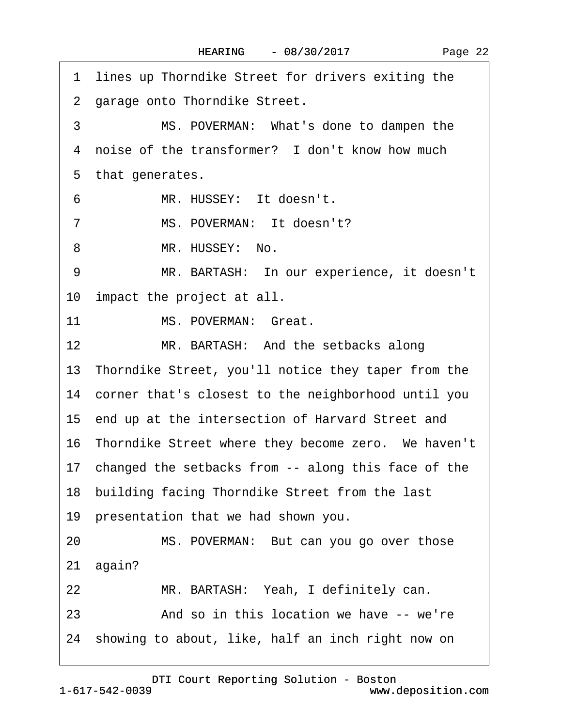1 lines up Thorndike Street for drivers exiting the

2 garage onto Thorndike Street.

3 MS. POVERMAN: What's done to dampen the

4 noise of the transformer? I don't know how much

5 that generates.

6 MR. HUSSEY: It doesn't.

7 MS. POVERMAN: It doesn't?

8 MR. HUSSEY: No.

9 MR. BARTASH: In our experience, it doesn't

10 impact the project at all.

11 MS. POVERMAN: Great.

12 MR. BARTASH: And the setbacks along

13 Thorndike Street, you'll notice they taper from the

14 corner that's closest to the neighborhood until you

15 end up at the intersection of Harvard Street and

16 Thorndike Street where they become zero. We haven't

17 changed the setbacks from -- along this face of the

18 building facing Thorndike Street from the last

19 presentation that we had shown you.

20 MS. POVERMAN: But can you go over those

21 again?

22 MR. BARTASH: Yeah, I definitely can.

23 And so in this location we have -- we're

24 showing to about, like, half an inch right now on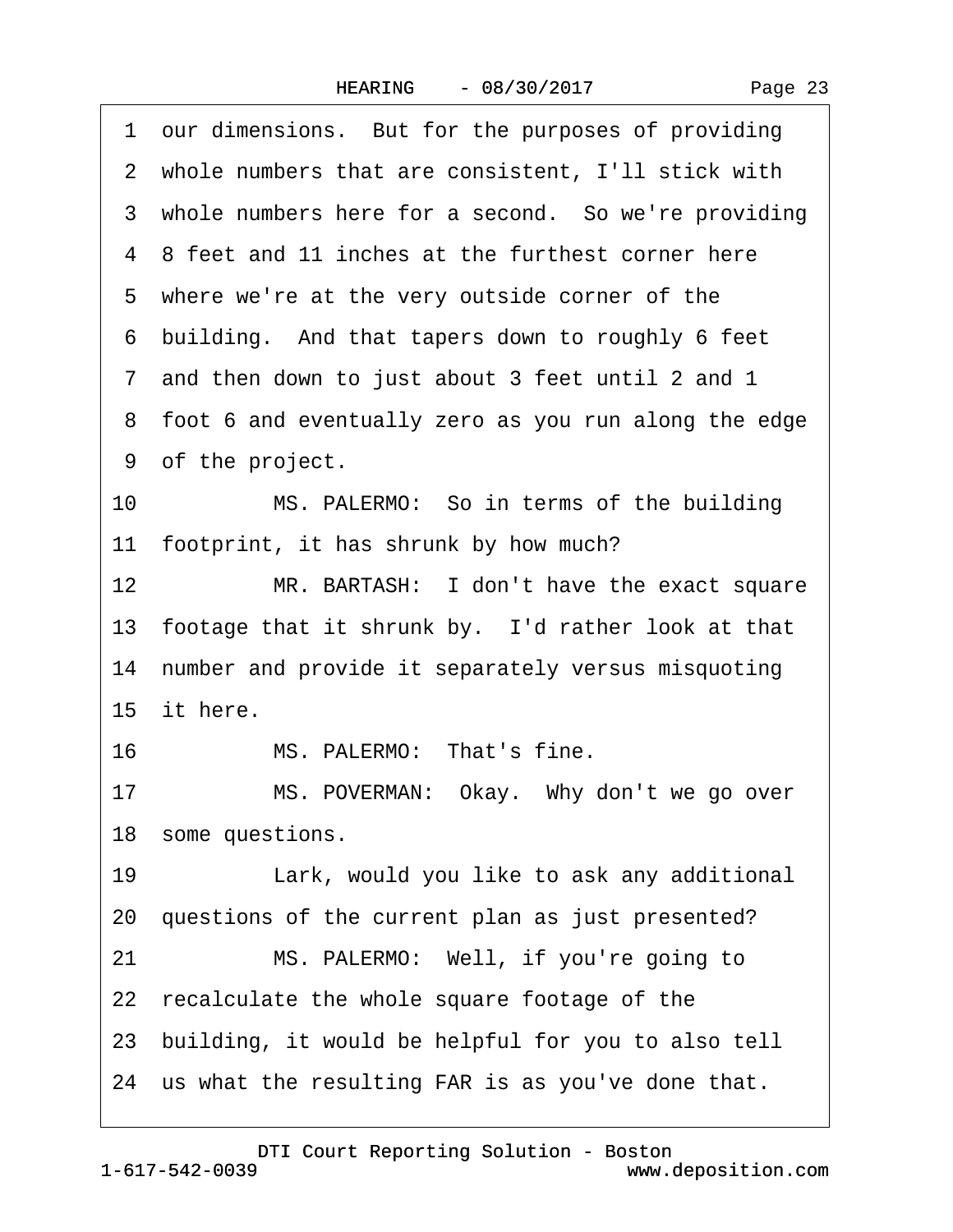1 our dimensions. But for the purposes of providing
2 whole numbers that are consistent, I'll stick with
3 whole numbers here for a second. So we're providing
4 8 feet and 11 inches at the furthest corner here
5 where we're at the very outside corner of the
6 building. And that tapers down to roughly 6 feet
7 and then down to just about 3 feet until 2 and 1
8 foot 6 and eventually zero as you run along the edge
9 of the project.

10 MS. PALERMO: So in terms of the building
11 footprint, it has shrunk by how much?

12 MR. BARTASH: I don't have the exact square
13 footage that it shrunk by. I'd rather look at that
14 number and provide it separately versus misquoting
15 it here.

16 MS. PALERMO: That's fine.

17 MS. POVERMAN: Okay. Why don't we go over
18 some questions.

19 Lark, would you like to ask any additional
20 questions of the current plan as just presented?

21 MS. PALERMO: Well, if you're going to
22 recalculate the whole square footage of the
23 building, it would be helpful for you to also tell
24 us what the resulting FAR is as you've done that.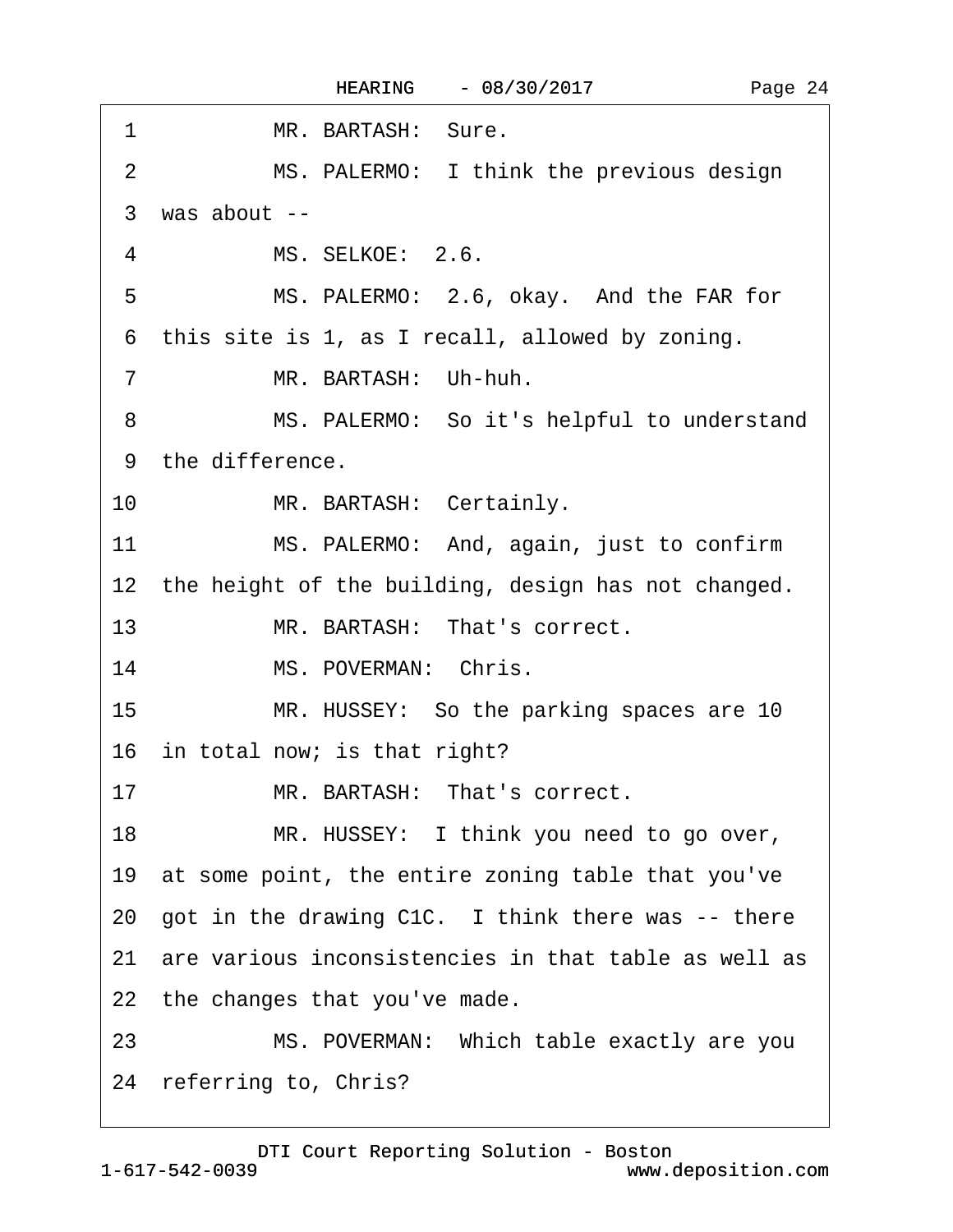1 MR. BARTASH: Sure.

2 MS. PALERMO: I think the previous design

3 was about --

4 MS. SELKOE: 2.6.

5 MS. PALERMO: 2.6, okay. And the FAR for

6 this site is 1, as I recall, allowed by zoning.

7 MR. BARTASH: Uh-huh.

8 MS. PALERMO: So it's helpful to understand

9 the difference.

10 MR. BARTASH: Certainly.

11 MS. PALERMO: And, again, just to confirm

12 the height of the building, design has not changed.

13 MR. BARTASH: That's correct.

14 MS. POVERMAN: Chris.

15 MR. HUSSEY: So the parking spaces are 10

16 in total now; is that right?

17 MR. BARTASH: That's correct.

18 MR. HUSSEY: I think you need to go over,

19 at some point, the entire zoning table that you've

20 got in the drawing C1C. I think there was -- there

21 are various inconsistencies in that table as well as

22 the changes that you've made.

23 MS. POVERMAN: Which table exactly are you

24 referring to, Chris?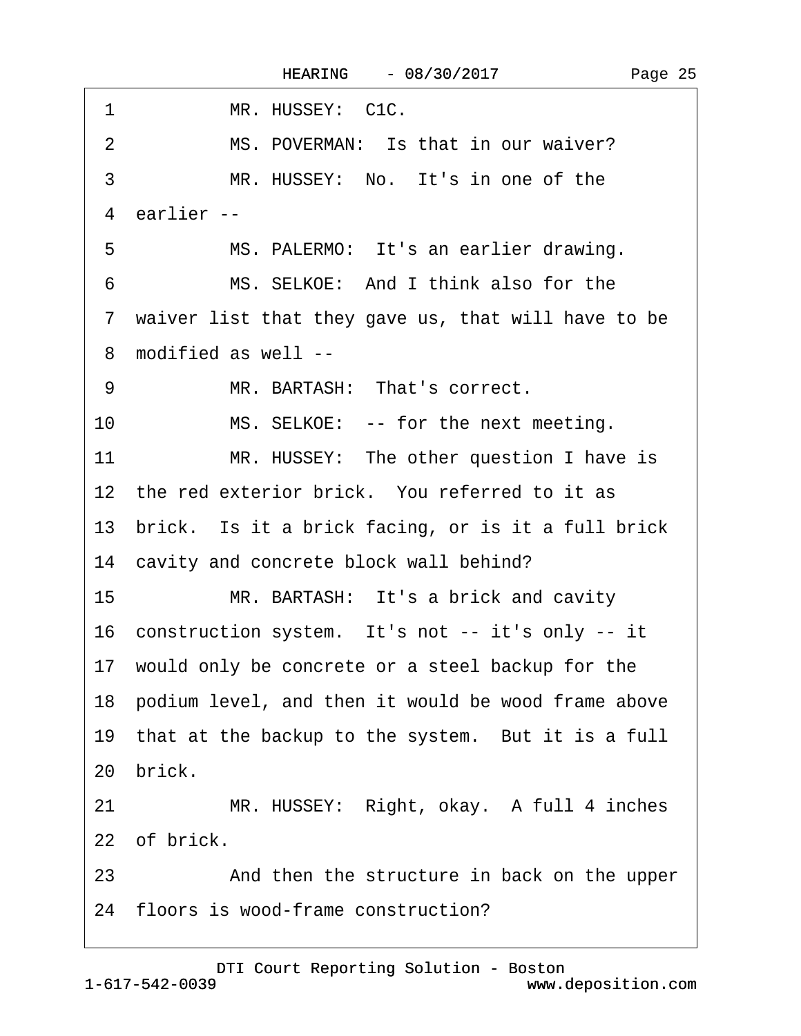1 MR. HUSSEY: C1C.

2 MS. POVERMAN: Is that in our waiver?

3 MR. HUSSEY: No. It's in one of the

4 earlier --

5 MS. PALERMO: It's an earlier drawing.

6 MS. SELKOE: And I think also for the

7 waiver list that they gave us, that will have to be

8 modified as well --

9 MR. BARTASH: That's correct.

10 MS. SELKOE: -- for the next meeting.

11 MR. HUSSEY: The other question I have is

12 the red exterior brick. You referred to it as

13 brick. Is it a brick facing, or is it a full brick

14 cavity and concrete block wall behind?

15 MR. BARTASH: It's a brick and cavity

16 construction system. It's not -- it's only -- it

17 would only be concrete or a steel backup for the

18 podium level, and then it would be wood frame above

19 that at the backup to the system. But it is a full

20 brick.

21 MR. HUSSEY: Right, okay. A full 4 inches

22 of brick.

23 And then the structure in back on the upper

24 floors is wood-frame construction?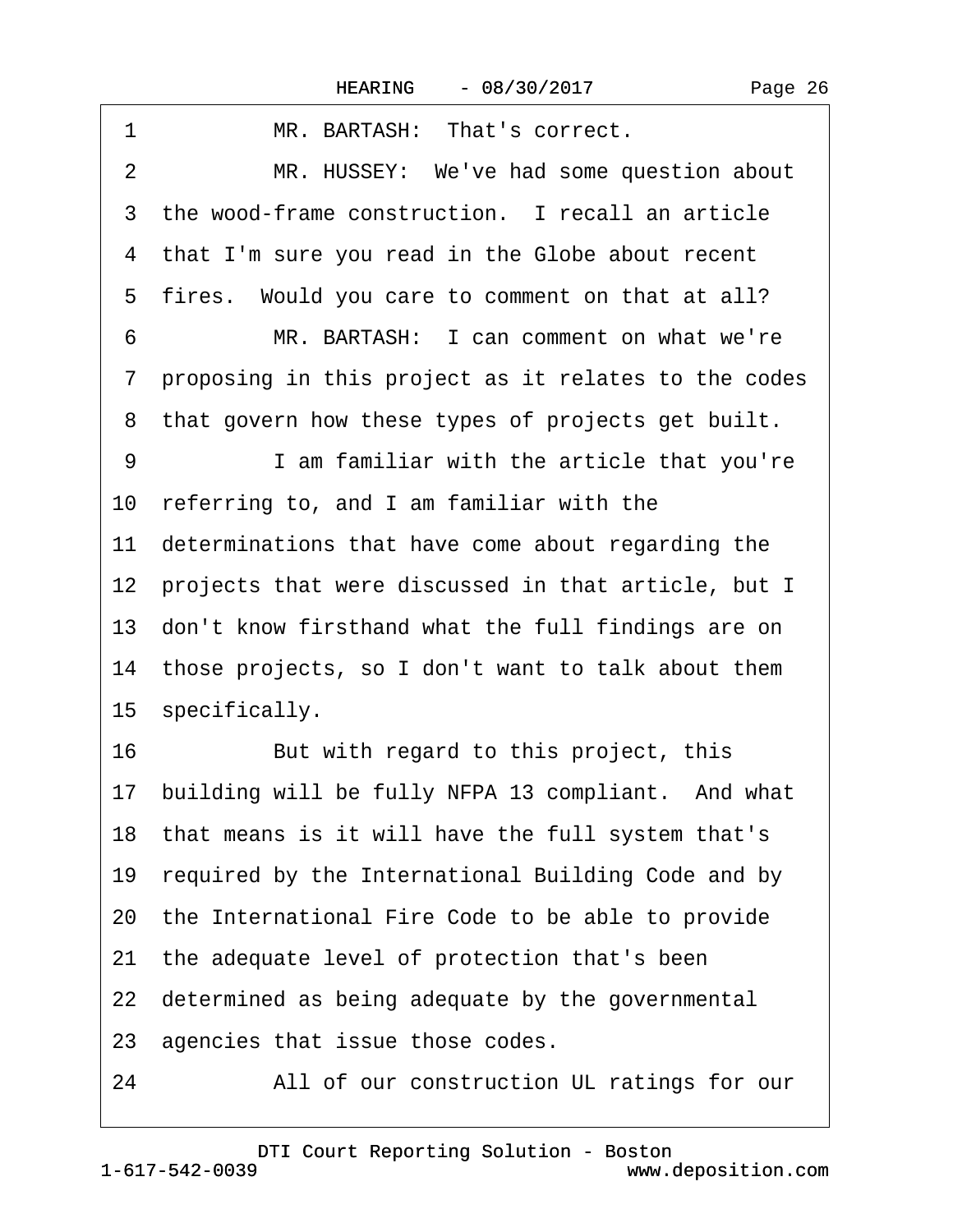1 MR. BARTASH: That's correct.

2 MR. HUSSEY: We've had some question about

3 the wood-frame construction. I recall an article

4 that I'm sure you read in the Globe about recent

5 fires. Would you care to comment on that at all?

6 MR. BARTASH: I can comment on what we're

7 proposing in this project as it relates to the codes

8 that govern how these types of projects get built.

9 I am familiar with the article that you're

10 referring to, and I am familiar with the

11 determinations that have come about regarding the

12 projects that were discussed in that article, but I

13 don't know firsthand what the full findings are on

14 those projects, so I don't want to talk about them

15 specifically.

16 But with regard to this project, this

17 building will be fully NFPA 13 compliant. And what

18 that means is it will have the full system that's

19 required by the International Building Code and by

20 the International Fire Code to be able to provide

21 the adequate level of protection that's been

22 determined as being adequate by the governmental

23 agencies that issue those codes.

24 All of our construction UL ratings for our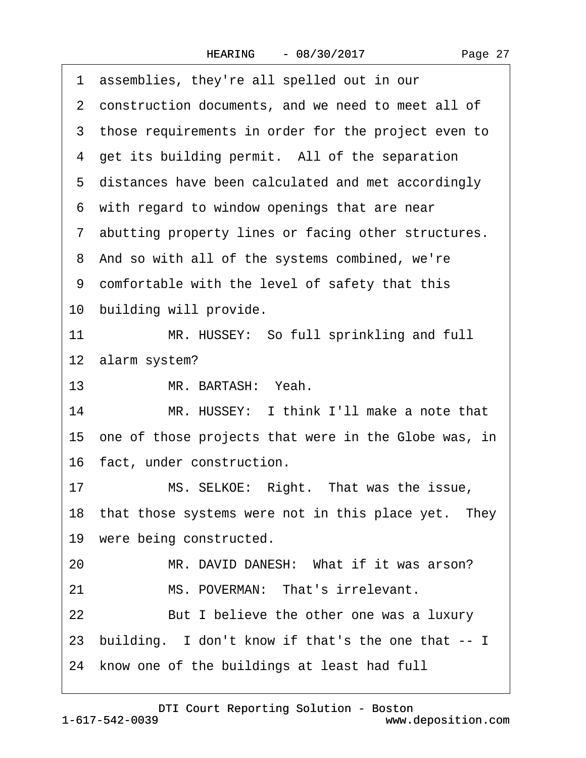1 assemblies, they're all spelled out in our

2 construction documents, and we need to meet all of

3 those requirements in order for the project even to

4 get its building permit. All of the separation

5 distances have been calculated and met accordingly

6 with regard to window openings that are near

7 abutting property lines or facing other structures.

8 And so with all of the systems combined, we're

9 comfortable with the level of safety that this

10 building will provide.

11 MR. HUSSEY: So full sprinkling and full

12 alarm system?

13 MR. BARTASH: Yeah.

14 MR. HUSSEY: I think I'll make a note that

15 one of those projects that were in the Globe was, in

16 fact, under construction.

17 MS. SELKOE: Right. That was the issue,

18 that those systems were not in this place yet. They

19 were being constructed.

20 MR. DAVID DANESH: What if it was arson?

21 MS. POVERMAN: That's irrelevant.

22 But I believe the other one was a luxury

23 building. I don't know if that's the one that -- I

24 know one of the buildings at least had full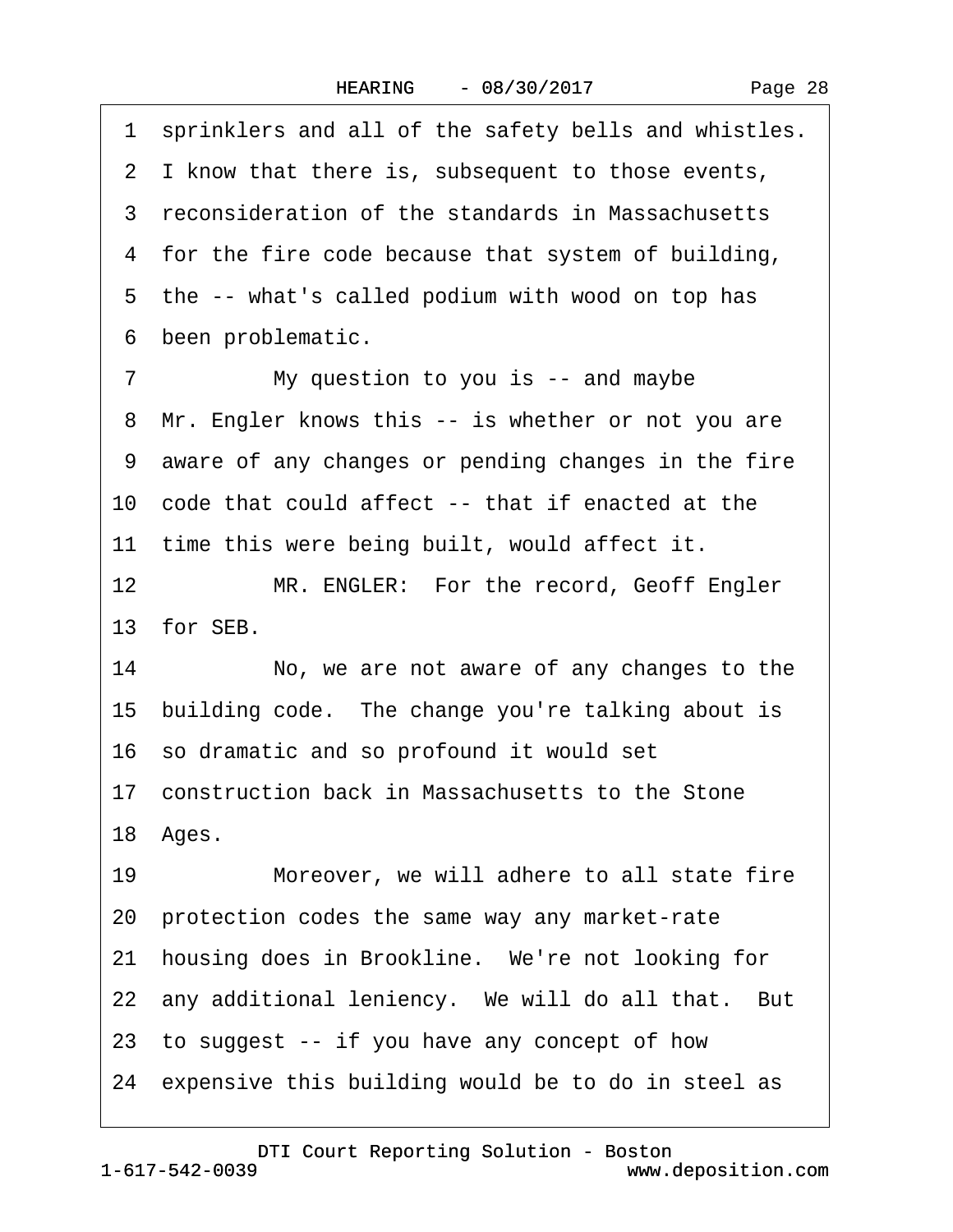1 sprinklers and all of the safety bells and whistles.
2 I know that there is, subsequent to those events,
3 reconsideration of the standards in Massachusetts
4 for the fire code because that system of building,
5 the -- what's called podium with wood on top has
6 been problematic.
7 My question to you is -- and maybe
8 Mr. Engler knows this -- is whether or not you are
9 aware of any changes or pending changes in the fire
10 code that could affect -- that if enacted at the
11 time this were being built, would affect it.
12 MR. ENGLER: For the record, Geoff Engler
13 for SEB.
14 No, we are not aware of any changes to the
15 building code. The change you're talking about is
16 so dramatic and so profound it would set
17 construction back in Massachusetts to the Stone
18 Ages.
19 Moreover, we will adhere to all state fire
20 protection codes the same way any market-rate
21 housing does in Brookline. We're not looking for
22 any additional leniency. We will do all that. But
23 to suggest -- if you have any concept of how
24 expensive this building would be to do in steel as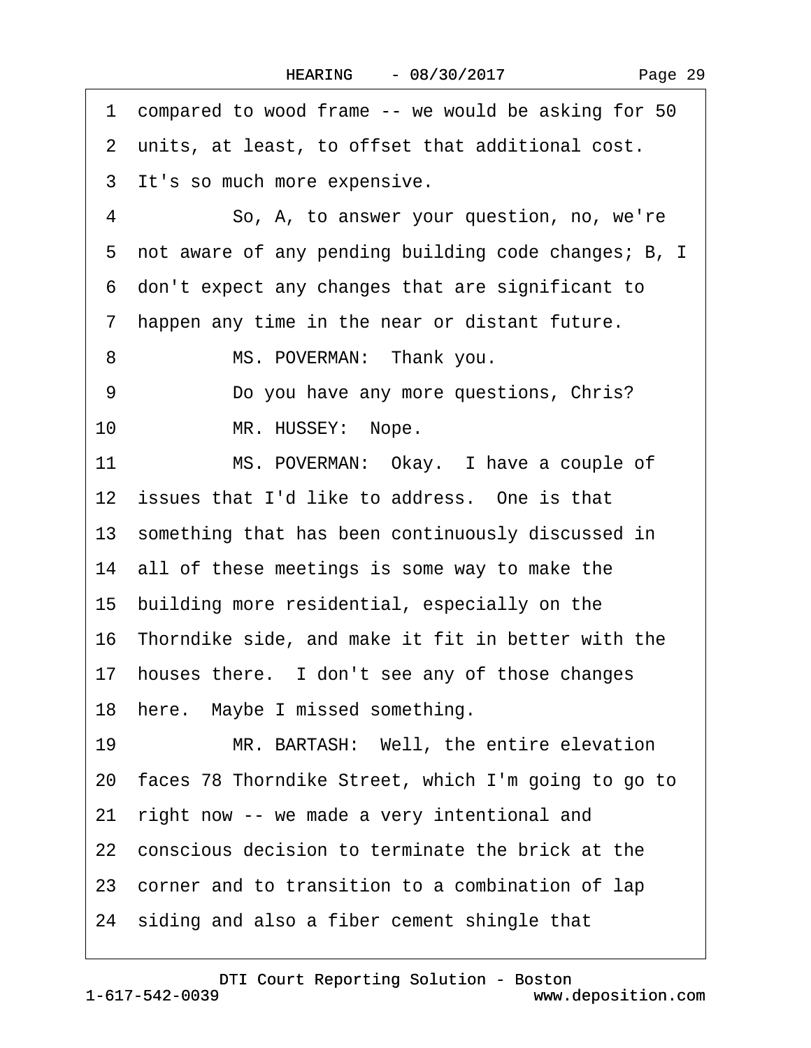1 compared to wood frame -- we would be asking for 50
2 units, at least, to offset that additional cost.
3 It's so much more expensive.
4 So, A, to answer your question, no, we're
5 not aware of any pending building code changes; B, I
6 don't expect any changes that are significant to
7 happen any time in the near or distant future.
8 MS. POVERMAN: Thank you.
9 Do you have any more questions, Chris?
10 MR. HUSSEY: Nope.
11 MS. POVERMAN: Okay. I have a couple of
12 issues that I'd like to address. One is that
13 something that has been continuously discussed in
14 all of these meetings is some way to make the
15 building more residential, especially on the
16 Thorndike side, and make it fit in better with the
17 houses there. I don't see any of those changes
18 here. Maybe I missed something.
19 MR. BARTASH: Well, the entire elevation
20 faces 78 Thorndike Street, which I'm going to go to
21 right now -- we made a very intentional and
22 conscious decision to terminate the brick at the
23 corner and to transition to a combination of lap
24 siding and also a fiber cement shingle that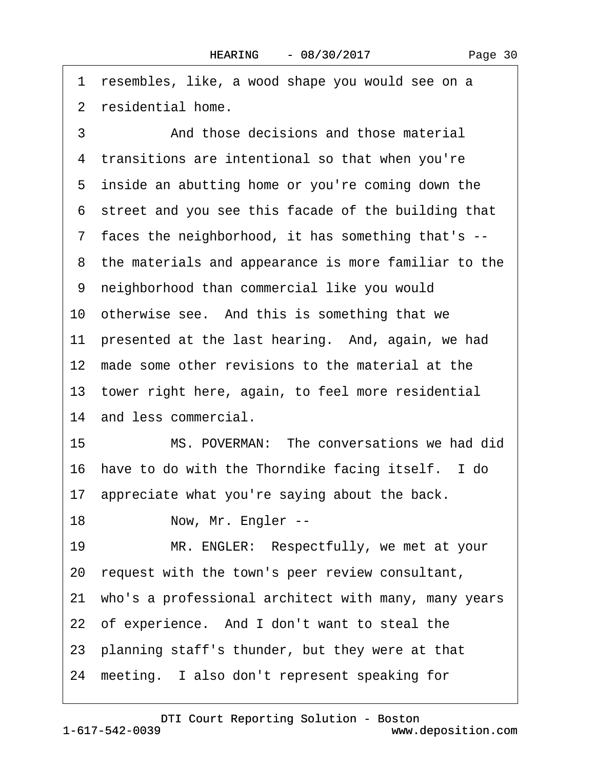1 resembles, like, a wood shape you would see on a
2 residential home.
3 And those decisions and those material
4 transitions are intentional so that when you're
5 inside an abutting home or you're coming down the
6 street and you see this facade of the building that
7 faces the neighborhood, it has something that's --
8 the materials and appearance is more familiar to the
9 neighborhood than commercial like you would
10 otherwise see. And this is something that we
11 presented at the last hearing. And, again, we had
12 made some other revisions to the material at the
13 tower right here, again, to feel more residential
14 and less commercial.
15 MS. POVERMAN: The conversations we had did
16 have to do with the Thorndike facing itself. I do
17 appreciate what you're saying about the back.
18 Now, Mr. Engler --
19 MR. ENGLER: Respectfully, we met at your
20 request with the town's peer review consultant,
21 who's a professional architect with many, many years
22 of experience. And I don't want to steal the
23 planning staff's thunder, but they were at that
24 meeting. I also don't represent speaking for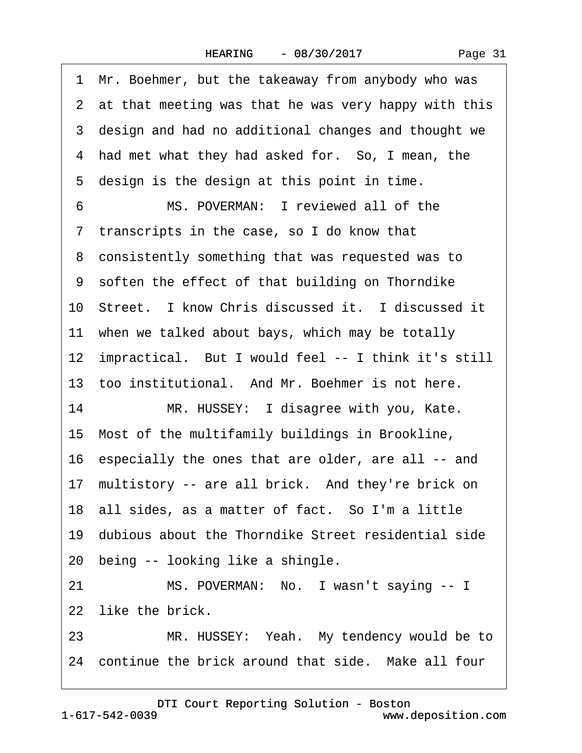1 Mr. Boehmer, but the takeaway from anybody who was
2 at that meeting was that he was very happy with this
3 design and had no additional changes and thought we
4 had met what they had asked for. So, I mean, the
5 design is the design at this point in time.
6 MS. POVERMAN: I reviewed all of the
7 transcripts in the case, so I do know that
8 consistently something that was requested was to
9 soften the effect of that building on Thorndike
10 Street. I know Chris discussed it. I discussed it
11 when we talked about bays, which may be totally
12 impractical. But I would feel -- I think it's still
13 too institutional. And Mr. Boehmer is not here.
14 MR. HUSSEY: I disagree with you, Kate.
15 Most of the multifamily buildings in Brookline,
16 especially the ones that are older, are all -- and
17 multistory -- are all brick. And they're brick on
18 all sides, as a matter of fact. So I'm a little
19 dubious about the Thorndike Street residential side
20 being -- looking like a shingle.
21 MS. POVERMAN: No. I wasn't saying -- I
22 like the brick.
23 MR. HUSSEY: Yeah. My tendency would be to
24 continue the brick around that side. Make all four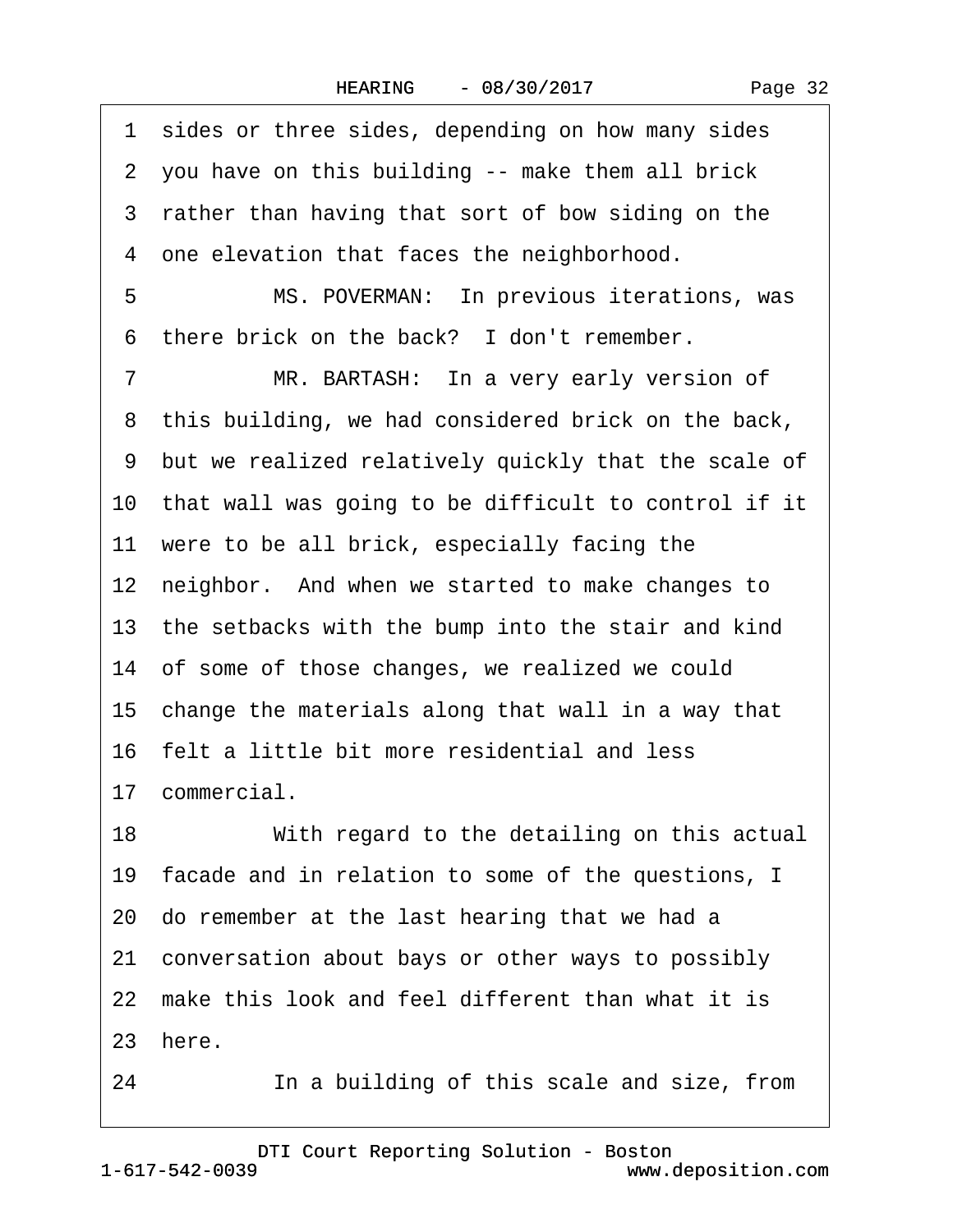1 sides or three sides, depending on how many sides
2 you have on this building -- make them all brick
3 rather than having that sort of bow siding on the
4 one elevation that faces the neighborhood.
5 MS. POVERMAN: In previous iterations, was
6 there brick on the back? I don't remember.
7 MR. BARTASH: In a very early version of
8 this building, we had considered brick on the back,
9 but we realized relatively quickly that the scale of
10 that wall was going to be difficult to control if it
11 were to be all brick, especially facing the
12 neighbor. And when we started to make changes to
13 the setbacks with the bump into the stair and kind
14 of some of those changes, we realized we could
15 change the materials along that wall in a way that
16 felt a little bit more residential and less
17 commercial.
18 With regard to the detailing on this actual
19 facade and in relation to some of the questions, I
20 do remember at the last hearing that we had a
21 conversation about bays or other ways to possibly
22 make this look and feel different than what it is
23 here.
24 In a building of this scale and size, from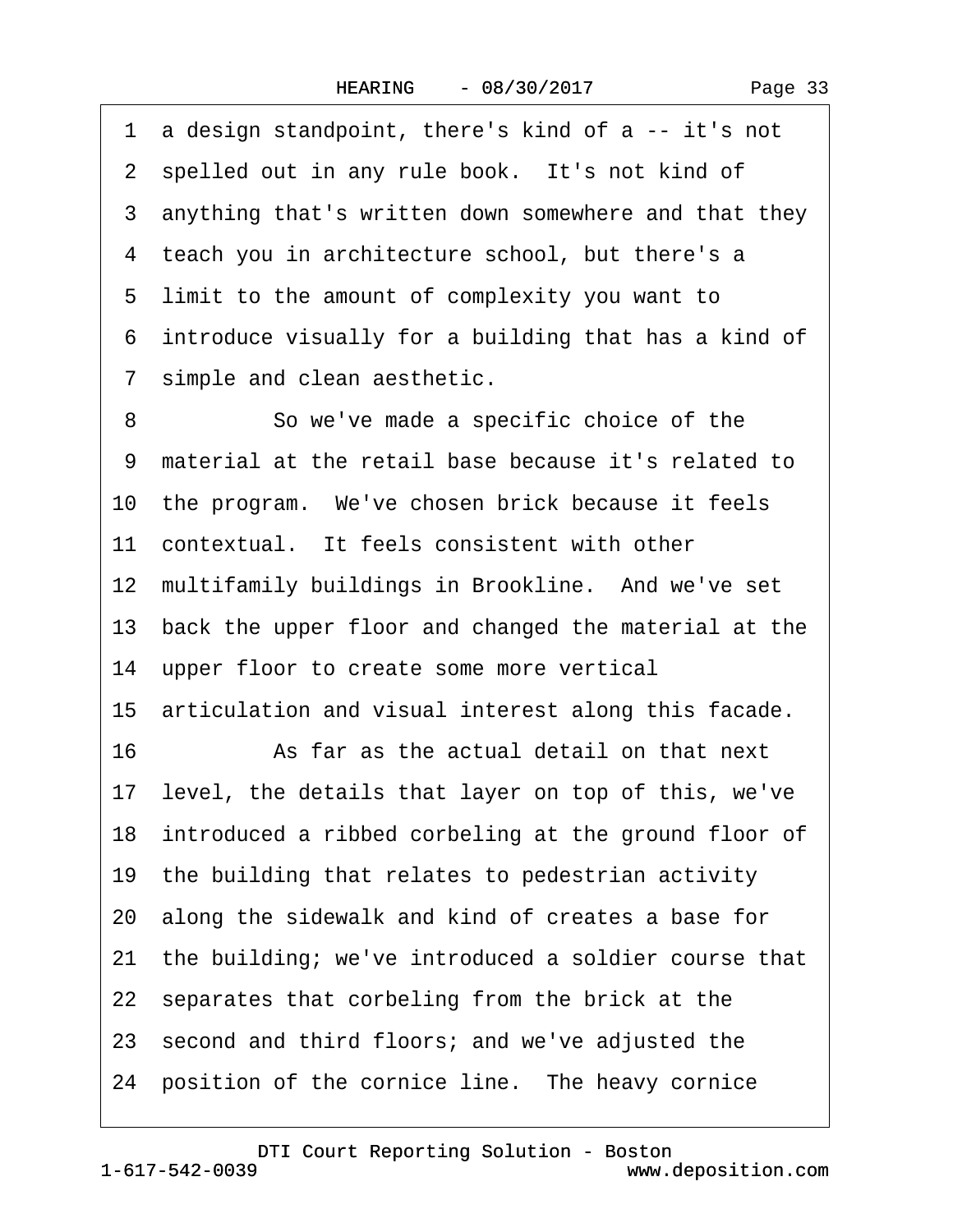1 a design standpoint, there's kind of a -- it's not
2 spelled out in any rule book. It's not kind of
3 anything that's written down somewhere and that they
4 teach you in architecture school, but there's a
5 limit to the amount of complexity you want to
6 introduce visually for a building that has a kind of
7 simple and clean aesthetic.
8 So we've made a specific choice of the
9 material at the retail base because it's related to
10 the program. We've chosen brick because it feels
11 contextual. It feels consistent with other
12 multifamily buildings in Brookline. And we've set
13 back the upper floor and changed the material at the
14 upper floor to create some more vertical
15 articulation and visual interest along this facade.
16 As far as the actual detail on that next
17 level, the details that layer on top of this, we've
18 introduced a ribbed corbeling at the ground floor of
19 the building that relates to pedestrian activity
20 along the sidewalk and kind of creates a base for
21 the building; we've introduced a soldier course that
22 separates that corbeling from the brick at the
23 second and third floors; and we've adjusted the
24 position of the cornice line. The heavy cornice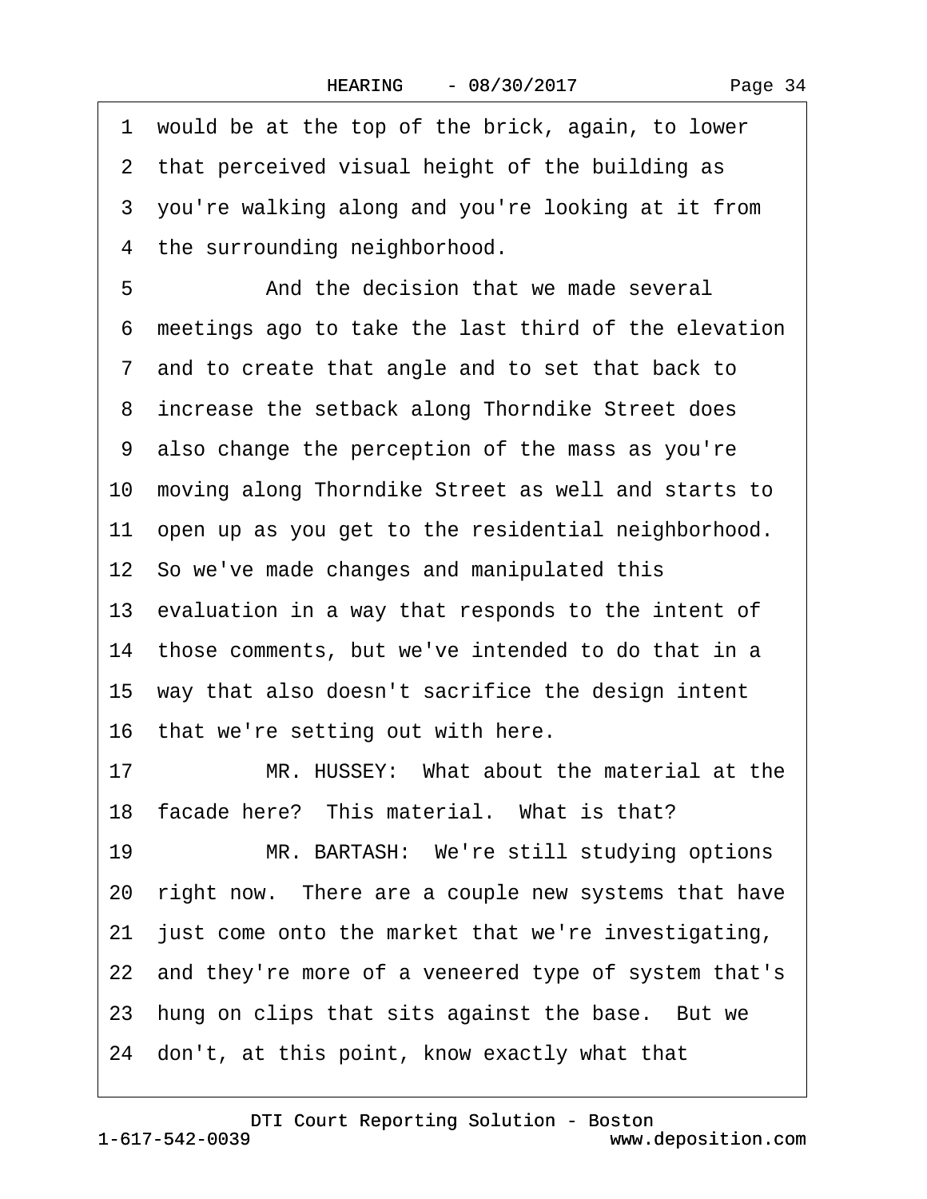1 would be at the top of the brick, again, to lower
2 that perceived visual height of the building as
3 you're walking along and you're looking at it from
4 the surrounding neighborhood.

5 And the decision that we made several
6 meetings ago to take the last third of the elevation
7 and to create that angle and to set that back to
8 increase the setback along Thorndike Street does
9 also change the perception of the mass as you're
10 moving along Thorndike Street as well and starts to
11 open up as you get to the residential neighborhood.
12 So we've made changes and manipulated this
13 evaluation in a way that responds to the intent of
14 those comments, but we've intended to do that in a
15 way that also doesn't sacrifice the design intent
16 that we're setting out with here.

17 MR. HUSSEY: What about the material at the
18 facade here? This material. What is that?

19 MR. BARTASH: We're still studying options
20 right now. There are a couple new systems that have
21 just come onto the market that we're investigating,
22 and they're more of a veneered type of system that's
23 hung on clips that sits against the base. But we
24 don't, at this point, know exactly what that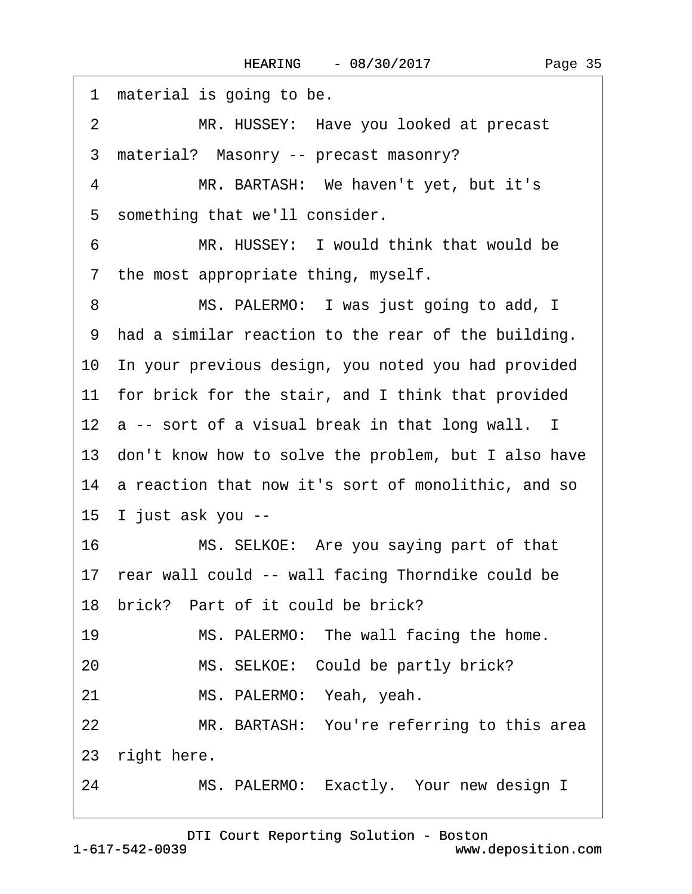1 material is going to be.

2 MR. HUSSEY: Have you looked at precast

3 material? Masonry -- precast masonry?

4 MR. BARTASH: We haven't yet, but it's

5 something that we'll consider.

6 MR. HUSSEY: I would think that would be

7 the most appropriate thing, myself.

8 MS. PALERMO: I was just going to add, I

9 had a similar reaction to the rear of the building.

10 In your previous design, you noted you had provided

11 for brick for the stair, and I think that provided

12 a -- sort of a visual break in that long wall. I

13 don't know how to solve the problem, but I also have

14 a reaction that now it's sort of monolithic, and so

15 I just ask you --

16 MS. SELKOE: Are you saying part of that

17 rear wall could -- wall facing Thorndike could be

18 brick? Part of it could be brick?

19 MS. PALERMO: The wall facing the home.

20 MS. SELKOE: Could be partly brick?

21 MS. PALERMO: Yeah, yeah.

22 MR. BARTASH: You're referring to this area

23 right here.

24 MS. PALERMO: Exactly. Your new design I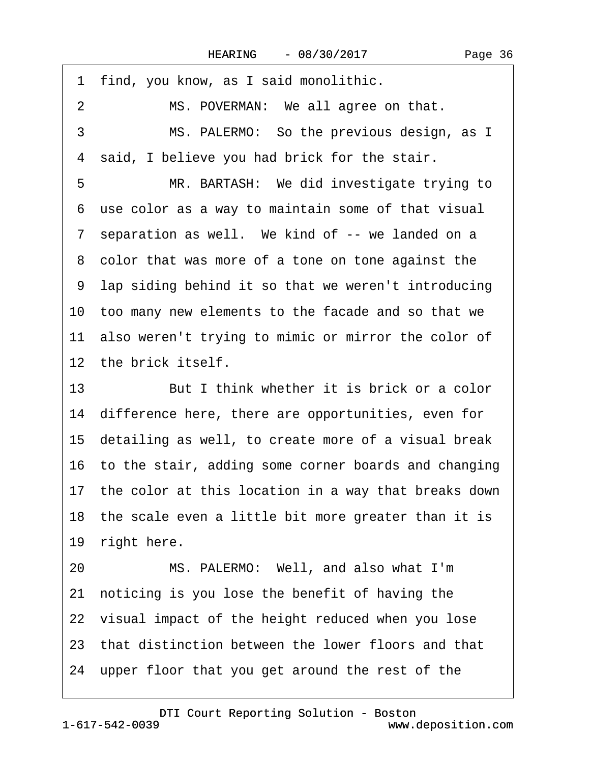1 find, you know, as I said monolithic.

2 MS. POVERMAN: We all agree on that.

3 MS. PALERMO: So the previous design, as I

4 said, I believe you had brick for the stair.

5 MR. BARTASH: We did investigate trying to

6 use color as a way to maintain some of that visual

7 separation as well. We kind of -- we landed on a

8 color that was more of a tone on tone against the

9 lap siding behind it so that we weren't introducing

10 too many new elements to the facade and so that we

11 also weren't trying to mimic or mirror the color of

12 the brick itself.

13 But I think whether it is brick or a color

14 difference here, there are opportunities, even for

15 detailing as well, to create more of a visual break

16 to the stair, adding some corner boards and changing

17 the color at this location in a way that breaks down

18 the scale even a little bit more greater than it is

19 right here.

20 MS. PALERMO: Well, and also what I'm

21 noticing is you lose the benefit of having the

22 visual impact of the height reduced when you lose

23 that distinction between the lower floors and that

24 upper floor that you get around the rest of the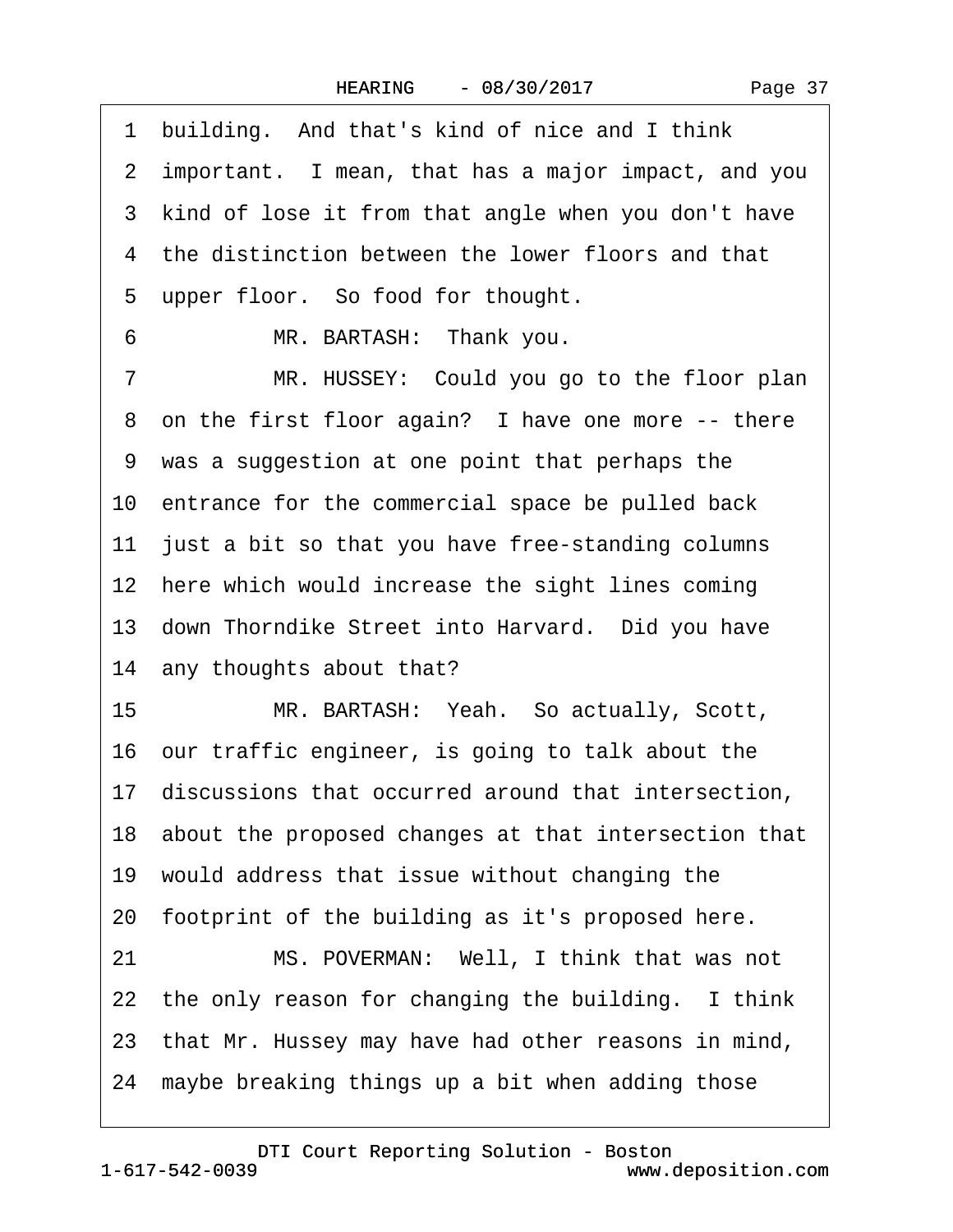1 building. And that's kind of nice and I think
2 important. I mean, that has a major impact, and you
3 kind of lose it from that angle when you don't have
4 the distinction between the lower floors and that
5 upper floor. So food for thought.
6 MR. BARTASH: Thank you.
7 MR. HUSSEY: Could you go to the floor plan
8 on the first floor again? I have one more -- there
9 was a suggestion at one point that perhaps the
10 entrance for the commercial space be pulled back
11 just a bit so that you have free-standing columns
12 here which would increase the sight lines coming
13 down Thorndike Street into Harvard. Did you have
14 any thoughts about that?
15 MR. BARTASH: Yeah. So actually, Scott,
16 our traffic engineer, is going to talk about the
17 discussions that occurred around that intersection,
18 about the proposed changes at that intersection that
19 would address that issue without changing the
20 footprint of the building as it's proposed here.
21 MS. POVERMAN: Well, I think that was not
22 the only reason for changing the building. I think
23 that Mr. Hussey may have had other reasons in mind,
24 maybe breaking things up a bit when adding those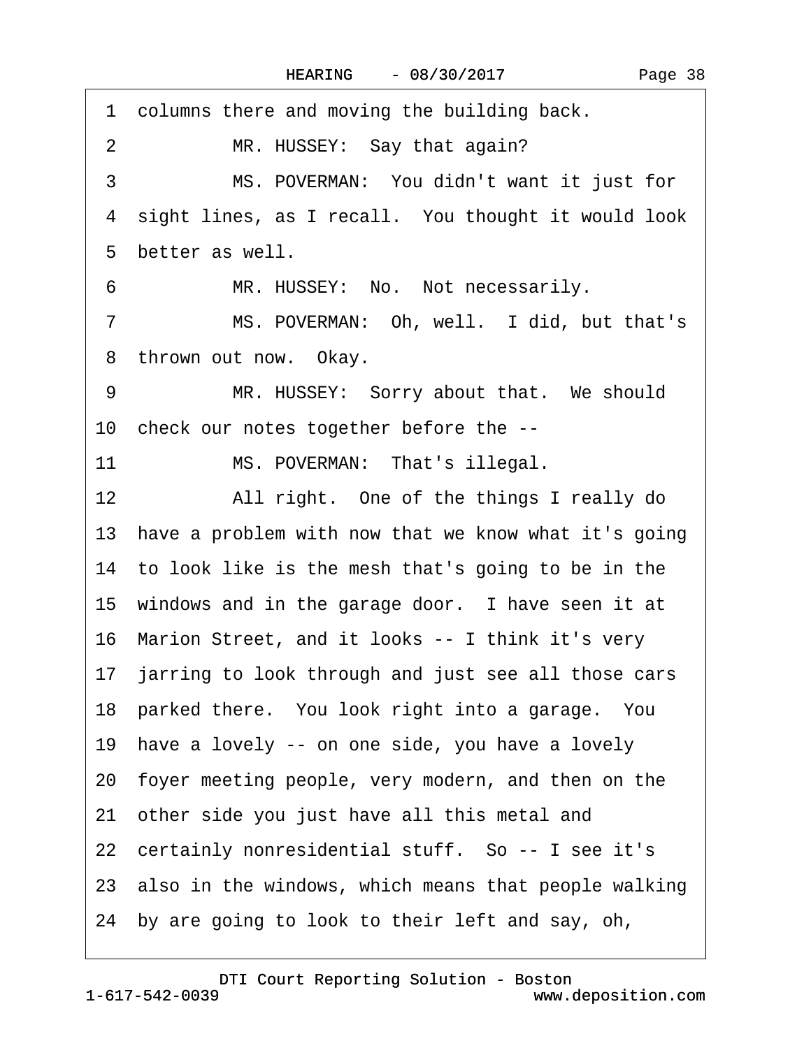1 columns there and moving the building back.

2 MR. HUSSEY: Say that again?

3 MS. POVERMAN: You didn't want it just for

4 sight lines, as I recall. You thought it would look

5 better as well.

6 MR. HUSSEY: No. Not necessarily.

7 MS. POVERMAN: Oh, well. I did, but that's

8 thrown out now. Okay.

9 MR. HUSSEY: Sorry about that. We should

10 check our notes together before the --

11 MS. POVERMAN: That's illegal.

12 All right. One of the things I really do

13 have a problem with now that we know what it's going

14 to look like is the mesh that's going to be in the

15 windows and in the garage door. I have seen it at

16 Marion Street, and it looks -- I think it's very

17 jarring to look through and just see all those cars

18 parked there. You look right into a garage. You

19 have a lovely -- on one side, you have a lovely

20 foyer meeting people, very modern, and then on the

21 other side you just have all this metal and

22 certainly nonresidential stuff. So -- I see it's

23 also in the windows, which means that people walking

24 by are going to look to their left and say, oh,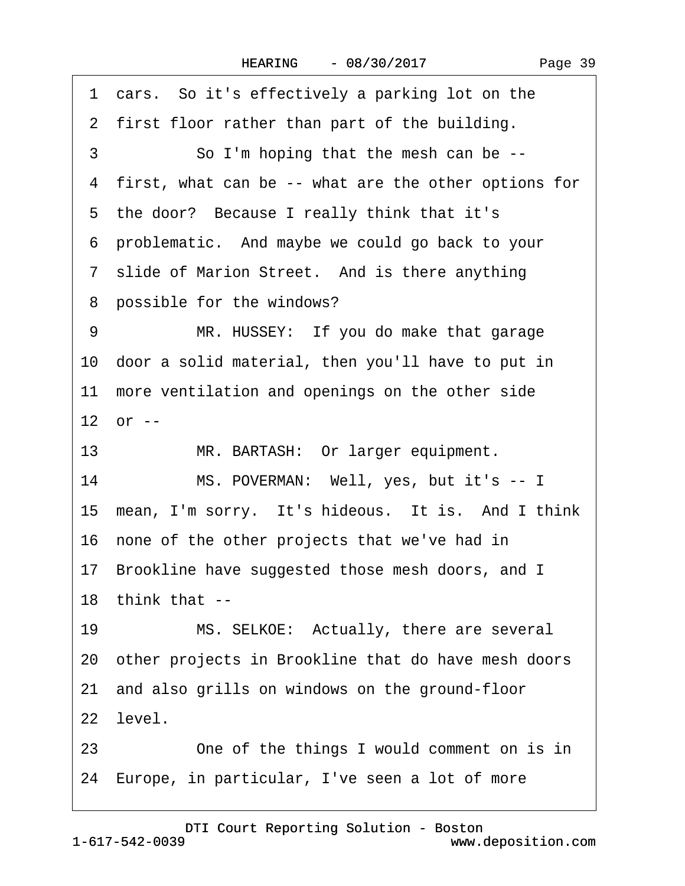1 cars. So it's effectively a parking lot on the
2 first floor rather than part of the building.
3 So I'm hoping that the mesh can be --
4 first, what can be -- what are the other options for
5 the door? Because I really think that it's
6 problematic. And maybe we could go back to your
7 slide of Marion Street. And is there anything
8 possible for the windows?
9 MR. HUSSEY: If you do make that garage
10 door a solid material, then you'll have to put in
11 more ventilation and openings on the other side
12 or --
13 MR. BARTASH: Or larger equipment.
14 MS. POVERMAN: Well, yes, but it's -- I
15 mean, I'm sorry. It's hideous. It is. And I think
16 none of the other projects that we've had in
17 Brookline have suggested those mesh doors, and I
18 think that --
19 MS. SELKOE: Actually, there are several
20 other projects in Brookline that do have mesh doors
21 and also grills on windows on the ground-floor
22 level.
23 One of the things I would comment on is in
24 Europe, in particular, I've seen a lot of more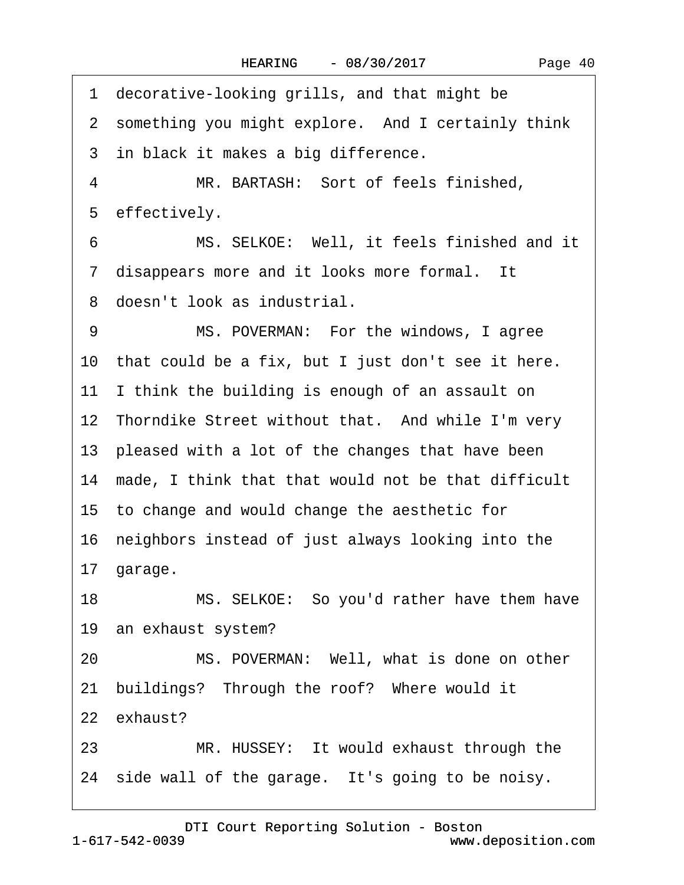1 decorative-looking grills, and that might be
2 something you might explore. And I certainly think
3 in black it makes a big difference.
4 MR. BARTASH: Sort of feels finished,
5 effectively.
6 MS. SELKOE: Well, it feels finished and it
7 disappears more and it looks more formal. It
8 doesn't look as industrial.
9 MS. POVERMAN: For the windows, I agree
10 that could be a fix, but I just don't see it here.
11 I think the building is enough of an assault on
12 Thorndike Street without that. And while I'm very
13 pleased with a lot of the changes that have been
14 made, I think that that would not be that difficult
15 to change and would change the aesthetic for
16 neighbors instead of just always looking into the
17 garage.
18 MS. SELKOE: So you'd rather have them have
19 an exhaust system?
20 MS. POVERMAN: Well, what is done on other
21 buildings? Through the roof? Where would it
22 exhaust?
23 MR. HUSSEY: It would exhaust through the
24 side wall of the garage. It's going to be noisy.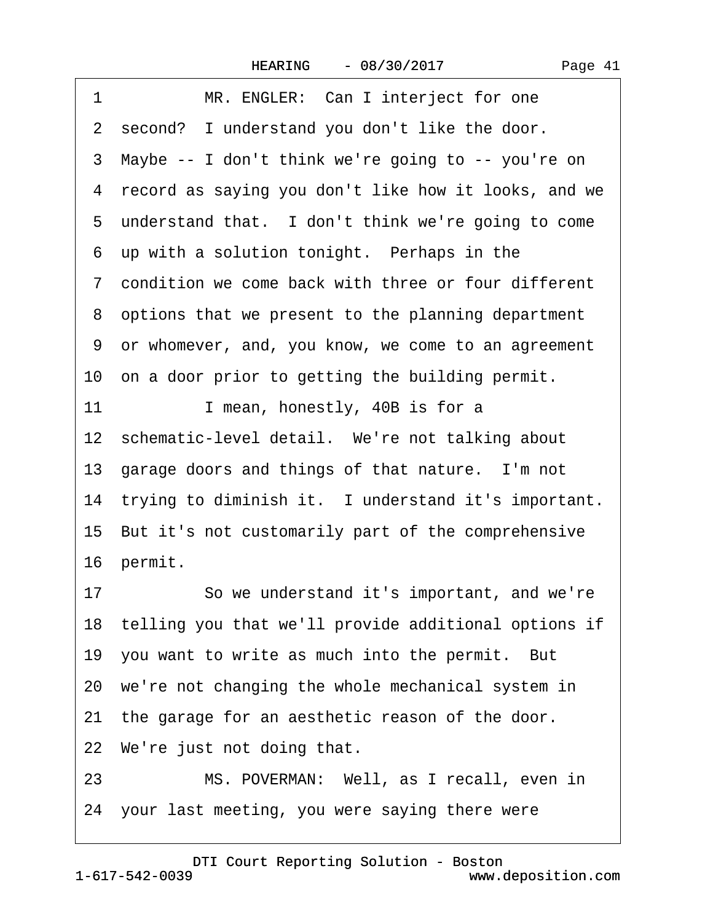1 MR. ENGLER: Can I interject for one
2 second? I understand you don't like the door.
3 Maybe -- I don't think we're going to -- you're on
4 record as saying you don't like how it looks, and we
5 understand that. I don't think we're going to come
6 up with a solution tonight. Perhaps in the
7 condition we come back with three or four different
8 options that we present to the planning department
9 or whomever, and, you know, we come to an agreement
10 on a door prior to getting the building permit.
11 I mean, honestly, 40B is for a
12 schematic-level detail. We're not talking about
13 garage doors and things of that nature. I'm not
14 trying to diminish it. I understand it's important.
15 But it's not customarily part of the comprehensive
16 permit.
17 So we understand it's important, and we're
18 telling you that we'll provide additional options if
19 you want to write as much into the permit. But
20 we're not changing the whole mechanical system in
21 the garage for an aesthetic reason of the door.
22 We're just not doing that.
23 MS. POVERMAN: Well, as I recall, even in
24 your last meeting, you were saying there were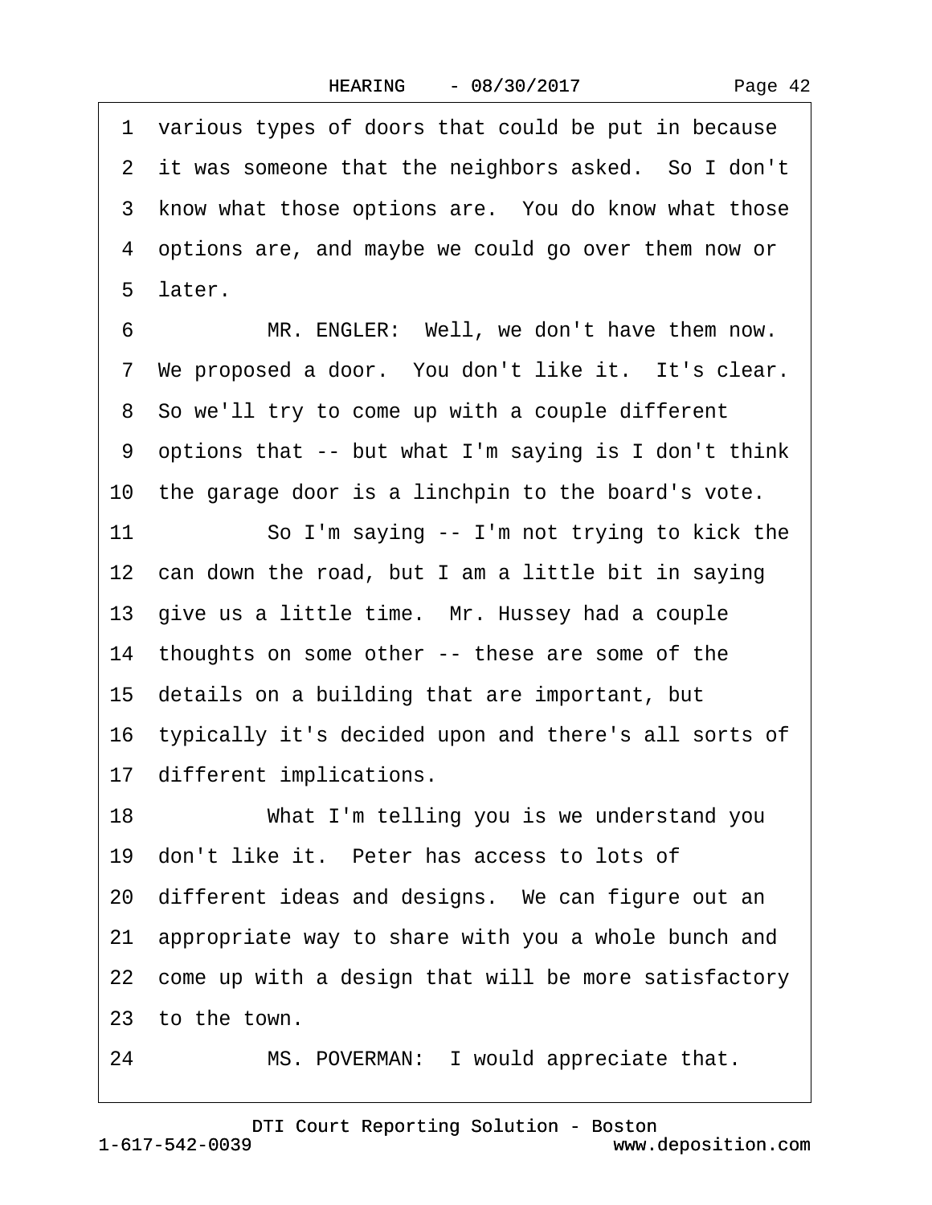1 various types of doors that could be put in because
2 it was someone that the neighbors asked. So I don't
3 know what those options are. You do know what those
4 options are, and maybe we could go over them now or
5 later.

6 MR. ENGLER: Well, we don't have them now.
7 We proposed a door. You don't like it. It's clear.
8 So we'll try to come up with a couple different
9 options that -- but what I'm saying is I don't think
10 the garage door is a linchpin to the board's vote.

11 So I'm saying -- I'm not trying to kick the
12 can down the road, but I am a little bit in saying
13 give us a little time. Mr. Hussey had a couple
14 thoughts on some other -- these are some of the
15 details on a building that are important, but
16 typically it's decided upon and there's all sorts of
17 different implications.

18 What I'm telling you is we understand you
19 don't like it. Peter has access to lots of
20 different ideas and designs. We can figure out an
21 appropriate way to share with you a whole bunch and
22 come up with a design that will be more satisfactory
23 to the town.

24 MS. POVERMAN: I would appreciate that.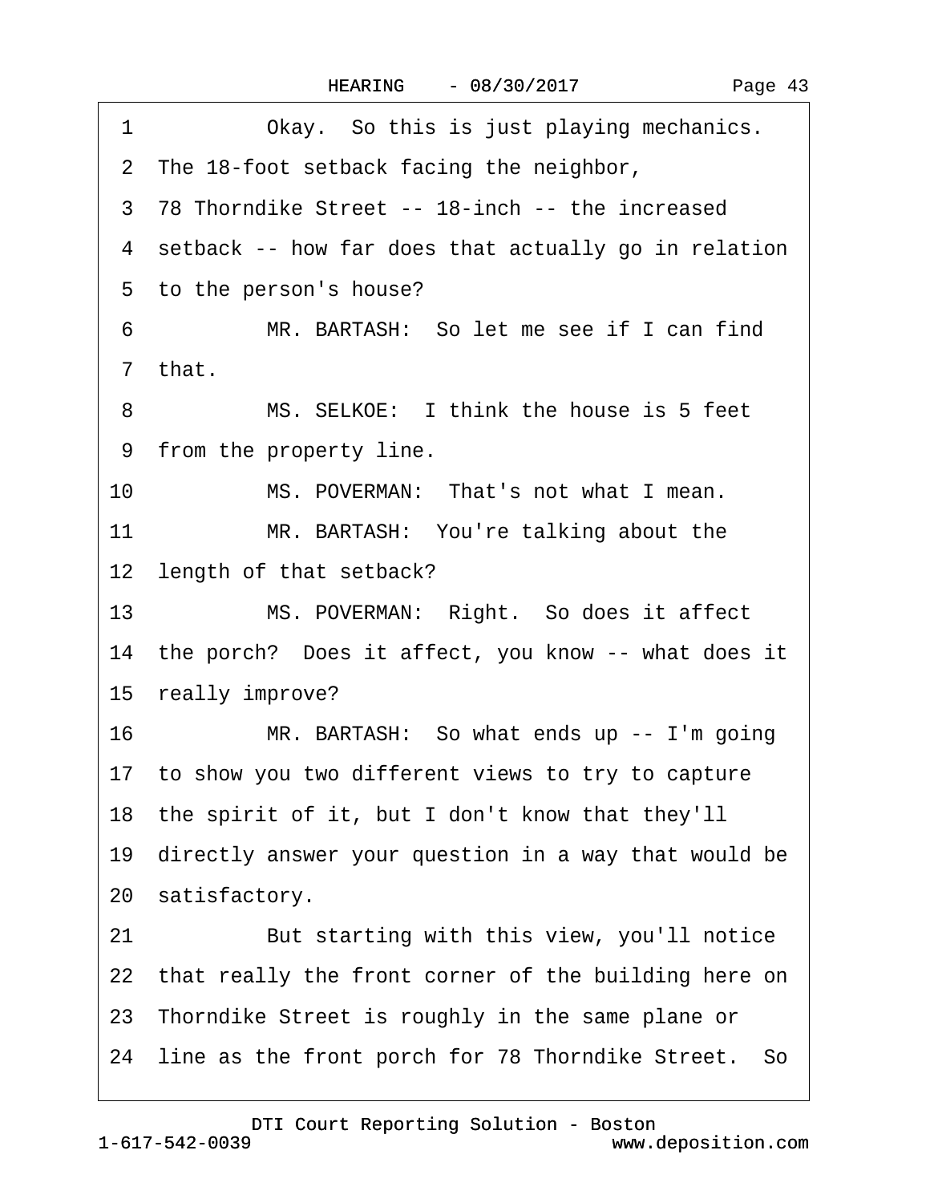1 Okay. So this is just playing mechanics.
2 The 18-foot setback facing the neighbor,
3 78 Thorndike Street -- 18-inch -- the increased
4 setback -- how far does that actually go in relation
5 to the person's house?
6 MR. BARTASH: So let me see if I can find
7 that.
8 MS. SELKOE: I think the house is 5 feet
9 from the property line.
10 MS. POVERMAN: That's not what I mean.
11 MR. BARTASH: You're talking about the
12 length of that setback?
13 MS. POVERMAN: Right. So does it affect
14 the porch? Does it affect, you know -- what does it
15 really improve?
16 MR. BARTASH: So what ends up -- I'm going
17 to show you two different views to try to capture
18 the spirit of it, but I don't know that they'll
19 directly answer your question in a way that would be
20 satisfactory.
21 But starting with this view, you'll notice
22 that really the front corner of the building here on
23 Thorndike Street is roughly in the same plane or
24 line as the front porch for 78 Thorndike Street. So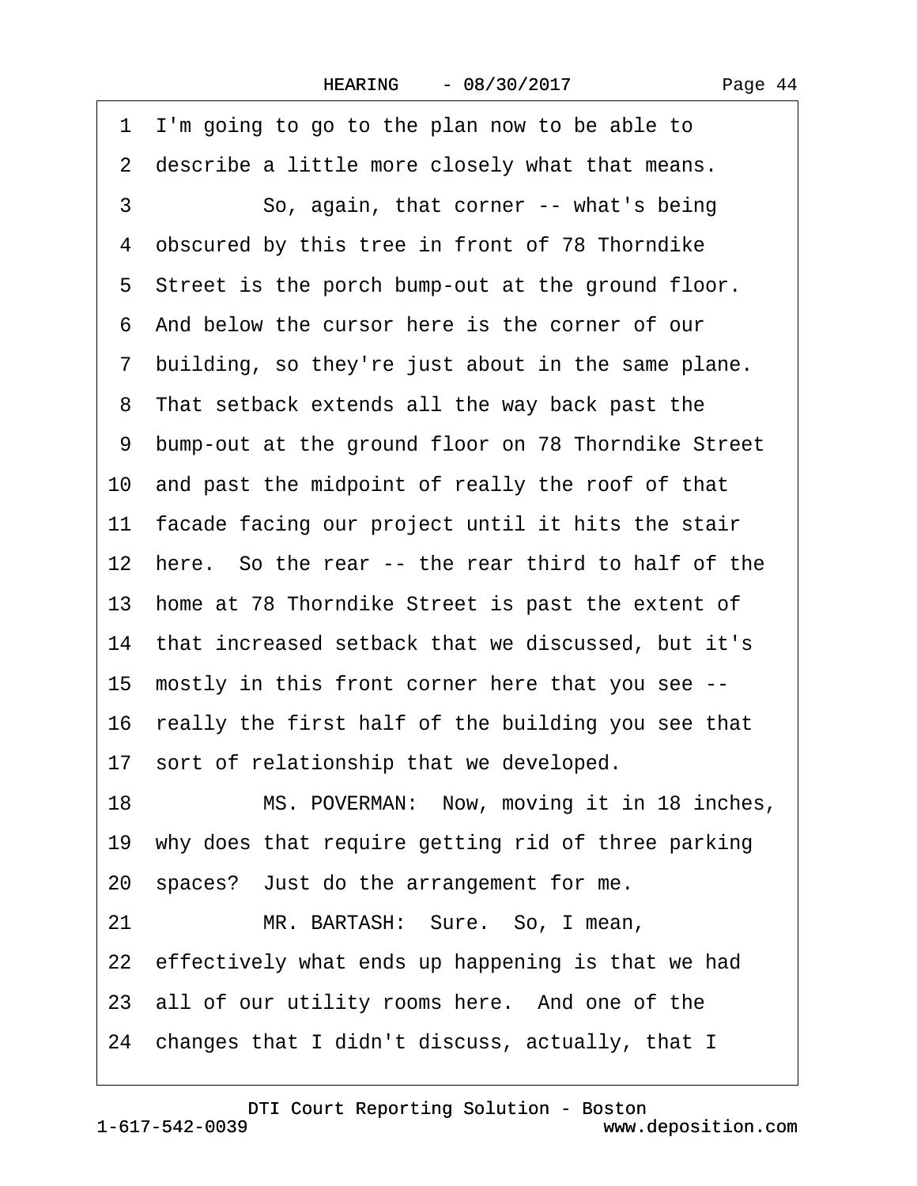1 I'm going to go to the plan now to be able to
2 describe a little more closely what that means.
3 So, again, that corner -- what's being
4 obscured by this tree in front of 78 Thorndike
5 Street is the porch bump-out at the ground floor.
6 And below the cursor here is the corner of our
7 building, so they're just about in the same plane.
8 That setback extends all the way back past the
9 bump-out at the ground floor on 78 Thorndike Street
10 and past the midpoint of really the roof of that
11 facade facing our project until it hits the stair
12 here. So the rear -- the rear third to half of the
13 home at 78 Thorndike Street is past the extent of
14 that increased setback that we discussed, but it's
15 mostly in this front corner here that you see --
16 really the first half of the building you see that
17 sort of relationship that we developed.
18 MS. POVERMAN: Now, moving it in 18 inches,
19 why does that require getting rid of three parking
20 spaces? Just do the arrangement for me.
21 MR. BARTASH: Sure. So, I mean,
22 effectively what ends up happening is that we had
23 all of our utility rooms here. And one of the
24 changes that I didn't discuss, actually, that I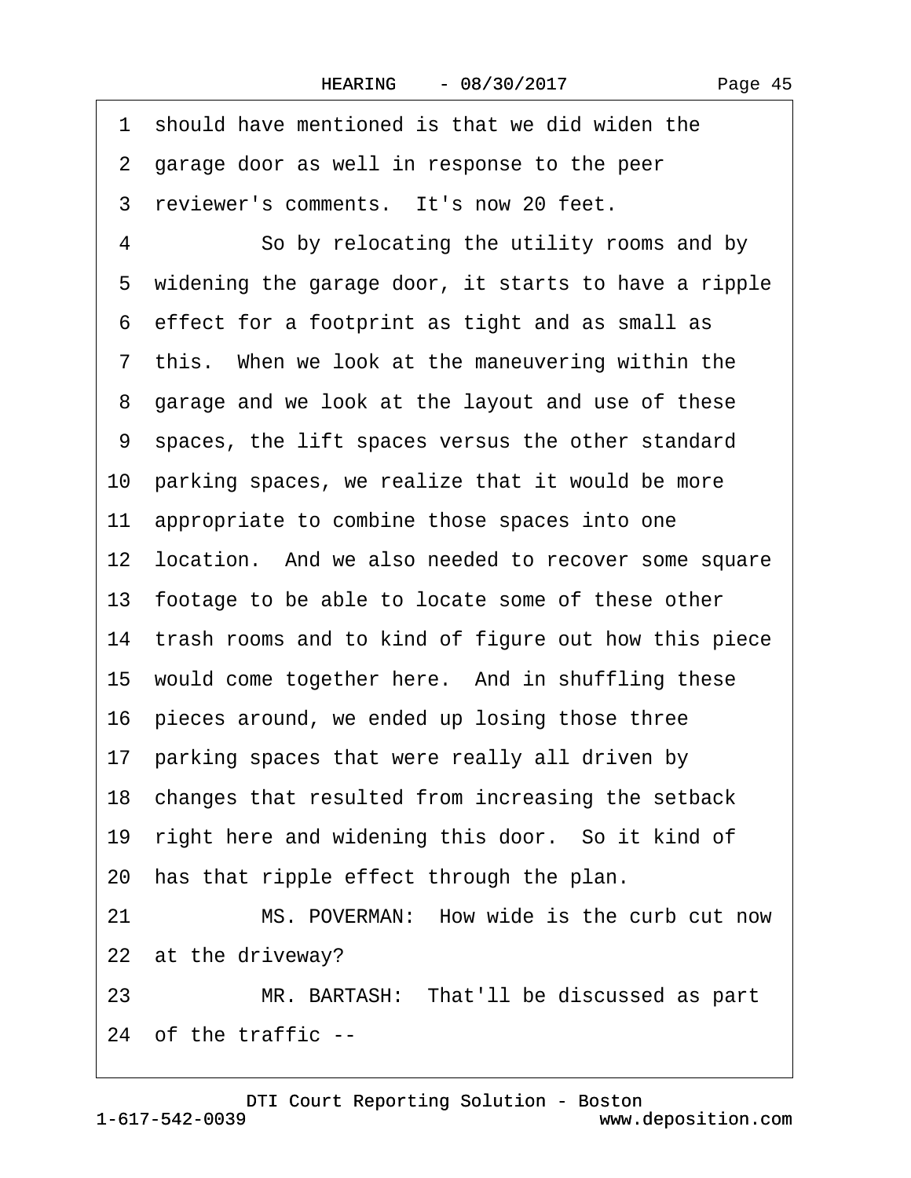1 should have mentioned is that we did widen the
2 garage door as well in response to the peer
3 reviewer's comments. It's now 20 feet.
4 So by relocating the utility rooms and by
5 widening the garage door, it starts to have a ripple
6 effect for a footprint as tight and as small as
7 this. When we look at the maneuvering within the
8 garage and we look at the layout and use of these
9 spaces, the lift spaces versus the other standard
10 parking spaces, we realize that it would be more
11 appropriate to combine those spaces into one
12 location. And we also needed to recover some square
13 footage to be able to locate some of these other
14 trash rooms and to kind of figure out how this piece
15 would come together here. And in shuffling these
16 pieces around, we ended up losing those three
17 parking spaces that were really all driven by
18 changes that resulted from increasing the setback
19 right here and widening this door. So it kind of
20 has that ripple effect through the plan.
21 MS. POVERMAN: How wide is the curb cut now
22 at the driveway?
23 MR. BARTASH: That'll be discussed as part
24 of the traffic --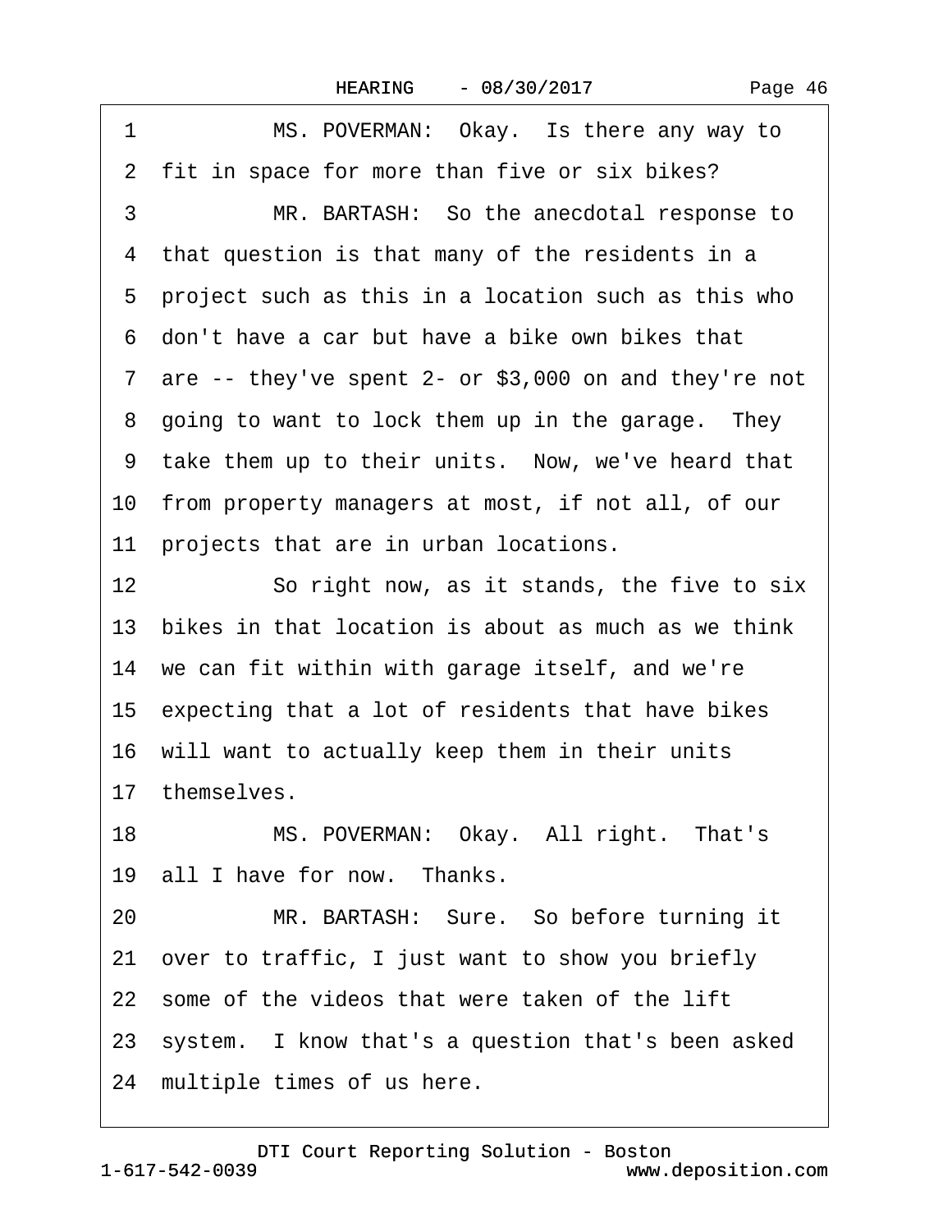1 MS. POVERMAN: Okay. Is there any way to
2 fit in space for more than five or six bikes?
3 MR. BARTASH: So the anecdotal response to
4 that question is that many of the residents in a
5 project such as this in a location such as this who
6 don't have a car but have a bike own bikes that
7 are -- they've spent 2- or $3,000 on and they're not
8 going to want to lock them up in the garage. They
9 take them up to their units. Now, we've heard that
10 from property managers at most, if not all, of our
11 projects that are in urban locations.
12 So right now, as it stands, the five to six
13 bikes in that location is about as much as we think
14 we can fit within with garage itself, and we're
15 expecting that a lot of residents that have bikes
16 will want to actually keep them in their units
17 themselves.
18 MS. POVERMAN: Okay. All right. That's
19 all I have for now. Thanks.
20 MR. BARTASH: Sure. So before turning it
21 over to traffic, I just want to show you briefly
22 some of the videos that were taken of the lift
23 system. I know that's a question that's been asked
24 multiple times of us here.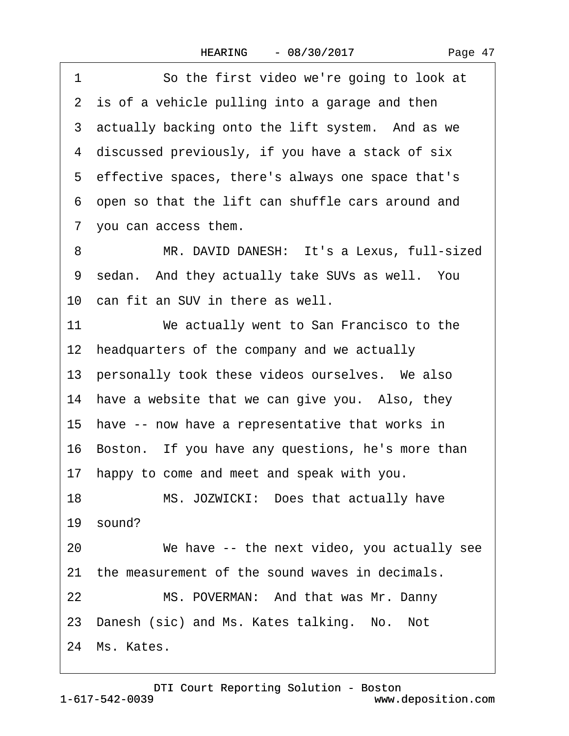1 So the first video we're going to look at
2 is of a vehicle pulling into a garage and then
3 actually backing onto the lift system. And as we
4 discussed previously, if you have a stack of six
5 effective spaces, there's always one space that's
6 open so that the lift can shuffle cars around and
7 you can access them.
8 MR. DAVID DANESH: It's a Lexus, full-sized
9 sedan. And they actually take SUVs as well. You
10 can fit an SUV in there as well.
11 We actually went to San Francisco to the
12 headquarters of the company and we actually
13 personally took these videos ourselves. We also
14 have a website that we can give you. Also, they
15 have -- now have a representative that works in
16 Boston. If you have any questions, he's more than
17 happy to come and meet and speak with you.
18 MS. JOZWICKI: Does that actually have
19 sound?
20 We have -- the next video, you actually see
21 the measurement of the sound waves in decimals.
22 MS. POVERMAN: And that was Mr. Danny
23 Danesh (sic) and Ms. Kates talking. No. Not
24 Ms. Kates.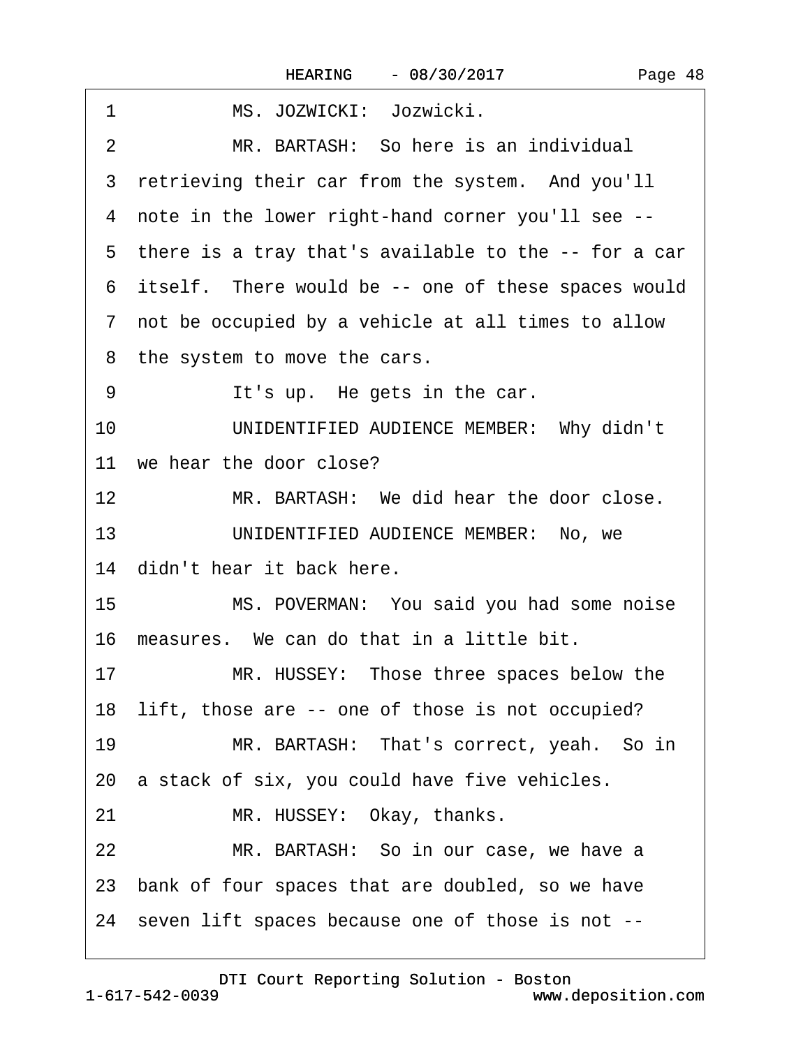1 MS. JOZWICKI: Jozwicki.

2 MR. BARTASH: So here is an individual

3 retrieving their car from the system. And you'll

4 note in the lower right-hand corner you'll see --

5 there is a tray that's available to the -- for a car

6 itself. There would be -- one of these spaces would

7 not be occupied by a vehicle at all times to allow

8 the system to move the cars.

9 It's up. He gets in the car.

10 UNIDENTIFIED AUDIENCE MEMBER: Why didn't

11 we hear the door close?

12 MR. BARTASH: We did hear the door close.

13 UNIDENTIFIED AUDIENCE MEMBER: No, we

14 didn't hear it back here.

15 MS. POVERMAN: You said you had some noise

16 measures. We can do that in a little bit.

17 MR. HUSSEY: Those three spaces below the

18 lift, those are -- one of those is not occupied?

19 MR. BARTASH: That's correct, yeah. So in

20 a stack of six, you could have five vehicles.

21 MR. HUSSEY: Okay, thanks.

22 MR. BARTASH: So in our case, we have a

23 bank of four spaces that are doubled, so we have

24 seven lift spaces because one of those is not --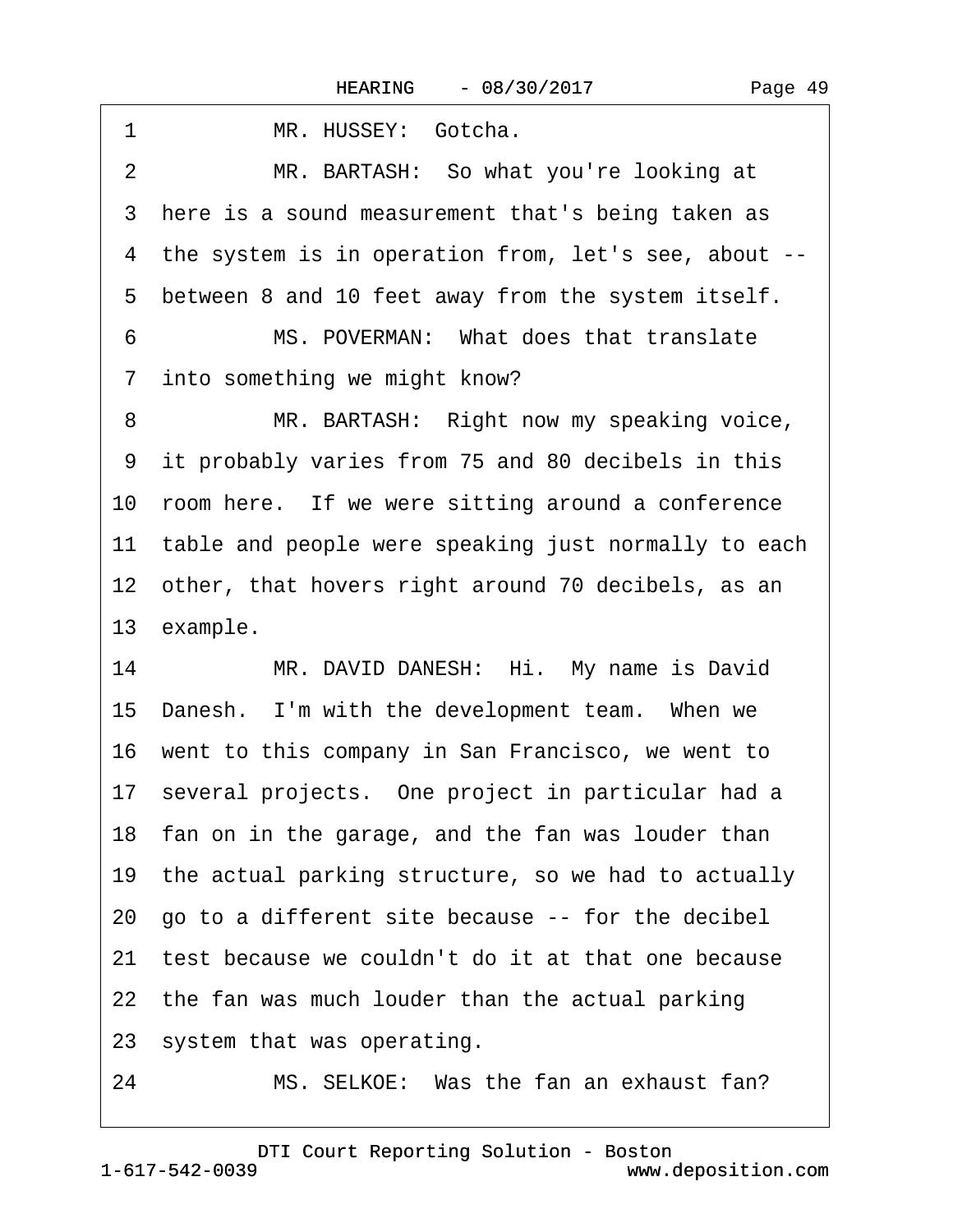1 MR. HUSSEY: Gotcha.

2 MR. BARTASH: So what you're looking at

3 here is a sound measurement that's being taken as

4 the system is in operation from, let's see, about --

5 between 8 and 10 feet away from the system itself.

6 MS. POVERMAN: What does that translate

7 into something we might know?

8 MR. BARTASH: Right now my speaking voice,

9 it probably varies from 75 and 80 decibels in this

10 room here. If we were sitting around a conference

11 table and people were speaking just normally to each

12 other, that hovers right around 70 decibels, as an

13 example.

14 MR. DAVID DANESH: Hi. My name is David

15 Danesh. I'm with the development team. When we

16 went to this company in San Francisco, we went to

17 several projects. One project in particular had a

18 fan on in the garage, and the fan was louder than

19 the actual parking structure, so we had to actually

20 go to a different site because -- for the decibel

21 test because we couldn't do it at that one because

22 the fan was much louder than the actual parking

23 system that was operating.

24 MS. SELKOE: Was the fan an exhaust fan?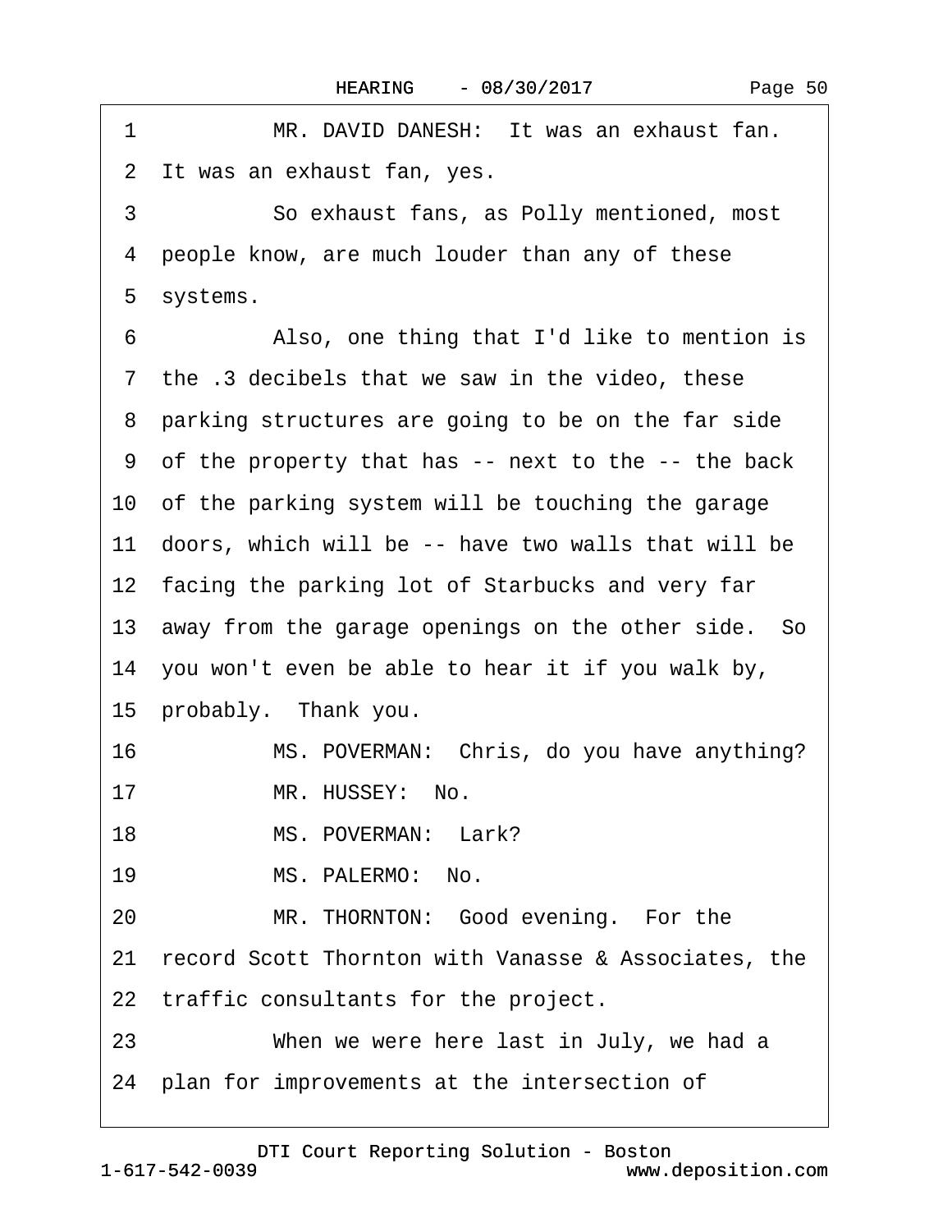1 MR. DAVID DANESH: It was an exhaust fan.
2 It was an exhaust fan, yes.
3 So exhaust fans, as Polly mentioned, most
4 people know, are much louder than any of these
5 systems.
6 Also, one thing that I'd like to mention is
7 the .3 decibels that we saw in the video, these
8 parking structures are going to be on the far side
9 of the property that has -- next to the -- the back
10 of the parking system will be touching the garage
11 doors, which will be -- have two walls that will be
12 facing the parking lot of Starbucks and very far
13 away from the garage openings on the other side. So
14 you won't even be able to hear it if you walk by,
15 probably. Thank you.
16 MS. POVERMAN: Chris, do you have anything?
17 MR. HUSSEY: No.
18 MS. POVERMAN: Lark?
19 MS. PALERMO: No.
20 MR. THORNTON: Good evening. For the
21 record Scott Thornton with Vanasse & Associates, the
22 traffic consultants for the project.
23 When we were here last in July, we had a
24 plan for improvements at the intersection of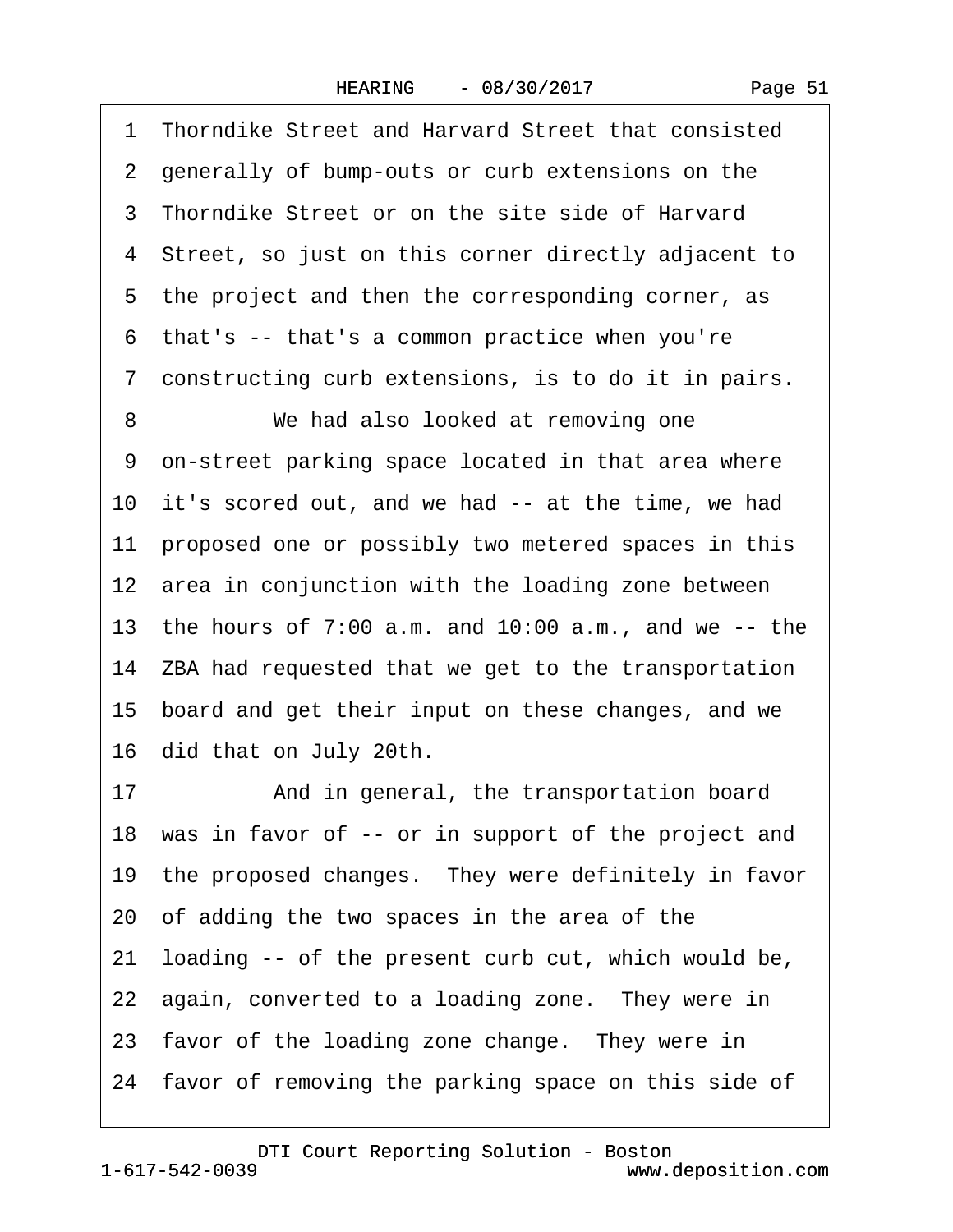1 Thorndike Street and Harvard Street that consisted
2 generally of bump-outs or curb extensions on the
3 Thorndike Street or on the site side of Harvard
4 Street, so just on this corner directly adjacent to
5 the project and then the corresponding corner, as
6 that's -- that's a common practice when you're
7 constructing curb extensions, is to do it in pairs.
8 We had also looked at removing one
9 on-street parking space located in that area where
10 it's scored out, and we had -- at the time, we had
11 proposed one or possibly two metered spaces in this
12 area in conjunction with the loading zone between
13 the hours of 7:00 a.m. and 10:00 a.m., and we -- the
14 ZBA had requested that we get to the transportation
15 board and get their input on these changes, and we
16 did that on July 20th.
17 And in general, the transportation board
18 was in favor of -- or in support of the project and
19 the proposed changes. They were definitely in favor
20 of adding the two spaces in the area of the
21 loading -- of the present curb cut, which would be,
22 again, converted to a loading zone. They were in
23 favor of the loading zone change. They were in
24 favor of removing the parking space on this side of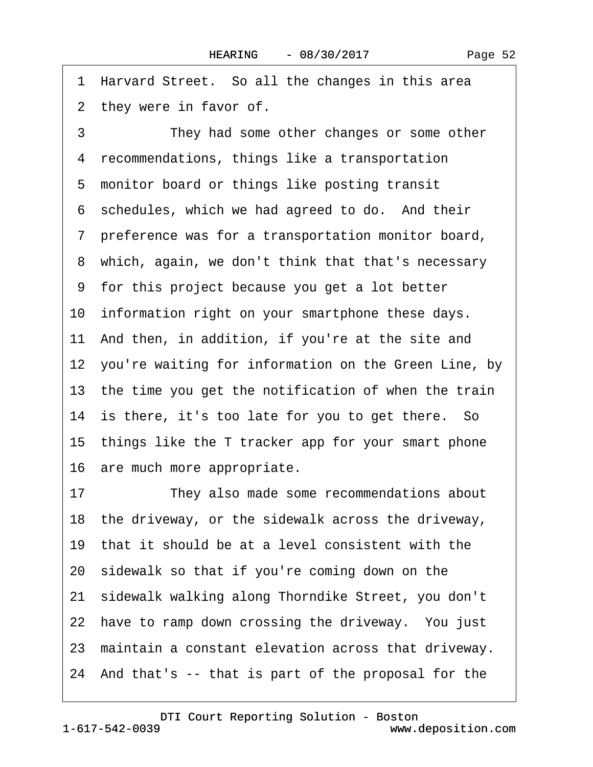1 Harvard Street. So all the changes in this area
2 they were in favor of.
3 They had some other changes or some other
4 recommendations, things like a transportation
5 monitor board or things like posting transit
6 schedules, which we had agreed to do. And their
7 preference was for a transportation monitor board,
8 which, again, we don't think that that's necessary
9 for this project because you get a lot better
10 information right on your smartphone these days.
11 And then, in addition, if you're at the site and
12 you're waiting for information on the Green Line, by
13 the time you get the notification of when the train
14 is there, it's too late for you to get there. So
15 things like the T tracker app for your smart phone
16 are much more appropriate.
17 They also made some recommendations about
18 the driveway, or the sidewalk across the driveway,
19 that it should be at a level consistent with the
20 sidewalk so that if you're coming down on the
21 sidewalk walking along Thorndike Street, you don't
22 have to ramp down crossing the driveway. You just
23 maintain a constant elevation across that driveway.
24 And that's -- that is part of the proposal for the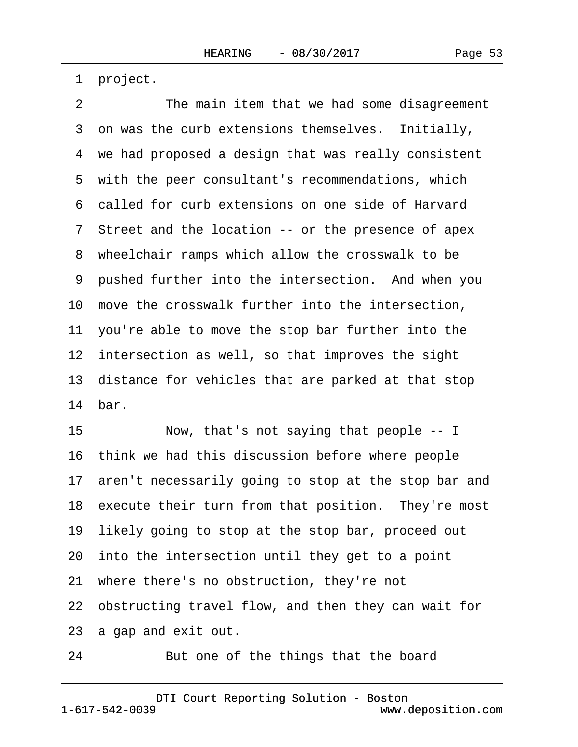1 project.

2 The main item that we had some disagreement

3 on was the curb extensions themselves. Initially,

4 we had proposed a design that was really consistent

5 with the peer consultant's recommendations, which

6 called for curb extensions on one side of Harvard

7 Street and the location -- or the presence of apex

8 wheelchair ramps which allow the crosswalk to be

9 pushed further into the intersection. And when you

10 move the crosswalk further into the intersection,

11 you're able to move the stop bar further into the

12 intersection as well, so that improves the sight

13 distance for vehicles that are parked at that stop

14 bar.

15 Now, that's not saying that people -- I

16 think we had this discussion before where people

17 aren't necessarily going to stop at the stop bar and

18 execute their turn from that position. They're most

19 likely going to stop at the stop bar, proceed out

20 into the intersection until they get to a point

21 where there's no obstruction, they're not

22 obstructing travel flow, and then they can wait for

23 a gap and exit out.

24 But one of the things that the board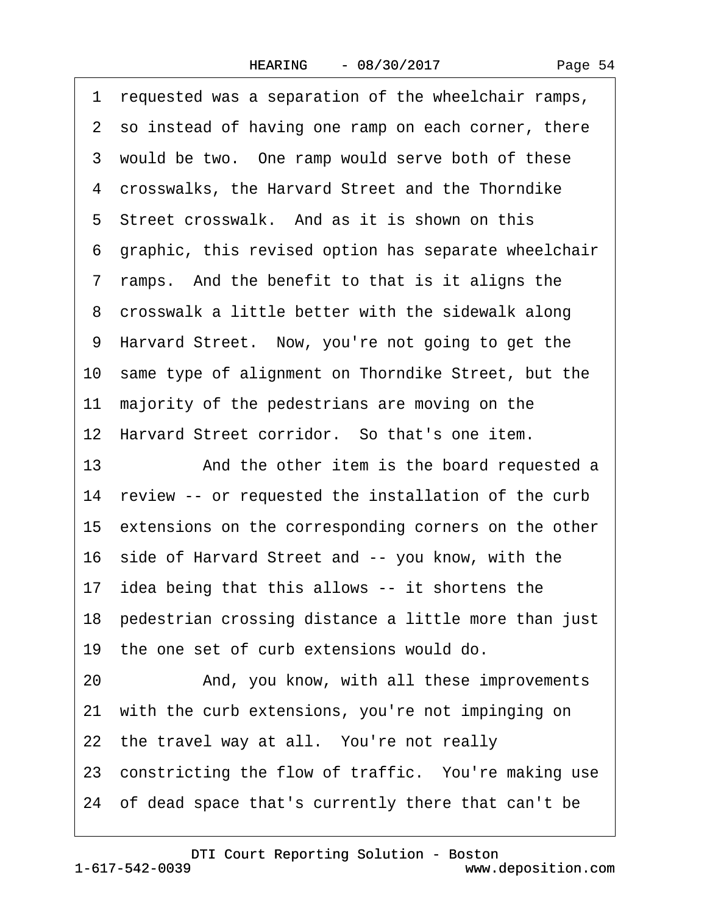1 requested was a separation of the wheelchair ramps,
2 so instead of having one ramp on each corner, there
3 would be two. One ramp would serve both of these
4 crosswalks, the Harvard Street and the Thorndike
5 Street crosswalk. And as it is shown on this
6 graphic, this revised option has separate wheelchair
7 ramps. And the benefit to that is it aligns the
8 crosswalk a little better with the sidewalk along
9 Harvard Street. Now, you're not going to get the
10 same type of alignment on Thorndike Street, but the
11 majority of the pedestrians are moving on the
12 Harvard Street corridor. So that's one item.
13 And the other item is the board requested a
14 review -- or requested the installation of the curb
15 extensions on the corresponding corners on the other
16 side of Harvard Street and -- you know, with the
17 idea being that this allows -- it shortens the
18 pedestrian crossing distance a little more than just
19 the one set of curb extensions would do.
20 And, you know, with all these improvements
21 with the curb extensions, you're not impinging on
22 the travel way at all. You're not really
23 constricting the flow of traffic. You're making use
24 of dead space that's currently there that can't be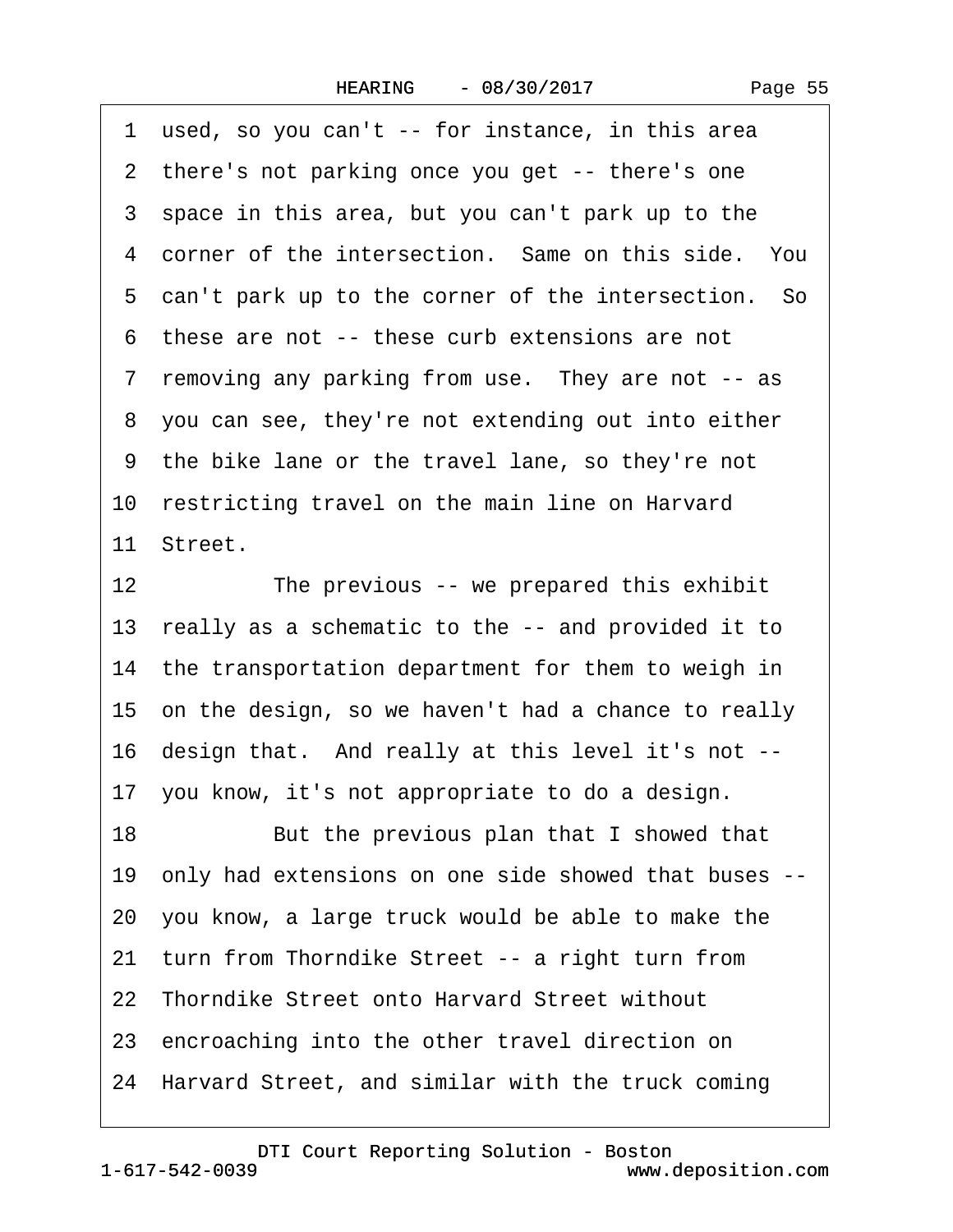1 used, so you can't -- for instance, in this area
2 there's not parking once you get -- there's one
3 space in this area, but you can't park up to the
4 corner of the intersection. Same on this side. You
5 can't park up to the corner of the intersection. So
6 these are not -- these curb extensions are not
7 removing any parking from use. They are not -- as
8 you can see, they're not extending out into either
9 the bike lane or the travel lane, so they're not
10 restricting travel on the main line on Harvard
11 Street.

12 The previous -- we prepared this exhibit
13 really as a schematic to the -- and provided it to
14 the transportation department for them to weigh in
15 on the design, so we haven't had a chance to really
16 design that. And really at this level it's not --
17 you know, it's not appropriate to do a design.

18 But the previous plan that I showed that
19 only had extensions on one side showed that buses --
20 you know, a large truck would be able to make the
21 turn from Thorndike Street -- a right turn from
22 Thorndike Street onto Harvard Street without
23 encroaching into the other travel direction on
24 Harvard Street, and similar with the truck coming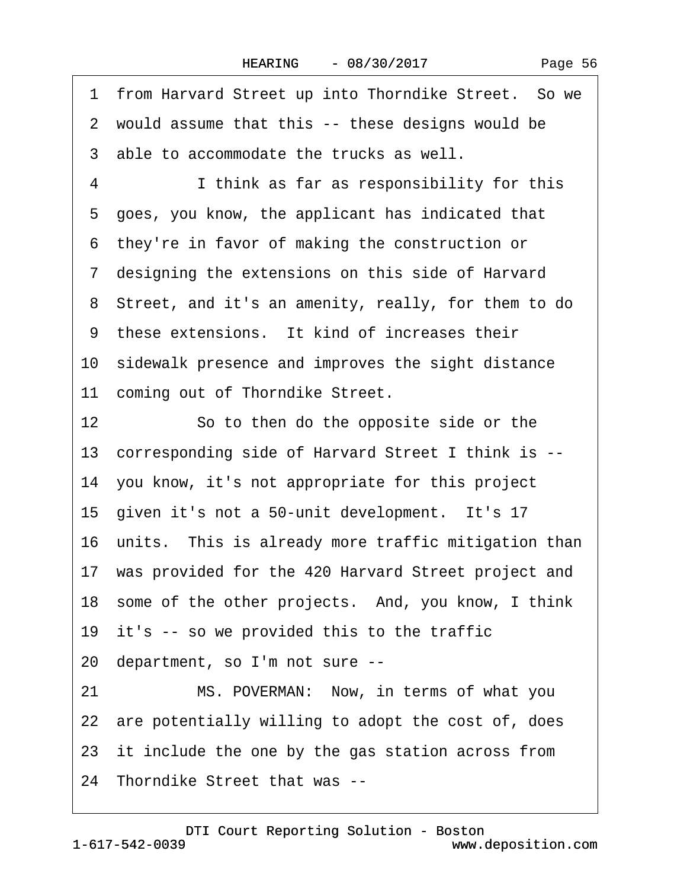1 from Harvard Street up into Thorndike Street. So we
2 would assume that this -- these designs would be
3 able to accommodate the trucks as well.
4 I think as far as responsibility for this
5 goes, you know, the applicant has indicated that
6 they're in favor of making the construction or
7 designing the extensions on this side of Harvard
8 Street, and it's an amenity, really, for them to do
9 these extensions. It kind of increases their
10 sidewalk presence and improves the sight distance
11 coming out of Thorndike Street.
12 So to then do the opposite side or the
13 corresponding side of Harvard Street I think is --
14 you know, it's not appropriate for this project
15 given it's not a 50-unit development. It's 17
16 units. This is already more traffic mitigation than
17 was provided for the 420 Harvard Street project and
18 some of the other projects. And, you know, I think
19 it's -- so we provided this to the traffic
20 department, so I'm not sure --
21 MS. POVERMAN: Now, in terms of what you
22 are potentially willing to adopt the cost of, does
23 it include the one by the gas station across from
24 Thorndike Street that was --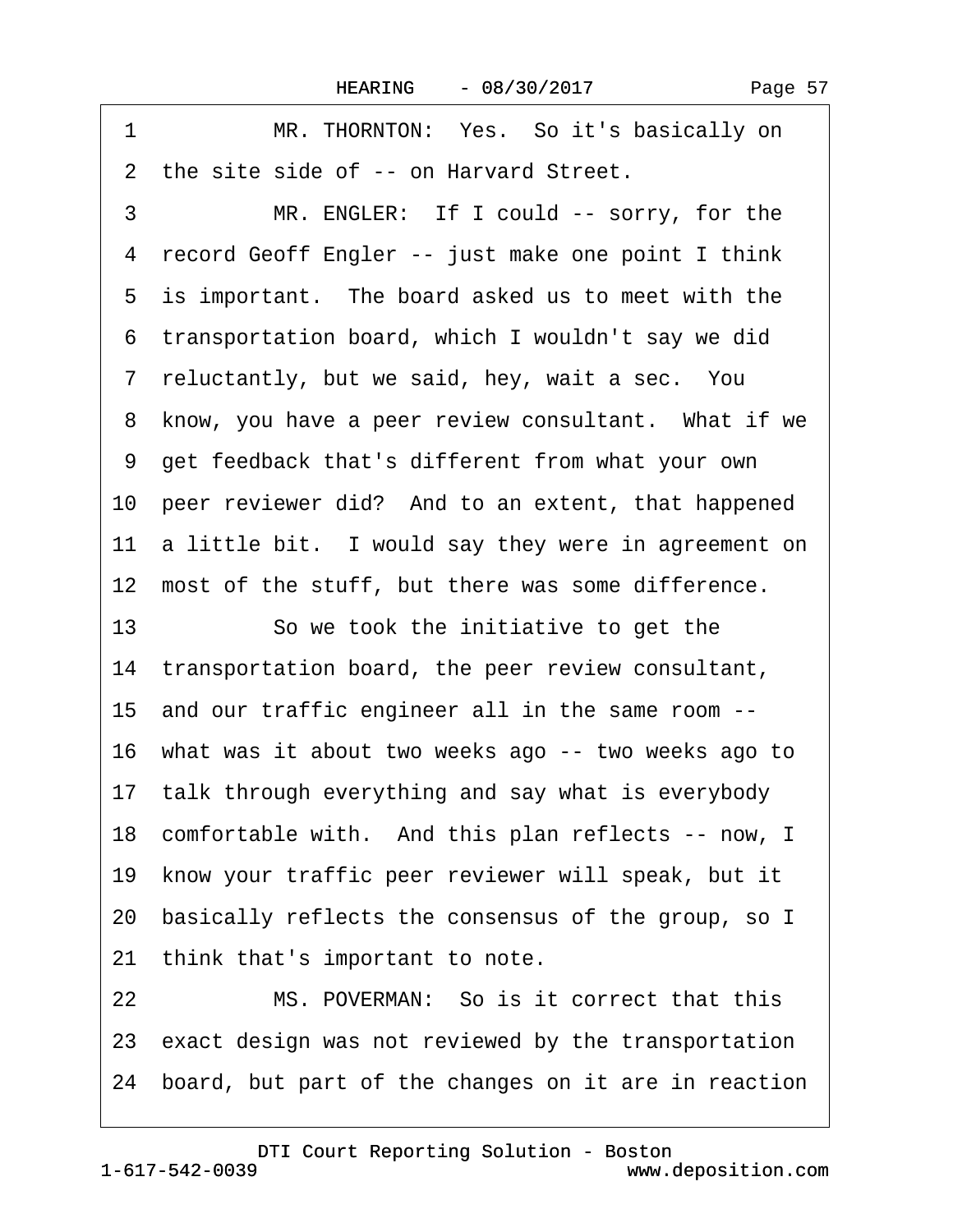1 MR. THORNTON: Yes. So it's basically on
2 the site side of -- on Harvard Street.
3 MR. ENGLER: If I could -- sorry, for the
4 record Geoff Engler -- just make one point I think
5 is important. The board asked us to meet with the
6 transportation board, which I wouldn't say we did
7 reluctantly, but we said, hey, wait a sec. You
8 know, you have a peer review consultant. What if we
9 get feedback that's different from what your own
10 peer reviewer did? And to an extent, that happened
11 a little bit. I would say they were in agreement on
12 most of the stuff, but there was some difference.
13 So we took the initiative to get the
14 transportation board, the peer review consultant,
15 and our traffic engineer all in the same room --
16 what was it about two weeks ago -- two weeks ago to
17 talk through everything and say what is everybody
18 comfortable with. And this plan reflects -- now, I
19 know your traffic peer reviewer will speak, but it
20 basically reflects the consensus of the group, so I
21 think that's important to note.
22 MS. POVERMAN: So is it correct that this
23 exact design was not reviewed by the transportation
24 board, but part of the changes on it are in reaction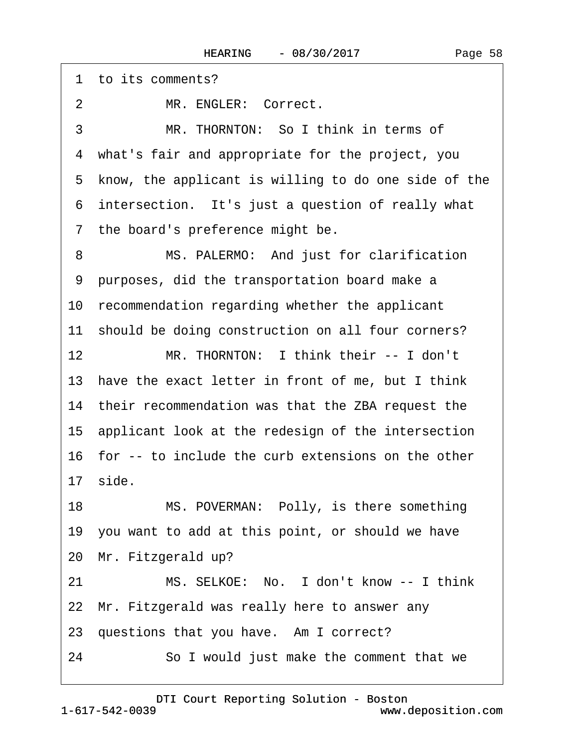1 to its comments?

2 MR. ENGLER: Correct.

3 MR. THORNTON: So I think in terms of

4 what's fair and appropriate for the project, you

5 know, the applicant is willing to do one side of the

6 intersection. It's just a question of really what

7 the board's preference might be.

8 MS. PALERMO: And just for clarification

9 purposes, did the transportation board make a

10 recommendation regarding whether the applicant

11 should be doing construction on all four corners?

12 MR. THORNTON: I think their -- I don't

13 have the exact letter in front of me, but I think

14 their recommendation was that the ZBA request the

15 applicant look at the redesign of the intersection

16 for -- to include the curb extensions on the other

17 side.

18 MS. POVERMAN: Polly, is there something

19 you want to add at this point, or should we have

20 Mr. Fitzgerald up?

21 MS. SELKOE: No. I don't know -- I think

22 Mr. Fitzgerald was really here to answer any

23 questions that you have. Am I correct?

24 So I would just make the comment that we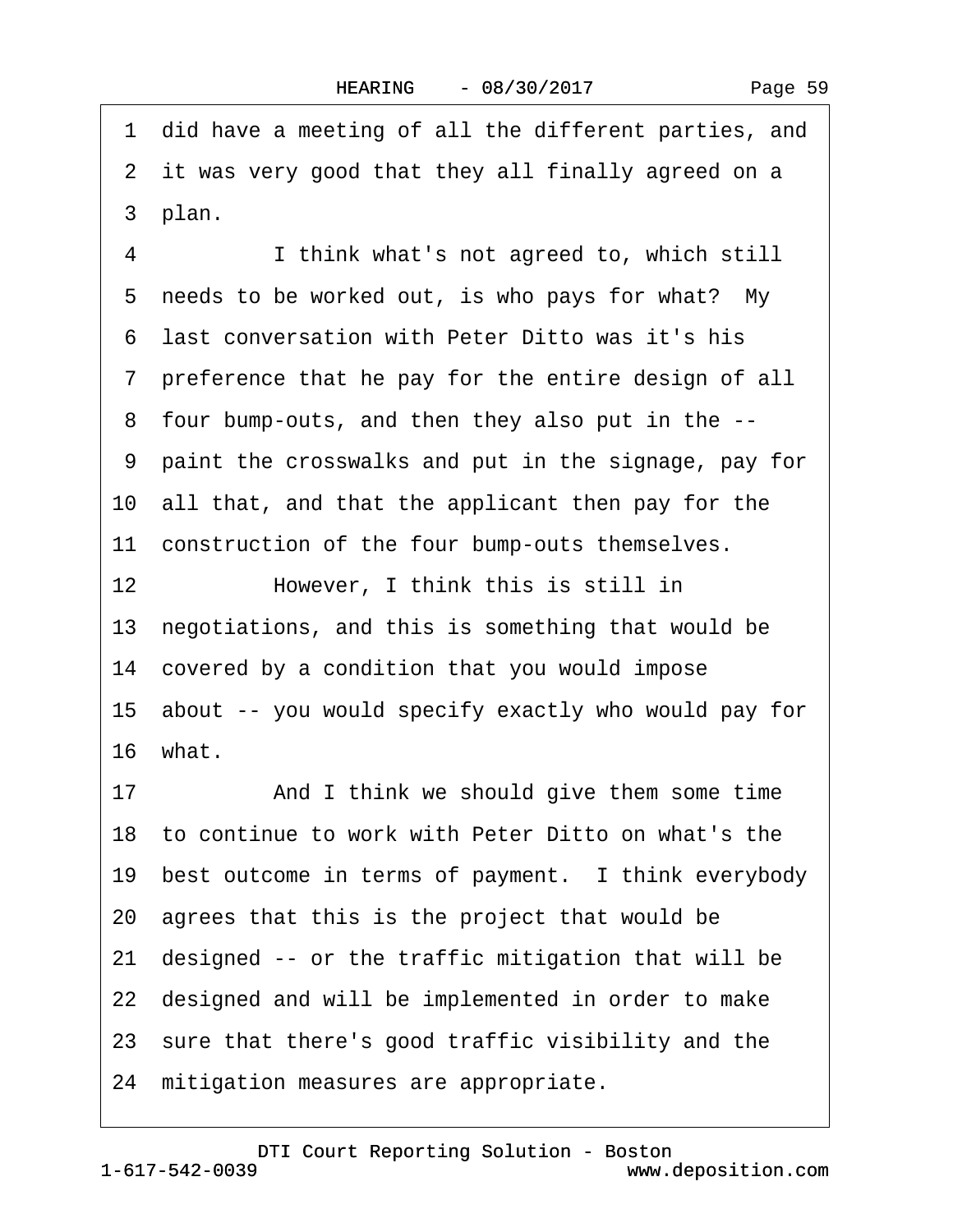1 did have a meeting of all the different parties, and
2 it was very good that they all finally agreed on a
3 plan.

4 I think what's not agreed to, which still
5 needs to be worked out, is who pays for what? My
6 last conversation with Peter Ditto was it's his
7 preference that he pay for the entire design of all
8 four bump-outs, and then they also put in the --
9 paint the crosswalks and put in the signage, pay for
10 all that, and that the applicant then pay for the
11 construction of the four bump-outs themselves.

12 However, I think this is still in
13 negotiations, and this is something that would be
14 covered by a condition that you would impose
15 about -- you would specify exactly who would pay for
16 what.

17 And I think we should give them some time
18 to continue to work with Peter Ditto on what's the
19 best outcome in terms of payment. I think everybody
20 agrees that this is the project that would be
21 designed -- or the traffic mitigation that will be
22 designed and will be implemented in order to make
23 sure that there's good traffic visibility and the
24 mitigation measures are appropriate.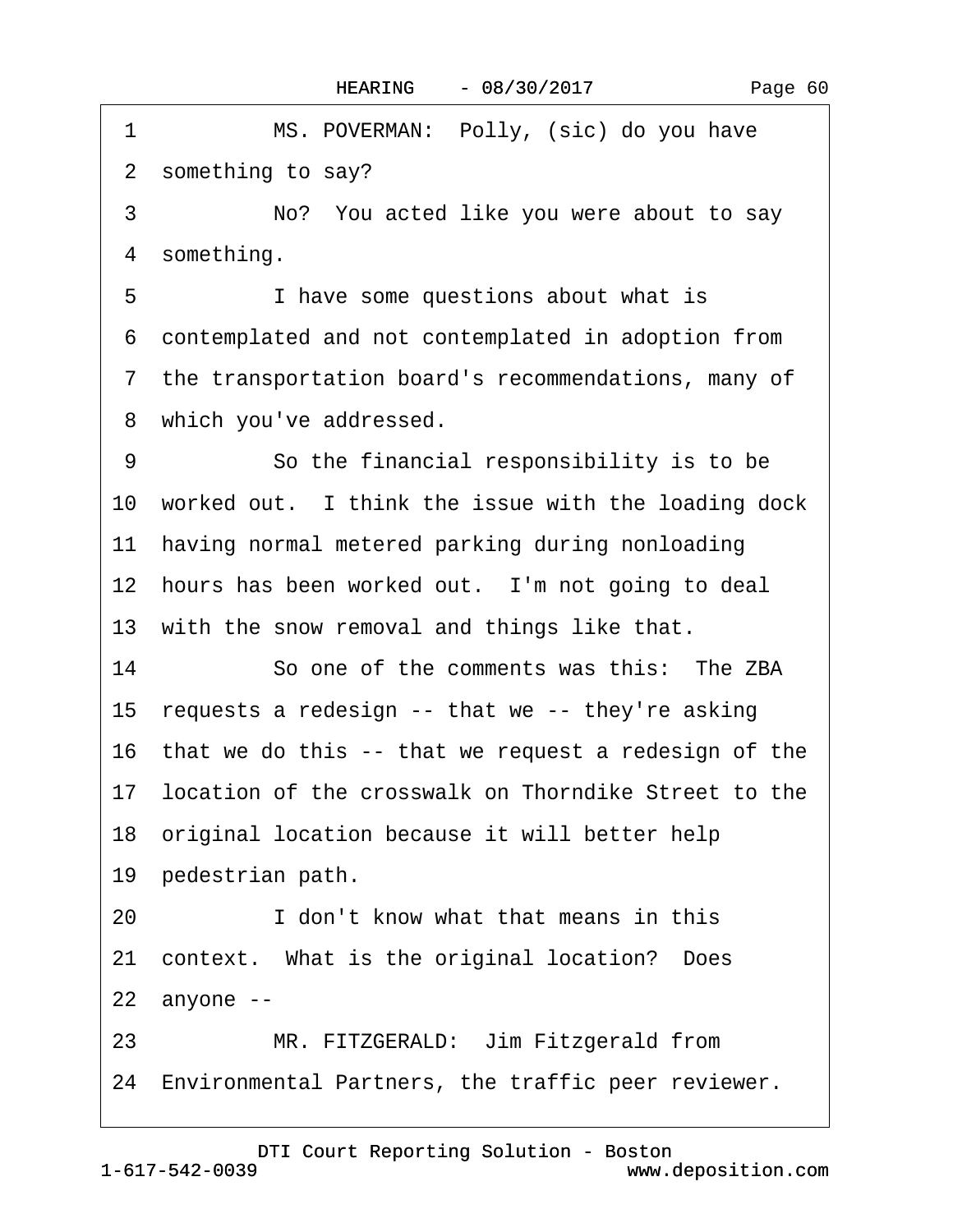1 MS. POVERMAN: Polly, (sic) do you have
2 something to say?
3 No? You acted like you were about to say
4 something.
5 I have some questions about what is
6 contemplated and not contemplated in adoption from
7 the transportation board's recommendations, many of
8 which you've addressed.
9 So the financial responsibility is to be
10 worked out. I think the issue with the loading dock
11 having normal metered parking during nonloading
12 hours has been worked out. I'm not going to deal
13 with the snow removal and things like that.
14 So one of the comments was this: The ZBA
15 requests a redesign -- that we -- they're asking
16 that we do this -- that we request a redesign of the
17 location of the crosswalk on Thorndike Street to the
18 original location because it will better help
19 pedestrian path.
20 I don't know what that means in this
21 context. What is the original location? Does
22 anyone --
23 MR. FITZGERALD: Jim Fitzgerald from
24 Environmental Partners, the traffic peer reviewer.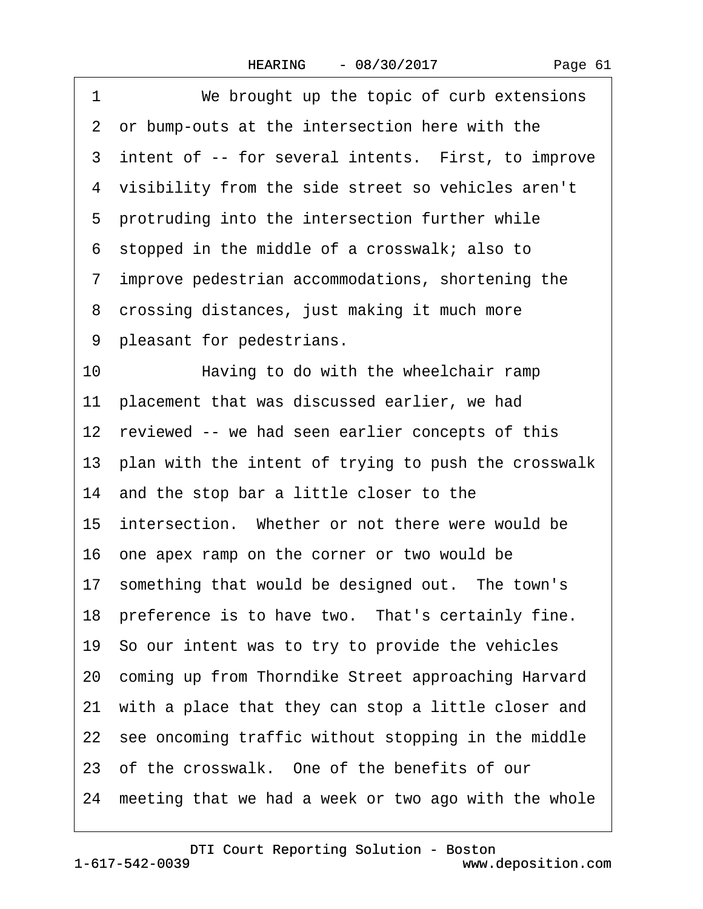1 We brought up the topic of curb extensions
2 or bump-outs at the intersection here with the
3 intent of -- for several intents. First, to improve
4 visibility from the side street so vehicles aren't
5 protruding into the intersection further while
6 stopped in the middle of a crosswalk; also to
7 improve pedestrian accommodations, shortening the
8 crossing distances, just making it much more
9 pleasant for pedestrians.
10 Having to do with the wheelchair ramp
11 placement that was discussed earlier, we had
12 reviewed -- we had seen earlier concepts of this
13 plan with the intent of trying to push the crosswalk
14 and the stop bar a little closer to the
15 intersection. Whether or not there were would be
16 one apex ramp on the corner or two would be
17 something that would be designed out. The town's
18 preference is to have two. That's certainly fine.
19 So our intent was to try to provide the vehicles
20 coming up from Thorndike Street approaching Harvard
21 with a place that they can stop a little closer and
22 see oncoming traffic without stopping in the middle
23 of the crosswalk. One of the benefits of our
24 meeting that we had a week or two ago with the whole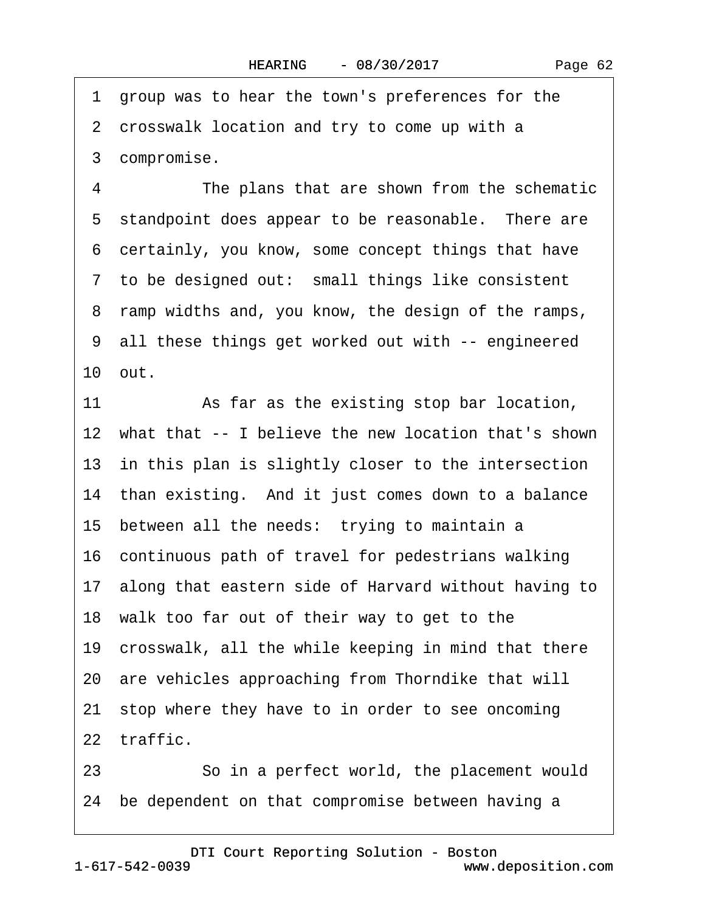1 group was to hear the town's preferences for the
2 crosswalk location and try to come up with a
3 compromise.
4 The plans that are shown from the schematic
5 standpoint does appear to be reasonable. There are
6 certainly, you know, some concept things that have
7 to be designed out: small things like consistent
8 ramp widths and, you know, the design of the ramps,
9 all these things get worked out with -- engineered
10 out.
11 As far as the existing stop bar location,
12 what that -- I believe the new location that's shown
13 in this plan is slightly closer to the intersection
14 than existing. And it just comes down to a balance
15 between all the needs: trying to maintain a
16 continuous path of travel for pedestrians walking
17 along that eastern side of Harvard without having to
18 walk too far out of their way to get to the
19 crosswalk, all the while keeping in mind that there
20 are vehicles approaching from Thorndike that will
21 stop where they have to in order to see oncoming
22 traffic.
23 So in a perfect world, the placement would
24 be dependent on that compromise between having a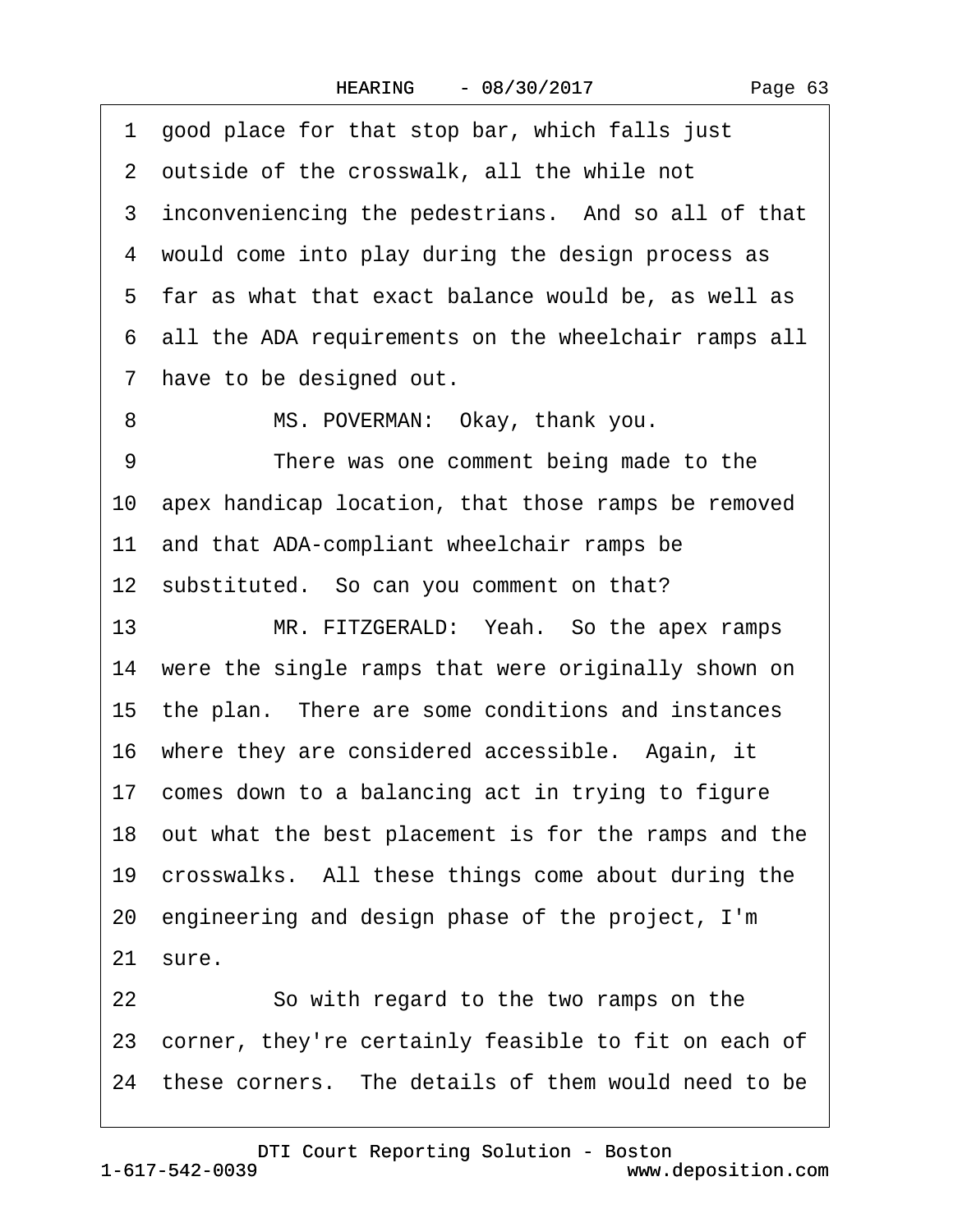1 good place for that stop bar, which falls just
2 outside of the crosswalk, all the while not
3 inconveniencing the pedestrians. And so all of that
4 would come into play during the design process as
5 far as what that exact balance would be, as well as
6 all the ADA requirements on the wheelchair ramps all
7 have to be designed out.

8 MS. POVERMAN: Okay, thank you.

9 There was one comment being made to the
10 apex handicap location, that those ramps be removed
11 and that ADA-compliant wheelchair ramps be
12 substituted. So can you comment on that?

13 MR. FITZGERALD: Yeah. So the apex ramps
14 were the single ramps that were originally shown on
15 the plan. There are some conditions and instances
16 where they are considered accessible. Again, it
17 comes down to a balancing act in trying to figure
18 out what the best placement is for the ramps and the
19 crosswalks. All these things come about during the
20 engineering and design phase of the project, I'm
21 sure.

22 So with regard to the two ramps on the
23 corner, they're certainly feasible to fit on each of
24 these corners. The details of them would need to be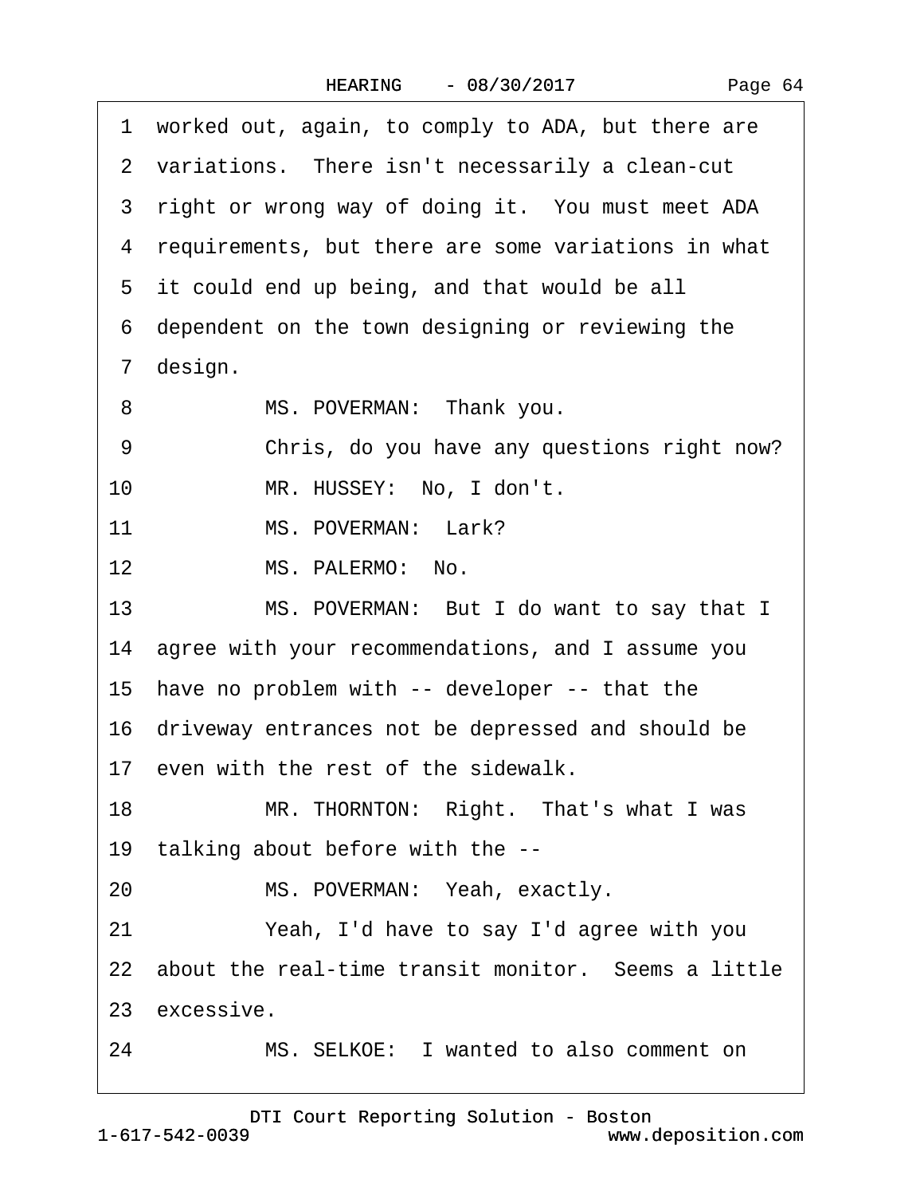1 worked out, again, to comply to ADA, but there are
2 variations. There isn't necessarily a clean-cut
3 right or wrong way of doing it. You must meet ADA
4 requirements, but there are some variations in what
5 it could end up being, and that would be all
6 dependent on the town designing or reviewing the
7 design.
8 MS. POVERMAN: Thank you.
9 Chris, do you have any questions right now?
10 MR. HUSSEY: No, I don't.
11 MS. POVERMAN: Lark?
12 MS. PALERMO: No.
13 MS. POVERMAN: But I do want to say that I
14 agree with your recommendations, and I assume you
15 have no problem with -- developer -- that the
16 driveway entrances not be depressed and should be
17 even with the rest of the sidewalk.
18 MR. THORNTON: Right. That's what I was
19 talking about before with the --
20 MS. POVERMAN: Yeah, exactly.
21 Yeah, I'd have to say I'd agree with you
22 about the real-time transit monitor. Seems a little
23 excessive.
24 MS. SELKOE: I wanted to also comment on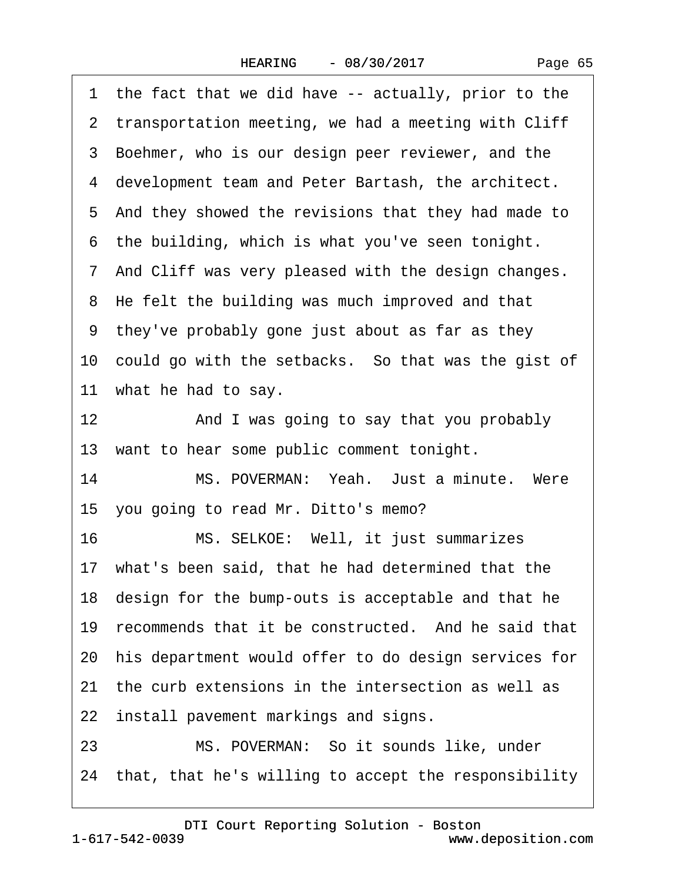1 the fact that we did have -- actually, prior to the
2 transportation meeting, we had a meeting with Cliff
3 Boehmer, who is our design peer reviewer, and the
4 development team and Peter Bartash, the architect.
5 And they showed the revisions that they had made to
6 the building, which is what you've seen tonight.
7 And Cliff was very pleased with the design changes.
8 He felt the building was much improved and that
9 they've probably gone just about as far as they
10 could go with the setbacks. So that was the gist of
11 what he had to say.
12 And I was going to say that you probably
13 want to hear some public comment tonight.
14 MS. POVERMAN: Yeah. Just a minute. Were
15 you going to read Mr. Ditto's memo?
16 MS. SELKOE: Well, it just summarizes
17 what's been said, that he had determined that the
18 design for the bump-outs is acceptable and that he
19 recommends that it be constructed. And he said that
20 his department would offer to do design services for
21 the curb extensions in the intersection as well as
22 install pavement markings and signs.
23 MS. POVERMAN: So it sounds like, under
24 that, that he's willing to accept the responsibility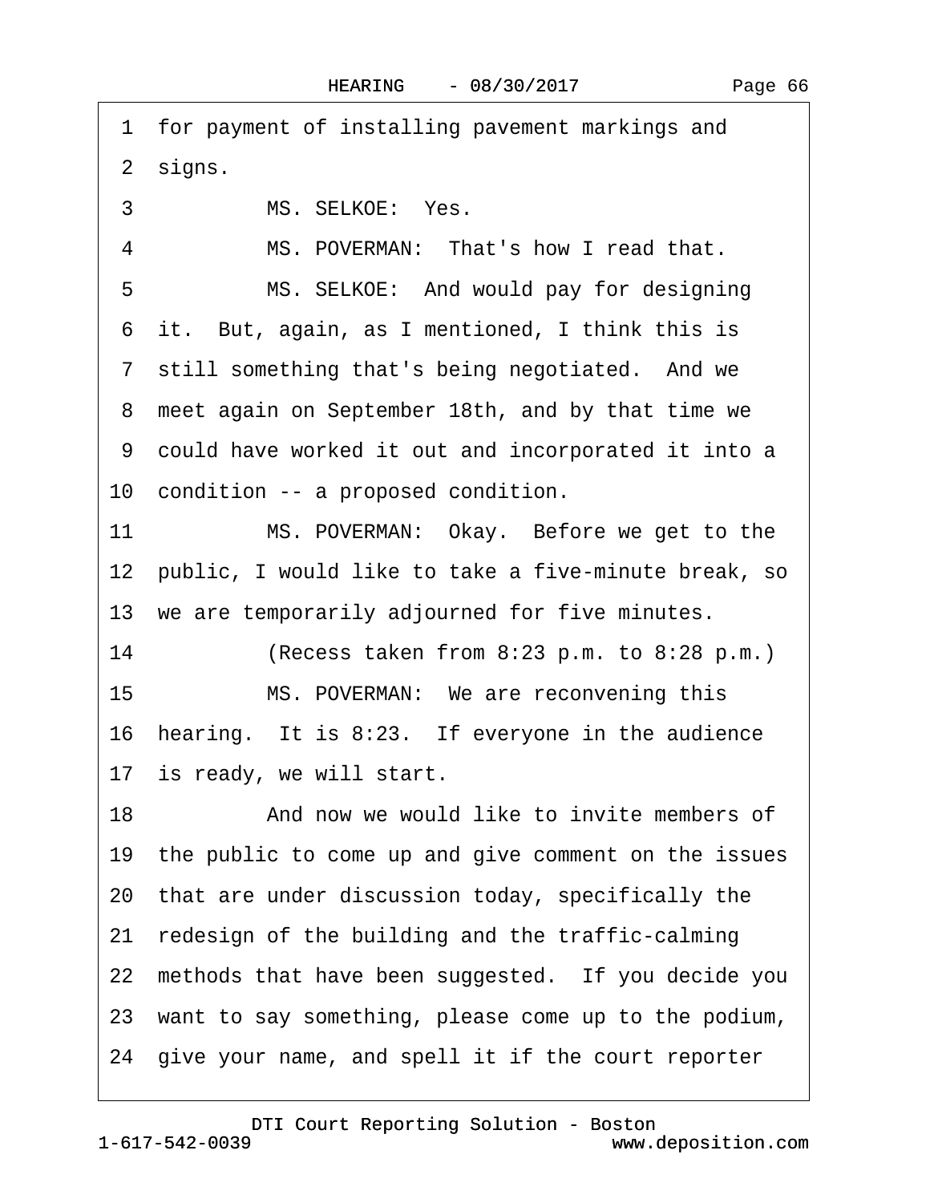1 for payment of installing pavement markings and
2 signs.
3 MS. SELKOE: Yes.
4 MS. POVERMAN: That's how I read that.
5 MS. SELKOE: And would pay for designing
6 it. But, again, as I mentioned, I think this is
7 still something that's being negotiated. And we
8 meet again on September 18th, and by that time we
9 could have worked it out and incorporated it into a
10 condition -- a proposed condition.
11 MS. POVERMAN: Okay. Before we get to the
12 public, I would like to take a five-minute break, so
13 we are temporarily adjourned for five minutes.
14 (Recess taken from 8:23 p.m. to 8:28 p.m.)
15 MS. POVERMAN: We are reconvening this
16 hearing. It is 8:23. If everyone in the audience
17 is ready, we will start.
18 And now we would like to invite members of
19 the public to come up and give comment on the issues
20 that are under discussion today, specifically the
21 redesign of the building and the traffic-calming
22 methods that have been suggested. If you decide you
23 want to say something, please come up to the podium,
24 give your name, and spell it if the court reporter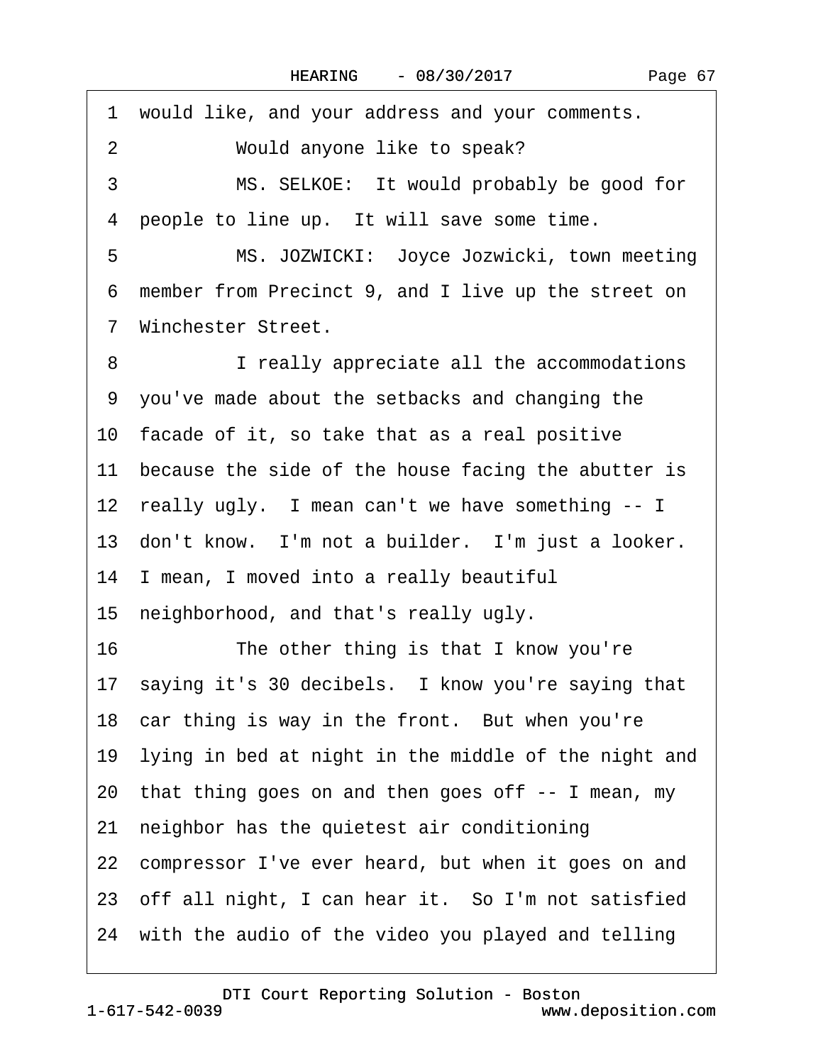1 would like, and your address and your comments.

2 Would anyone like to speak?

3 MS. SELKOE: It would probably be good for

4 people to line up. It will save some time.

5 MS. JOZWICKI: Joyce Jozwicki, town meeting

6 member from Precinct 9, and I live up the street on

7 Winchester Street.

8 I really appreciate all the accommodations

9 you've made about the setbacks and changing the

10 facade of it, so take that as a real positive

11 because the side of the house facing the abutter is

12 really ugly. I mean can't we have something -- I

13 don't know. I'm not a builder. I'm just a looker.

14 I mean, I moved into a really beautiful

15 neighborhood, and that's really ugly.

16 The other thing is that I know you're

17 saying it's 30 decibels. I know you're saying that

18 car thing is way in the front. But when you're

19 lying in bed at night in the middle of the night and

20 that thing goes on and then goes off -- I mean, my

21 neighbor has the quietest air conditioning

22 compressor I've ever heard, but when it goes on and

23 off all night, I can hear it. So I'm not satisfied

24 with the audio of the video you played and telling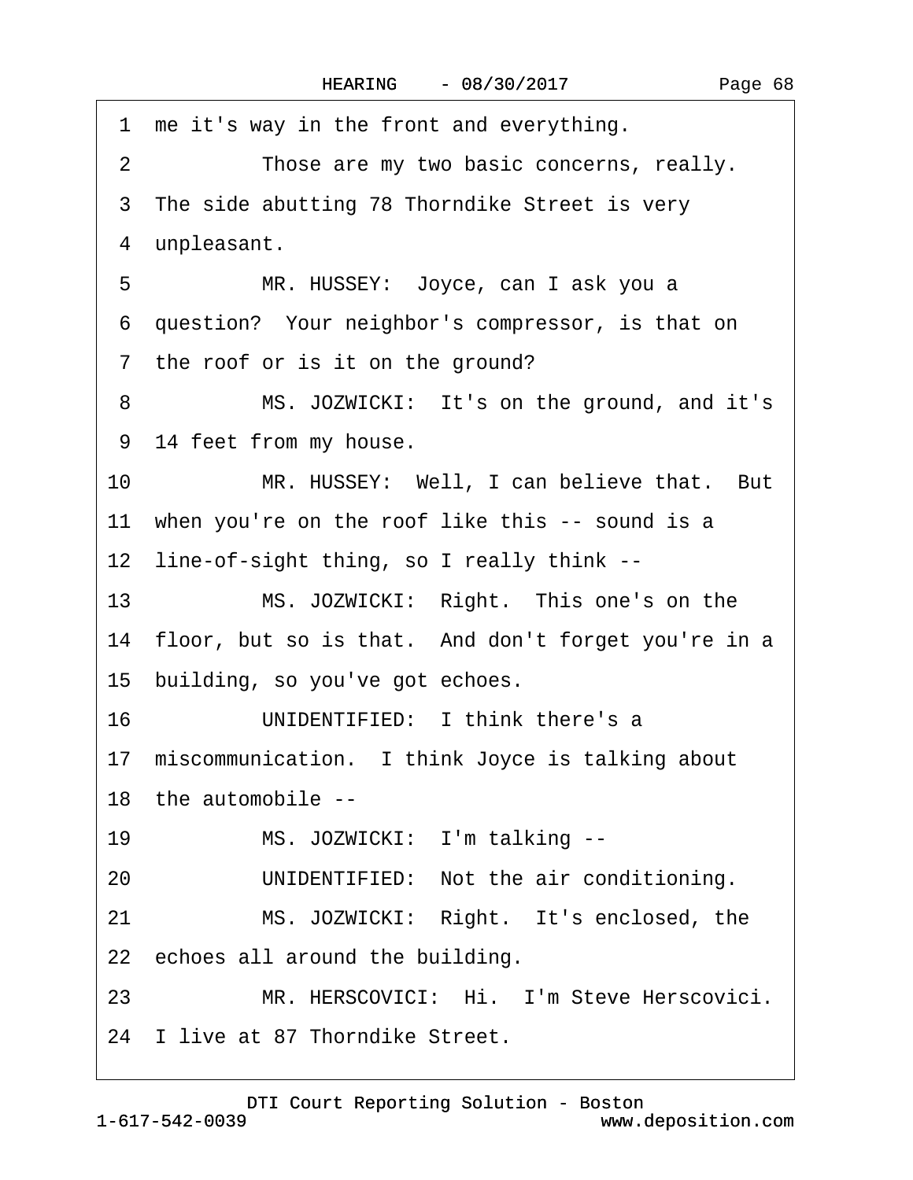1 me it's way in the front and everything.

2 Those are my two basic concerns, really.

3 The side abutting 78 Thorndike Street is very

4 unpleasant.

5 MR. HUSSEY: Joyce, can I ask you a

6 question? Your neighbor's compressor, is that on

7 the roof or is it on the ground?

8 MS. JOZWICKI: It's on the ground, and it's

9 14 feet from my house.

10 MR. HUSSEY: Well, I can believe that. But

11 when you're on the roof like this -- sound is a

12 line-of-sight thing, so I really think --

13 MS. JOZWICKI: Right. This one's on the

14 floor, but so is that. And don't forget you're in a

15 building, so you've got echoes.

16 UNIDENTIFIED: I think there's a

17 miscommunication. I think Joyce is talking about

18 the automobile --

19 MS. JOZWICKI: I'm talking --

20 UNIDENTIFIED: Not the air conditioning.

21 MS. JOZWICKI: Right. It's enclosed, the

22 echoes all around the building.

23 MR. HERSCOVICI: Hi. I'm Steve Herscovici.

24 I live at 87 Thorndike Street.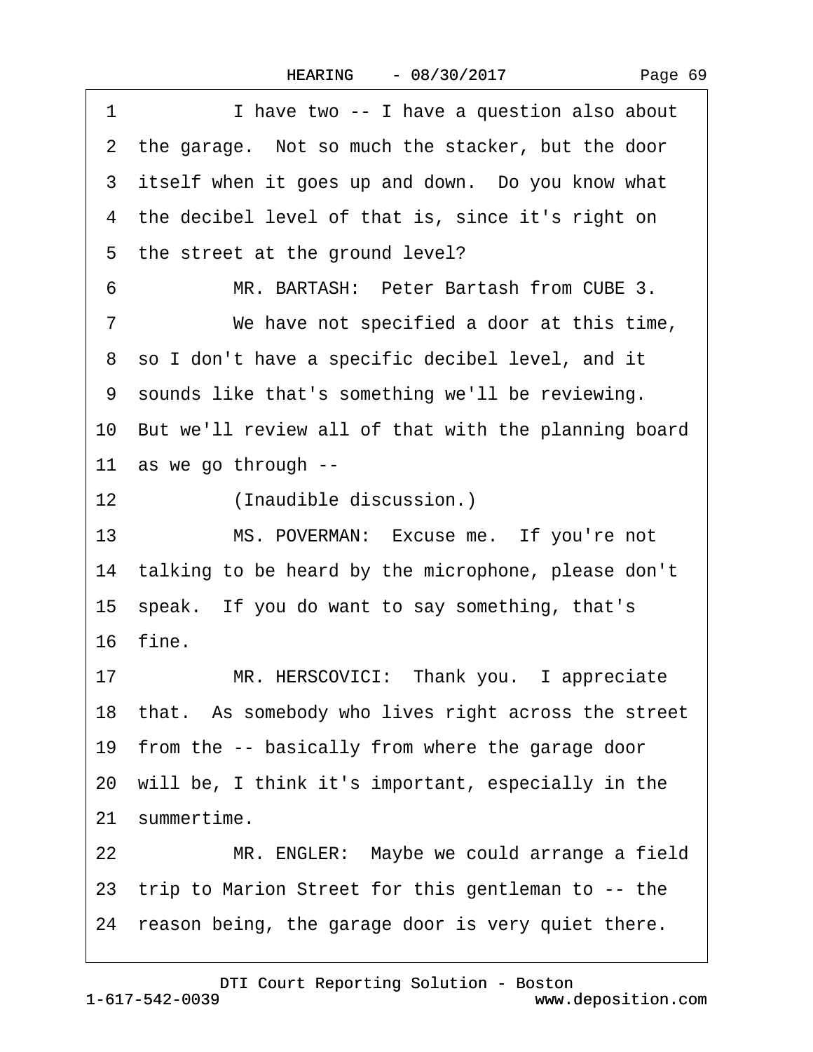1 I have two -- I have a question also about
2 the garage. Not so much the stacker, but the door
3 itself when it goes up and down. Do you know what
4 the decibel level of that is, since it's right on
5 the street at the ground level?
6 MR. BARTASH: Peter Bartash from CUBE 3.
7 We have not specified a door at this time,
8 so I don't have a specific decibel level, and it
9 sounds like that's something we'll be reviewing.
10 But we'll review all of that with the planning board
11 as we go through --
12 (Inaudible discussion.)
13 MS. POVERMAN: Excuse me. If you're not
14 talking to be heard by the microphone, please don't
15 speak. If you do want to say something, that's
16 fine.
17 MR. HERSCOVICI: Thank you. I appreciate
18 that. As somebody who lives right across the street
19 from the -- basically from where the garage door
20 will be, I think it's important, especially in the
21 summertime.
22 MR. ENGLER: Maybe we could arrange a field
23 trip to Marion Street for this gentleman to -- the
24 reason being, the garage door is very quiet there.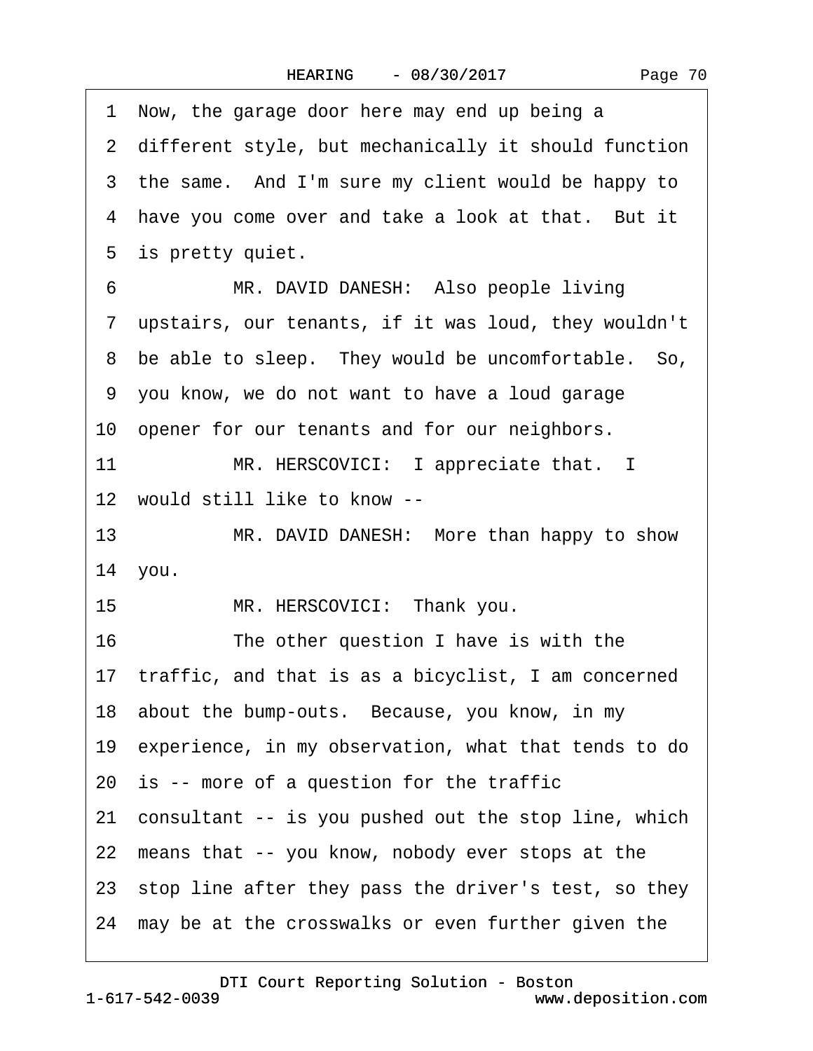1 Now, the garage door here may end up being a
2 different style, but mechanically it should function
3 the same. And I'm sure my client would be happy to
4 have you come over and take a look at that. But it
5 is pretty quiet.

6 MR. DAVID DANESH: Also people living
7 upstairs, our tenants, if it was loud, they wouldn't
8 be able to sleep. They would be uncomfortable. So,
9 you know, we do not want to have a loud garage
10 opener for our tenants and for our neighbors.

11 MR. HERSCOVICI: I appreciate that. I
12 would still like to know --

13 MR. DAVID DANESH: More than happy to show
14 you.

15 MR. HERSCOVICI: Thank you.

16 The other question I have is with the
17 traffic, and that is as a bicyclist, I am concerned
18 about the bump-outs. Because, you know, in my
19 experience, in my observation, what that tends to do
20 is -- more of a question for the traffic
21 consultant -- is you pushed out the stop line, which
22 means that -- you know, nobody ever stops at the
23 stop line after they pass the driver's test, so they
24 may be at the crosswalks or even further given the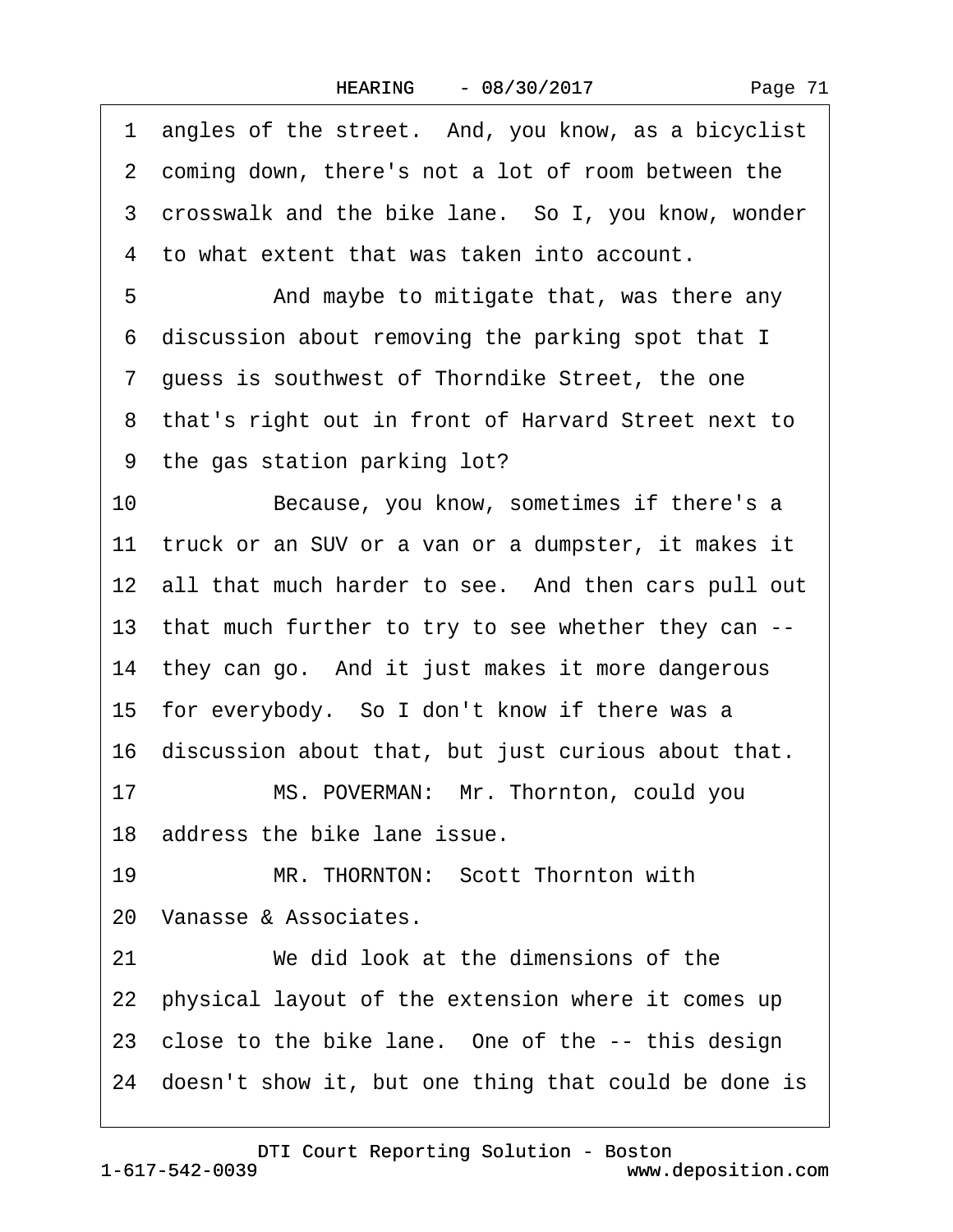1 angles of the street. And, you know, as a bicyclist
2 coming down, there's not a lot of room between the
3 crosswalk and the bike lane. So I, you know, wonder
4 to what extent that was taken into account.

5 And maybe to mitigate that, was there any
6 discussion about removing the parking spot that I
7 guess is southwest of Thorndike Street, the one
8 that's right out in front of Harvard Street next to
9 the gas station parking lot?

10 Because, you know, sometimes if there's a
11 truck or an SUV or a van or a dumpster, it makes it
12 all that much harder to see. And then cars pull out
13 that much further to try to see whether they can --
14 they can go. And it just makes it more dangerous
15 for everybody. So I don't know if there was a
16 discussion about that, but just curious about that.

17 MS. POVERMAN: Mr. Thornton, could you
18 address the bike lane issue.

19 MR. THORNTON: Scott Thornton with
20 Vanasse & Associates.

21 We did look at the dimensions of the
22 physical layout of the extension where it comes up
23 close to the bike lane. One of the -- this design
24 doesn't show it, but one thing that could be done is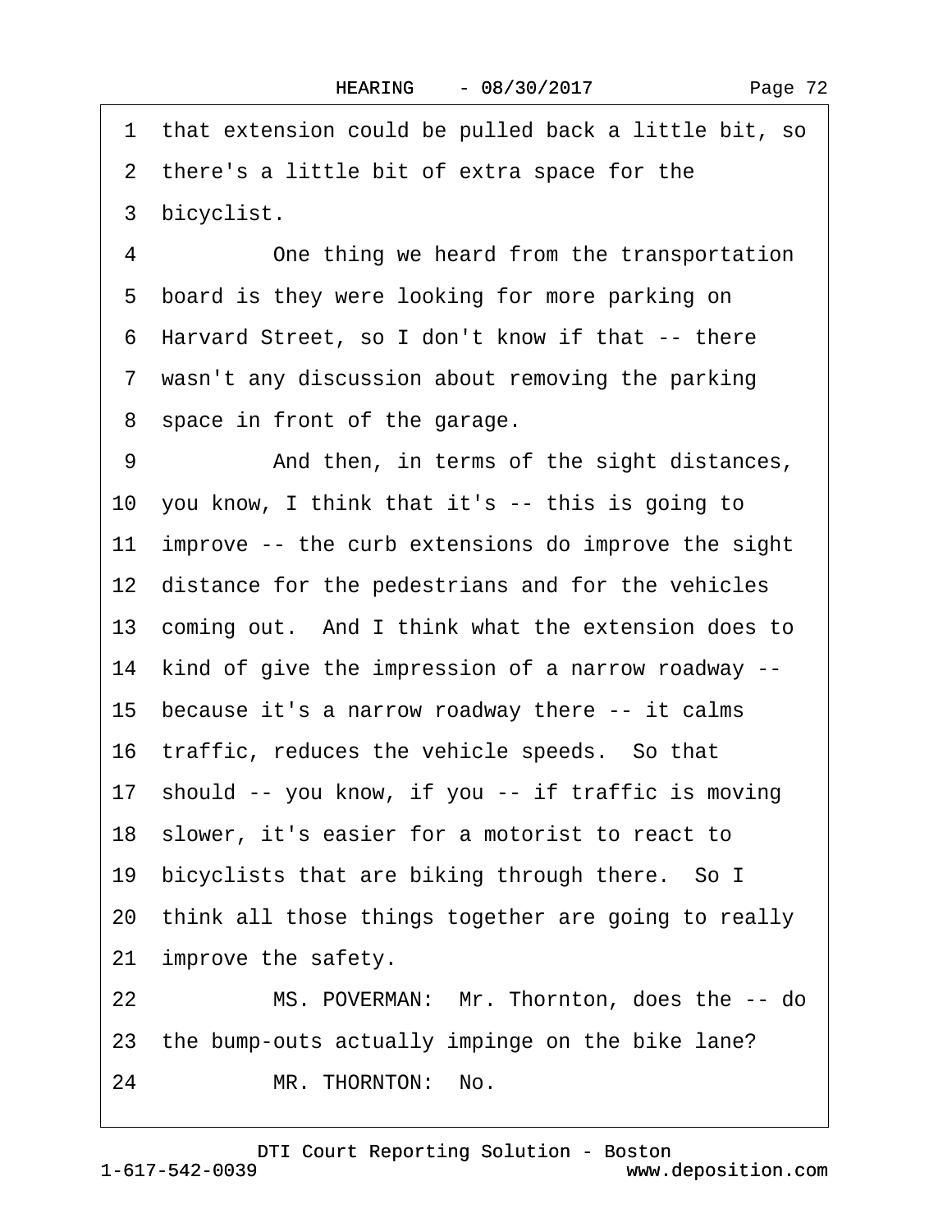1 that extension could be pulled back a little bit, so
2 there's a little bit of extra space for the
3 bicyclist.

4 One thing we heard from the transportation
5 board is they were looking for more parking on
6 Harvard Street, so I don't know if that -- there
7 wasn't any discussion about removing the parking
8 space in front of the garage.

9 And then, in terms of the sight distances,
10 you know, I think that it's -- this is going to
11 improve -- the curb extensions do improve the sight
12 distance for the pedestrians and for the vehicles
13 coming out. And I think what the extension does to
14 kind of give the impression of a narrow roadway --
15 because it's a narrow roadway there -- it calms
16 traffic, reduces the vehicle speeds. So that
17 should -- you know, if you -- if traffic is moving
18 slower, it's easier for a motorist to react to
19 bicyclists that are biking through there. So I
20 think all those things together are going to really
21 improve the safety.

22 MS. POVERMAN: Mr. Thornton, does the -- do
23 the bump-outs actually impinge on the bike lane?

24 MR. THORNTON: No.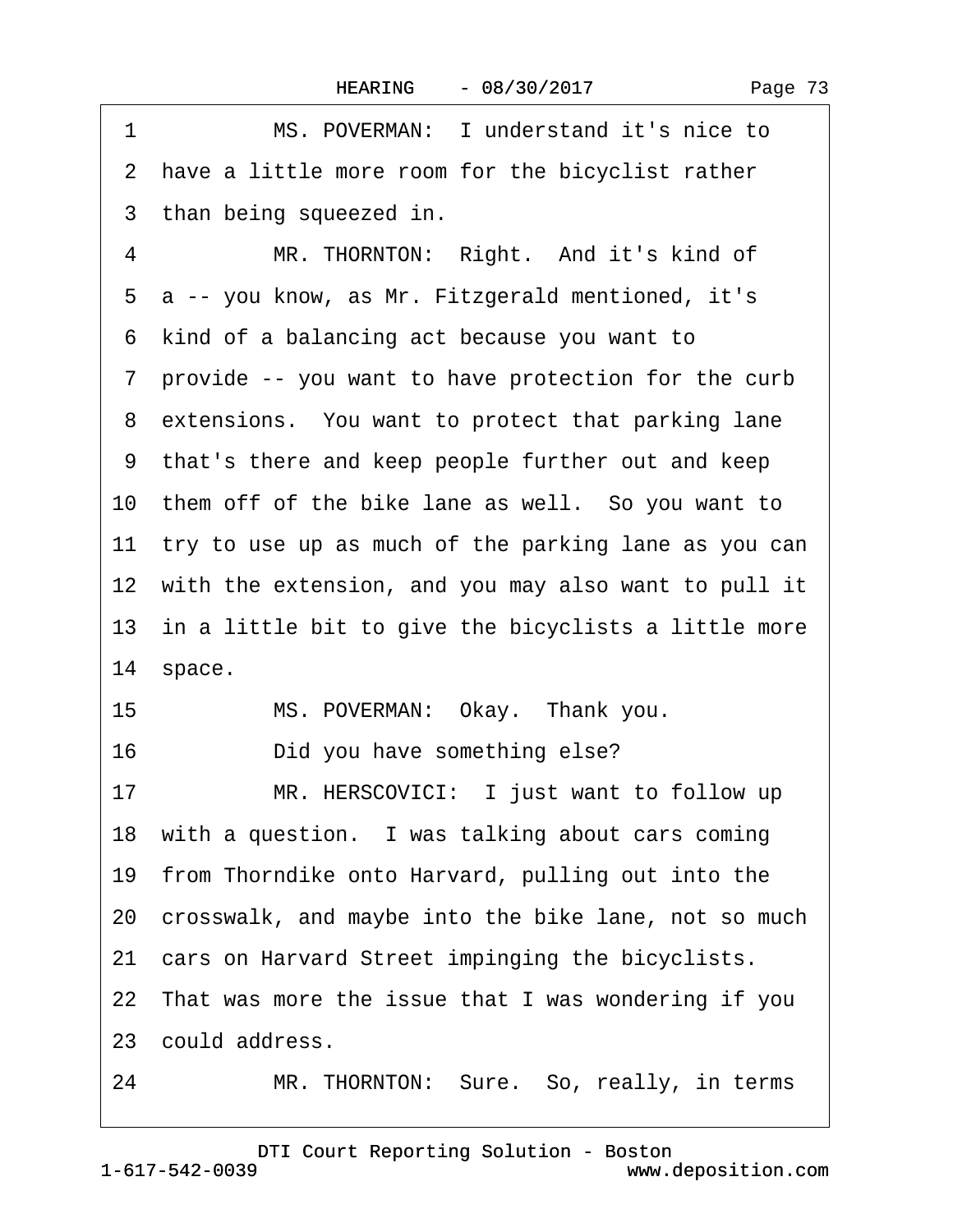1 MS. POVERMAN: I understand it's nice to
2 have a little more room for the bicyclist rather
3 than being squeezed in.
4 MR. THORNTON: Right. And it's kind of
5 a -- you know, as Mr. Fitzgerald mentioned, it's
6 kind of a balancing act because you want to
7 provide -- you want to have protection for the curb
8 extensions. You want to protect that parking lane
9 that's there and keep people further out and keep
10 them off of the bike lane as well. So you want to
11 try to use up as much of the parking lane as you can
12 with the extension, and you may also want to pull it
13 in a little bit to give the bicyclists a little more
14 space.
15 MS. POVERMAN: Okay. Thank you.
16 Did you have something else?
17 MR. HERSCOVICI: I just want to follow up
18 with a question. I was talking about cars coming
19 from Thorndike onto Harvard, pulling out into the
20 crosswalk, and maybe into the bike lane, not so much
21 cars on Harvard Street impinging the bicyclists.
22 That was more the issue that I was wondering if you
23 could address.
24 MR. THORNTON: Sure. So, really, in terms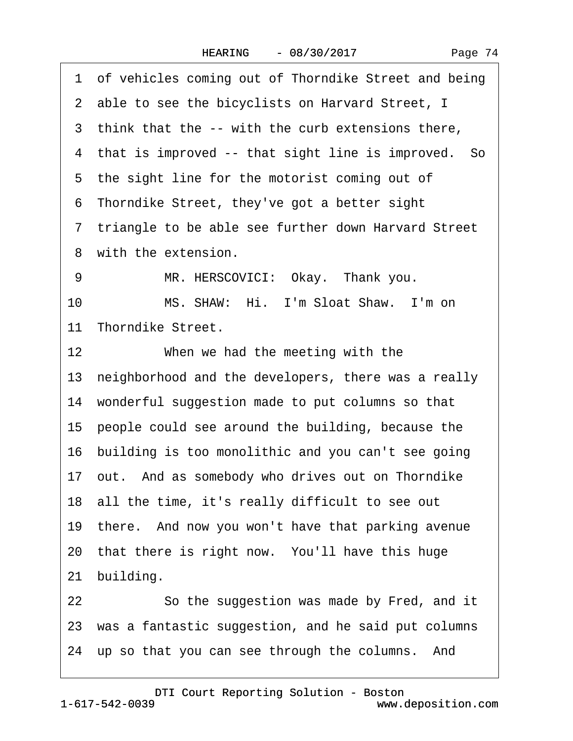1 of vehicles coming out of Thorndike Street and being
2 able to see the bicyclists on Harvard Street, I
3 think that the -- with the curb extensions there,
4 that is improved -- that sight line is improved. So
5 the sight line for the motorist coming out of
6 Thorndike Street, they've got a better sight
7 triangle to be able see further down Harvard Street
8 with the extension.
9 MR. HERSCOVICI: Okay. Thank you.
10 MS. SHAW: Hi. I'm Sloat Shaw. I'm on
11 Thorndike Street.
12 When we had the meeting with the
13 neighborhood and the developers, there was a really
14 wonderful suggestion made to put columns so that
15 people could see around the building, because the
16 building is too monolithic and you can't see going
17 out. And as somebody who drives out on Thorndike
18 all the time, it's really difficult to see out
19 there. And now you won't have that parking avenue
20 that there is right now. You'll have this huge
21 building.
22 So the suggestion was made by Fred, and it
23 was a fantastic suggestion, and he said put columns
24 up so that you can see through the columns. And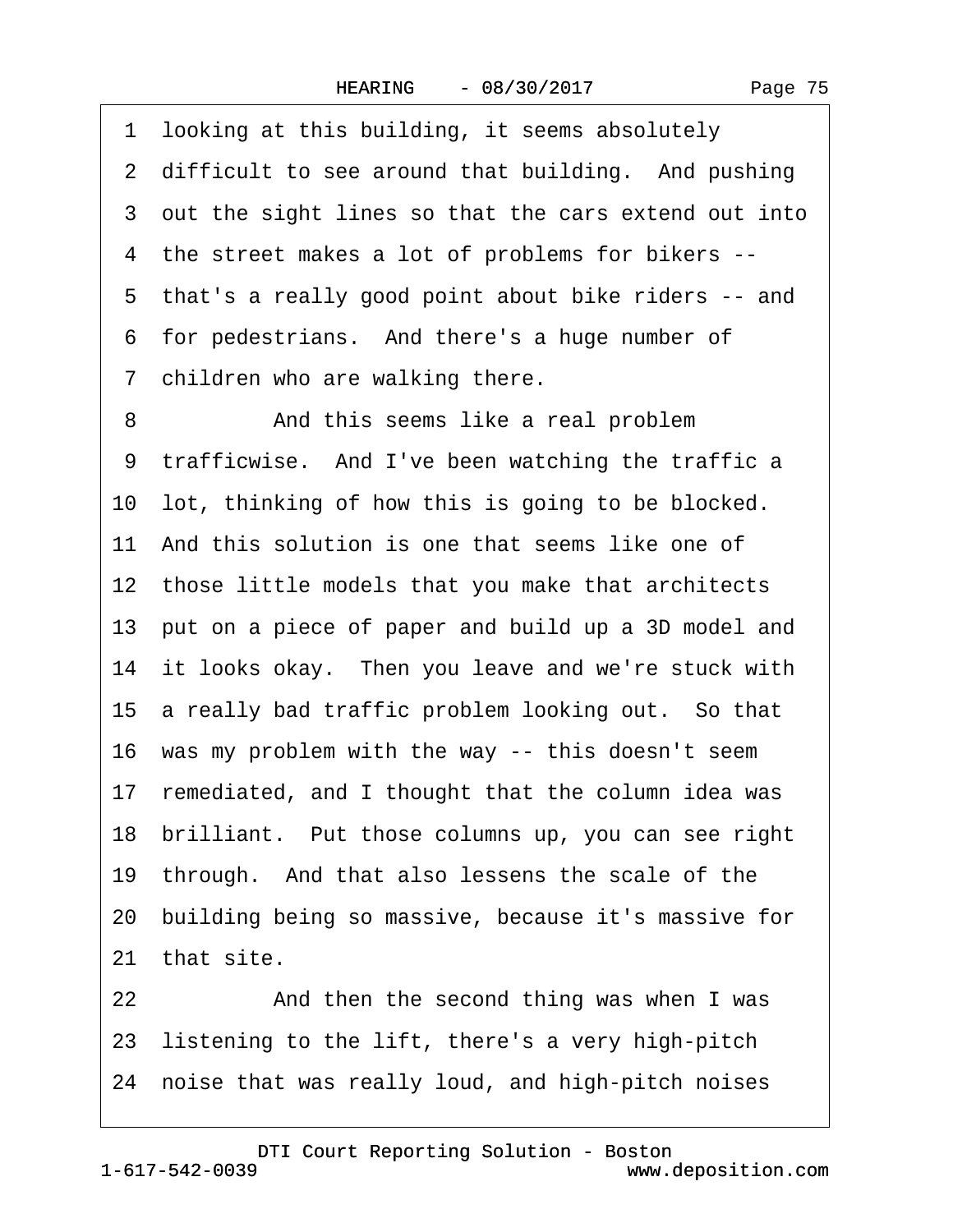1 looking at this building, it seems absolutely
2 difficult to see around that building. And pushing
3 out the sight lines so that the cars extend out into
4 the street makes a lot of problems for bikers --
5 that's a really good point about bike riders -- and
6 for pedestrians. And there's a huge number of
7 children who are walking there.
8 And this seems like a real problem
9 trafficwise. And I've been watching the traffic a
10 lot, thinking of how this is going to be blocked.
11 And this solution is one that seems like one of
12 those little models that you make that architects
13 put on a piece of paper and build up a 3D model and
14 it looks okay. Then you leave and we're stuck with
15 a really bad traffic problem looking out. So that
16 was my problem with the way -- this doesn't seem
17 remediated, and I thought that the column idea was
18 brilliant. Put those columns up, you can see right
19 through. And that also lessens the scale of the
20 building being so massive, because it's massive for
21 that site.
22 And then the second thing was when I was
23 listening to the lift, there's a very high-pitch
24 noise that was really loud, and high-pitch noises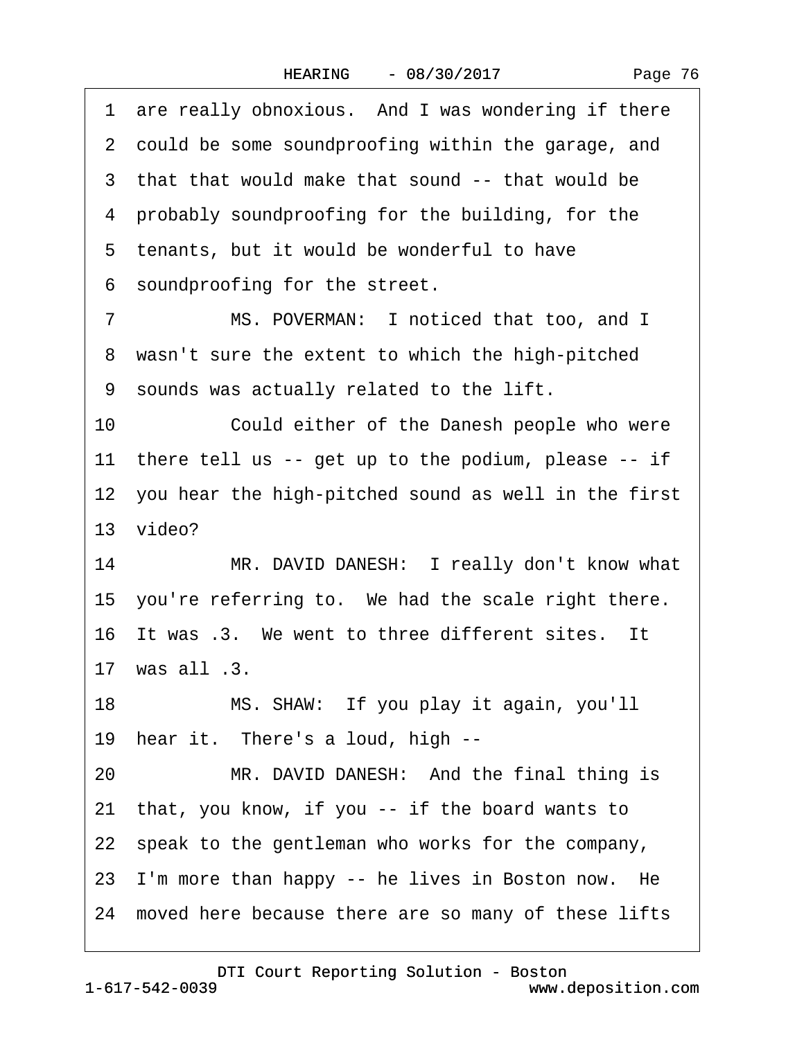1 are really obnoxious. And I was wondering if there
2 could be some soundproofing within the garage, and
3 that that would make that sound -- that would be
4 probably soundproofing for the building, for the
5 tenants, but it would be wonderful to have
6 soundproofing for the street.

7 MS. POVERMAN: I noticed that too, and I
8 wasn't sure the extent to which the high-pitched
9 sounds was actually related to the lift.

10 Could either of the Danesh people who were
11 there tell us -- get up to the podium, please -- if
12 you hear the high-pitched sound as well in the first
13 video?

14 MR. DAVID DANESH: I really don't know what
15 you're referring to. We had the scale right there.
16 It was .3. We went to three different sites. It
17 was all .3.

18 MS. SHAW: If you play it again, you'll
19 hear it. There's a loud, high --

20 MR. DAVID DANESH: And the final thing is
21 that, you know, if you -- if the board wants to
22 speak to the gentleman who works for the company,
23 I'm more than happy -- he lives in Boston now. He
24 moved here because there are so many of these lifts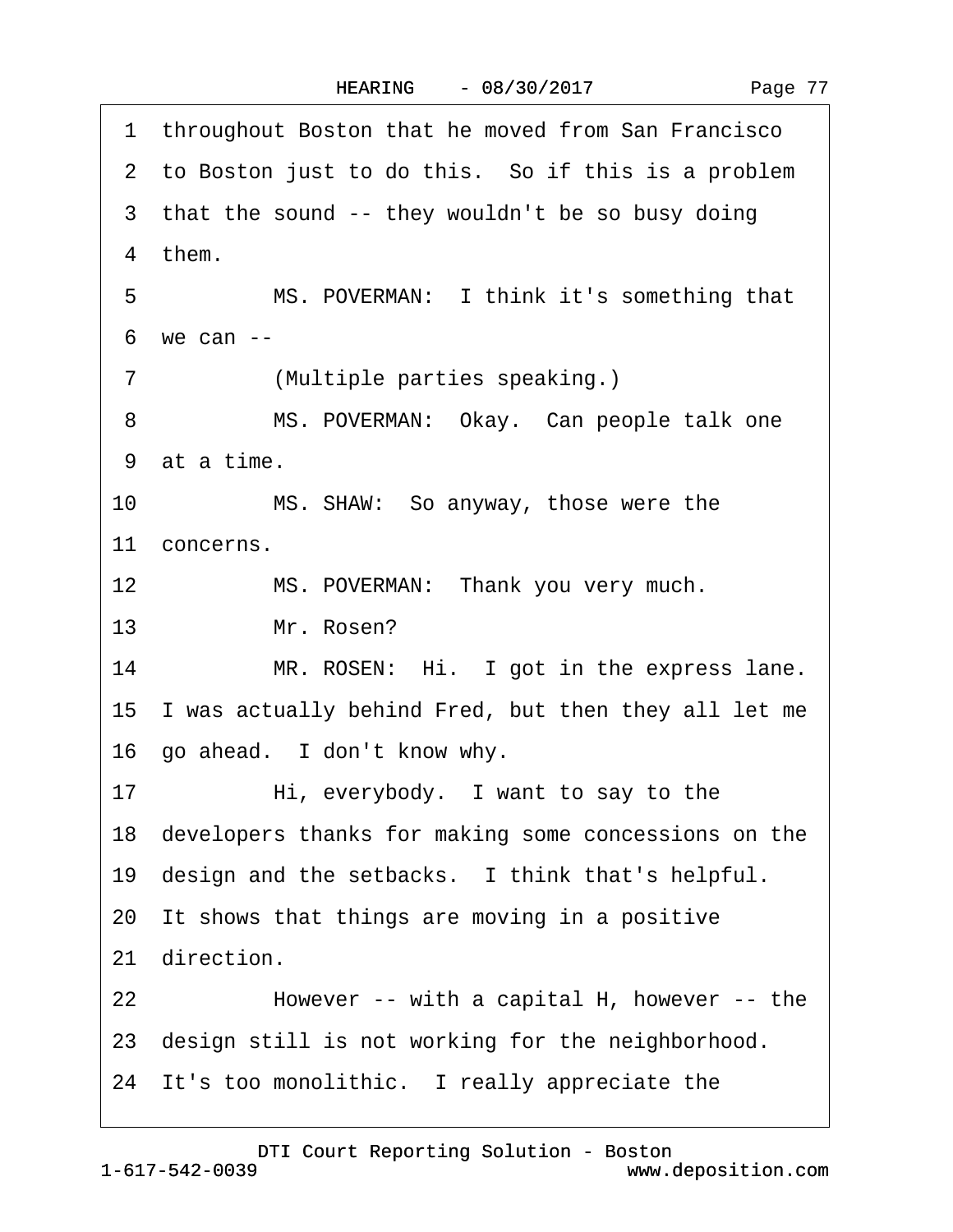1 throughout Boston that he moved from San Francisco
2 to Boston just to do this. So if this is a problem
3 that the sound -- they wouldn't be so busy doing
4 them.
5 MS. POVERMAN: I think it's something that
6 we can --
7 (Multiple parties speaking.)
8 MS. POVERMAN: Okay. Can people talk one
9 at a time.
10 MS. SHAW: So anyway, those were the
11 concerns.
12 MS. POVERMAN: Thank you very much.
13 Mr. Rosen?
14 MR. ROSEN: Hi. I got in the express lane.
15 I was actually behind Fred, but then they all let me
16 go ahead. I don't know why.
17 Hi, everybody. I want to say to the
18 developers thanks for making some concessions on the
19 design and the setbacks. I think that's helpful.
20 It shows that things are moving in a positive
21 direction.
22 However -- with a capital H, however -- the
23 design still is not working for the neighborhood.
24 It's too monolithic. I really appreciate the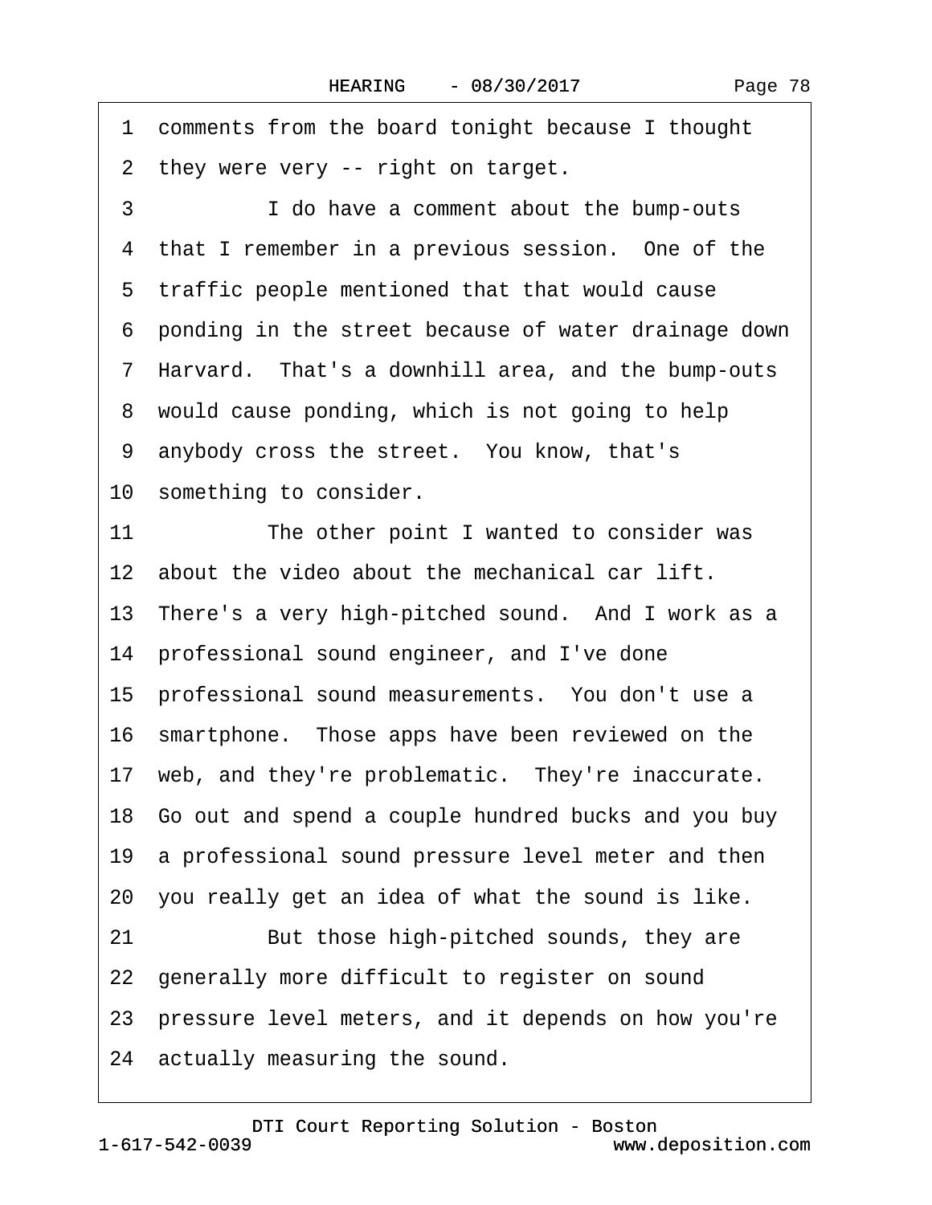1 comments from the board tonight because I thought
2 they were very -- right on target.
3 I do have a comment about the bump-outs
4 that I remember in a previous session. One of the
5 traffic people mentioned that that would cause
6 ponding in the street because of water drainage down
7 Harvard. That's a downhill area, and the bump-outs
8 would cause ponding, which is not going to help
9 anybody cross the street. You know, that's
10 something to consider.
11 The other point I wanted to consider was
12 about the video about the mechanical car lift.
13 There's a very high-pitched sound. And I work as a
14 professional sound engineer, and I've done
15 professional sound measurements. You don't use a
16 smartphone. Those apps have been reviewed on the
17 web, and they're problematic. They're inaccurate.
18 Go out and spend a couple hundred bucks and you buy
19 a professional sound pressure level meter and then
20 you really get an idea of what the sound is like.
21 But those high-pitched sounds, they are
22 generally more difficult to register on sound
23 pressure level meters, and it depends on how you're
24 actually measuring the sound.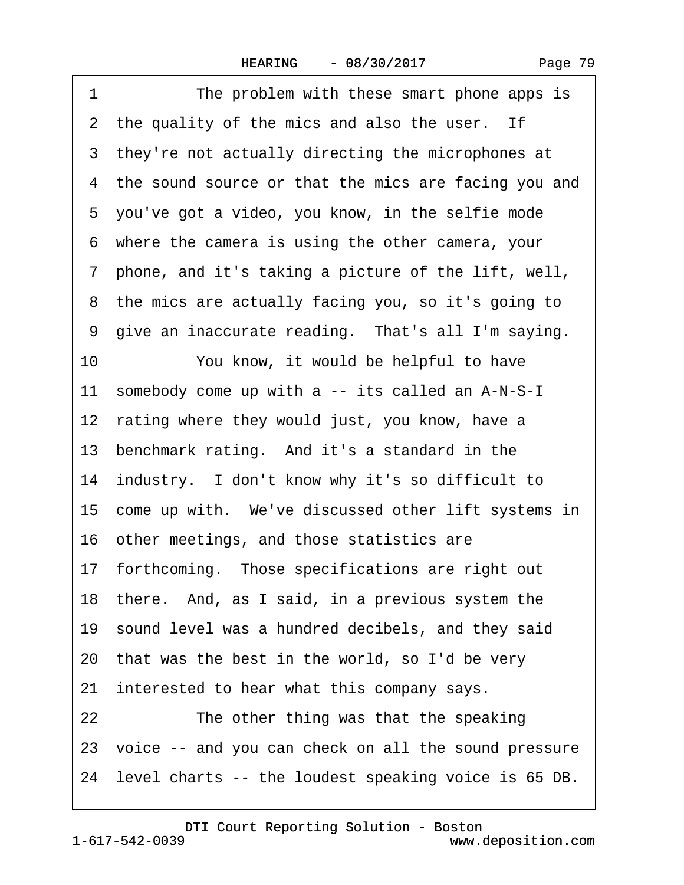1 The problem with these smart phone apps is
2 the quality of the mics and also the user. If
3 they're not actually directing the microphones at
4 the sound source or that the mics are facing you and
5 you've got a video, you know, in the selfie mode
6 where the camera is using the other camera, your
7 phone, and it's taking a picture of the lift, well,
8 the mics are actually facing you, so it's going to
9 give an inaccurate reading. That's all I'm saying.
10 You know, it would be helpful to have
11 somebody come up with a -- its called an A-N-S-I
12 rating where they would just, you know, have a
13 benchmark rating. And it's a standard in the
14 industry. I don't know why it's so difficult to
15 come up with. We've discussed other lift systems in
16 other meetings, and those statistics are
17 forthcoming. Those specifications are right out
18 there. And, as I said, in a previous system the
19 sound level was a hundred decibels, and they said
20 that was the best in the world, so I'd be very
21 interested to hear what this company says.
22 The other thing was that the speaking
23 voice -- and you can check on all the sound pressure
24 level charts -- the loudest speaking voice is 65 DB.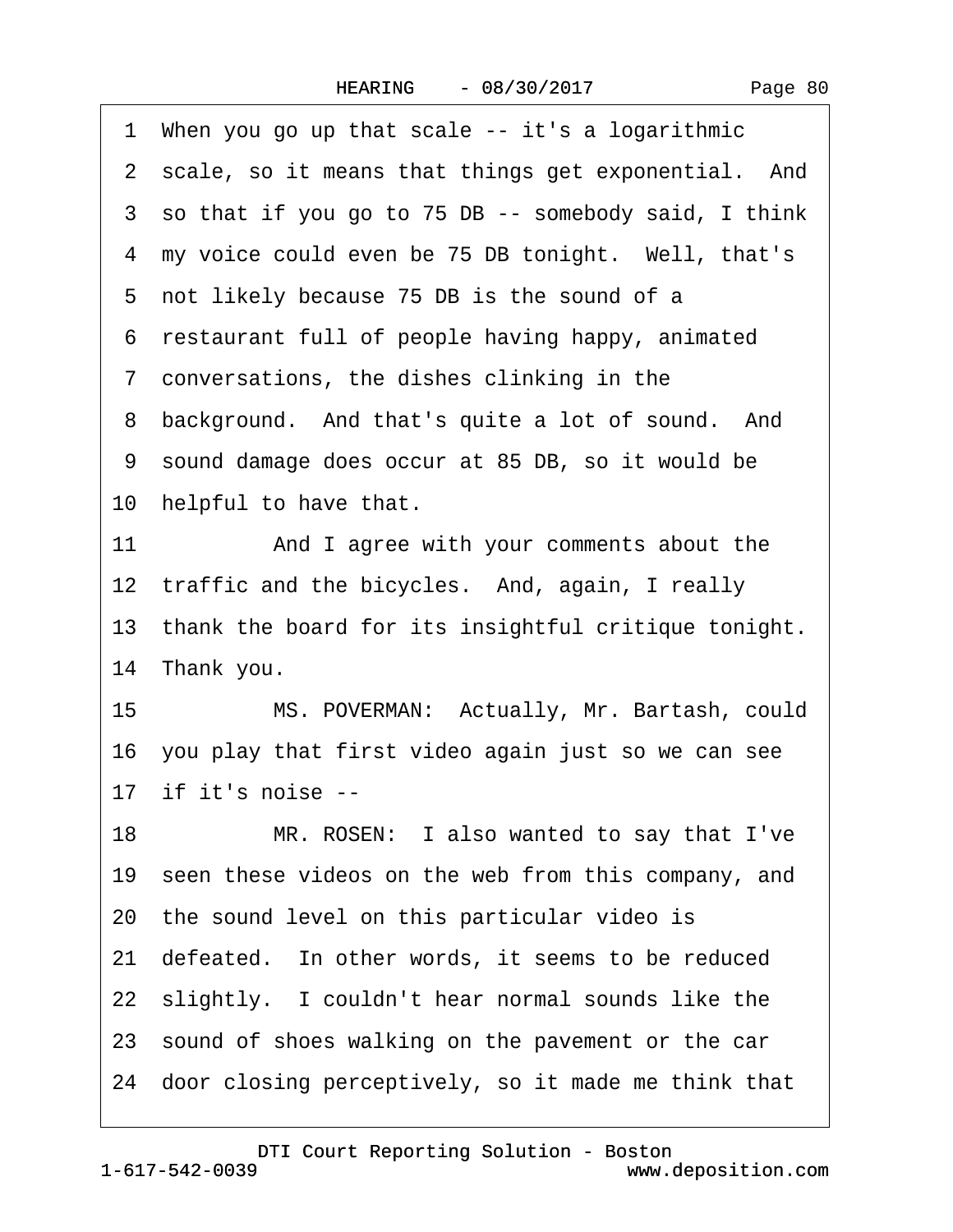1 When you go up that scale -- it's a logarithmic
2 scale, so it means that things get exponential. And
3 so that if you go to 75 DB -- somebody said, I think
4 my voice could even be 75 DB tonight. Well, that's
5 not likely because 75 DB is the sound of a
6 restaurant full of people having happy, animated
7 conversations, the dishes clinking in the
8 background. And that's quite a lot of sound. And
9 sound damage does occur at 85 DB, so it would be
10 helpful to have that.
11 And I agree with your comments about the
12 traffic and the bicycles. And, again, I really
13 thank the board for its insightful critique tonight.
14 Thank you.
15 MS. POVERMAN: Actually, Mr. Bartash, could
16 you play that first video again just so we can see
17 if it's noise --
18 MR. ROSEN: I also wanted to say that I've
19 seen these videos on the web from this company, and
20 the sound level on this particular video is
21 defeated. In other words, it seems to be reduced
22 slightly. I couldn't hear normal sounds like the
23 sound of shoes walking on the pavement or the car
24 door closing perceptively, so it made me think that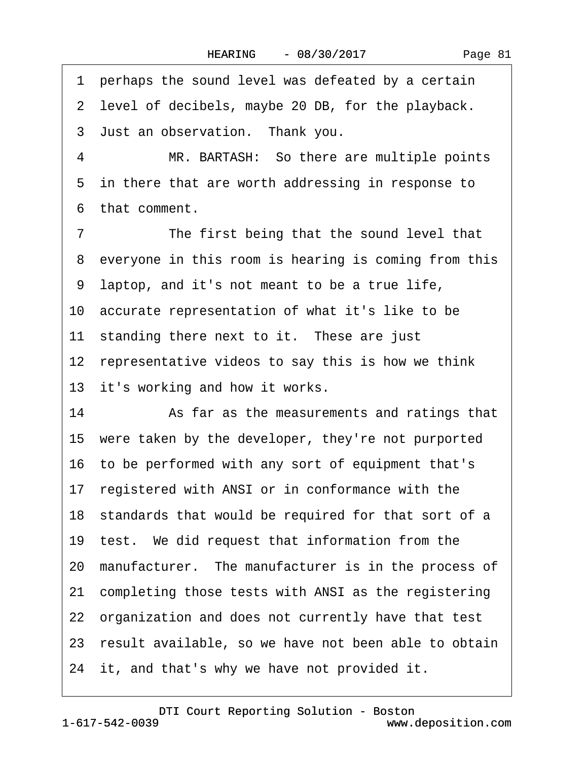1 perhaps the sound level was defeated by a certain
2 level of decibels, maybe 20 DB, for the playback.
3 Just an observation. Thank you.
4 MR. BARTASH: So there are multiple points
5 in there that are worth addressing in response to
6 that comment.
7 The first being that the sound level that
8 everyone in this room is hearing is coming from this
9 laptop, and it's not meant to be a true life,
10 accurate representation of what it's like to be
11 standing there next to it. These are just
12 representative videos to say this is how we think
13 it's working and how it works.
14 As far as the measurements and ratings that
15 were taken by the developer, they're not purported
16 to be performed with any sort of equipment that's
17 registered with ANSI or in conformance with the
18 standards that would be required for that sort of a
19 test. We did request that information from the
20 manufacturer. The manufacturer is in the process of
21 completing those tests with ANSI as the registering
22 organization and does not currently have that test
23 result available, so we have not been able to obtain
24 it, and that's why we have not provided it.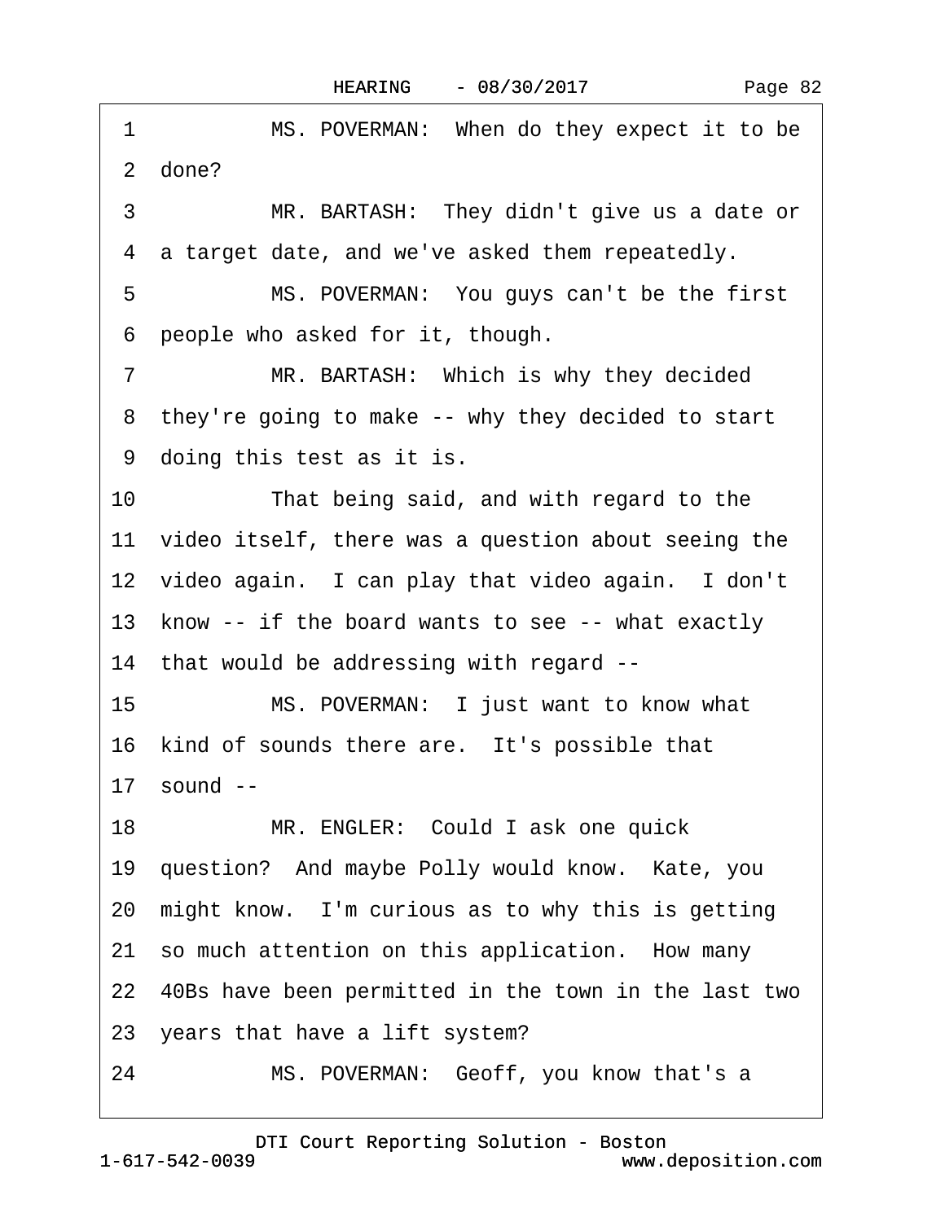1 MS. POVERMAN: When do they expect it to be
2 done?
3 MR. BARTASH: They didn't give us a date or
4 a target date, and we've asked them repeatedly.
5 MS. POVERMAN: You guys can't be the first
6 people who asked for it, though.
7 MR. BARTASH: Which is why they decided
8 they're going to make -- why they decided to start
9 doing this test as it is.
10 That being said, and with regard to the
11 video itself, there was a question about seeing the
12 video again. I can play that video again. I don't
13 know -- if the board wants to see -- what exactly
14 that would be addressing with regard --
15 MS. POVERMAN: I just want to know what
16 kind of sounds there are. It's possible that
17 sound --
18 MR. ENGLER: Could I ask one quick
19 question? And maybe Polly would know. Kate, you
20 might know. I'm curious as to why this is getting
21 so much attention on this application. How many
22 40Bs have been permitted in the town in the last two
23 years that have a lift system?
24 MS. POVERMAN: Geoff, you know that's a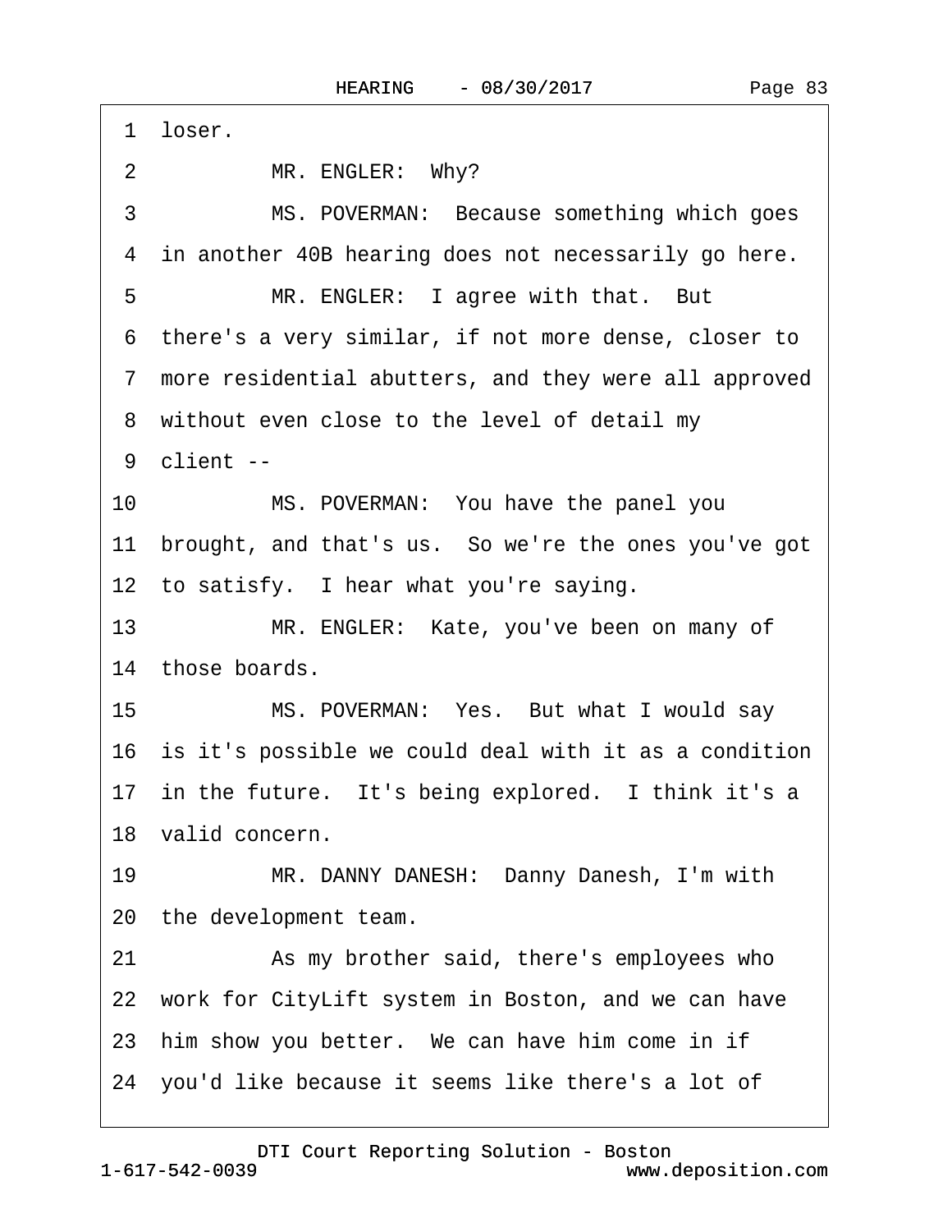1 loser.

2 MR. ENGLER: Why?

3 MS. POVERMAN: Because something which goes

4 in another 40B hearing does not necessarily go here.

5 MR. ENGLER: I agree with that. But

6 there's a very similar, if not more dense, closer to

7 more residential abutters, and they were all approved

8 without even close to the level of detail my

9 client --

10 MS. POVERMAN: You have the panel you

11 brought, and that's us. So we're the ones you've got

12 to satisfy. I hear what you're saying.

13 MR. ENGLER: Kate, you've been on many of

14 those boards.

15 MS. POVERMAN: Yes. But what I would say

16 is it's possible we could deal with it as a condition

17 in the future. It's being explored. I think it's a

18 valid concern.

19 MR. DANNY DANESH: Danny Danesh, I'm with

20 the development team.

21 As my brother said, there's employees who

22 work for CityLift system in Boston, and we can have

23 him show you better. We can have him come in if

24 you'd like because it seems like there's a lot of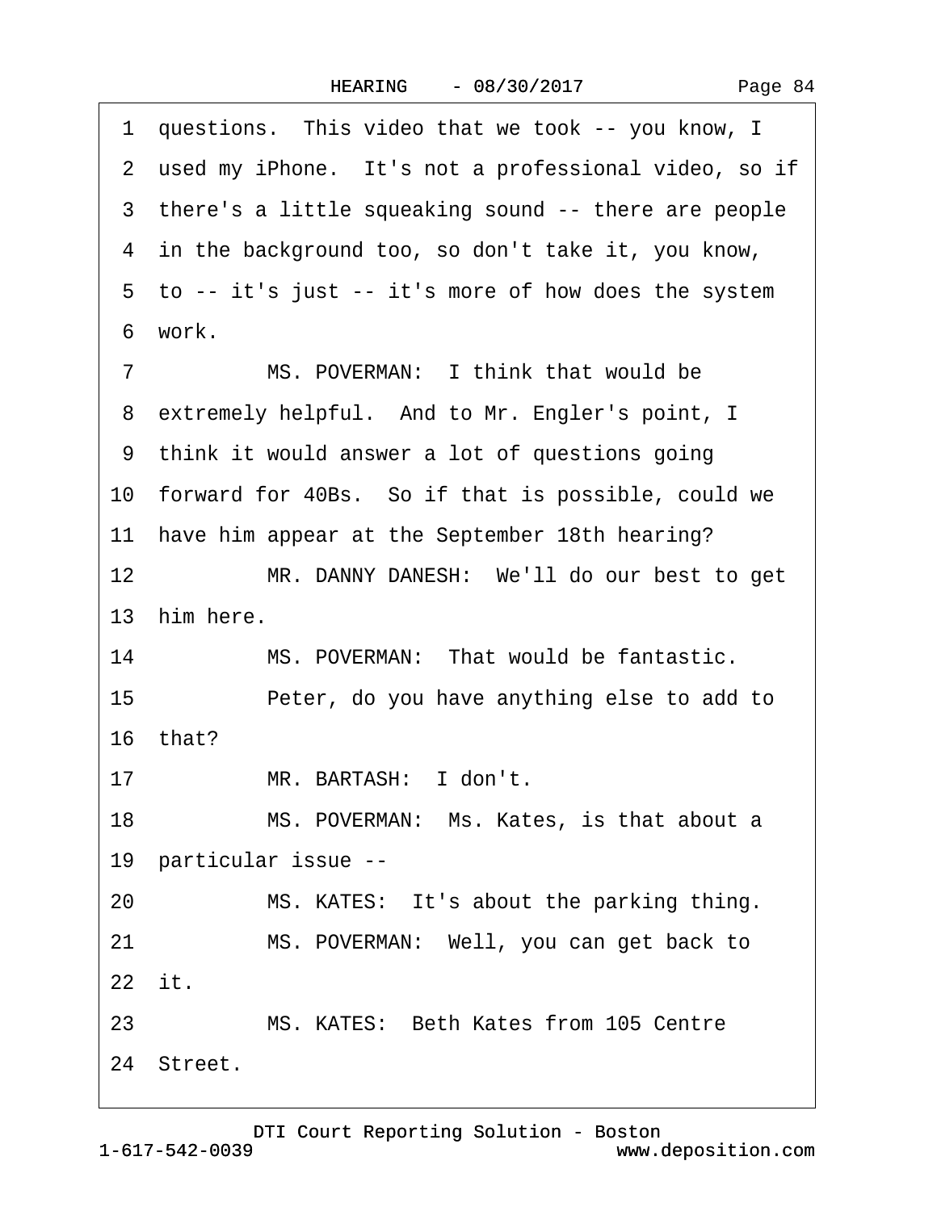1 questions. This video that we took -- you know, I
2 used my iPhone. It's not a professional video, so if
3 there's a little squeaking sound -- there are people
4 in the background too, so don't take it, you know,
5 to -- it's just -- it's more of how does the system
6 work.
7 MS. POVERMAN: I think that would be
8 extremely helpful. And to Mr. Engler's point, I
9 think it would answer a lot of questions going
10 forward for 40Bs. So if that is possible, could we
11 have him appear at the September 18th hearing?
12 MR. DANNY DANESH: We'll do our best to get
13 him here.
14 MS. POVERMAN: That would be fantastic.
15 Peter, do you have anything else to add to
16 that?
17 MR. BARTASH: I don't.
18 MS. POVERMAN: Ms. Kates, is that about a
19 particular issue --
20 MS. KATES: It's about the parking thing.
21 MS. POVERMAN: Well, you can get back to
22 it.
23 MS. KATES: Beth Kates from 105 Centre
24 Street.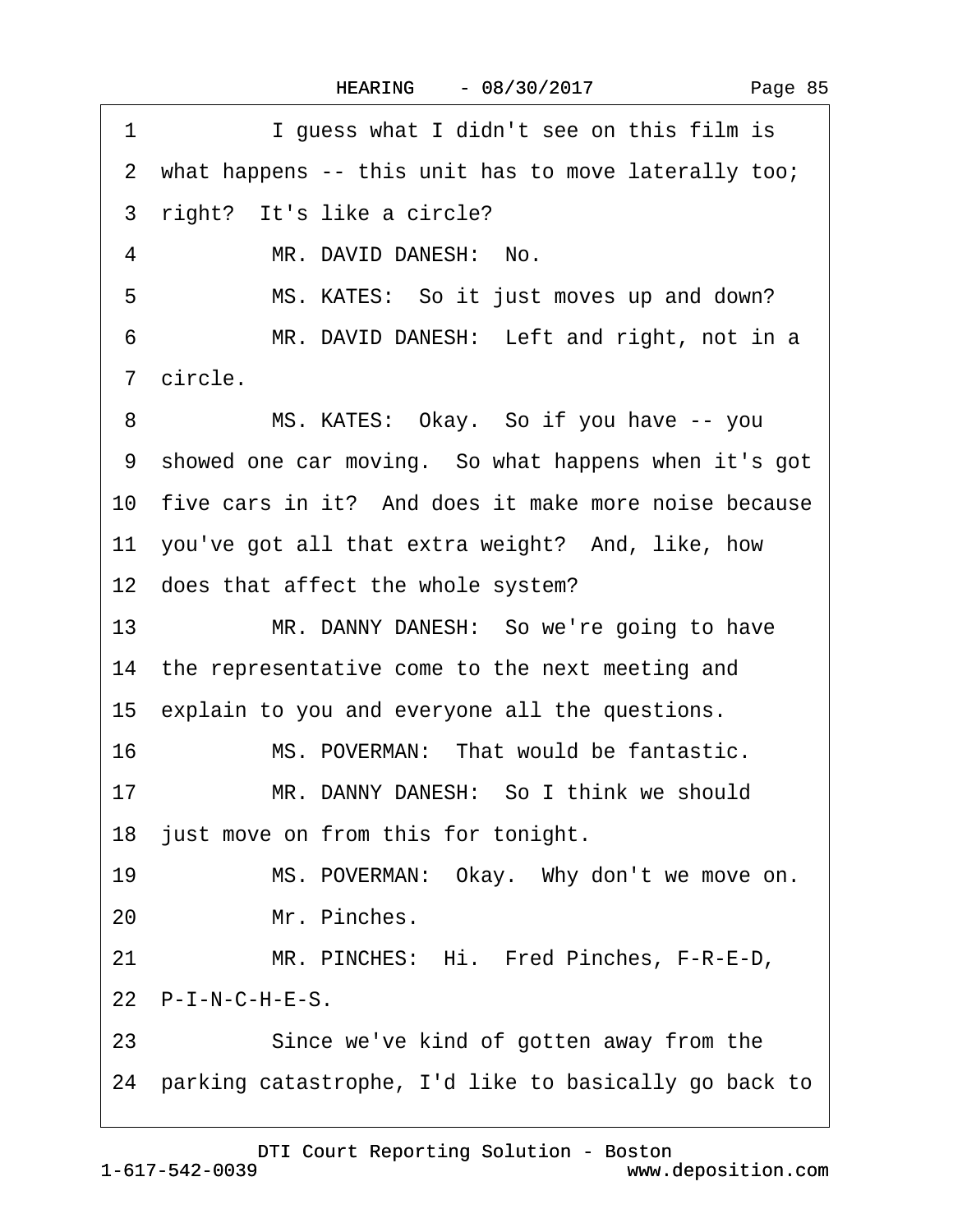1 I guess what I didn't see on this film is
2 what happens -- this unit has to move laterally too;
3 right? It's like a circle?
4 MR. DAVID DANESH: No.
5 MS. KATES: So it just moves up and down?
6 MR. DAVID DANESH: Left and right, not in a
7 circle.
8 MS. KATES: Okay. So if you have -- you
9 showed one car moving. So what happens when it's got
10 five cars in it? And does it make more noise because
11 you've got all that extra weight? And, like, how
12 does that affect the whole system?
13 MR. DANNY DANESH: So we're going to have
14 the representative come to the next meeting and
15 explain to you and everyone all the questions.
16 MS. POVERMAN: That would be fantastic.
17 MR. DANNY DANESH: So I think we should
18 just move on from this for tonight.
19 MS. POVERMAN: Okay. Why don't we move on.
20 Mr. Pinches.
21 MR. PINCHES: Hi. Fred Pinches, F-R-E-D,
22 P-I-N-C-H-E-S.
23 Since we've kind of gotten away from the
24 parking catastrophe, I'd like to basically go back to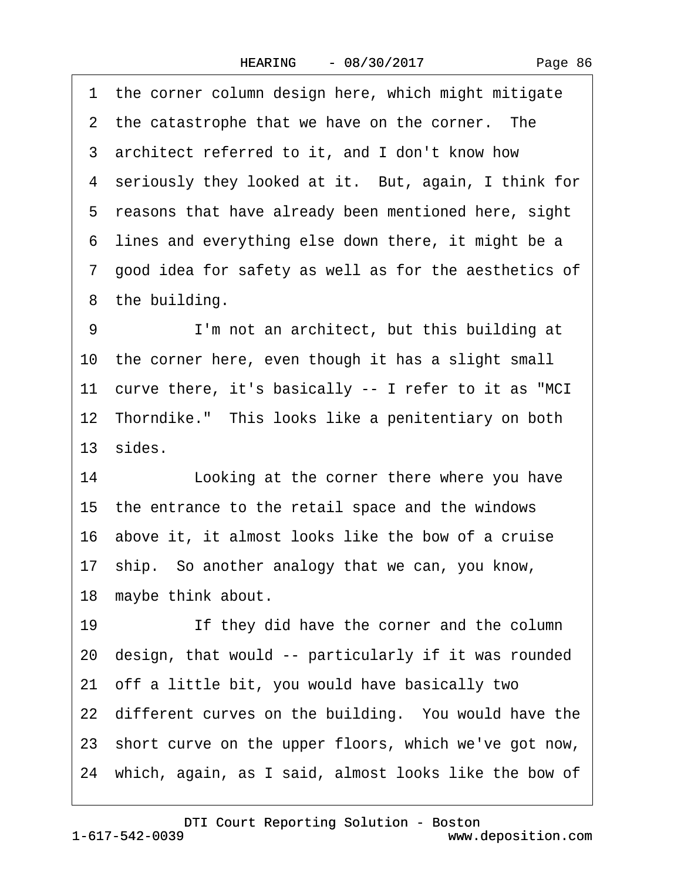1 the corner column design here, which might mitigate
2 the catastrophe that we have on the corner. The
3 architect referred to it, and I don't know how
4 seriously they looked at it. But, again, I think for
5 reasons that have already been mentioned here, sight
6 lines and everything else down there, it might be a
7 good idea for safety as well as for the aesthetics of
8 the building.

9 I'm not an architect, but this building at
10 the corner here, even though it has a slight small
11 curve there, it's basically -- I refer to it as "MCI
12 Thorndike." This looks like a penitentiary on both
13 sides.

14 Looking at the corner there where you have
15 the entrance to the retail space and the windows
16 above it, it almost looks like the bow of a cruise
17 ship. So another analogy that we can, you know,
18 maybe think about.

19 If they did have the corner and the column
20 design, that would -- particularly if it was rounded
21 off a little bit, you would have basically two
22 different curves on the building. You would have the
23 short curve on the upper floors, which we've got now,
24 which, again, as I said, almost looks like the bow of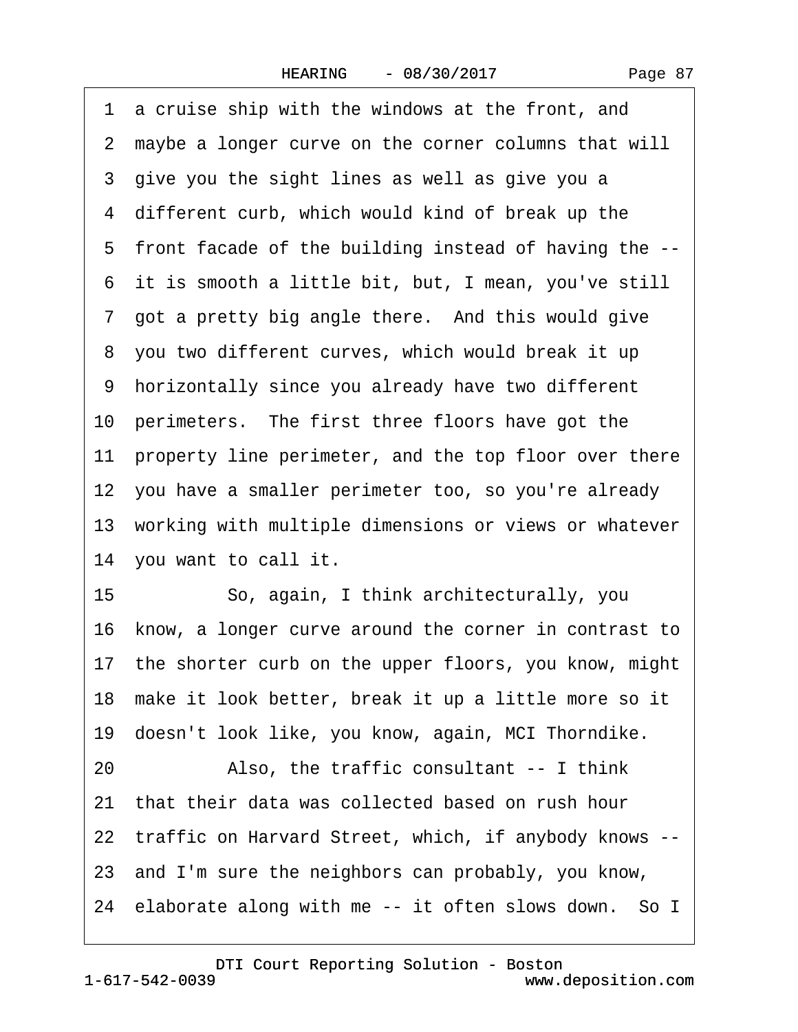1 a cruise ship with the windows at the front, and
2 maybe a longer curve on the corner columns that will
3 give you the sight lines as well as give you a
4 different curb, which would kind of break up the
5 front facade of the building instead of having the --
6 it is smooth a little bit, but, I mean, you've still
7 got a pretty big angle there. And this would give
8 you two different curves, which would break it up
9 horizontally since you already have two different
10 perimeters. The first three floors have got the
11 property line perimeter, and the top floor over there
12 you have a smaller perimeter too, so you're already
13 working with multiple dimensions or views or whatever
14 you want to call it.
15 So, again, I think architecturally, you
16 know, a longer curve around the corner in contrast to
17 the shorter curb on the upper floors, you know, might
18 make it look better, break it up a little more so it
19 doesn't look like, you know, again, MCI Thorndike.
20 Also, the traffic consultant -- I think
21 that their data was collected based on rush hour
22 traffic on Harvard Street, which, if anybody knows --
23 and I'm sure the neighbors can probably, you know,
24 elaborate along with me -- it often slows down. So I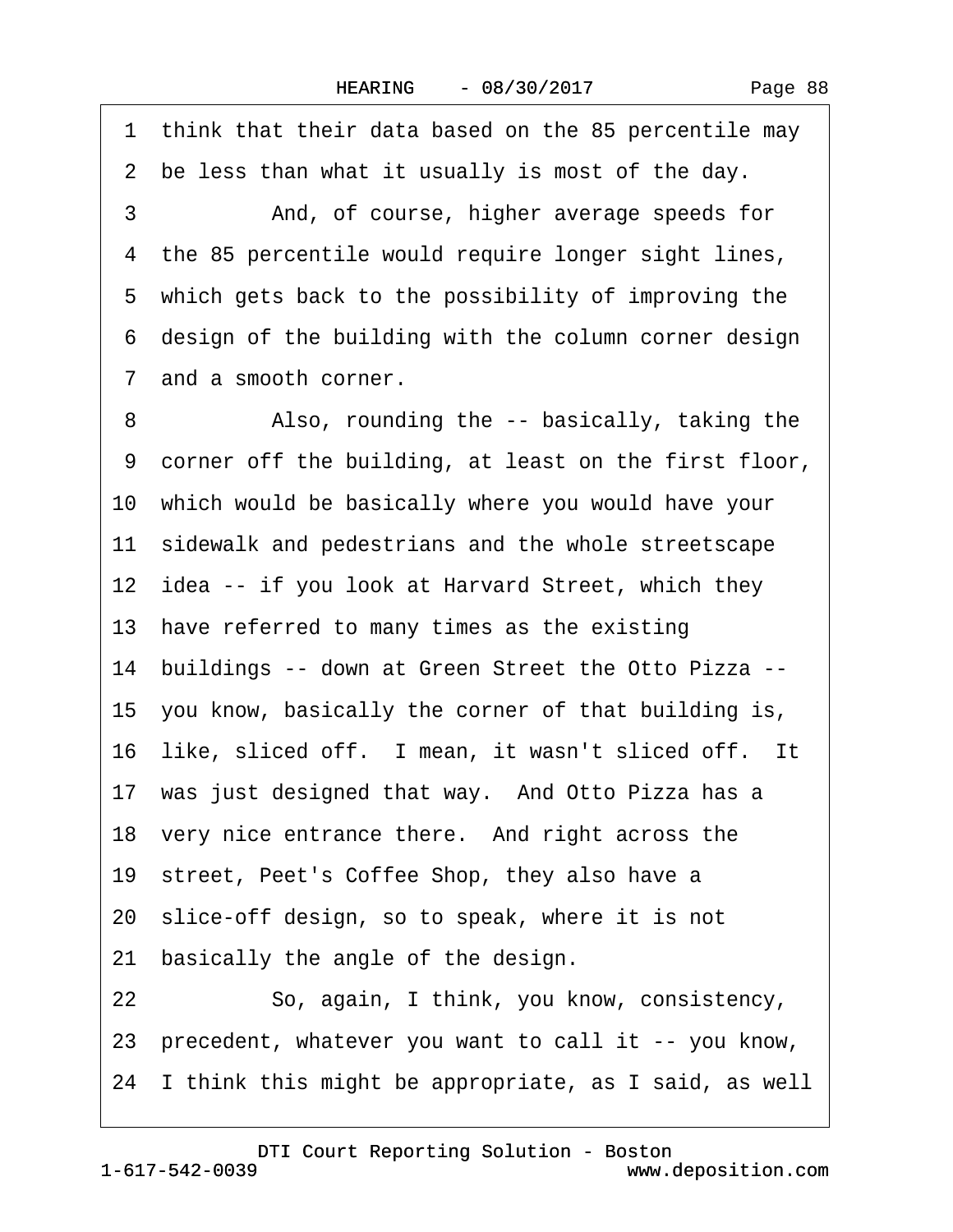1 think that their data based on the 85 percentile may
2 be less than what it usually is most of the day.
3 And, of course, higher average speeds for
4 the 85 percentile would require longer sight lines,
5 which gets back to the possibility of improving the
6 design of the building with the column corner design
7 and a smooth corner.
8 Also, rounding the -- basically, taking the
9 corner off the building, at least on the first floor,
10 which would be basically where you would have your
11 sidewalk and pedestrians and the whole streetscape
12 idea -- if you look at Harvard Street, which they
13 have referred to many times as the existing
14 buildings -- down at Green Street the Otto Pizza --
15 you know, basically the corner of that building is,
16 like, sliced off. I mean, it wasn't sliced off. It
17 was just designed that way. And Otto Pizza has a
18 very nice entrance there. And right across the
19 street, Peet's Coffee Shop, they also have a
20 slice-off design, so to speak, where it is not
21 basically the angle of the design.
22 So, again, I think, you know, consistency,
23 precedent, whatever you want to call it -- you know,
24 I think this might be appropriate, as I said, as well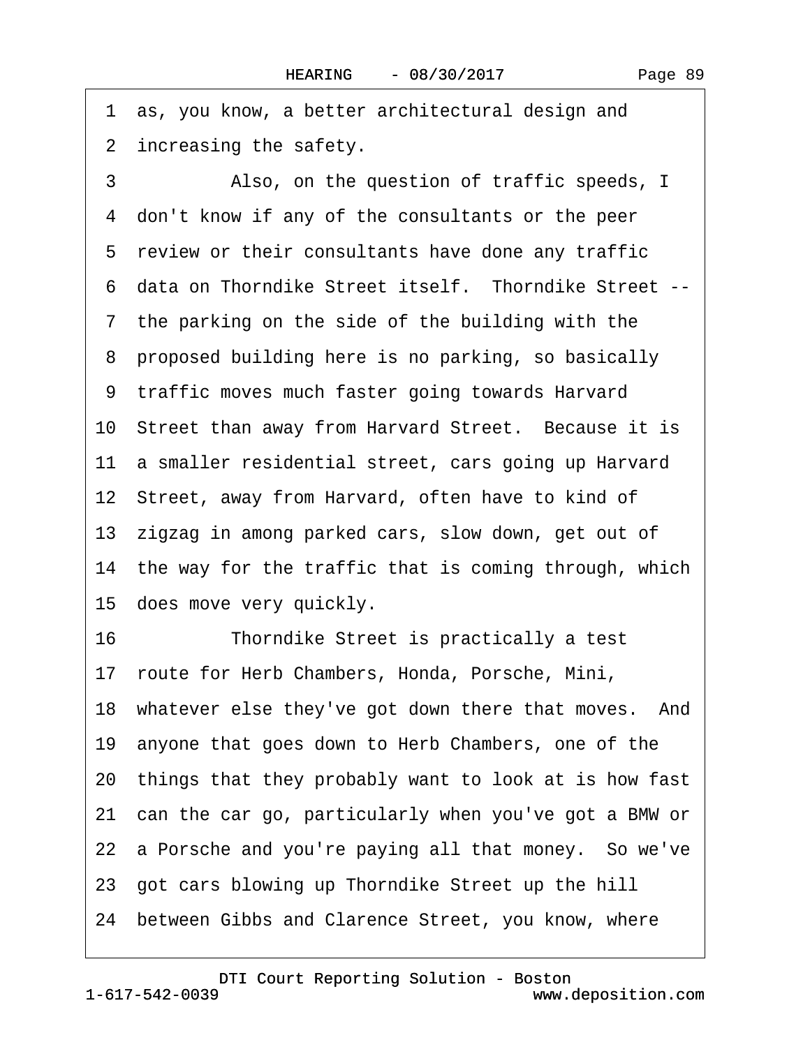1 as, you know, a better architectural design and
2 increasing the safety.
3 Also, on the question of traffic speeds, I
4 don't know if any of the consultants or the peer
5 review or their consultants have done any traffic
6 data on Thorndike Street itself. Thorndike Street --
7 the parking on the side of the building with the
8 proposed building here is no parking, so basically
9 traffic moves much faster going towards Harvard
10 Street than away from Harvard Street. Because it is
11 a smaller residential street, cars going up Harvard
12 Street, away from Harvard, often have to kind of
13 zigzag in among parked cars, slow down, get out of
14 the way for the traffic that is coming through, which
15 does move very quickly.
16 Thorndike Street is practically a test
17 route for Herb Chambers, Honda, Porsche, Mini,
18 whatever else they've got down there that moves. And
19 anyone that goes down to Herb Chambers, one of the
20 things that they probably want to look at is how fast
21 can the car go, particularly when you've got a BMW or
22 a Porsche and you're paying all that money. So we've
23 got cars blowing up Thorndike Street up the hill
24 between Gibbs and Clarence Street, you know, where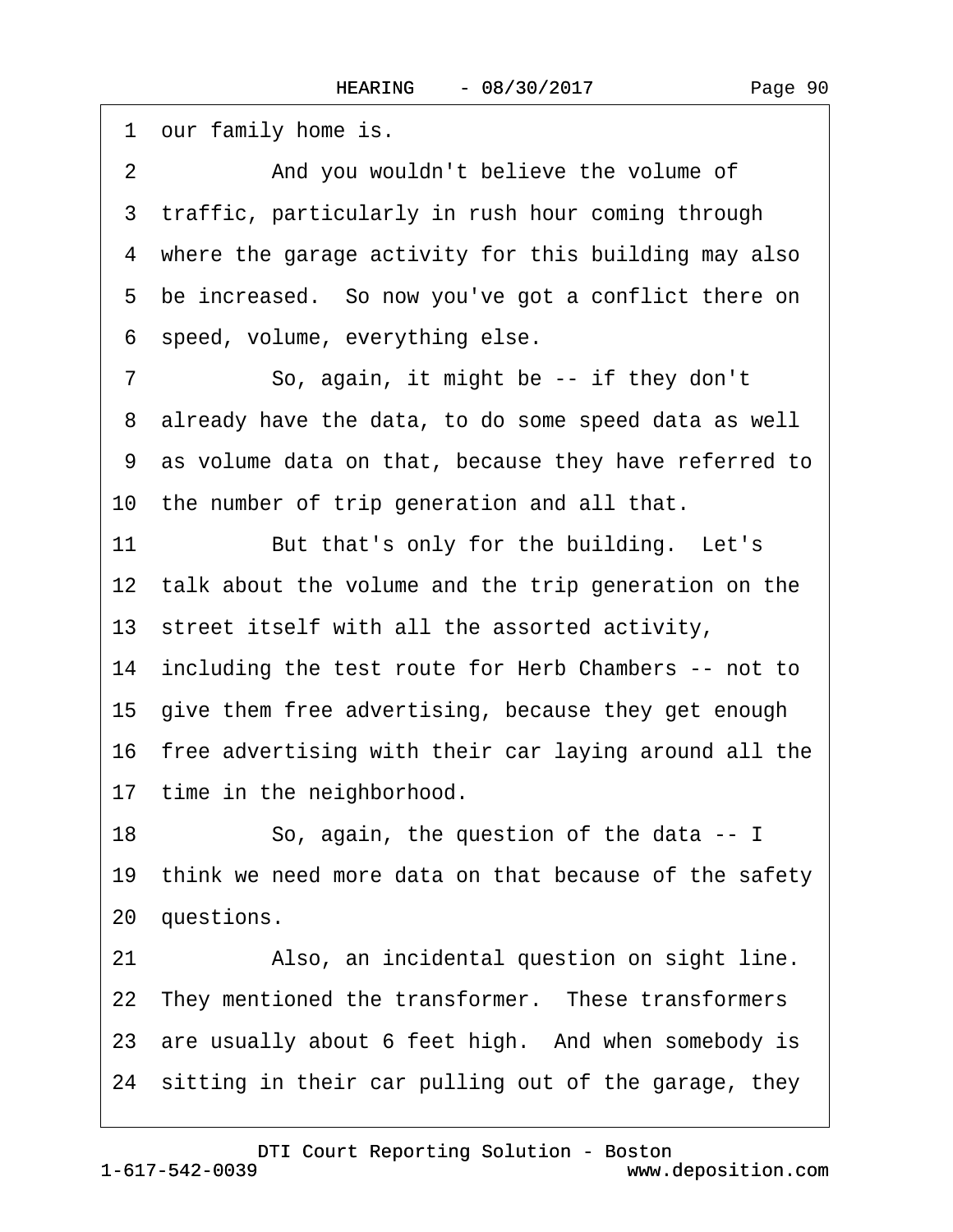1 our family home is.

2 And you wouldn't believe the volume of

3 traffic, particularly in rush hour coming through

4 where the garage activity for this building may also

5 be increased. So now you've got a conflict there on

6 speed, volume, everything else.

7 So, again, it might be -- if they don't

8 already have the data, to do some speed data as well

9 as volume data on that, because they have referred to

10 the number of trip generation and all that.

11 But that's only for the building. Let's

12 talk about the volume and the trip generation on the

13 street itself with all the assorted activity,

14 including the test route for Herb Chambers -- not to

15 give them free advertising, because they get enough

16 free advertising with their car laying around all the

17 time in the neighborhood.

18 So, again, the question of the data -- I

19 think we need more data on that because of the safety

20 questions.

21 Also, an incidental question on sight line.

22 They mentioned the transformer. These transformers

23 are usually about 6 feet high. And when somebody is

24 sitting in their car pulling out of the garage, they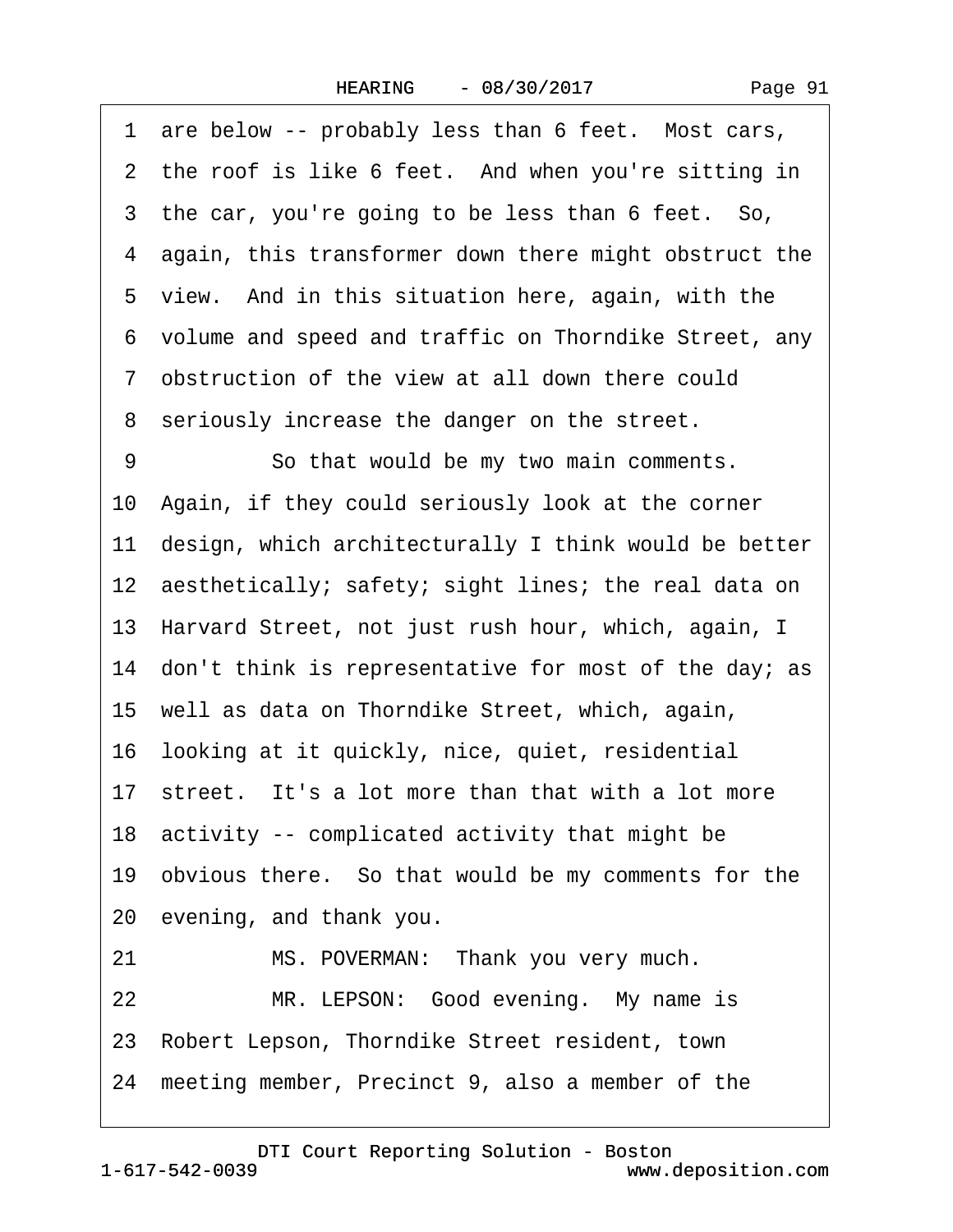1 are below -- probably less than 6 feet. Most cars,
2 the roof is like 6 feet. And when you're sitting in
3 the car, you're going to be less than 6 feet. So,
4 again, this transformer down there might obstruct the
5 view. And in this situation here, again, with the
6 volume and speed and traffic on Thorndike Street, any
7 obstruction of the view at all down there could
8 seriously increase the danger on the street.
9 So that would be my two main comments.
10 Again, if they could seriously look at the corner
11 design, which architecturally I think would be better
12 aesthetically; safety; sight lines; the real data on
13 Harvard Street, not just rush hour, which, again, I
14 don't think is representative for most of the day; as
15 well as data on Thorndike Street, which, again,
16 looking at it quickly, nice, quiet, residential
17 street. It's a lot more than that with a lot more
18 activity -- complicated activity that might be
19 obvious there. So that would be my comments for the
20 evening, and thank you.
21 MS. POVERMAN: Thank you very much.
22 MR. LEPSON: Good evening. My name is
23 Robert Lepson, Thorndike Street resident, town
24 meeting member, Precinct 9, also a member of the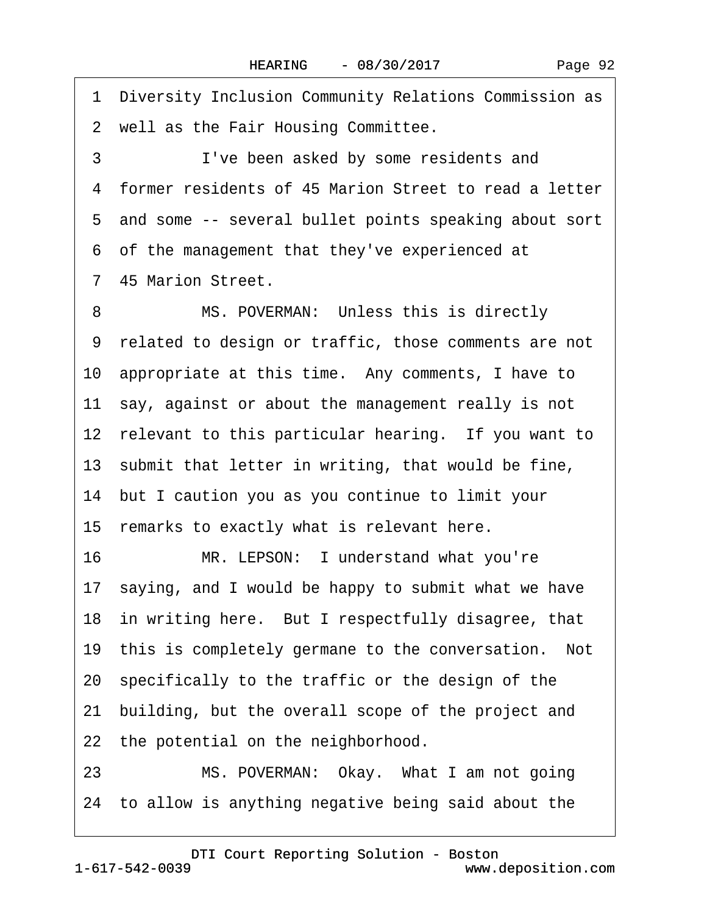1 Diversity Inclusion Community Relations Commission as
2 well as the Fair Housing Committee.
3 I've been asked by some residents and
4 former residents of 45 Marion Street to read a letter
5 and some -- several bullet points speaking about sort
6 of the management that they've experienced at
7 45 Marion Street.
8 MS. POVERMAN: Unless this is directly
9 related to design or traffic, those comments are not
10 appropriate at this time. Any comments, I have to
11 say, against or about the management really is not
12 relevant to this particular hearing. If you want to
13 submit that letter in writing, that would be fine,
14 but I caution you as you continue to limit your
15 remarks to exactly what is relevant here.
16 MR. LEPSON: I understand what you're
17 saying, and I would be happy to submit what we have
18 in writing here. But I respectfully disagree, that
19 this is completely germane to the conversation. Not
20 specifically to the traffic or the design of the
21 building, but the overall scope of the project and
22 the potential on the neighborhood.
23 MS. POVERMAN: Okay. What I am not going
24 to allow is anything negative being said about the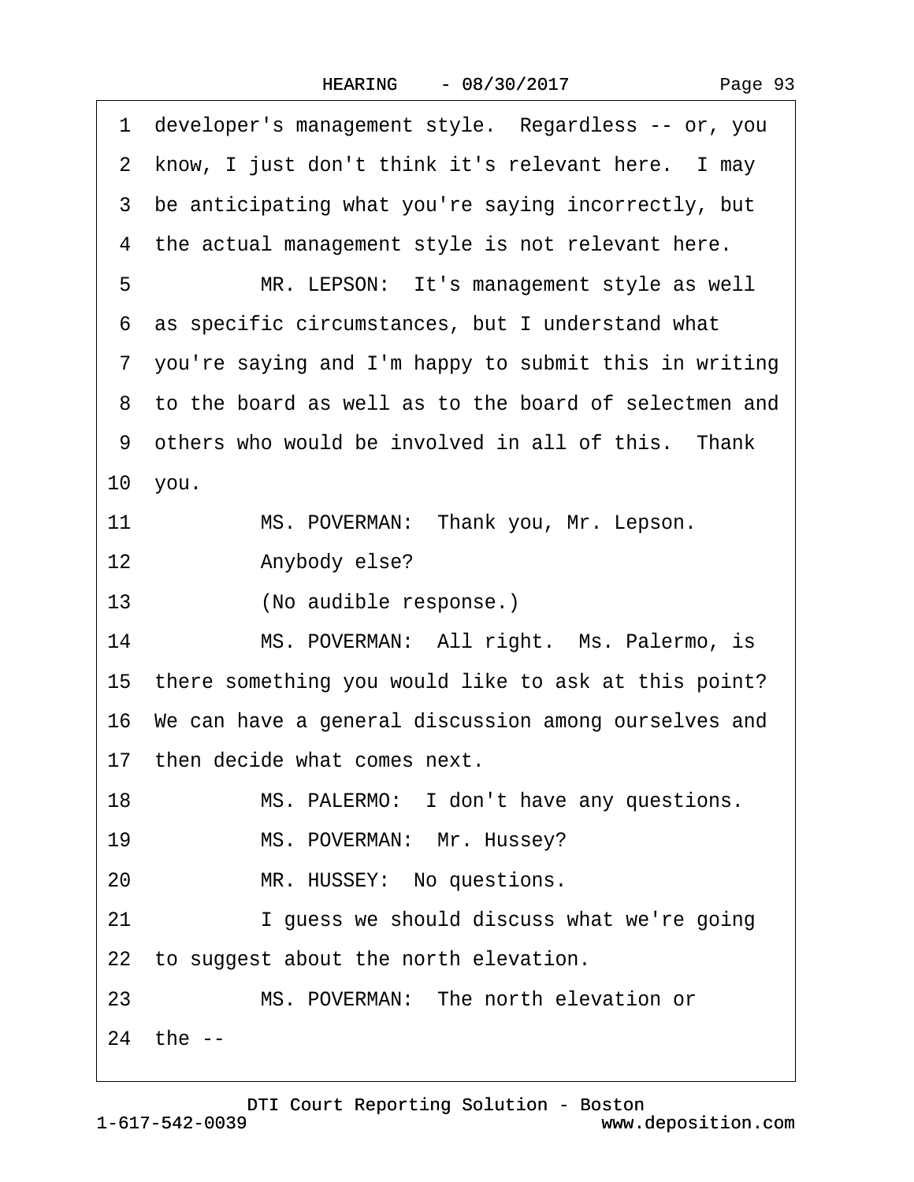1 developer's management style. Regardless -- or, you
2 know, I just don't think it's relevant here. I may
3 be anticipating what you're saying incorrectly, but
4 the actual management style is not relevant here.
5 MR. LEPSON: It's management style as well
6 as specific circumstances, but I understand what
7 you're saying and I'm happy to submit this in writing
8 to the board as well as to the board of selectmen and
9 others who would be involved in all of this. Thank
10 you.
11 MS. POVERMAN: Thank you, Mr. Lepson.
12 Anybody else?
13 (No audible response.)
14 MS. POVERMAN: All right. Ms. Palermo, is
15 there something you would like to ask at this point?
16 We can have a general discussion among ourselves and
17 then decide what comes next.
18 MS. PALERMO: I don't have any questions.
19 MS. POVERMAN: Mr. Hussey?
20 MR. HUSSEY: No questions.
21 I guess we should discuss what we're going
22 to suggest about the north elevation.
23 MS. POVERMAN: The north elevation or
24 the --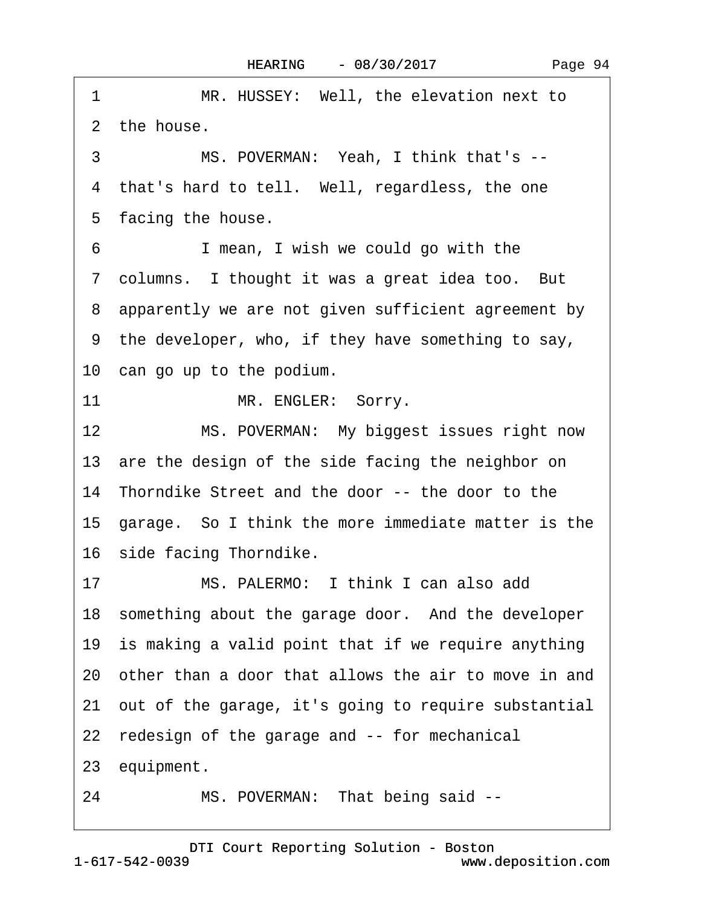1 MR. HUSSEY: Well, the elevation next to
2 the house.
3 MS. POVERMAN: Yeah, I think that's --
4 that's hard to tell. Well, regardless, the one
5 facing the house.
6 I mean, I wish we could go with the
7 columns. I thought it was a great idea too. But
8 apparently we are not given sufficient agreement by
9 the developer, who, if they have something to say,
10 can go up to the podium.
11 MR. ENGLER: Sorry.
12 MS. POVERMAN: My biggest issues right now
13 are the design of the side facing the neighbor on
14 Thorndike Street and the door -- the door to the
15 garage. So I think the more immediate matter is the
16 side facing Thorndike.
17 MS. PALERMO: I think I can also add
18 something about the garage door. And the developer
19 is making a valid point that if we require anything
20 other than a door that allows the air to move in and
21 out of the garage, it's going to require substantial
22 redesign of the garage and -- for mechanical
23 equipment.
24 MS. POVERMAN: That being said --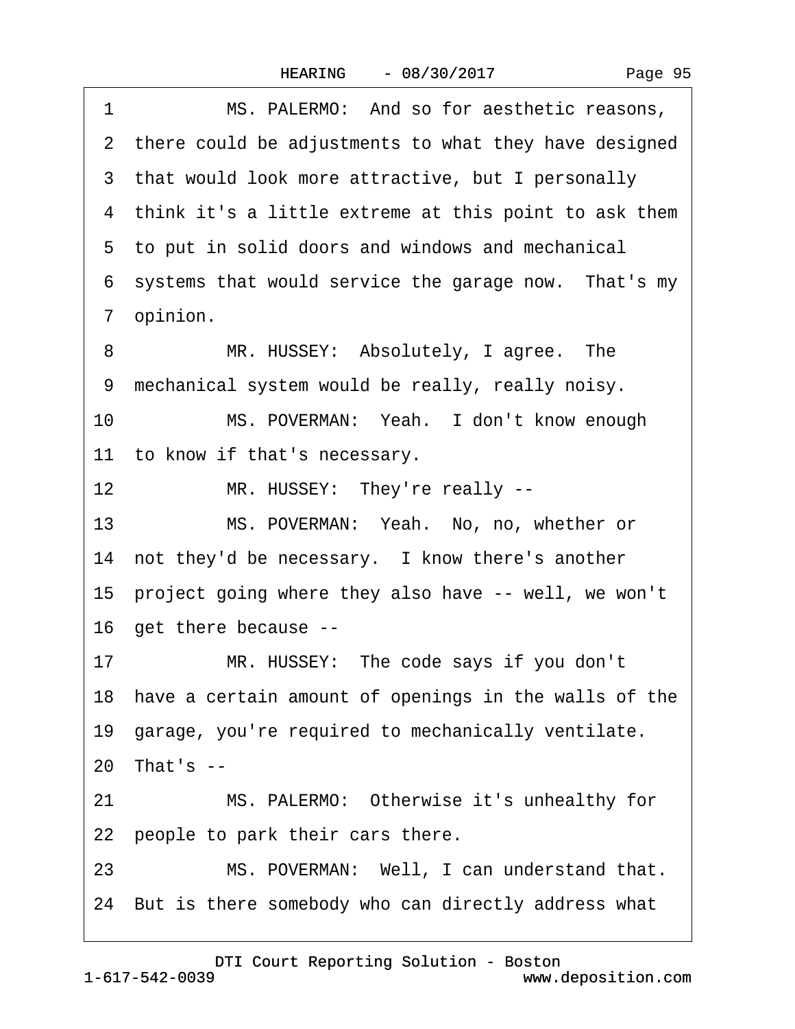1 MS. PALERMO: And so for aesthetic reasons,
2 there could be adjustments to what they have designed
3 that would look more attractive, but I personally
4 think it's a little extreme at this point to ask them
5 to put in solid doors and windows and mechanical
6 systems that would service the garage now. That's my
7 opinion.
8 MR. HUSSEY: Absolutely, I agree. The
9 mechanical system would be really, really noisy.
10 MS. POVERMAN: Yeah. I don't know enough
11 to know if that's necessary.
12 MR. HUSSEY: They're really --
13 MS. POVERMAN: Yeah. No, no, whether or
14 not they'd be necessary. I know there's another
15 project going where they also have -- well, we won't
16 get there because --
17 MR. HUSSEY: The code says if you don't
18 have a certain amount of openings in the walls of the
19 garage, you're required to mechanically ventilate.
20 That's --
21 MS. PALERMO: Otherwise it's unhealthy for
22 people to park their cars there.
23 MS. POVERMAN: Well, I can understand that.
24 But is there somebody who can directly address what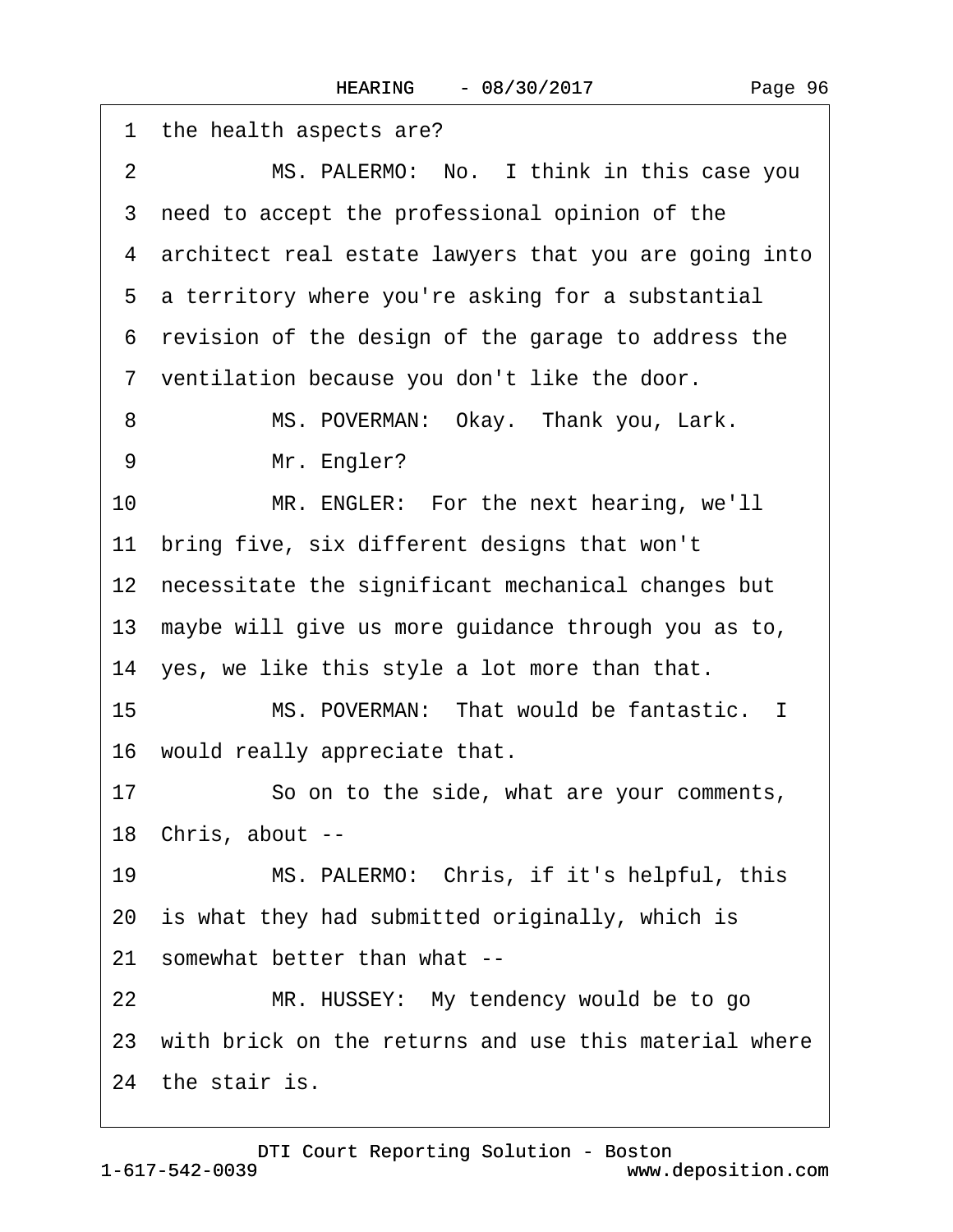1 the health aspects are?

2 MS. PALERMO: No. I think in this case you

3 need to accept the professional opinion of the

4 architect real estate lawyers that you are going into

5 a territory where you're asking for a substantial

6 revision of the design of the garage to address the

7 ventilation because you don't like the door.

8 MS. POVERMAN: Okay. Thank you, Lark.

9 Mr. Engler?

10 MR. ENGLER: For the next hearing, we'll

11 bring five, six different designs that won't

12 necessitate the significant mechanical changes but

13 maybe will give us more guidance through you as to,

14 yes, we like this style a lot more than that.

15 MS. POVERMAN: That would be fantastic. I

16 would really appreciate that.

17 So on to the side, what are your comments,

18 Chris, about --

19 MS. PALERMO: Chris, if it's helpful, this

20 is what they had submitted originally, which is

21 somewhat better than what --

22 MR. HUSSEY: My tendency would be to go

23 with brick on the returns and use this material where

24 the stair is.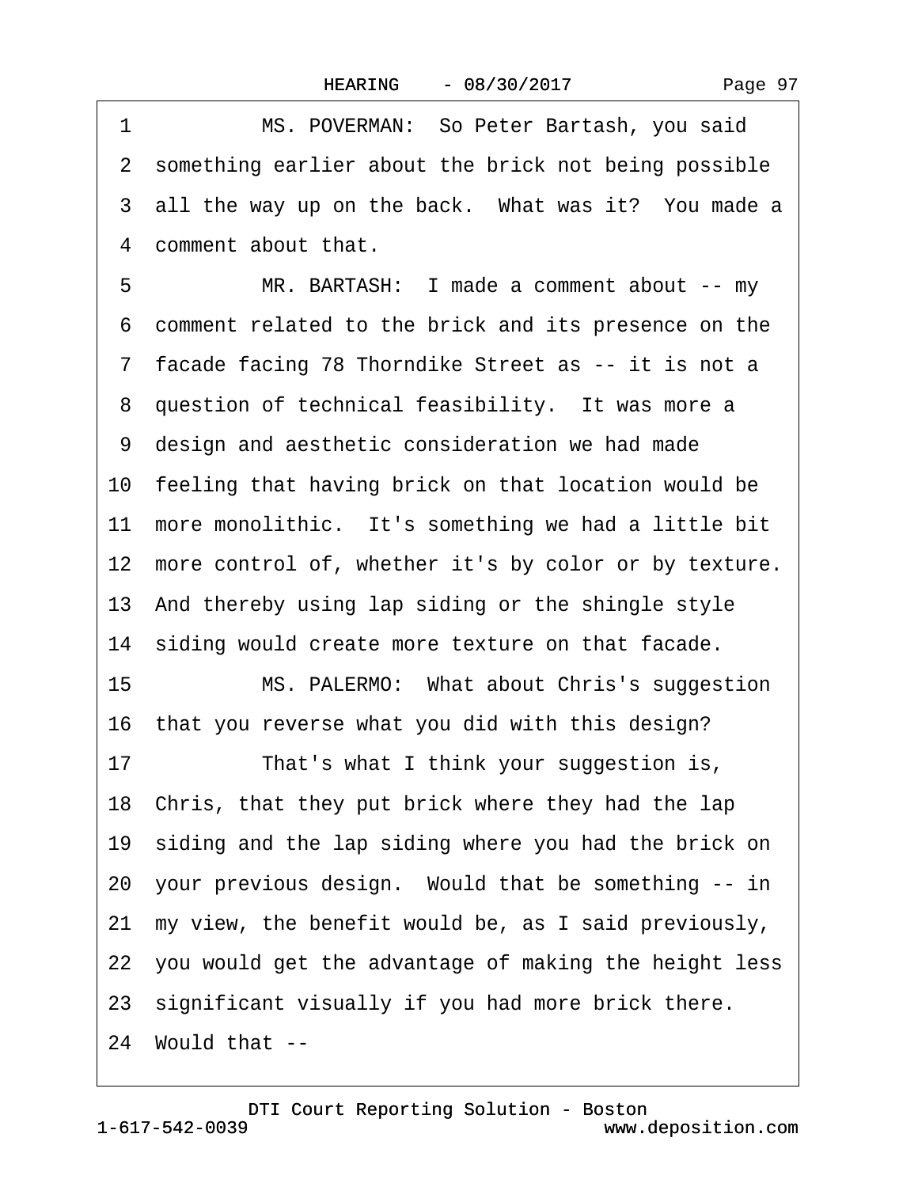1 MS. POVERMAN: So Peter Bartash, you said
2 something earlier about the brick not being possible
3 all the way up on the back. What was it? You made a
4 comment about that.
5 MR. BARTASH: I made a comment about -- my
6 comment related to the brick and its presence on the
7 facade facing 78 Thorndike Street as -- it is not a
8 question of technical feasibility. It was more a
9 design and aesthetic consideration we had made
10 feeling that having brick on that location would be
11 more monolithic. It's something we had a little bit
12 more control of, whether it's by color or by texture.
13 And thereby using lap siding or the shingle style
14 siding would create more texture on that facade.
15 MS. PALERMO: What about Chris's suggestion
16 that you reverse what you did with this design?
17 That's what I think your suggestion is,
18 Chris, that they put brick where they had the lap
19 siding and the lap siding where you had the brick on
20 your previous design. Would that be something -- in
21 my view, the benefit would be, as I said previously,
22 you would get the advantage of making the height less
23 significant visually if you had more brick there.
24 Would that --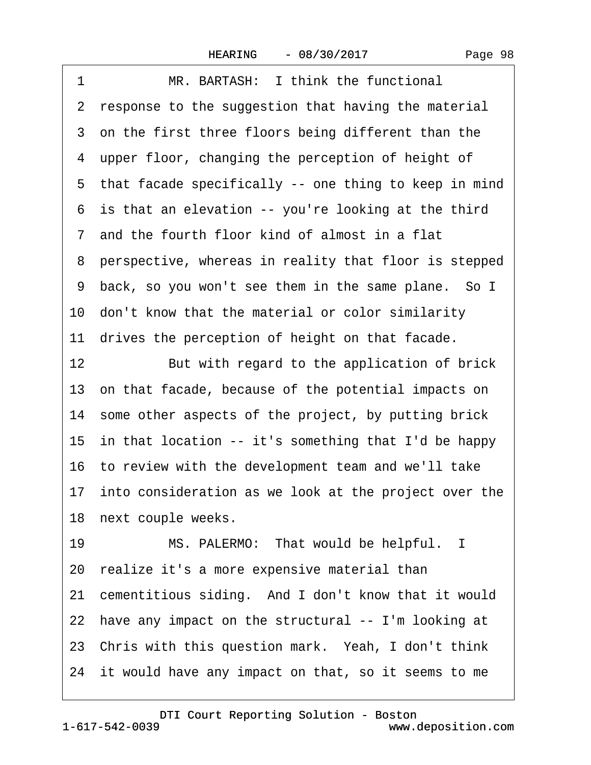1 MR. BARTASH: I think the functional
2 response to the suggestion that having the material
3 on the first three floors being different than the
4 upper floor, changing the perception of height of
5 that facade specifically -- one thing to keep in mind
6 is that an elevation -- you're looking at the third
7 and the fourth floor kind of almost in a flat
8 perspective, whereas in reality that floor is stepped
9 back, so you won't see them in the same plane. So I
10 don't know that the material or color similarity
11 drives the perception of height on that facade.
12 But with regard to the application of brick
13 on that facade, because of the potential impacts on
14 some other aspects of the project, by putting brick
15 in that location -- it's something that I'd be happy
16 to review with the development team and we'll take
17 into consideration as we look at the project over the
18 next couple weeks.
19 MS. PALERMO: That would be helpful. I
20 realize it's a more expensive material than
21 cementitious siding. And I don't know that it would
22 have any impact on the structural -- I'm looking at
23 Chris with this question mark. Yeah, I don't think
24 it would have any impact on that, so it seems to me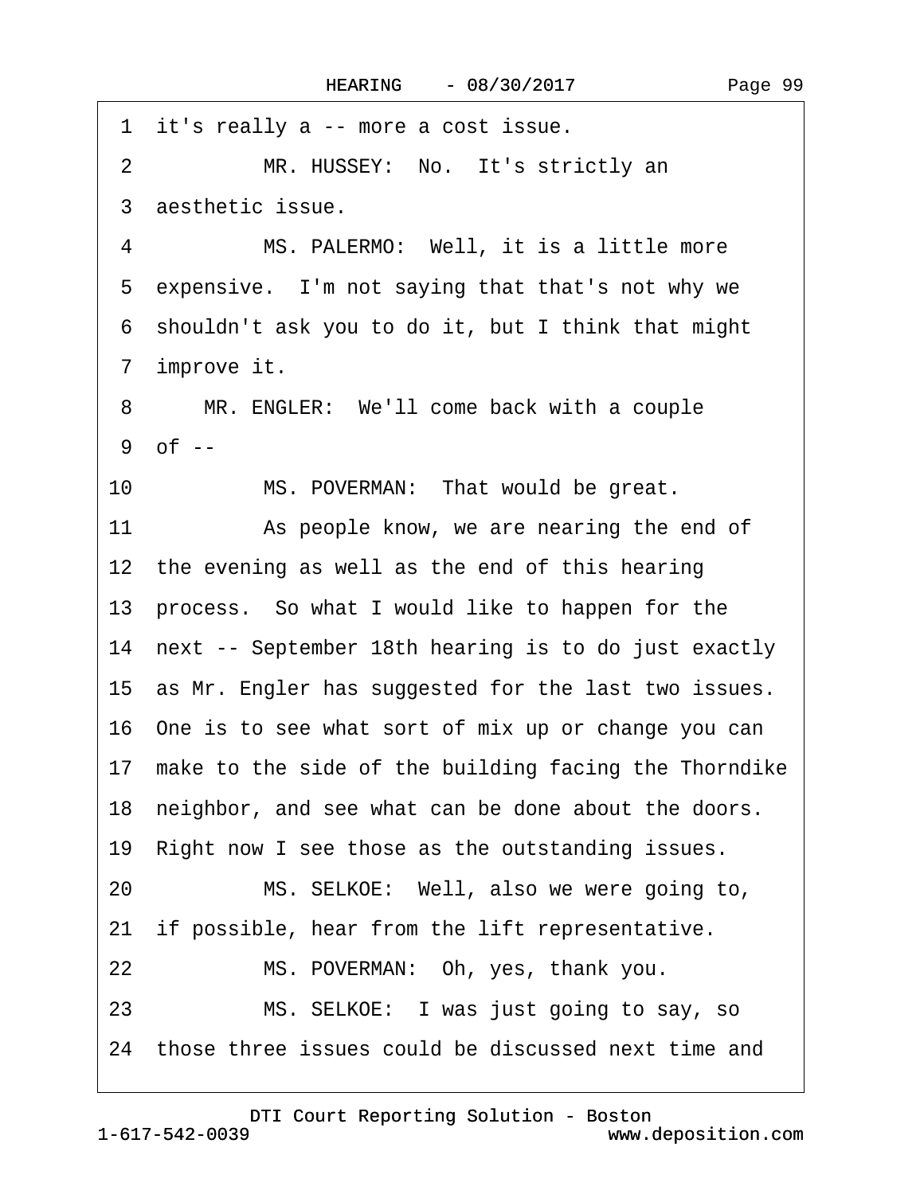1 it's really a -- more a cost issue.

2 MR. HUSSEY: No. It's strictly an

3 aesthetic issue.

4 MS. PALERMO: Well, it is a little more

5 expensive. I'm not saying that that's not why we

6 shouldn't ask you to do it, but I think that might

7 improve it.

8 MR. ENGLER: We'll come back with a couple

9 of --

10 MS. POVERMAN: That would be great.

11 As people know, we are nearing the end of

12 the evening as well as the end of this hearing

13 process. So what I would like to happen for the

14 next -- September 18th hearing is to do just exactly

15 as Mr. Engler has suggested for the last two issues.

16 One is to see what sort of mix up or change you can

17 make to the side of the building facing the Thorndike

18 neighbor, and see what can be done about the doors.

19 Right now I see those as the outstanding issues.

20 MS. SELKOE: Well, also we were going to,

21 if possible, hear from the lift representative.

22 MS. POVERMAN: Oh, yes, thank you.

23 MS. SELKOE: I was just going to say, so

24 those three issues could be discussed next time and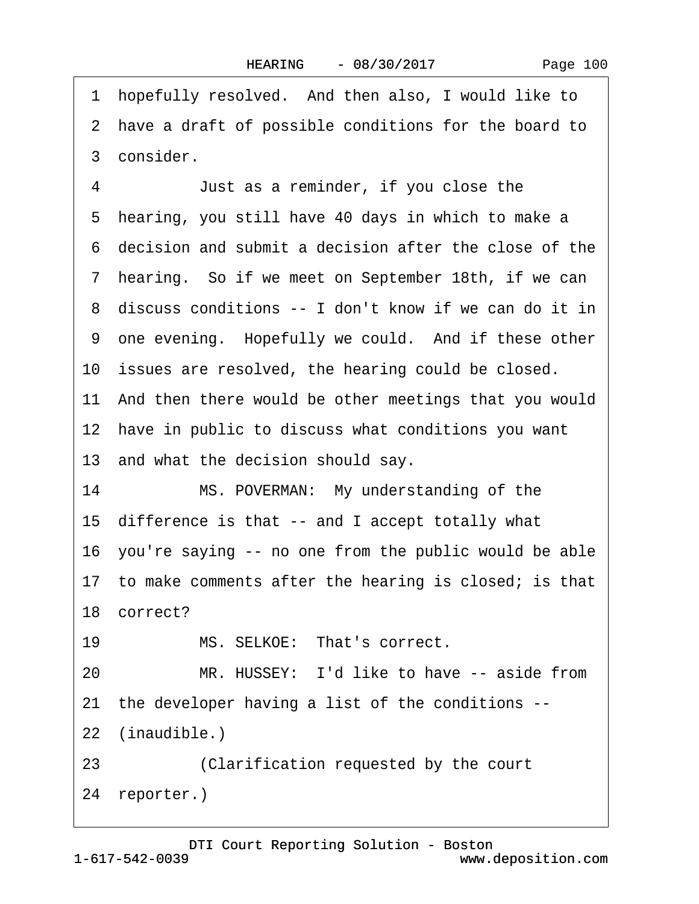1 hopefully resolved. And then also, I would like to
2 have a draft of possible conditions for the board to
3 consider.

4 Just as a reminder, if you close the
5 hearing, you still have 40 days in which to make a
6 decision and submit a decision after the close of the
7 hearing. So if we meet on September 18th, if we can
8 discuss conditions -- I don't know if we can do it in
9 one evening. Hopefully we could. And if these other
10 issues are resolved, the hearing could be closed.
11 And then there would be other meetings that you would
12 have in public to discuss what conditions you want
13 and what the decision should say.

14 MS. POVERMAN: My understanding of the
15 difference is that -- and I accept totally what
16 you're saying -- no one from the public would be able
17 to make comments after the hearing is closed; is that
18 correct?

19 MS. SELKOE: That's correct.

20 MR. HUSSEY: I'd like to have -- aside from
21 the developer having a list of the conditions --
22 (inaudible.)

23 (Clarification requested by the court
24 reporter.)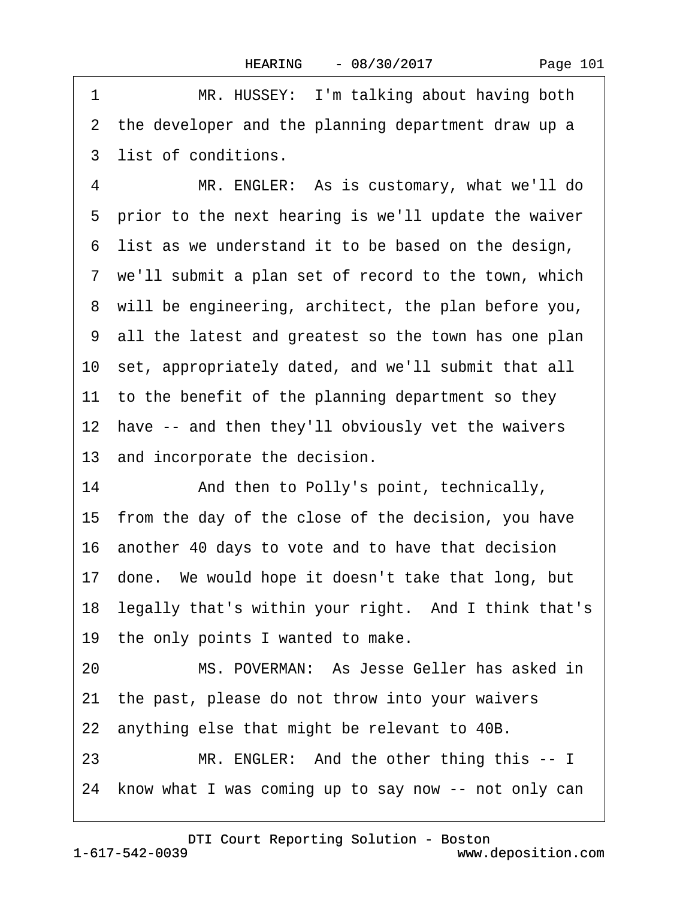1 MR. HUSSEY: I'm talking about having both
2 the developer and the planning department draw up a
3 list of conditions.
4 MR. ENGLER: As is customary, what we'll do
5 prior to the next hearing is we'll update the waiver
6 list as we understand it to be based on the design,
7 we'll submit a plan set of record to the town, which
8 will be engineering, architect, the plan before you,
9 all the latest and greatest so the town has one plan
10 set, appropriately dated, and we'll submit that all
11 to the benefit of the planning department so they
12 have -- and then they'll obviously vet the waivers
13 and incorporate the decision.
14 And then to Polly's point, technically,
15 from the day of the close of the decision, you have
16 another 40 days to vote and to have that decision
17 done. We would hope it doesn't take that long, but
18 legally that's within your right. And I think that's
19 the only points I wanted to make.
20 MS. POVERMAN: As Jesse Geller has asked in
21 the past, please do not throw into your waivers
22 anything else that might be relevant to 40B.
23 MR. ENGLER: And the other thing this -- I
24 know what I was coming up to say now -- not only can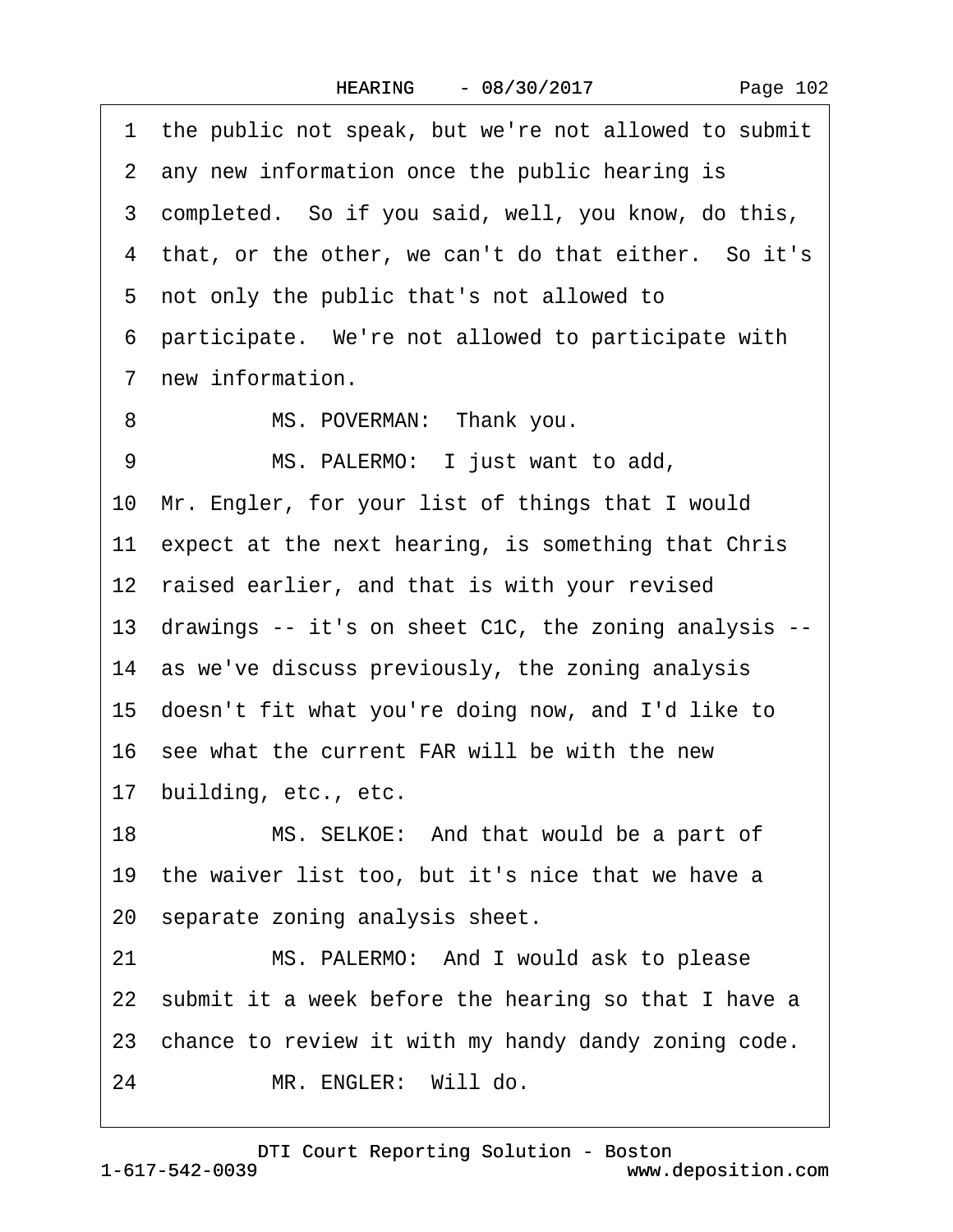1 the public not speak, but we're not allowed to submit
2 any new information once the public hearing is
3 completed. So if you said, well, you know, do this,
4 that, or the other, we can't do that either. So it's
5 not only the public that's not allowed to
6 participate. We're not allowed to participate with
7 new information.
8 MS. POVERMAN: Thank you.
9 MS. PALERMO: I just want to add,
10 Mr. Engler, for your list of things that I would
11 expect at the next hearing, is something that Chris
12 raised earlier, and that is with your revised
13 drawings -- it's on sheet C1C, the zoning analysis --
14 as we've discuss previously, the zoning analysis
15 doesn't fit what you're doing now, and I'd like to
16 see what the current FAR will be with the new
17 building, etc., etc.
18 MS. SELKOE: And that would be a part of
19 the waiver list too, but it's nice that we have a
20 separate zoning analysis sheet.
21 MS. PALERMO: And I would ask to please
22 submit it a week before the hearing so that I have a
23 chance to review it with my handy dandy zoning code.
24 MR. ENGLER: Will do.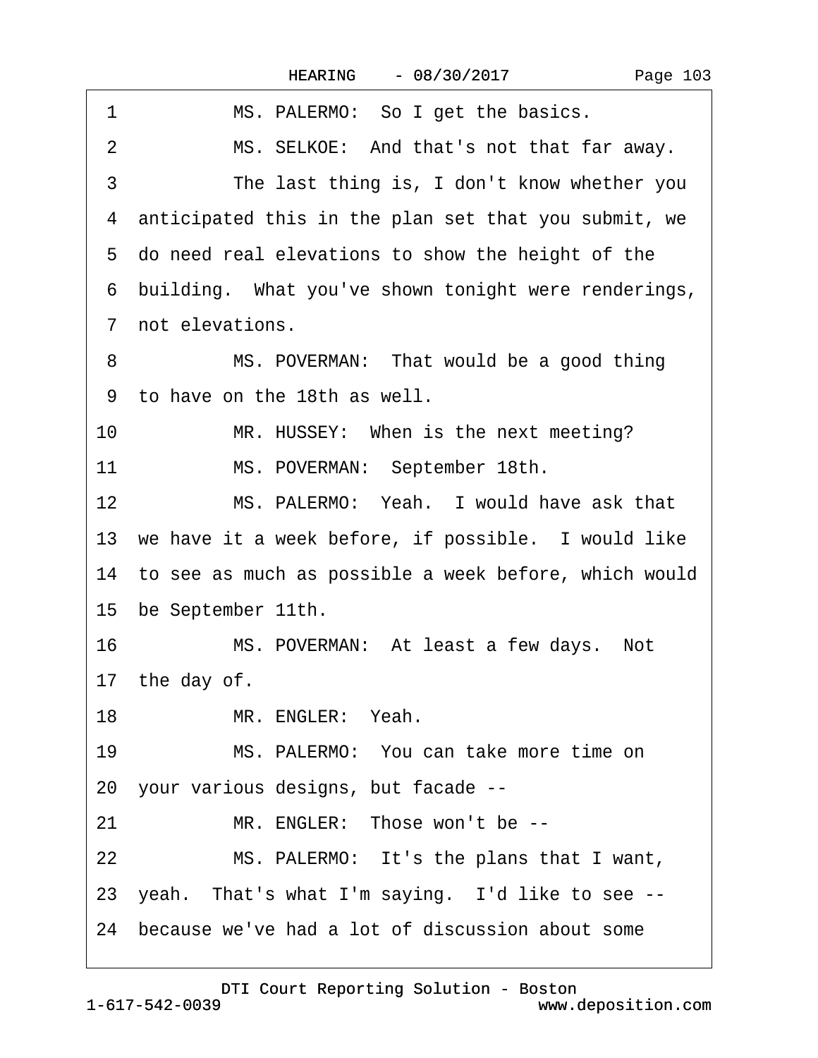1 MS. PALERMO: So I get the basics.

2 MS. SELKOE: And that's not that far away.

3 The last thing is, I don't know whether you

4 anticipated this in the plan set that you submit, we

5 do need real elevations to show the height of the

6 building. What you've shown tonight were renderings,

7 not elevations.

8 MS. POVERMAN: That would be a good thing

9 to have on the 18th as well.

10 MR. HUSSEY: When is the next meeting?

11 MS. POVERMAN: September 18th.

12 MS. PALERMO: Yeah. I would have ask that

13 we have it a week before, if possible. I would like

14 to see as much as possible a week before, which would

15 be September 11th.

16 MS. POVERMAN: At least a few days. Not

17 the day of.

18 MR. ENGLER: Yeah.

19 MS. PALERMO: You can take more time on

20 your various designs, but facade --

21 MR. ENGLER: Those won't be --

22 MS. PALERMO: It's the plans that I want,

23 yeah. That's what I'm saying. I'd like to see --

24 because we've had a lot of discussion about some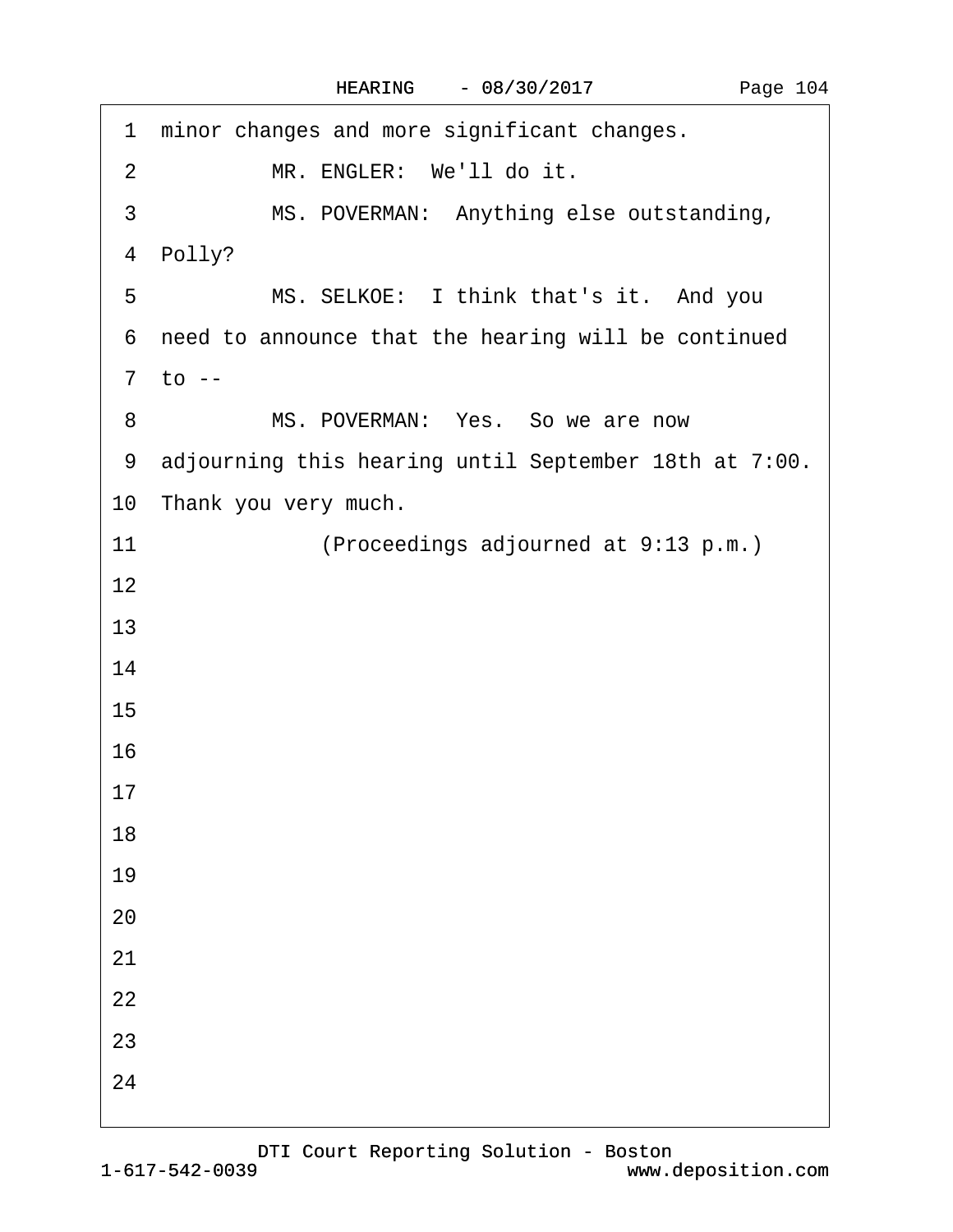1 minor changes and more significant changes.

2 MR. ENGLER: We'll do it.

3 MS. POVERMAN: Anything else outstanding,

4 Polly?

5 MS. SELKOE: I think that's it. And you

6 need to announce that the hearing will be continued

7 to --

8 MS. POVERMAN: Yes. So we are now

9 adjourning this hearing until September 18th at 7:00.

10 Thank you very much.

11 (Proceedings adjourned at 9:13 p.m.)

12

13

14

15

16

17

18

19

20

21

22

23

24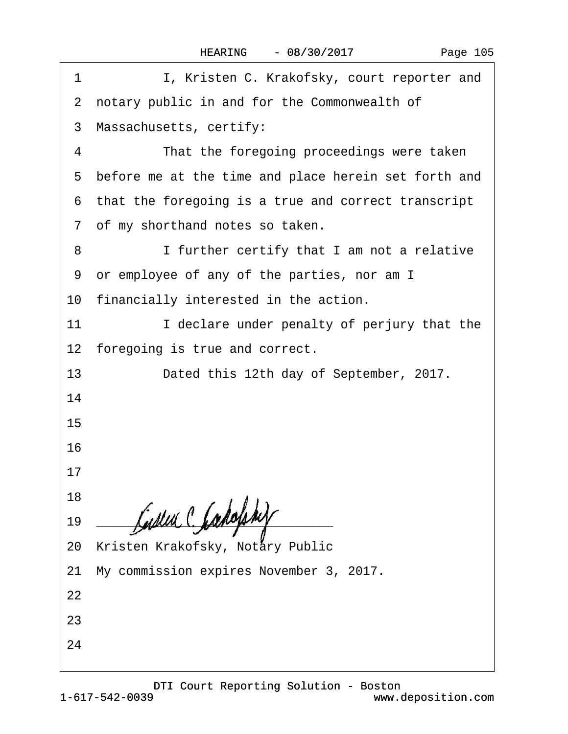I, Kristen C. Krakofsky, court reporter and notary public in and for the Commonwealth of Massachusetts, certify:

That the foregoing proceedings were taken before me at the time and place herein set forth and that the foregoing is a true and correct transcript of my shorthand notes so taken.

I further certify that I am not a relative or employee of any of the parties, nor am I financially interested in the action.

I declare under penalty of perjury that the foregoing is true and correct.

Dated this 12th day of September, 2017.

Kristen Krakofsky, Notary Public

My commission expires November 3, 2017.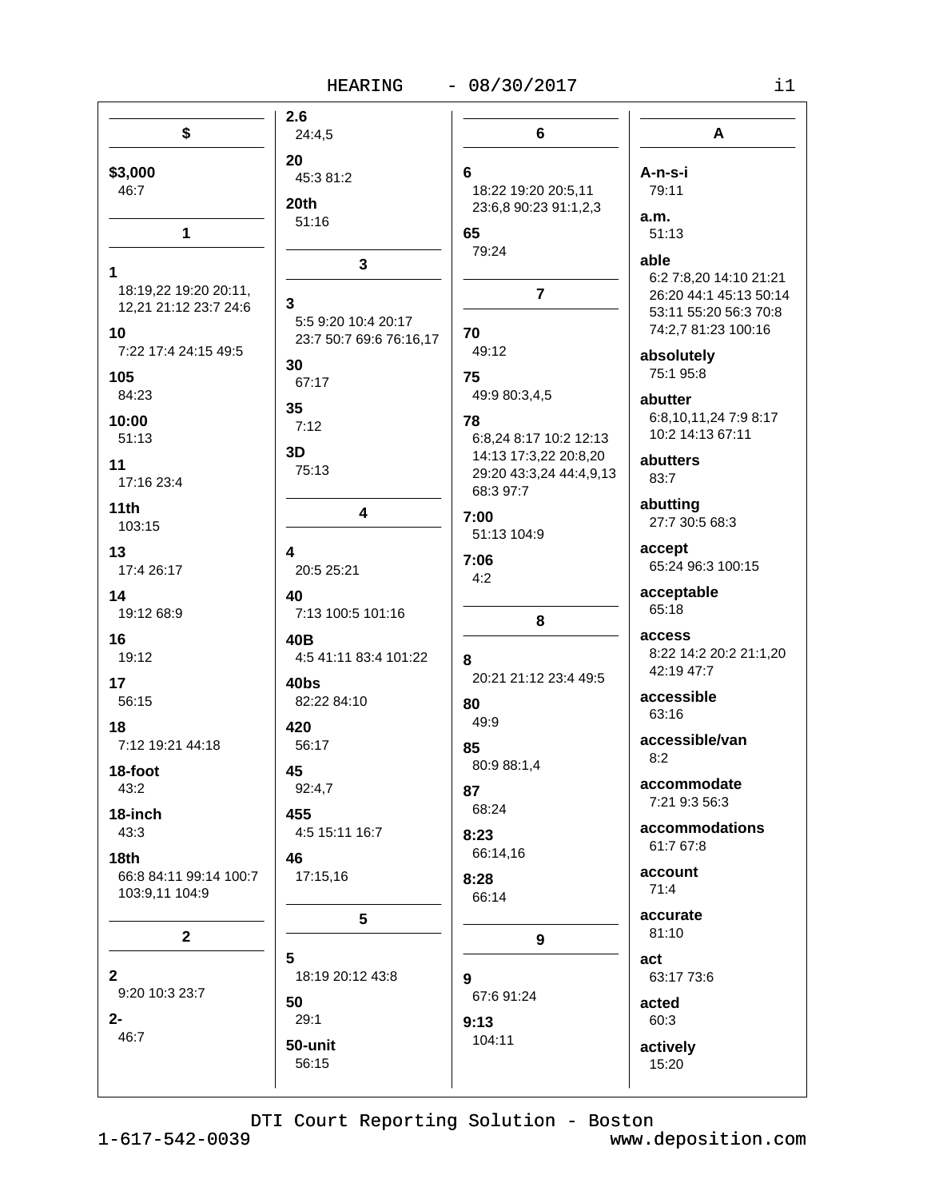## $

**$3,000**
46:7

## 1

**1**
18:19,22 19:20 20:11, 12,21 21:12 23:7 24:6

**10**
7:22 17:4 24:15 49:5

**105**
84:23

**10:00**
51:13

**11**
17:16 23:4

**11th**
103:15

**13**
17:4 26:17

**14**
19:12 68:9

**16**
19:12

**17**
56:15

**18**
7:12 19:21 44:18

**18-foot**
43:2

**18-inch**
43:3

**18th**
66:8 84:11 99:14 100:7 103:9,11 104:9

## 2

**2**
9:20 10:3 23:7

**2-**
46:7

**2.6**
24:4,5

**20**
45:3 81:2

**20th**
51:16

## 3

**3**
5:5 9:20 10:4 20:17 23:7 50:7 69:6 76:16,17

**30**
67:17

**35**
7:12

**3D**
75:13

## 4

**4**
20:5 25:21

**40**
7:13 100:5 101:16

**40B**
4:5 41:11 83:4 101:22

**40bs**
82:22 84:10

**420**
56:17

**45**
92:4,7

**455**
4:5 15:11 16:7

**46**
17:15,16

## 5

**5**
18:19 20:12 43:8

**50**
29:1

**50-unit**
56:15

## 6

**6**
18:22 19:20 20:5,11 23:6,8 90:23 91:1,2,3

**65**
79:24

## 7

**70**
49:12

**75**
49:9 80:3,4,5

**78**
6:8,24 8:17 10:2 12:13 14:13 17:3,22 20:8,20 29:20 43:3,24 44:4,9,13 68:3 97:7

**7:00**
51:13 104:9

**7:06**
4:2

## 8

**8**
20:21 21:12 23:4 49:5

**80**
49:9

**85**
80:9 88:1,4

**87**
68:24

**8:23**
66:14,16

**8:28**
66:14

## 9

**9**
67:6 91:24

**9:13**
104:11

## A

**A-n-s-i**
79:11

**a.m.**
51:13

**able**
6:2 7:8,20 14:10 21:21 26:20 44:1 45:13 50:14 53:11 55:20 56:3 70:8 74:2,7 81:23 100:16

**absolutely**
75:1 95:8

**abutter**
6:8,10,11,24 7:9 8:17 10:2 14:13 67:11

**abutters**
83:7

**abutting**
27:7 30:5 68:3

**accept**
65:24 96:3 100:15

**acceptable**
65:18

**access**
8:22 14:2 20:2 21:1,20 42:19 47:7

**accessible**
63:16

**accessible/van**
8:2

**accommodate**
7:21 9:3 56:3

**accommodations**
61:7 67:8

**account**
71:4

**accurate**
81:10

**act**
63:17 73:6

**acted**
60:3

**actively**
15:20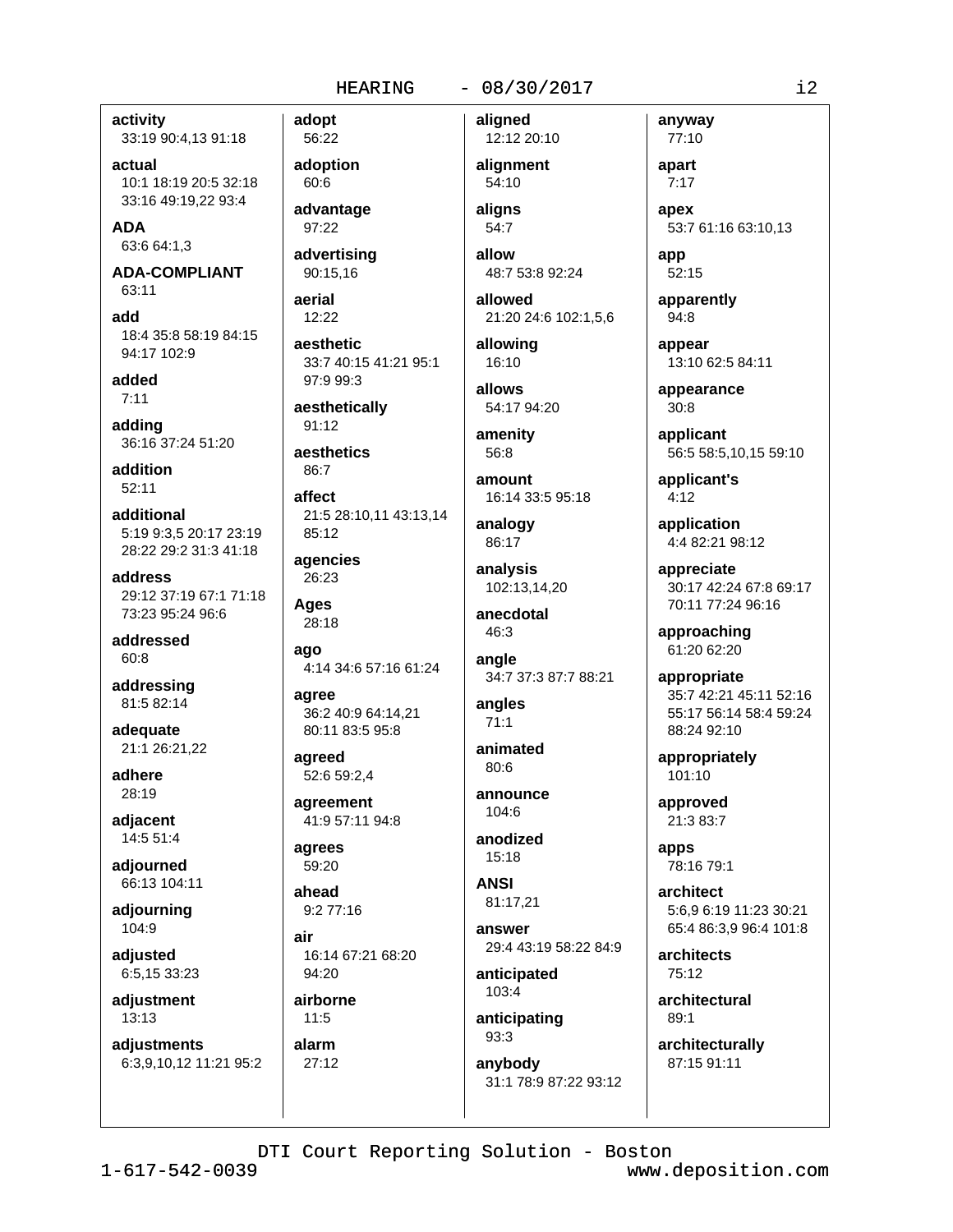**activity**
33:19 90:4,13 91:18

**actual**
10:1 18:19 20:5 32:18 33:16 49:19,22 93:4

**ADA**
63:6 64:1,3

**ADA-COMPLIANT**
63:11

**add**
18:4 35:8 58:19 84:15 94:17 102:9

**added**
7:11

**adding**
36:16 37:24 51:20

**addition**
52:11

**additional**
5:19 9:3,5 20:17 23:19 28:22 29:2 31:3 41:18

**address**
29:12 37:19 67:1 71:18 73:23 95:24 96:6

**addressed**
60:8

**addressing**
81:5 82:14

**adequate**
21:1 26:21,22

**adhere**
28:19

**adjacent**
14:5 51:4

**adjourned**
66:13 104:11

**adjourning**
104:9

**adjusted**
6:5,15 33:23

**adjustment**
13:13

**adjustments**
6:3,9,10,12 11:21 95:2

**adopt**
56:22

**adoption**
60:6

**advantage**
97:22

**advertising**
90:15,16

**aerial**
12:22

**aesthetic**
33:7 40:15 41:21 95:1 97:9 99:3

**aesthetically**
91:12

**aesthetics**
86:7

**affect**
21:5 28:10,11 43:13,14 85:12

**agencies**
26:23

**Ages**
28:18

**ago**
4:14 34:6 57:16 61:24

**agree**
36:2 40:9 64:14,21 80:11 83:5 95:8

**agreed**
52:6 59:2,4

**agreement**
41:9 57:11 94:8

**agrees**
59:20

**ahead**
9:2 77:16

**air**
16:14 67:21 68:20 94:20

**airborne**
11:5

**alarm**
27:12

**aligned**
12:12 20:10

**alignment**
54:10

**aligns**
54:7

**allow**
48:7 53:8 92:24

**allowed**
21:20 24:6 102:1,5,6

**allowing**
16:10

**allows**
54:17 94:20

**amenity**
56:8

**amount**
16:14 33:5 95:18

**analogy**
86:17

**analysis**
102:13,14,20

**anecdotal**
46:3

**angle**
34:7 37:3 87:7 88:21

**angles**
71:1

**animated**
80:6

**announce**
104:6

**anodized**
15:18

**ANSI**
81:17,21

**answer**
29:4 43:19 58:22 84:9

**anticipated**
103:4

**anticipating**
93:3

**anybody**
31:1 78:9 87:22 93:12

**anyway**
77:10

**apart**
7:17

**apex**
53:7 61:16 63:10,13

**app**
52:15

**apparently**
94:8

**appear**
13:10 62:5 84:11

**appearance**
30:8

**applicant**
56:5 58:5,10,15 59:10

**applicant's**
4:12

**application**
4:4 82:21 98:12

**appreciate**
30:17 42:24 67:8 69:17 70:11 77:24 96:16

**approaching**
61:20 62:20

**appropriate**
35:7 42:21 45:11 52:16 55:17 56:14 58:4 59:24 88:24 92:10

**appropriately**
101:10

**approved**
21:3 83:7

**apps**
78:16 79:1

**architect**
5:6,9 6:19 11:23 30:21 65:4 86:3,9 96:4 101:8

**architects**
75:12

**architectural**
89:1

**architecturally**
87:15 91:11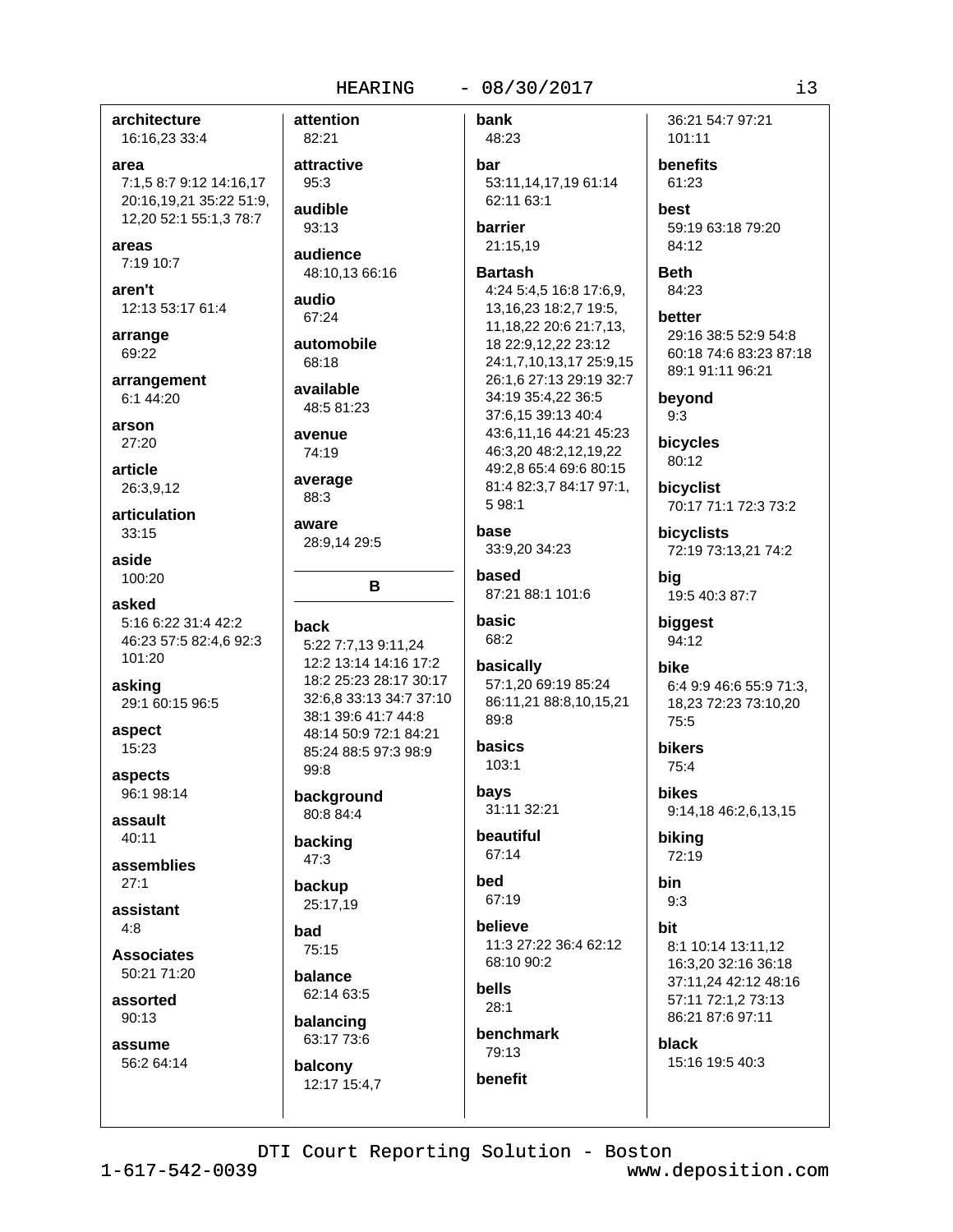**architecture**
16:16,23 33:4

**area**
7:1,5 8:7 9:12 14:16,17 20:16,19,21 35:22 51:9, 12,20 52:1 55:1,3 78:7

**areas**
7:19 10:7

**aren't**
12:13 53:17 61:4

**arrange**
69:22

**arrangement**
6:1 44:20

**arson**
27:20

**article**
26:3,9,12

**articulation**
33:15

**aside**
100:20

**asked**
5:16 6:22 31:4 42:2 46:23 57:5 82:4,6 92:3 101:20

**asking**
29:1 60:15 96:5

**aspect**
15:23

**aspects**
96:1 98:14

**assault**
40:11

**assemblies**
27:1

**assistant**
4:8

**Associates**
50:21 71:20

**assorted**
90:13

**assume**
56:2 64:14

**attention**
82:21

**attractive**
95:3

**audible**
93:13

**audience**
48:10,13 66:16

**audio**
67:24

**automobile**
68:18

**available**
48:5 81:23

**avenue**
74:19

**average**
88:3

**aware**
28:9,14 29:5

## B

**back**
5:22 7:7,13 9:11,24 12:2 13:14 14:16 17:2 18:2 25:23 28:17 30:17 32:6,8 33:13 34:7 37:10 38:1 39:6 41:7 44:8 48:14 50:9 72:1 84:21 85:24 88:5 97:3 98:9 99:8

**background**
80:8 84:4

**backing**
47:3

**backup**
25:17,19

**bad**
75:15

**balance**
62:14 63:5

**balancing**
63:17 73:6

**balcony**
12:17 15:4,7

**bank**
48:23

**bar**
53:11,14,17,19 61:14 62:11 63:1

**barrier**
21:15,19

**Bartash**
4:24 5:4,5 16:8 17:6,9, 13,16,23 18:2,7 19:5, 11,18,22 20:6 21:7,13, 18 22:9,12,22 23:12 24:1,7,10,13,17 25:9,15 26:1,6 27:13 29:19 32:7 34:19 35:4,22 36:5 37:6,15 39:13 40:4 43:6,11,16 44:21 45:23 46:3,20 48:2,12,19,22 49:2,8 65:4 69:6 80:15 81:4 82:3,7 84:17 97:1, 5 98:1

**base**
33:9,20 34:23

**based**
87:21 88:1 101:6

**basic**
68:2

**basically**
57:1,20 69:19 85:24 86:11,21 88:8,10,15,21 89:8

**basics**
103:1

**bays**
31:11 32:21

**beautiful**
67:14

**bed**
67:19

**believe**
11:3 27:22 36:4 62:12 68:10 90:2

**bells**
28:1

**benchmark**
79:13

**benefit**
36:21 54:7 97:21 101:11

**benefits**
61:23

**best**
59:19 63:18 79:20 84:12

**Beth**
84:23

**better**
29:16 38:5 52:9 54:8 60:18 74:6 83:23 87:18 89:1 91:11 96:21

**beyond**
9:3

**bicycles**
80:12

**bicyclist**
70:17 71:1 72:3 73:2

**bicyclists**
72:19 73:13,21 74:2

**big**
19:5 40:3 87:7

**biggest**
94:12

**bike**
6:4 9:9 46:6 55:9 71:3, 18,23 72:23 73:10,20 75:5

**bikers**
75:4

**bikes**
9:14,18 46:2,6,13,15

**biking**
72:19

**bin**
9:3

**bit**
8:1 10:14 13:11,12 16:3,20 32:16 36:18 37:11,24 42:12 48:16 57:11 72:1,2 73:13 86:21 87:6 97:11

**black**
15:16 19:5 40:3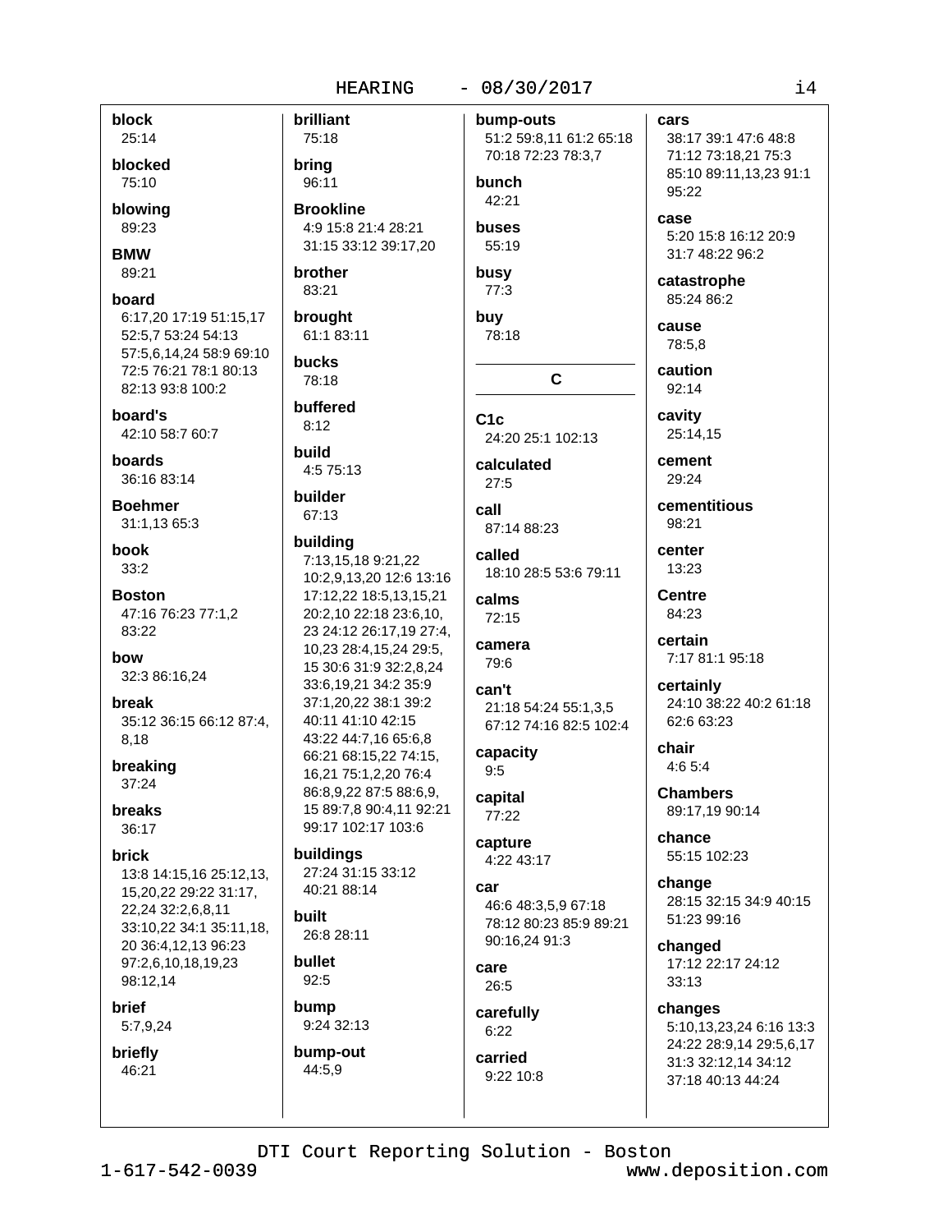**block**
25:14

**blocked**
75:10

**blowing**
89:23

**BMW**
89:21

**board**
6:17,20 17:19 51:15,17 52:5,7 53:24 54:13 57:5,6,14,24 58:9 69:10 72:5 76:21 78:1 80:13 82:13 93:8 100:2

**board's**
42:10 58:7 60:7

**boards**
36:16 83:14

**Boehmer**
31:1,13 65:3

**book**
33:2

**Boston**
47:16 76:23 77:1,2 83:22

**bow**
32:3 86:16,24

**break**
35:12 36:15 66:12 87:4, 8,18

**breaking**
37:24

**breaks**
36:17

**brick**
13:8 14:15,16 25:12,13, 15,20,22 29:22 31:17, 22,24 32:2,6,8,11 33:10,22 34:1 35:11,18, 20 36:4,12,13 96:23 97:2,6,10,18,19,23 98:12,14

**brief**
5:7,9,24

**briefly**
46:21

**brilliant**
75:18

**bring**
96:11

**Brookline**
4:9 15:8 21:4 28:21 31:15 33:12 39:17,20

**brother**
83:21

**brought**
61:1 83:11

**bucks**
78:18

**buffered**
8:12

**build**
4:5 75:13

**builder**
67:13

**building**
7:13,15,18 9:21,22 10:2,9,13,20 12:6 13:16 17:12,22 18:5,13,15,21 20:2,10 22:18 23:6,10, 23 24:12 26:17,19 27:4, 10,23 28:4,15,24 29:5, 15 30:6 31:9 32:2,8,24 33:6,19,21 34:2 35:9 37:1,20,22 38:1 39:2 40:11 41:10 42:15 43:22 44:7,16 65:6,8 66:21 68:15,22 74:15, 16,21 75:1,2,20 76:4 86:8,9,22 87:5 88:6,9, 15 89:7,8 90:4,11 92:21 99:17 102:17 103:6

**buildings**
27:24 31:15 33:12 40:21 88:14

**built**
26:8 28:11

**bullet**
92:5

**bump**
9:24 32:13

**bump-out**
44:5,9

**bump-outs**
51:2 59:8,11 61:2 65:18 70:18 72:23 78:3,7

**bunch**
42:21

**buses**
55:19

**busy**
77:3

**buy**
78:18

## C

**C1c**
24:20 25:1 102:13

**calculated**
27:5

**call**
87:14 88:23

**called**
18:10 28:5 53:6 79:11

**calms**
72:15

**camera**
79:6

**can't**
21:18 54:24 55:1,3,5 67:12 74:16 82:5 102:4

**capacity**
9:5

**capital**
77:22

**capture**
4:22 43:17

**car**
46:6 48:3,5,9 67:18 78:12 80:23 85:9 89:21 90:16,24 91:3

**care**
26:5

**carefully**
6:22

**carried**
9:22 10:8

**cars**
38:17 39:1 47:6 48:8 71:12 73:18,21 75:3 85:10 89:11,13,23 91:1 95:22

**case**
5:20 15:8 16:12 20:9 31:7 48:22 96:2

**catastrophe**
85:24 86:2

**cause**
78:5,8

**caution**
92:14

**cavity**
25:14,15

**cement**
29:24

**cementitious**
98:21

**center**
13:23

**Centre**
84:23

**certain**
7:17 81:1 95:18

**certainly**
24:10 38:22 40:2 61:18 62:6 63:23

**chair**
4:6 5:4

**Chambers**
89:17,19 90:14

**chance**
55:15 102:23

**change**
28:15 32:15 34:9 40:15 51:23 99:16

**changed**
17:12 22:17 24:12 33:13

**changes**
5:10,13,23,24 6:16 13:3 24:22 28:9,14 29:5,6,17 31:3 32:12,14 34:12 37:18 40:13 44:24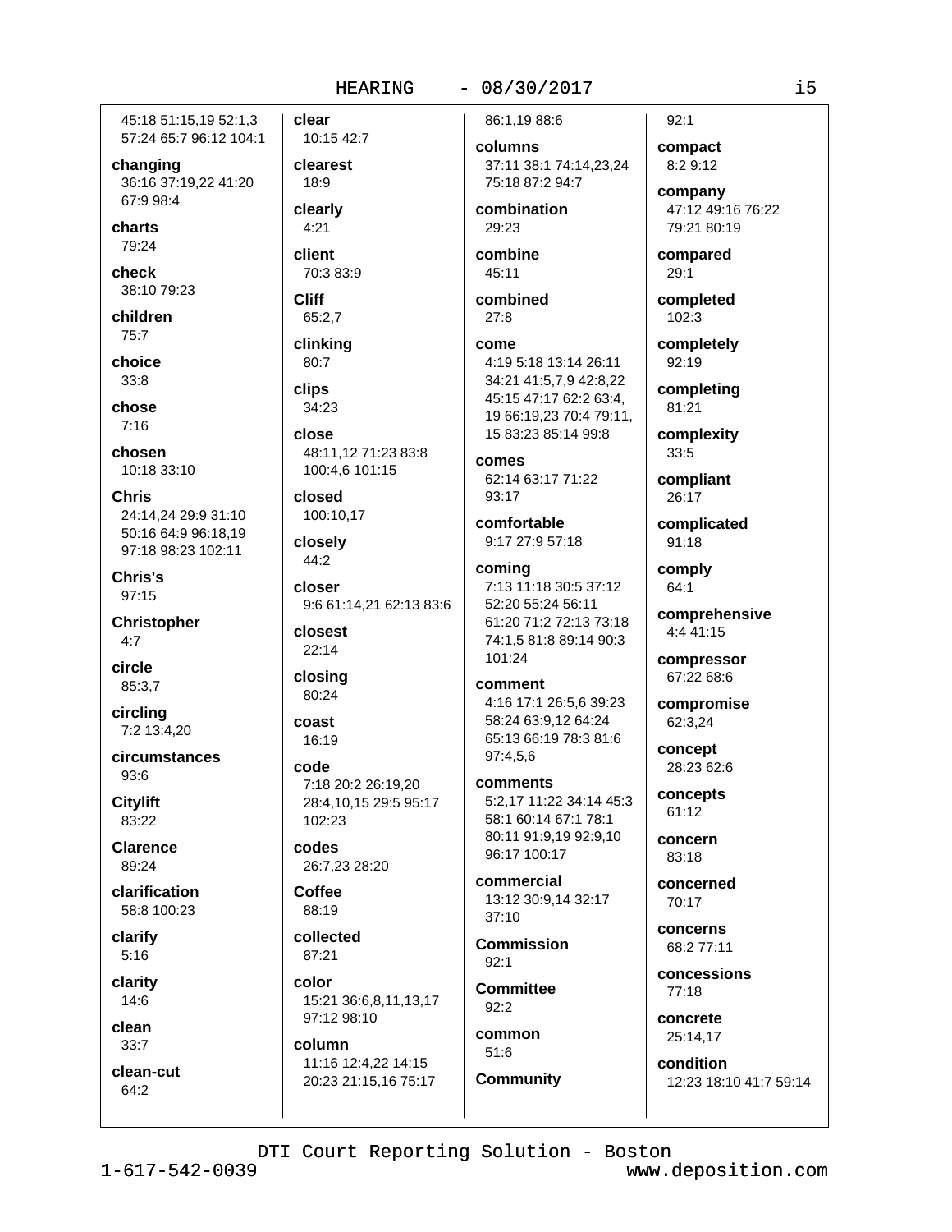45:18 51:15,19 52:1,3 57:24 65:7 96:12 104:1

**changing**
36:16 37:19,22 41:20 67:9 98:4

**charts**
79:24

**check**
38:10 79:23

**children**
75:7

**choice**
33:8

**chose**
7:16

**chosen**
10:18 33:10

**Chris**
24:14,24 29:9 31:10 50:16 64:9 96:18,19 97:18 98:23 102:11

**Chris's**
97:15

**Christopher**
4:7

**circle**
85:3,7

**circling**
7:2 13:4,20

**circumstances**
93:6

**Citylift**
83:22

**Clarence**
89:24

**clarification**
58:8 100:23

**clarify**
5:16

**clarity**
14:6

**clean**
33:7

**clean-cut**
64:2

**clear**
10:15 42:7

**clearest**
18:9

**clearly**
4:21

**client**
70:3 83:9

**Cliff**
65:2,7

**clinking**
80:7

**clips**
34:23

**close**
48:11,12 71:23 83:8 100:4,6 101:15

**closed**
100:10,17

**closely**
44:2

**closer**
9:6 61:14,21 62:13 83:6

**closest**
22:14

**closing**
80:24

**coast**
16:19

**code**
7:18 20:2 26:19,20 28:4,10,15 29:5 95:17 102:23

**codes**
26:7,23 28:20

**Coffee**
88:19

**collected**
87:21

**color**
15:21 36:6,8,11,13,17 97:12 98:10

**column**
11:16 12:4,22 14:15 20:23 21:15,16 75:17

86:1,19 88:6

**columns**
37:11 38:1 74:14,23,24 75:18 87:2 94:7

**combination**
29:23

**combine**
45:11

**combined**
27:8

**come**
4:19 5:18 13:14 26:11 34:21 41:5,7,9 42:8,22 45:15 47:17 62:2 63:4, 19 66:19,23 70:4 79:11, 15 83:23 85:14 99:8

**comes**
62:14 63:17 71:22 93:17

**comfortable**
9:17 27:9 57:18

**coming**
7:13 11:18 30:5 37:12 52:20 55:24 56:11 61:20 71:2 72:13 73:18 74:1,5 81:8 89:14 90:3 101:24

**comment**
4:16 17:1 26:5,6 39:23 58:24 63:9,12 64:24 65:13 66:19 78:3 81:6 97:4,5,6

**comments**
5:2,17 11:22 34:14 45:3 58:1 60:14 67:1 78:1 80:11 91:9,19 92:9,10 96:17 100:17

**commercial**
13:12 30:9,14 32:17 37:10

**Commission**
92:1

**Committee**
92:2

**common**
51:6

**Community**

92:1

**compact**
8:2 9:12

**company**
47:12 49:16 76:22 79:21 80:19

**compared**
29:1

**completed**
102:3

**completely**
92:19

**completing**
81:21

**complexity**
33:5

**compliant**
26:17

**complicated**
91:18

**comply**
64:1

**comprehensive**
4:4 41:15

**compressor**
67:22 68:6

**compromise**
62:3,24

**concept**
28:23 62:6

**concepts**
61:12

**concern**
83:18

**concerned**
70:17

**concerns**
68:2 77:11

**concessions**
77:18

**concrete**
25:14,17

**condition**
12:23 18:10 41:7 59:14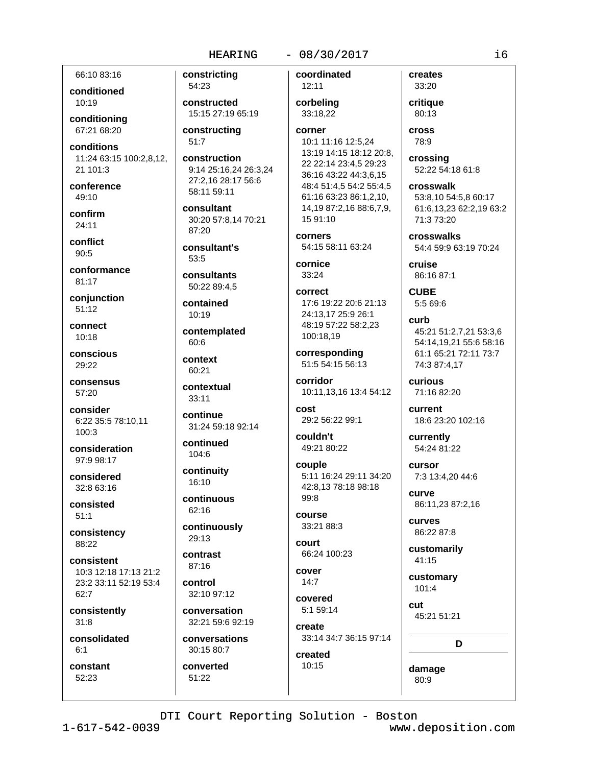66:10 83:16

**conditioned**
10:19

**conditioning**
67:21 68:20

**conditions**
11:24 63:15 100:2,8,12, 21 101:3

**conference**
49:10

**confirm**
24:11

**conflict**
90:5

**conformance**
81:17

**conjunction**
51:12

**connect**
10:18

**conscious**
29:22

**consensus**
57:20

**consider**
6:22 35:5 78:10,11 100:3

**consideration**
97:9 98:17

**considered**
32:8 63:16

**consisted**
51:1

**consistency**
88:22

**consistent**
10:3 12:18 17:13 21:2 23:2 33:11 52:19 53:4 62:7

**consistently**
31:8

**consolidated**
6:1

**constant**
52:23

**constricting**
54:23

**constructed**
15:15 27:19 65:19

**constructing**
51:7

**construction**
9:14 25:16,24 26:3,24 27:2,16 28:17 56:6 58:11 59:11

**consultant**
30:20 57:8,14 70:21 87:20

**consultant's**
53:5

**consultants**
50:22 89:4,5

**contained**
10:19

**contemplated**
60:6

**context**
60:21

**contextual**
33:11

**continue**
31:24 59:18 92:14

**continued**
104:6

**continuity**
16:10

**continuous**
62:16

**continuously**
29:13

**contrast**
87:16

**control**
32:10 97:12

**conversation**
32:21 59:6 92:19

**conversations**
30:15 80:7

**converted**
51:22

**coordinated**
12:11

**corbeling**
33:18,22

**corner**
10:1 11:16 12:5,24 13:19 14:15 18:12 20:8, 22 22:14 23:4,5 29:23 36:16 43:22 44:3,6,15 48:4 51:4,5 54:2 55:4,5 61:16 63:23 86:1,2,10, 14,19 87:2,16 88:6,7,9, 15 91:10

**corners**
54:15 58:11 63:24

**cornice**
33:24

**correct**
17:6 19:22 20:6 21:13 24:13,17 25:9 26:1 48:19 57:22 58:2,23 100:18,19

**corresponding**
51:5 54:15 56:13

**corridor**
10:11,13,16 13:4 54:12

**cost**
29:2 56:22 99:1

**couldn't**
49:21 80:22

**couple**
5:11 16:24 29:11 34:20 42:8,13 78:18 98:18 99:8

**course**
33:21 88:3

**court**
66:24 100:23

**cover**
14:7

**covered**
5:1 59:14

**create**
33:14 34:7 36:15 97:14

**created**
10:15

**creates**
33:20

**critique**
80:13

**cross**
78:9

**crossing**
52:22 54:18 61:8

**crosswalk**
53:8,10 54:5,8 60:17 61:6,13,23 62:2,19 63:2 71:3 73:20

**crosswalks**
54:4 59:9 63:19 70:24

**cruise**
86:16 87:1

**CUBE**
5:5 69:6

**curb**
45:21 51:2,7,21 53:3,6 54:14,19,21 55:6 58:16 61:1 65:21 72:11 73:7 74:3 87:4,17

**curious**
71:16 82:20

**current**
18:6 23:20 102:16

**currently**
54:24 81:22

**cursor**
7:3 13:4,20 44:6

**curve**
86:11,23 87:2,16

**curves**
86:22 87:8

**customarily**
41:15

**customary**
101:4

**cut**
45:21 51:21

## D

**damage**
80:9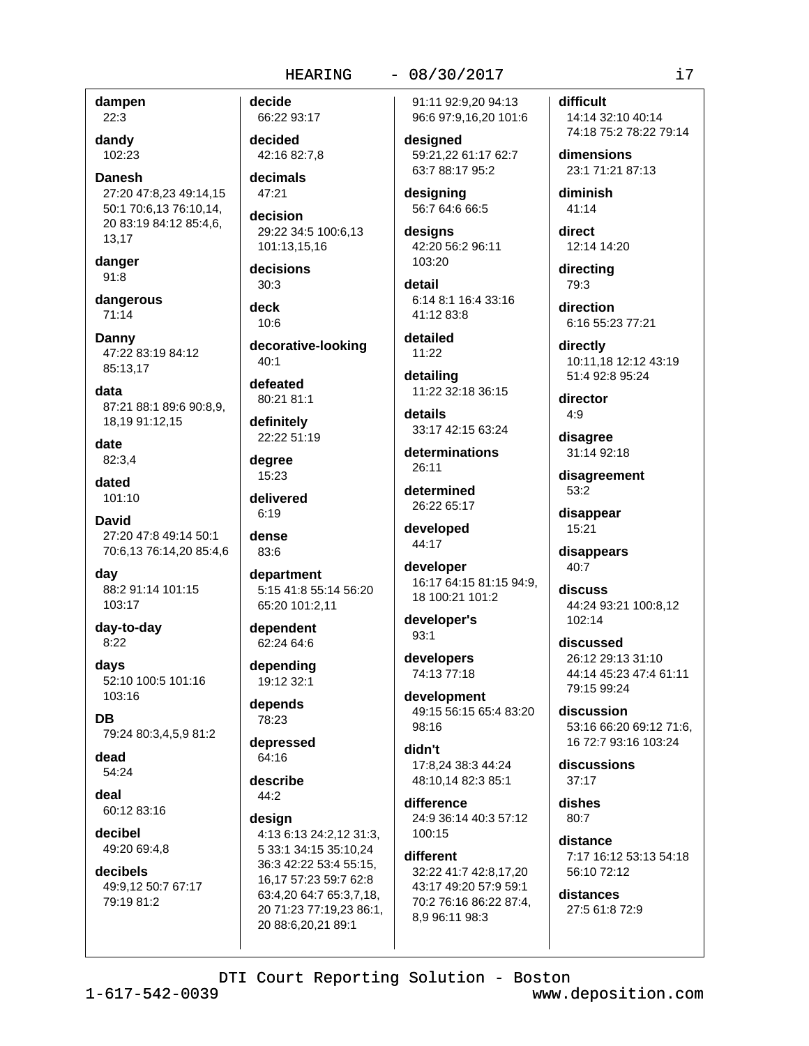**dampen**
22:3

**dandy**
102:23

**Danesh**
27:20 47:8,23 49:14,15 50:1 70:6,13 76:10,14, 20 83:19 84:12 85:4,6, 13,17

**danger**
91:8

**dangerous**
71:14

**Danny**
47:22 83:19 84:12 85:13,17

**data**
87:21 88:1 89:6 90:8,9, 18,19 91:12,15

**date**
82:3,4

**dated**
101:10

**David**
27:20 47:8 49:14 50:1 70:6,13 76:14,20 85:4,6

**day**
88:2 91:14 101:15 103:17

**day-to-day**
8:22

**days**
52:10 100:5 101:16 103:16

**DB**
79:24 80:3,4,5,9 81:2

**dead**
54:24

**deal**
60:12 83:16

**decibel**
49:20 69:4,8

**decibels**
49:9,12 50:7 67:17 79:19 81:2

**decide**
66:22 93:17

**decided**
42:16 82:7,8

**decimals**
47:21

**decision**
29:22 34:5 100:6,13 101:13,15,16

**decisions**
30:3

**deck**
10:6

**decorative-looking**
40:1

**defeated**
80:21 81:1

**definitely**
22:22 51:19

**degree**
15:23

**delivered**
6:19

**dense**
83:6

**department**
5:15 41:8 55:14 56:20 65:20 101:2,11

**dependent**
62:24 64:6

**depending**
19:12 32:1

**depends**
78:23

**depressed**
64:16

**describe**
44:2

**design**
4:13 6:13 24:2,12 31:3, 5 33:1 34:15 35:10,24 36:3 42:22 53:4 55:15, 16,17 57:23 59:7 62:8 63:4,20 64:7 65:3,7,18, 20 71:23 77:19,23 86:1, 20 88:6,20,21 89:1 91:11 92:9,20 94:13 96:6 97:9,16,20 101:6

**designed**
59:21,22 61:17 62:7 63:7 88:17 95:2

**designing**
56:7 64:6 66:5

**designs**
42:20 56:2 96:11 103:20

**detail**
6:14 8:1 16:4 33:16 41:12 83:8

**detailed**
11:22

**detailing**
11:22 32:18 36:15

**details**
33:17 42:15 63:24

**determinations**
26:11

**determined**
26:22 65:17

**developed**
44:17

**developer**
16:17 64:15 81:15 94:9, 18 100:21 101:2

**developer's**
93:1

**developers**
74:13 77:18

**development**
49:15 56:15 65:4 83:20 98:16

**didn't**
17:8,24 38:3 44:24 48:10,14 82:3 85:1

**difference**
24:9 36:14 40:3 57:12 100:15

**different**
32:22 41:7 42:8,17,20 43:17 49:20 57:9 59:1 70:2 76:16 86:22 87:4, 8,9 96:11 98:3

**difficult**
14:14 32:10 40:14 74:18 75:2 78:22 79:14

**dimensions**
23:1 71:21 87:13

**diminish**
41:14

**direct**
12:14 14:20

**directing**
79:3

**direction**
6:16 55:23 77:21

**directly**
10:11,18 12:12 43:19 51:4 92:8 95:24

**director**
4:9

**disagree**
31:14 92:18

**disagreement**
53:2

**disappear**
15:21

**disappears**
40:7

**discuss**
44:24 93:21 100:8,12 102:14

**discussed**
26:12 29:13 31:10 44:14 45:23 47:4 61:11 79:15 99:24

**discussion**
53:16 66:20 69:12 71:6, 16 72:7 93:16 103:24

**discussions**
37:17

**dishes**
80:7

**distance**
7:17 16:12 53:13 54:18 56:10 72:12

**distances**
27:5 61:8 72:9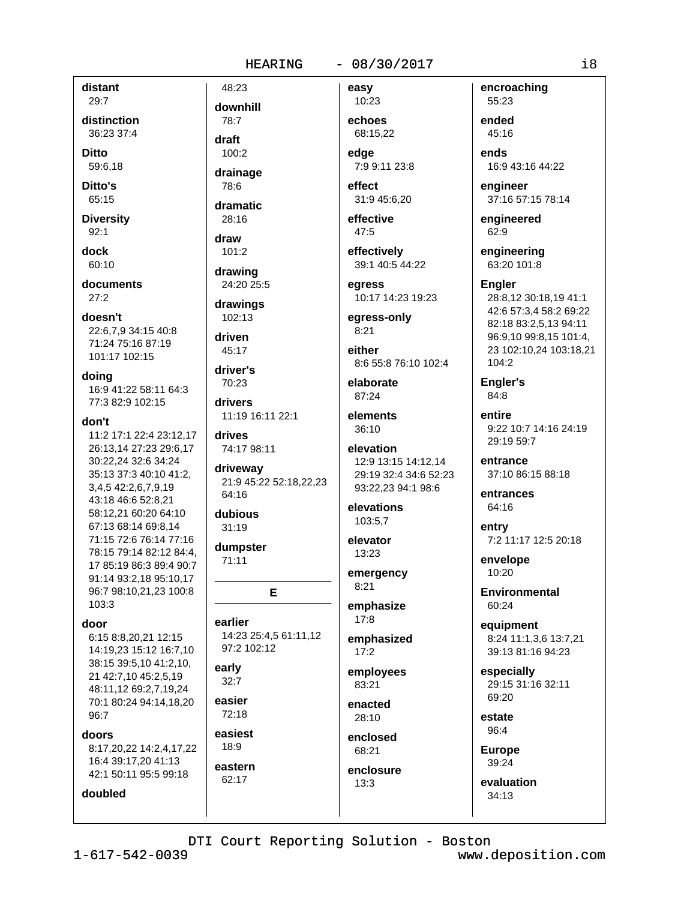**distant**
29:7

**distinction**
36:23 37:4

**Ditto**
59:6,18

**Ditto's**
65:15

**Diversity**
92:1

**dock**
60:10

**documents**
27:2

**doesn't**
22:6,7,9 34:15 40:8 71:24 75:16 87:19 101:17 102:15

**doing**
16:9 41:22 58:11 64:3 77:3 82:9 102:15

**don't**
11:2 17:1 22:4 23:12,17 26:13,14 27:23 29:6,17 30:22,24 32:6 34:24 35:13 37:3 40:10 41:2, 3,4,5 42:2,6,7,9,19 43:18 46:6 52:8,21 58:12,21 60:20 64:10 67:13 68:14 69:8,14 71:15 72:6 76:14 77:16 78:15 79:14 82:12 84:4, 17 85:19 86:3 89:4 90:7 91:14 93:2,18 95:10,17 96:7 98:10,21,23 100:8 103:3

**door**
6:15 8:8,20,21 12:15 14:19,23 15:12 16:7,10 38:15 39:5,10 41:2,10, 21 42:7,10 45:2,5,19 48:11,12 69:2,7,19,24 70:1 80:24 94:14,18,20 96:7

**doors**
8:17,20,22 14:2,4,17,22 16:4 39:17,20 41:13 42:1 50:11 95:5 99:18

**doubled**
48:23

**downhill**
78:7

**draft**
100:2

**drainage**
78:6

**dramatic**
28:16

**draw**
101:2

**drawing**
24:20 25:5

**drawings**
102:13

**driven**
45:17

**driver's**
70:23

**drivers**
11:19 16:11 22:1

**drives**
74:17 98:11

**driveway**
21:9 45:22 52:18,22,23 64:16

**dubious**
31:19

**dumpster**
71:11

## E

**earlier**
14:23 25:4,5 61:11,12 97:2 102:12

**early**
32:7

**easier**
72:18

**easiest**
18:9

**eastern**
62:17

**easy**
10:23

**echoes**
68:15,22

**edge**
7:9 9:11 23:8

**effect**
31:9 45:6,20

**effective**
47:5

**effectively**
39:1 40:5 44:22

**egress**
10:17 14:23 19:23

**egress-only**
8:21

**either**
8:6 55:8 76:10 102:4

**elaborate**
87:24

**elements**
36:10

**elevation**
12:9 13:15 14:12,14 29:19 32:4 34:6 52:23 93:22,23 94:1 98:6

**elevations**
103:5,7

**elevator**
13:23

**emergency**
8:21

**emphasize**
17:8

**emphasized**
17:2

**employees**
83:21

**enacted**
28:10

**enclosed**
68:21

**enclosure**
13:3

**encroaching**
55:23

**ended**
45:16

**ends**
16:9 43:16 44:22

**engineer**
37:16 57:15 78:14

**engineered**
62:9

**engineering**
63:20 101:8

**Engler**
28:8,12 30:18,19 41:1 42:6 57:3,4 58:2 69:22 82:18 83:2,5,13 94:11 96:9,10 99:8,15 101:4, 23 102:10,24 103:18,21 104:2

**Engler's**
84:8

**entire**
9:22 10:7 14:16 24:19 29:19 59:7

**entrance**
37:10 86:15 88:18

**entrances**
64:16

**entry**
7:2 11:17 12:5 20:18

**envelope**
10:20

**Environmental**
60:24

**equipment**
8:24 11:1,3,6 13:7,21 39:13 81:16 94:23

**especially**
29:15 31:16 32:11 69:20

**estate**
96:4

**Europe**
39:24

**evaluation**
34:13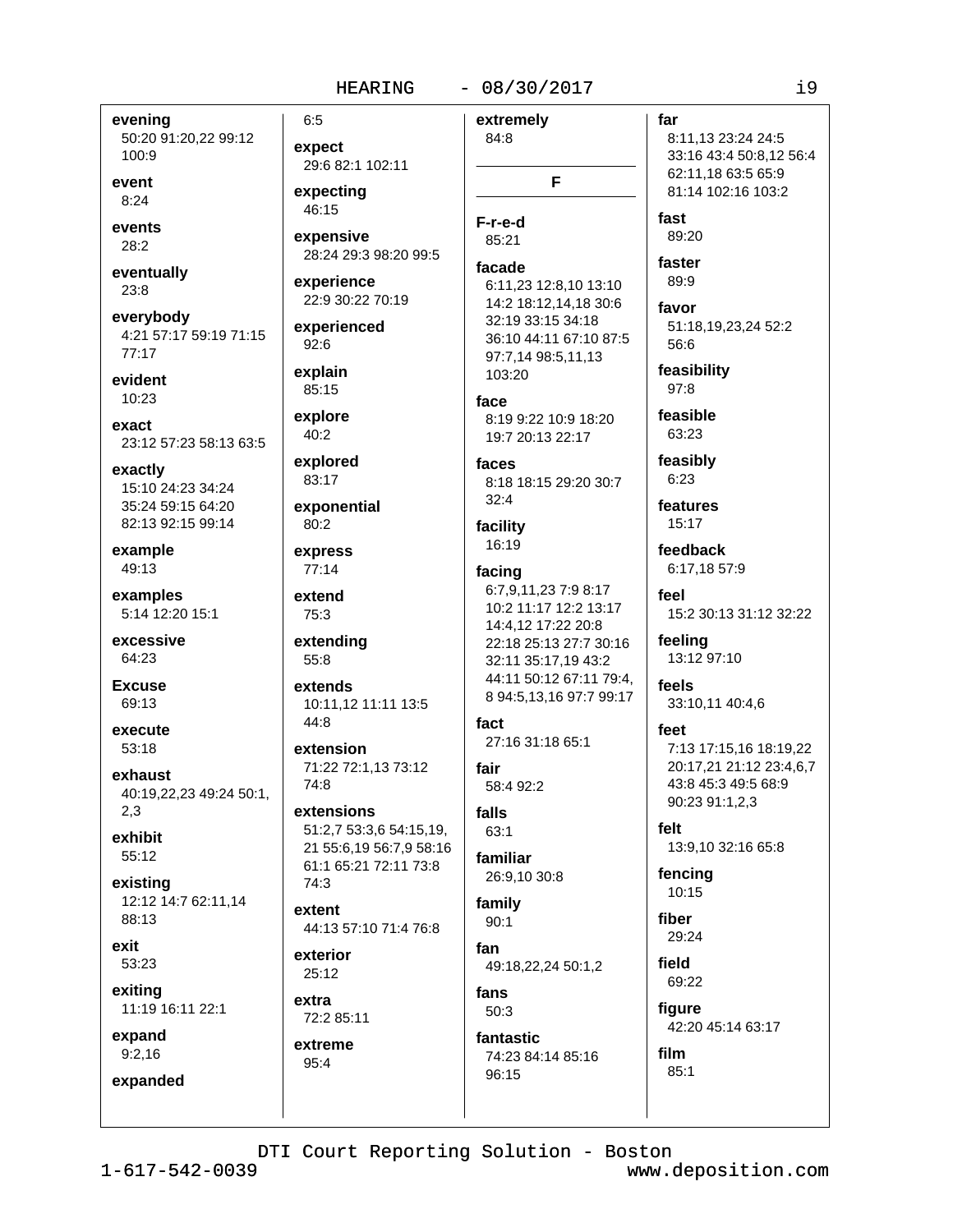**evening**
50:20 91:20,22 99:12 100:9

**event**
8:24

**events**
28:2

**eventually**
23:8

**everybody**
4:21 57:17 59:19 71:15 77:17

**evident**
10:23

**exact**
23:12 57:23 58:13 63:5

**exactly**
15:10 24:23 34:24 35:24 59:15 64:20 82:13 92:15 99:14

**example**
49:13

**examples**
5:14 12:20 15:1

**excessive**
64:23

**Excuse**
69:13

**execute**
53:18

**exhaust**
40:19,22,23 49:24 50:1, 2,3

**exhibit**
55:12

**existing**
12:12 14:7 62:11,14 88:13

**exit**
53:23

**exiting**
11:19 16:11 22:1

**expand**
9:2,16

**expanded**
6:5

**expect**
29:6 82:1 102:11

**expecting**
46:15

**expensive**
28:24 29:3 98:20 99:5

**experience**
22:9 30:22 70:19

**experienced**
92:6

**explain**
85:15

**explore**
40:2

**explored**
83:17

**exponential**
80:2

**express**
77:14

**extend**
75:3

**extending**
55:8

**extends**
10:11,12 11:11 13:5 44:8

**extension**
71:22 72:1,13 73:12 74:8

**extensions**
51:2,7 53:3,6 54:15,19, 21 55:6,19 56:7,9 58:16 61:1 65:21 72:11 73:8 74:3

**extent**
44:13 57:10 71:4 76:8

**exterior**
25:12

**extra**
72:2 85:11

**extreme**
95:4

**extremely**
84:8

## F

**F-r-e-d**
85:21

**facade**
6:11,23 12:8,10 13:10 14:2 18:12,14,18 30:6 32:19 33:15 34:18 36:10 44:11 67:10 87:5 97:7,14 98:5,11,13 103:20

**face**
8:19 9:22 10:9 18:20 19:7 20:13 22:17

**faces**
8:18 18:15 29:20 30:7 32:4

**facility**
16:19

**facing**
6:7,9,11,23 7:9 8:17 10:2 11:17 12:2 13:17 14:4,12 17:22 20:8 22:18 25:13 27:7 30:16 32:11 35:17,19 43:2 44:11 50:12 67:11 79:4, 8 94:5,13,16 97:7 99:17

**fact**
27:16 31:18 65:1

**fair**
58:4 92:2

**falls**
63:1

**familiar**
26:9,10 30:8

**family**
90:1

**fan**
49:18,22,24 50:1,2

**fans**
50:3

**fantastic**
74:23 84:14 85:16 96:15

**far**
8:11,13 23:24 24:5 33:16 43:4 50:8,12 56:4 62:11,18 63:5 65:9 81:14 102:16 103:2

**fast**
89:20

**faster**
89:9

**favor**
51:18,19,23,24 52:2 56:6

**feasibility**
97:8

**feasible**
63:23

**feasibly**
6:23

**features**
15:17

**feedback**
6:17,18 57:9

**feel**
15:2 30:13 31:12 32:22

**feeling**
13:12 97:10

**feels**
33:10,11 40:4,6

**feet**
7:13 17:15,16 18:19,22 20:17,21 21:12 23:4,6,7 43:8 45:3 49:5 68:9 90:23 91:1,2,3

**felt**
13:9,10 32:16 65:8

**fencing**
10:15

**fiber**
29:24

**field**
69:22

**figure**
42:20 45:14 63:17

**film**
85:1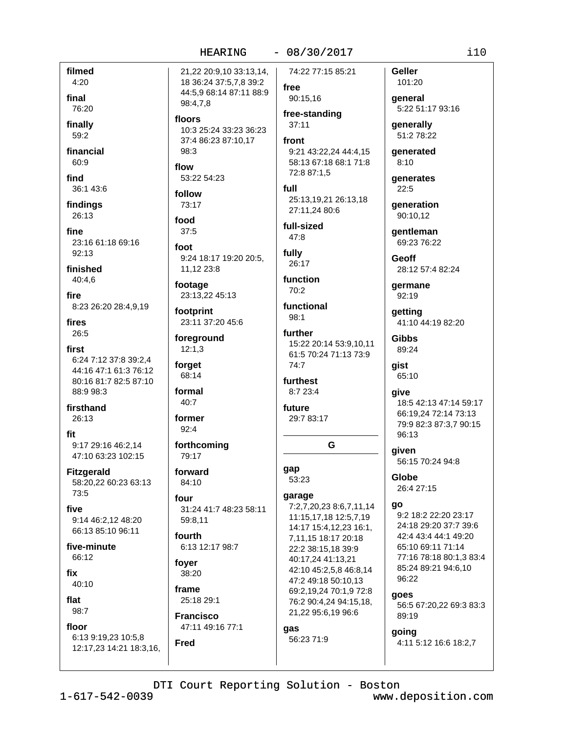**filmed**
4:20

**final**
76:20

**finally**
59:2

**financial**
60:9

**find**
36:1 43:6

**findings**
26:13

**fine**
23:16 61:18 69:16 92:13

**finished**
40:4,6

**fire**
8:23 26:20 28:4,9,19

**fires**
26:5

**first**
6:24 7:12 37:8 39:2,4 44:16 47:1 61:3 76:12 80:16 81:7 82:5 87:10 88:9 98:3

**firsthand**
26:13

**fit**
9:17 29:16 46:2,14 47:10 63:23 102:15

**Fitzgerald**
58:20,22 60:23 63:13 73:5

**five**
9:14 46:2,12 48:20 66:13 85:10 96:11

**five-minute**
66:12

**fix**
40:10

**flat**
98:7

**floor**
6:13 9:19,23 10:5,8 12:17,23 14:21 18:3,16, 21,22 20:9,10 33:13,14, 18 36:24 37:5,7,8 39:2 44:5,9 68:14 87:11 88:9 98:4,7,8

**floors**
10:3 25:24 33:23 36:23 37:4 86:23 87:10,17 98:3

**flow**
53:22 54:23

**follow**
73:17

**food**
37:5

**foot**
9:24 18:17 19:20 20:5, 11,12 23:8

**footage**
23:13,22 45:13

**footprint**
23:11 37:20 45:6

**foreground**
12:1,3

**forget**
68:14

**formal**
40:7

**former**
92:4

**forthcoming**
79:17

**forward**
84:10

**four**
31:24 41:7 48:23 58:11 59:8,11

**fourth**
6:13 12:17 98:7

**foyer**
38:20

**frame**
25:18 29:1

**Francisco**
47:11 49:16 77:1

**Fred**
74:22 77:15 85:21

**free**
90:15,16

**free-standing**
37:11

**front**
9:21 43:22,24 44:4,15 58:13 67:18 68:1 71:8 72:8 87:1,5

**full**
25:13,19,21 26:13,18 27:11,24 80:6

**full-sized**
47:8

**fully**
26:17

**function**
70:2

**functional**
98:1

**further**
15:22 20:14 53:9,10,11 61:5 70:24 71:13 73:9 74:7

**furthest**
8:7 23:4

**future**
29:7 83:17

## G

**gap**
53:23

**garage**
7:2,7,20,23 8:6,7,11,14 11:15,17,18 12:5,7,19 14:17 15:4,12,23 16:1, 7,11,15 18:17 20:18 22:2 38:15,18 39:9 40:17,24 41:13,21 42:10 45:2,5,8 46:8,14 47:2 49:18 50:10,13 69:2,19,24 70:1,9 72:8 76:2 90:4,24 94:15,18, 21,22 95:6,19 96:6

**gas**
56:23 71:9

**Geller**
101:20

**general**
5:22 51:17 93:16

**generally**
51:2 78:22

**generated**
8:10

**generates**
22:5

**generation**
90:10,12

**gentleman**
69:23 76:22

**Geoff**
28:12 57:4 82:24

**germane**
92:19

**getting**
41:10 44:19 82:20

**Gibbs**
89:24

**gist**
65:10

**give**
18:5 42:13 47:14 59:17 66:19,24 72:14 73:13 79:9 82:3 87:3,7 90:15 96:13

**given**
56:15 70:24 94:8

**Globe**
26:4 27:15

**go**
9:2 18:2 22:20 23:17 24:18 29:20 37:7 39:6 42:4 43:4 44:1 49:20 65:10 69:11 71:14 77:16 78:18 80:1,3 83:4 85:24 89:21 94:6,10 96:22

**goes**
56:5 67:20,22 69:3 83:3 89:19

**going**
4:11 5:12 16:6 18:2,7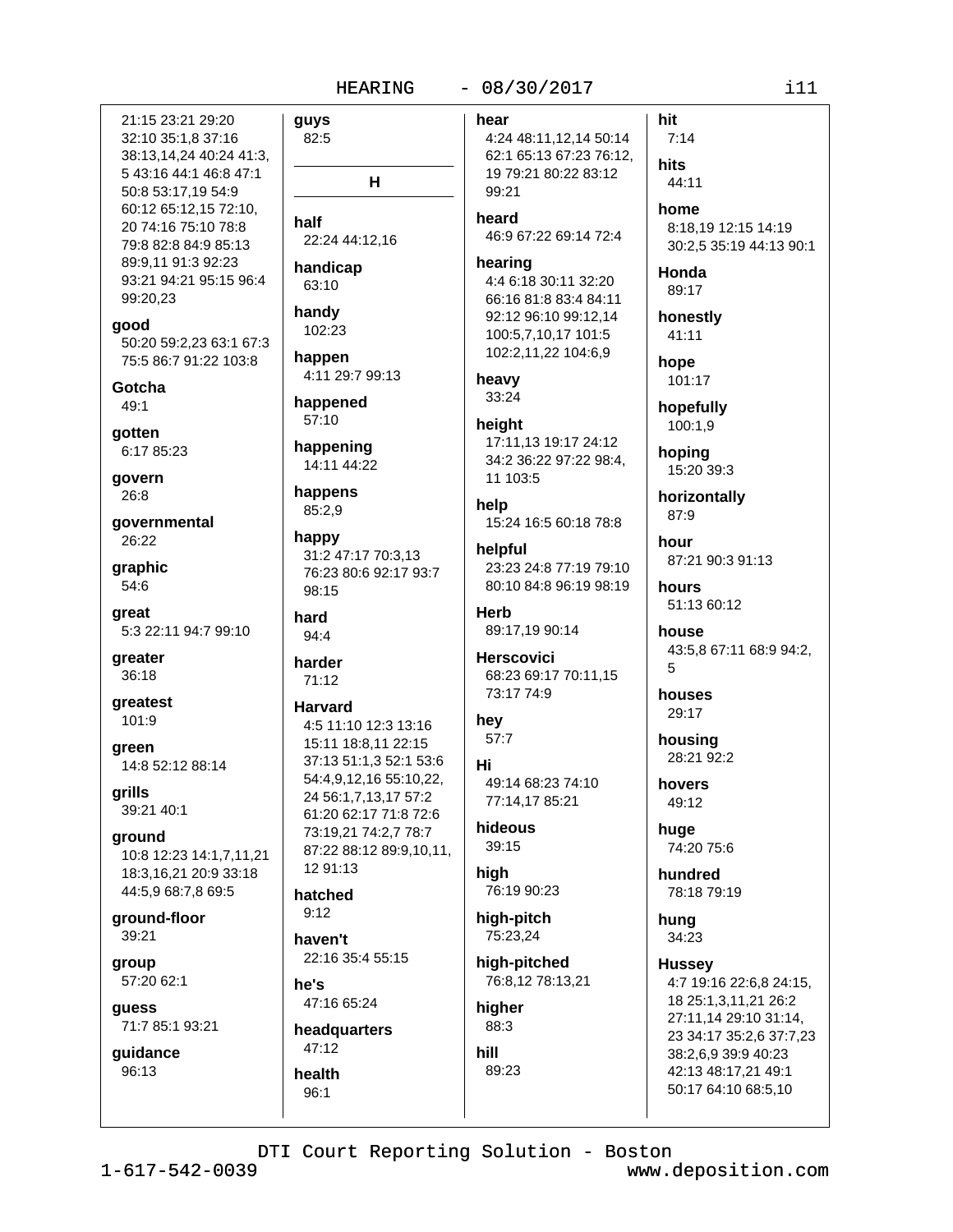21:15 23:21 29:20 32:10 35:1,8 37:16 38:13,14,24 40:24 41:3, 5 43:16 44:1 46:8 47:1 50:8 53:17,19 54:9 60:12 65:12,15 72:10, 20 74:16 75:10 78:8 79:8 82:8 84:9 85:13 89:9,11 91:3 92:23 93:21 94:21 95:15 96:4 99:20,23

**good**
50:20 59:2,23 63:1 67:3 75:5 86:7 91:22 103:8

**Gotcha**
49:1

**gotten**
6:17 85:23

**govern**
26:8

**governmental**
26:22

**graphic**
54:6

**great**
5:3 22:11 94:7 99:10

**greater**
36:18

**greatest**
101:9

**green**
14:8 52:12 88:14

**grills**
39:21 40:1

**ground**
10:8 12:23 14:1,7,11,21 18:3,16,21 20:9 33:18 44:5,9 68:7,8 69:5

**ground-floor**
39:21

**group**
57:20 62:1

**guess**
71:7 85:1 93:21

**guidance**
96:13

**guys**
82:5

## H

**half**
22:24 44:12,16

**handicap**
63:10

**handy**
102:23

**happen**
4:11 29:7 99:13

**happened**
57:10

**happening**
14:11 44:22

**happens**
85:2,9

**happy**
31:2 47:17 70:3,13 76:23 80:6 92:17 93:7 98:15

**hard**
94:4

**harder**
71:12

**Harvard**
4:5 11:10 12:3 13:16 15:11 18:8,11 22:15 37:13 51:1,3 52:1 53:6 54:4,9,12,16 55:10,22, 24 56:1,7,13,17 57:2 61:20 62:17 71:8 72:6 73:19,21 74:2,7 78:7 87:22 88:12 89:9,10,11, 12 91:13

**hatched**
9:12

**haven't**
22:16 35:4 55:15

**he's**
47:16 65:24

**headquarters**
47:12

**health**
96:1

**hear**
4:24 48:11,12,14 50:14 62:1 65:13 67:23 76:12, 19 79:21 80:22 83:12 99:21

**heard**
46:9 67:22 69:14 72:4

**hearing**
4:4 6:18 30:11 32:20 66:16 81:8 83:4 84:11 92:12 96:10 99:12,14 100:5,7,10,17 101:5 102:2,11,22 104:6,9

**heavy**
33:24

**height**
17:11,13 19:17 24:12 34:2 36:22 97:22 98:4, 11 103:5

**help**
15:24 16:5 60:18 78:8

**helpful**
23:23 24:8 77:19 79:10 80:10 84:8 96:19 98:19

**Herb**
89:17,19 90:14

**Herscovici**
68:23 69:17 70:11,15 73:17 74:9

**hey**
57:7

**Hi**
49:14 68:23 74:10 77:14,17 85:21

**hideous**
39:15

**high**
76:19 90:23

**high-pitch**
75:23,24

**high-pitched**
76:8,12 78:13,21

**higher**
88:3

**hill**
89:23

**hit**
7:14

**hits**
44:11

**home**
8:18,19 12:15 14:19 30:2,5 35:19 44:13 90:1

**Honda**
89:17

**honestly**
41:11

**hope**
101:17

**hopefully**
100:1,9

**hoping**
15:20 39:3

**horizontally**
87:9

**hour**
87:21 90:3 91:13

**hours**
51:13 60:12

**house**
43:5,8 67:11 68:9 94:2, 5

**houses**
29:17

**housing**
28:21 92:2

**hovers**
49:12

**huge**
74:20 75:6

**hundred**
78:18 79:19

**hung**
34:23

**Hussey**
4:7 19:16 22:6,8 24:15, 18 25:1,3,11,21 26:2 27:11,14 29:10 31:14, 23 34:17 35:2,6 37:7,23 38:2,6,9 39:9 40:23 42:13 48:17,21 49:1 50:17 64:10 68:5,10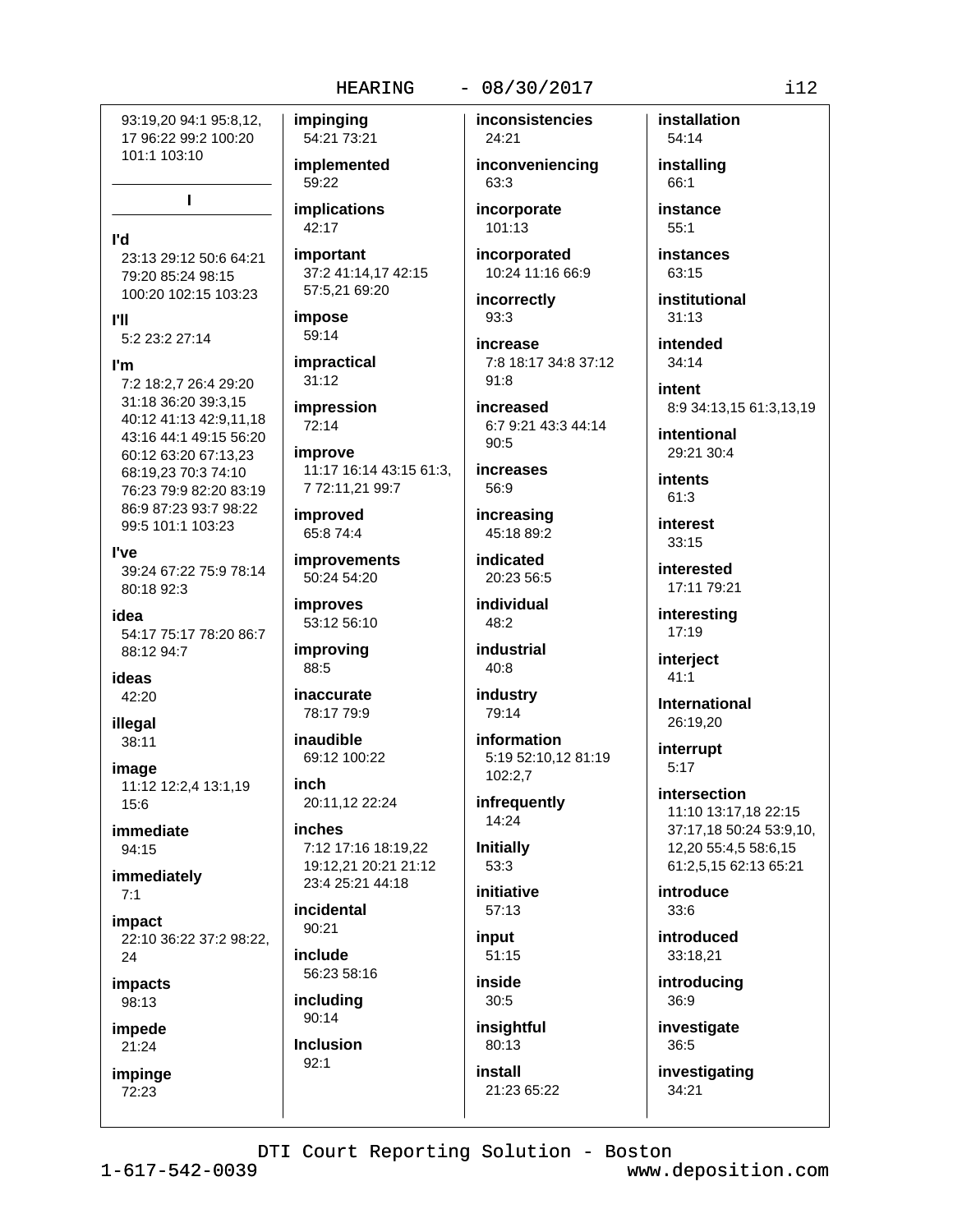93:19,20 94:1 95:8,12, 17 96:22 99:2 100:20 101:1 103:10

## I

**I'd**
23:13 29:12 50:6 64:21 79:20 85:24 98:15 100:20 102:15 103:23

**I'll**
5:2 23:2 27:14

**I'm**
7:2 18:2,7 26:4 29:20 31:18 36:20 39:3,15 40:12 41:13 42:9,11,18 43:16 44:1 49:15 56:20 60:12 63:20 67:13,23 68:19,23 70:3 74:10 76:23 79:9 82:20 83:19 86:9 87:23 93:7 98:22 99:5 101:1 103:23

**I've**
39:24 67:22 75:9 78:14 80:18 92:3

**idea**
54:17 75:17 78:20 86:7 88:12 94:7

**ideas**
42:20

**illegal**
38:11

**image**
11:12 12:2,4 13:1,19 15:6

**immediate**
94:15

**immediately**
7:1

**impact**
22:10 36:22 37:2 98:22, 24

**impacts**
98:13

**impede**
21:24

**impinge**
72:23

**impinging**
54:21 73:21

**implemented**
59:22

**implications**
42:17

**important**
37:2 41:14,17 42:15 57:5,21 69:20

**impose**
59:14

**impractical**
31:12

**impression**
72:14

**improve**
11:17 16:14 43:15 61:3, 7 72:11,21 99:7

**improved**
65:8 74:4

**improvements**
50:24 54:20

**improves**
53:12 56:10

**improving**
88:5

**inaccurate**
78:17 79:9

**inaudible**
69:12 100:22

**inch**
20:11,12 22:24

**inches**
7:12 17:16 18:19,22 19:12,21 20:21 21:12 23:4 25:21 44:18

**incidental**
90:21

**include**
56:23 58:16

**including**
90:14

**Inclusion**
92:1

**inconsistencies**
24:21

**inconveniencing**
63:3

**incorporate**
101:13

**incorporated**
10:24 11:16 66:9

**incorrectly**
93:3

**increase**
7:8 18:17 34:8 37:12 91:8

**increased**
6:7 9:21 43:3 44:14 90:5

**increases**
56:9

**increasing**
45:18 89:2

**indicated**
20:23 56:5

**individual**
48:2

**industrial**
40:8

**industry**
79:14

**information**
5:19 52:10,12 81:19 102:2,7

**infrequently**
14:24

**Initially**
53:3

**initiative**
57:13

**input**
51:15

**inside**
30:5

**insightful**
80:13

**install**
21:23 65:22

**installation**
54:14

**installing**
66:1

**instance**
55:1

**instances**
63:15

**institutional**
31:13

**intended**
34:14

**intent**
8:9 34:13,15 61:3,13,19

**intentional**
29:21 30:4

**intents**
61:3

**interest**
33:15

**interested**
17:11 79:21

**interesting**
17:19

**interject**
41:1

**International**
26:19,20

**interrupt**
5:17

**intersection**
11:10 13:17,18 22:15 37:17,18 50:24 53:9,10, 12,20 55:4,5 58:6,15 61:2,5,15 62:13 65:21

**introduce**
33:6

**introduced**
33:18,21

**introducing**
36:9

**investigate**
36:5

**investigating**
34:21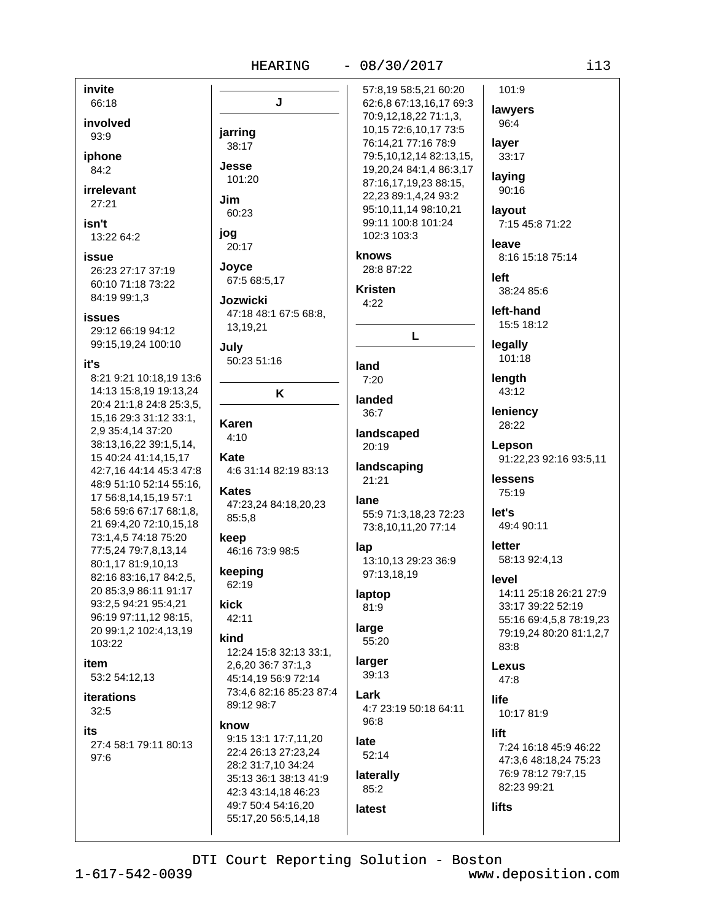**invite**
66:18

**involved**
93:9

**iphone**
84:2

**irrelevant**
27:21

**isn't**
13:22 64:2

**issue**
26:23 27:17 37:19 60:10 71:18 73:22 84:19 99:1,3

**issues**
29:12 66:19 94:12 99:15,19,24 100:10

**it's**
8:21 9:21 10:18,19 13:6 14:13 15:8,19 19:13,24 20:4 21:1,8 24:8 25:3,5, 15,16 29:3 31:12 33:1, 2,9 35:4,14 37:20 38:13,16,22 39:1,5,14, 15 40:24 41:14,15,17 42:7,16 44:14 45:3 47:8 48:9 51:10 52:14 55:16, 17 56:8,14,15,19 57:1 58:6 59:6 67:17 68:1,8, 21 69:4,20 72:10,15,18 73:1,4,5 74:18 75:20 77:5,24 79:7,8,13,14 80:1,17 81:9,10,13 82:16 83:16,17 84:2,5, 20 85:3,9 86:11 91:17 93:2,5 94:21 95:4,21 96:19 97:11,12 98:15, 20 99:1,2 102:4,13,19 103:22

**item**
53:2 54:12,13

**iterations**
32:5

**its**
27:4 58:1 79:11 80:13 97:6

## J

**jarring**
38:17

**Jesse**
101:20

**Jim**
60:23

**jog**
20:17

**Joyce**
67:5 68:5,17

**Jozwicki**
47:18 48:1 67:5 68:8, 13,19,21

**July**
50:23 51:16

## K

**Karen**
4:10

**Kate**
4:6 31:14 82:19 83:13

**Kates**
47:23,24 84:18,20,23 85:5,8

**keep**
46:16 73:9 98:5

**keeping**
62:19

**kick**
42:11

**kind**
12:24 15:8 32:13 33:1, 2,6,20 36:7 37:1,3 45:14,19 56:9 72:14 73:4,6 82:16 85:23 87:4 89:12 98:7

**know**
9:15 13:1 17:7,11,20 22:4 26:13 27:23,24 28:2 31:7,10 34:24 35:13 36:1 38:13 41:9 42:3 43:14,18 46:23 49:7 50:4 54:16,20 55:17,20 56:5,14,18 57:8,19 58:5,21 60:20 62:6,8 67:13,16,17 69:3 70:9,12,18,22 71:1,3, 10,15 72:6,10,17 73:5 76:14,21 77:16 78:9 79:5,10,12,14 82:13,15, 19,20,24 84:1,4 86:3,17 87:16,17,19,23 88:15, 22,23 89:1,4,24 93:2 95:10,11,14 98:10,21 99:11 100:8 101:24 102:3 103:3

**knows**
28:8 87:22

**Kristen**
4:22

## L

**land**
7:20

**landed**
36:7

**landscaped**
20:19

**landscaping**
21:21

**lane**
55:9 71:3,18,23 72:23 73:8,10,11,20 77:14

**lap**
13:10,13 29:23 36:9 97:13,18,19

**laptop**
81:9

**large**
55:20

**larger**
39:13

**Lark**
4:7 23:19 50:18 64:11 96:8

**late**
52:14

**laterally**
85:2

**latest**
101:9

**lawyers**
96:4

**layer**
33:17

**laying**
90:16

**layout**
7:15 45:8 71:22

**leave**
8:16 15:18 75:14

**left**
38:24 85:6

**left-hand**
15:5 18:12

**legally**
101:18

**length**
43:12

**leniency**
28:22

**Lepson**
91:22,23 92:16 93:5,11

**lessens**
75:19

**let's**
49:4 90:11

**letter**
58:13 92:4,13

**level**
14:11 25:18 26:21 27:9 33:17 39:22 52:19 55:16 69:4,5,8 78:19,23 79:19,24 80:20 81:1,2,7 83:8

**Lexus**
47:8

**life**
10:17 81:9

**lift**
7:24 16:18 45:9 46:22 47:3,6 48:18,24 75:23 76:9 78:12 79:7,15 82:23 99:21

**lifts**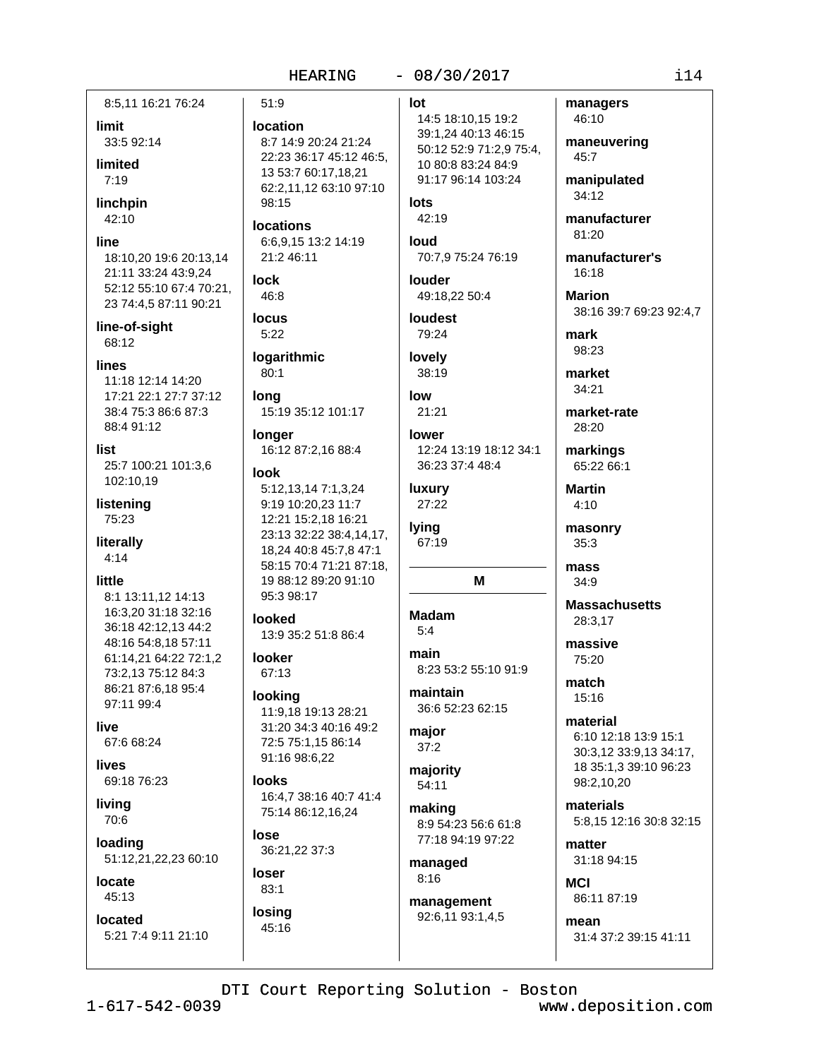8:5,11 16:21 76:24

**limit**
33:5 92:14

**limited**
7:19

**linchpin**
42:10

**line**
18:10,20 19:6 20:13,14 21:11 33:24 43:9,24 52:12 55:10 67:4 70:21, 23 74:4,5 87:11 90:21

**line-of-sight**
68:12

**lines**
11:18 12:14 14:20 17:21 22:1 27:7 37:12 38:4 75:3 86:6 87:3 88:4 91:12

**list**
25:7 100:21 101:3,6 102:10,19

**listening**
75:23

**literally**
4:14

**little**
8:1 13:11,12 14:13 16:3,20 31:18 32:16 36:18 42:12,13 44:2 48:16 54:8,18 57:11 61:14,21 64:22 72:1,2 73:2,13 75:12 84:3 86:21 87:6,18 95:4 97:11 99:4

**live**
67:6 68:24

**lives**
69:18 76:23

**living**
70:6

**loading**
51:12,21,22,23 60:10

**locate**
45:13

**located**
5:21 7:4 9:11 21:10 51:9

**location**
8:7 14:9 20:24 21:24 22:23 36:17 45:12 46:5, 13 53:7 60:17,18,21 62:2,11,12 63:10 97:10 98:15

**locations**
6:6,9,15 13:2 14:19 21:2 46:11

**lock**
46:8

**locus**
5:22

**logarithmic**
80:1

**long**
15:19 35:12 101:17

**longer**
16:12 87:2,16 88:4

**look**
5:12,13,14 7:1,3,24 9:19 10:20,23 11:7 12:21 15:2,18 16:21 23:13 32:22 38:4,14,17, 18,24 40:8 45:7,8 47:1 58:15 70:4 71:21 87:18, 19 88:12 89:20 91:10 95:3 98:17

**looked**
13:9 35:2 51:8 86:4

**looker**
67:13

**looking**
11:9,18 19:13 28:21 31:20 34:3 40:16 49:2 72:5 75:1,15 86:14 91:16 98:6,22

**looks**
16:4,7 38:16 40:7 41:4 75:14 86:12,16,24

**lose**
36:21,22 37:3

**loser**
83:1

**losing**
45:16

**lot**
14:5 18:10,15 19:2 39:1,24 40:13 46:15 50:12 52:9 71:2,9 75:4, 10 80:8 83:24 84:9 91:17 96:14 103:24

**lots**
42:19

**loud**
70:7,9 75:24 76:19

**louder**
49:18,22 50:4

**loudest**
79:24

**lovely**
38:19

**low**
21:21

**lower**
12:24 13:19 18:12 34:1 36:23 37:4 48:4

**luxury**
27:22

**lying**
67:19

## M

**Madam**
5:4

**main**
8:23 53:2 55:10 91:9

**maintain**
36:6 52:23 62:15

**major**
37:2

**majority**
54:11

**making**
8:9 54:23 56:6 61:8 77:18 94:19 97:22

**managed**
8:16

**management**
92:6,11 93:1,4,5

**managers**
46:10

**maneuvering**
45:7

**manipulated**
34:12

**manufacturer**
81:20

**manufacturer's**
16:18

**Marion**
38:16 39:7 69:23 92:4,7

**mark**
98:23

**market**
34:21

**market-rate**
28:20

**markings**
65:22 66:1

**Martin**
4:10

**masonry**
35:3

**mass**
34:9

**Massachusetts**
28:3,17

**massive**
75:20

**match**
15:16

**material**
6:10 12:18 13:9 15:1 30:3,12 33:9,13 34:17, 18 35:1,3 39:10 96:23 98:2,10,20

**materials**
5:8,15 12:16 30:8 32:15

**matter**
31:18 94:15

**MCI**
86:11 87:19

**mean**
31:4 37:2 39:15 41:11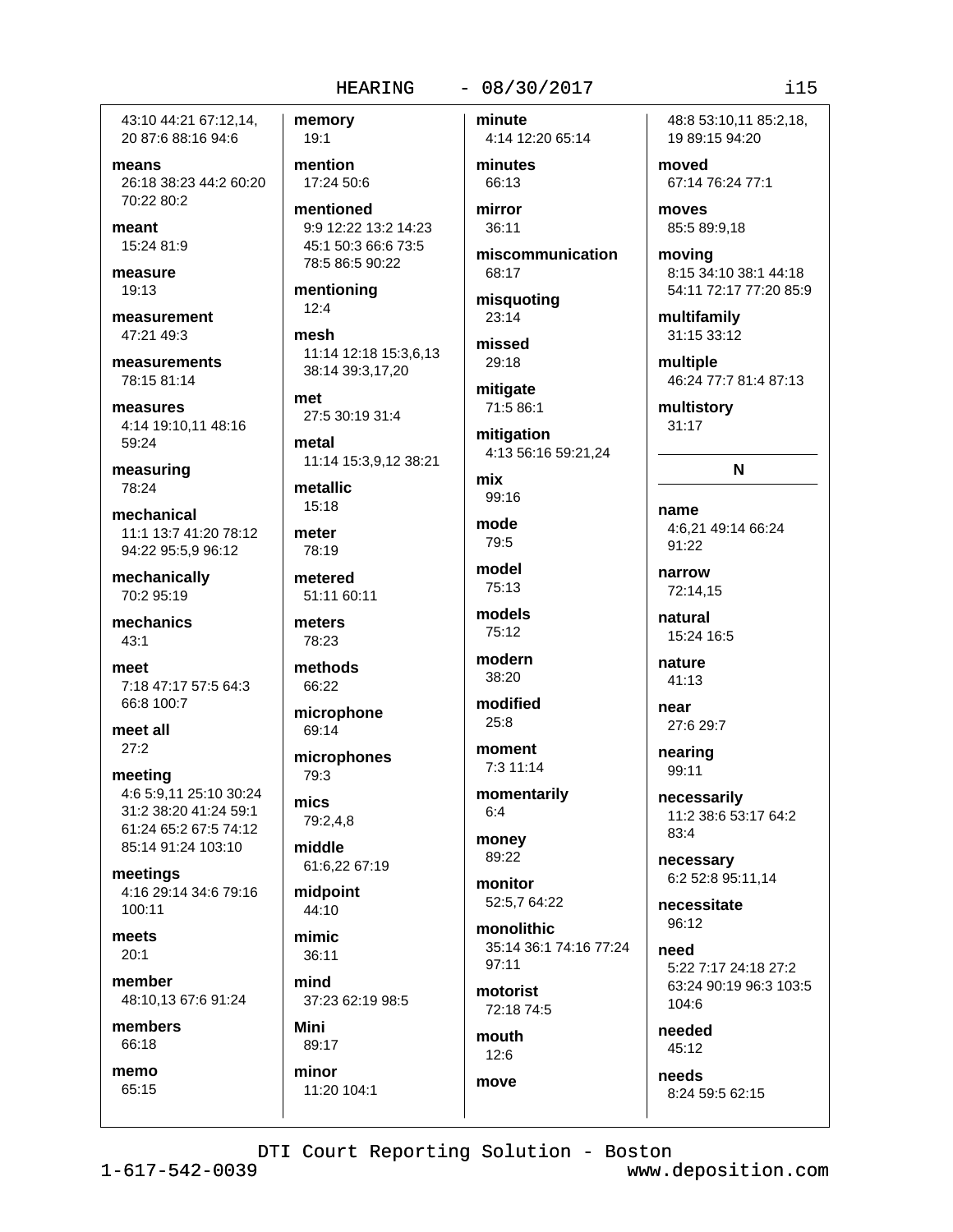43:10 44:21 67:12,14, 20 87:6 88:16 94:6

**means**
26:18 38:23 44:2 60:20 70:22 80:2

**meant**
15:24 81:9

**measure**
19:13

**measurement**
47:21 49:3

**measurements**
78:15 81:14

**measures**
4:14 19:10,11 48:16 59:24

**measuring**
78:24

**mechanical**
11:1 13:7 41:20 78:12 94:22 95:5,9 96:12

**mechanically**
70:2 95:19

**mechanics**
43:1

**meet**
7:18 47:17 57:5 64:3 66:8 100:7

**meet all**
27:2

**meeting**
4:6 5:9,11 25:10 30:24 31:2 38:20 41:24 59:1 61:24 65:2 67:5 74:12 85:14 91:24 103:10

**meetings**
4:16 29:14 34:6 79:16 100:11

**meets**
20:1

**member**
48:10,13 67:6 91:24

**members**
66:18

**memo**
65:15

**memory**
19:1

**mention**
17:24 50:6

**mentioned**
9:9 12:22 13:2 14:23 45:1 50:3 66:6 73:5 78:5 86:5 90:22

**mentioning**
12:4

**mesh**
11:14 12:18 15:3,6,13 38:14 39:3,17,20

**met**
27:5 30:19 31:4

**metal**
11:14 15:3,9,12 38:21

**metallic**
15:18

**meter**
78:19

**metered**
51:11 60:11

**meters**
78:23

**methods**
66:22

**microphone**
69:14

**microphones**
79:3

**mics**
79:2,4,8

**middle**
61:6,22 67:19

**midpoint**
44:10

**mimic**
36:11

**mind**
37:23 62:19 98:5

**Mini**
89:17

**minor**
11:20 104:1

**minute**
4:14 12:20 65:14

**minutes**
66:13

**mirror**
36:11

**miscommunication**
68:17

**misquoting**
23:14

**missed**
29:18

**mitigate**
71:5 86:1

**mitigation**
4:13 56:16 59:21,24

**mix**
99:16

**mode**
79:5

**model**
75:13

**models**
75:12

**modern**
38:20

**modified**
25:8

**moment**
7:3 11:14

**momentarily**
6:4

**money**
89:22

**monitor**
52:5,7 64:22

**monolithic**
35:14 36:1 74:16 77:24 97:11

**motorist**
72:18 74:5

**mouth**
12:6

**move**
48:8 53:10,11 85:2,18, 19 89:15 94:20

**moved**
67:14 76:24 77:1

**moves**
85:5 89:9,18

**moving**
8:15 34:10 38:1 44:18 54:11 72:17 77:20 85:9

**multifamily**
31:15 33:12

**multiple**
46:24 77:7 81:4 87:13

**multistory**
31:17

## N

**name**
4:6,21 49:14 66:24 91:22

**narrow**
72:14,15

**natural**
15:24 16:5

**nature**
41:13

**near**
27:6 29:7

**nearing**
99:11

**necessarily**
11:2 38:6 53:17 64:2 83:4

**necessary**
6:2 52:8 95:11,14

**necessitate**
96:12

**need**
5:22 7:17 24:18 27:2 63:24 90:19 96:3 103:5 104:6

**needed**
45:12

**needs**
8:24 59:5 62:15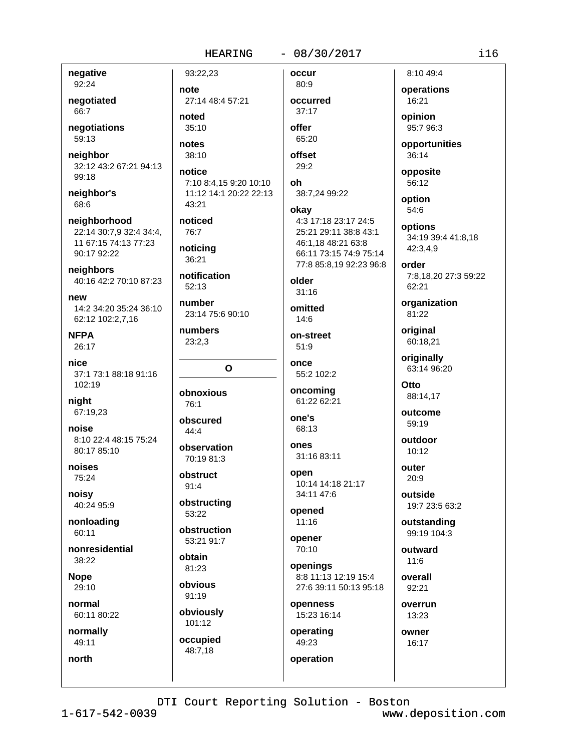**negative**
92:24

**negotiated**
66:7

**negotiations**
59:13

**neighbor**
32:12 43:2 67:21 94:13 99:18

**neighbor's**
68:6

**neighborhood**
22:14 30:7,9 32:4 34:4, 11 67:15 74:13 77:23 90:17 92:22

**neighbors**
40:16 42:2 70:10 87:23

**new**
14:2 34:20 35:24 36:10 62:12 102:2,7,16

**NFPA**
26:17

**nice**
37:1 73:1 88:18 91:16 102:19

**night**
67:19,23

**noise**
8:10 22:4 48:15 75:24 80:17 85:10

**noises**
75:24

**noisy**
40:24 95:9

**nonloading**
60:11

**nonresidential**
38:22

**Nope**
29:10

**normal**
60:11 80:22

**normally**
49:11

**north**
93:22,23

**note**
27:14 48:4 57:21

**noted**
35:10

**notes**
38:10

**notice**
7:10 8:4,15 9:20 10:10 11:12 14:1 20:22 22:13 43:21

**noticed**
76:7

**noticing**
36:21

**notification**
52:13

**number**
23:14 75:6 90:10

**numbers**
23:2,3

## O

**obnoxious**
76:1

**obscured**
44:4

**observation**
70:19 81:3

**obstruct**
91:4

**obstructing**
53:22

**obstruction**
53:21 91:7

**obtain**
81:23

**obvious**
91:19

**obviously**
101:12

**occupied**
48:7,18

**occur**
80:9

**occurred**
37:17

**offer**
65:20

**offset**
29:2

**oh**
38:7,24 99:22

**okay**
4:3 17:18 23:17 24:5 25:21 29:11 38:8 43:1 46:1,18 48:21 63:8 66:11 73:15 74:9 75:14 77:8 85:8,19 92:23 96:8

**older**
31:16

**omitted**
14:6

**on-street**
51:9

**once**
55:2 102:2

**oncoming**
61:22 62:21

**one's**
68:13

**ones**
31:16 83:11

**open**
10:14 14:18 21:17 34:11 47:6

**opened**
11:16

**opener**
70:10

**openings**
8:8 11:13 12:19 15:4 27:6 39:11 50:13 95:18

**openness**
15:23 16:14

**operating**
49:23

**operation**
8:10 49:4

**operations**
16:21

**opinion**
95:7 96:3

**opportunities**
36:14

**opposite**
56:12

**option**
54:6

**options**
34:19 39:4 41:8,18 42:3,4,9

**order**
7:8,18,20 27:3 59:22 62:21

**organization**
81:22

**original**
60:18,21

**originally**
63:14 96:20

**Otto**
88:14,17

**outcome**
59:19

**outdoor**
10:12

**outer**
20:9

**outside**
19:7 23:5 63:2

**outstanding**
99:19 104:3

**outward**
11:6

**overall**
92:21

**overrun**
13:23

**owner**
16:17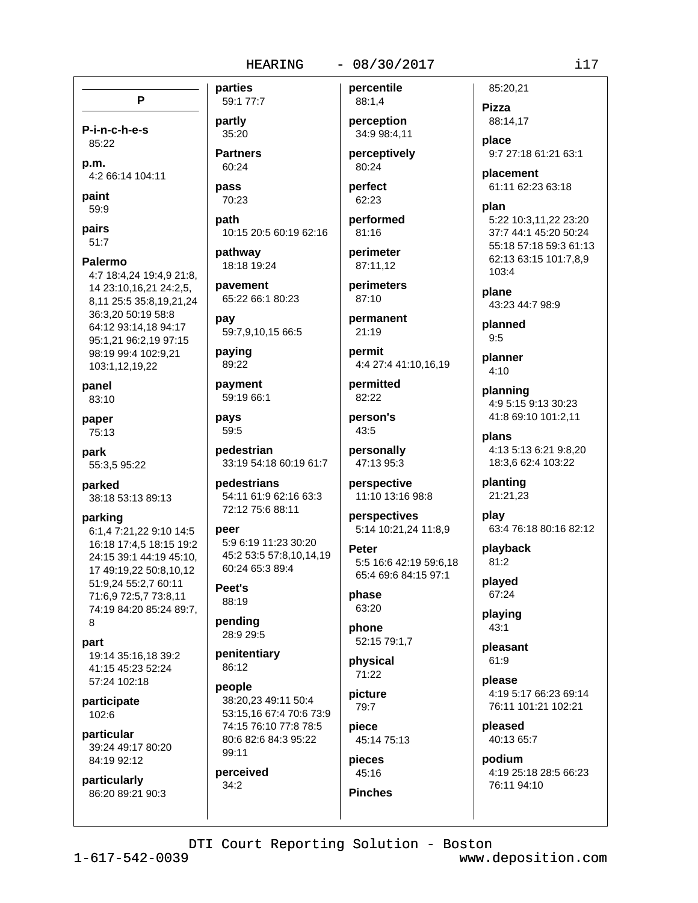## P

**P-i-n-c-h-e-s**
85:22

**p.m.**
4:2 66:14 104:11

**paint**
59:9

**pairs**
51:7

**Palermo**
4:7 18:4,24 19:4,9 21:8, 14 23:10,16,21 24:2,5, 8,11 25:5 35:8,19,21,24 36:3,20 50:19 58:8 64:12 93:14,18 94:17 95:1,21 96:2,19 97:15 98:19 99:4 102:9,21 103:1,12,19,22

**panel**
83:10

**paper**
75:13

**park**
55:3,5 95:22

**parked**
38:18 53:13 89:13

**parking**
6:1,4 7:21,22 9:10 14:5 16:18 17:4,5 18:15 19:2 24:15 39:1 44:19 45:10, 17 49:19,22 50:8,10,12 51:9,24 55:2,7 60:11 71:6,9 72:5,7 73:8,11 74:19 84:20 85:24 89:7, 8

**part**
19:14 35:16,18 39:2 41:15 45:23 52:24 57:24 102:18

**participate**
102:6

**particular**
39:24 49:17 80:20 84:19 92:12

**particularly**
86:20 89:21 90:3

**parties**
59:1 77:7

**partly**
35:20

**Partners**
60:24

**pass**
70:23

**path**
10:15 20:5 60:19 62:16

**pathway**
18:18 19:24

**pavement**
65:22 66:1 80:23

**pay**
59:7,9,10,15 66:5

**paying**
89:22

**payment**
59:19 66:1

**pays**
59:5

**pedestrian**
33:19 54:18 60:19 61:7

**pedestrians**
54:11 61:9 62:16 63:3 72:12 75:6 88:11

**peer**
5:9 6:19 11:23 30:20 45:2 53:5 57:8,10,14,19 60:24 65:3 89:4

**Peet's**
88:19

**pending**
28:9 29:5

**penitentiary**
86:12

**people**
38:20,23 49:11 50:4 53:15,16 67:4 70:6 73:9 74:15 76:10 77:8 78:5 80:6 82:6 84:3 95:22 99:11

**perceived**
34:2

**percentile**
88:1,4

**perception**
34:9 98:4,11

**perceptively**
80:24

**perfect**
62:23

**performed**
81:16

**perimeter**
87:11,12

**perimeters**
87:10

**permanent**
21:19

**permit**
4:4 27:4 41:10,16,19

**permitted**
82:22

**person's**
43:5

**personally**
47:13 95:3

**perspective**
11:10 13:16 98:8

**perspectives**
5:14 10:21,24 11:8,9

**Peter**
5:5 16:6 42:19 59:6,18 65:4 69:6 84:15 97:1

**phase**
63:20

**phone**
52:15 79:1,7

**physical**
71:22

**picture**
79:7

**piece**
45:14 75:13

**pieces**
45:16

**Pinches**
85:20,21

**Pizza**
88:14,17

**place**
9:7 27:18 61:21 63:1

**placement**
61:11 62:23 63:18

**plan**
5:22 10:3,11,22 23:20 37:7 44:1 45:20 50:24 55:18 57:18 59:3 61:13 62:13 63:15 101:7,8,9 103:4

**plane**
43:23 44:7 98:9

**planned**
9:5

**planner**
4:10

**planning**
4:9 5:15 9:13 30:23 41:8 69:10 101:2,11

**plans**
4:13 5:13 6:21 9:8,20 18:3,6 62:4 103:22

**planting**
21:21,23

**play**
63:4 76:18 80:16 82:12

**playback**
81:2

**played**
67:24

**playing**
43:1

**pleasant**
61:9

**please**
4:19 5:17 66:23 69:14 76:11 101:21 102:21

**pleased**
40:13 65:7

**podium**
4:19 25:18 28:5 66:23 76:11 94:10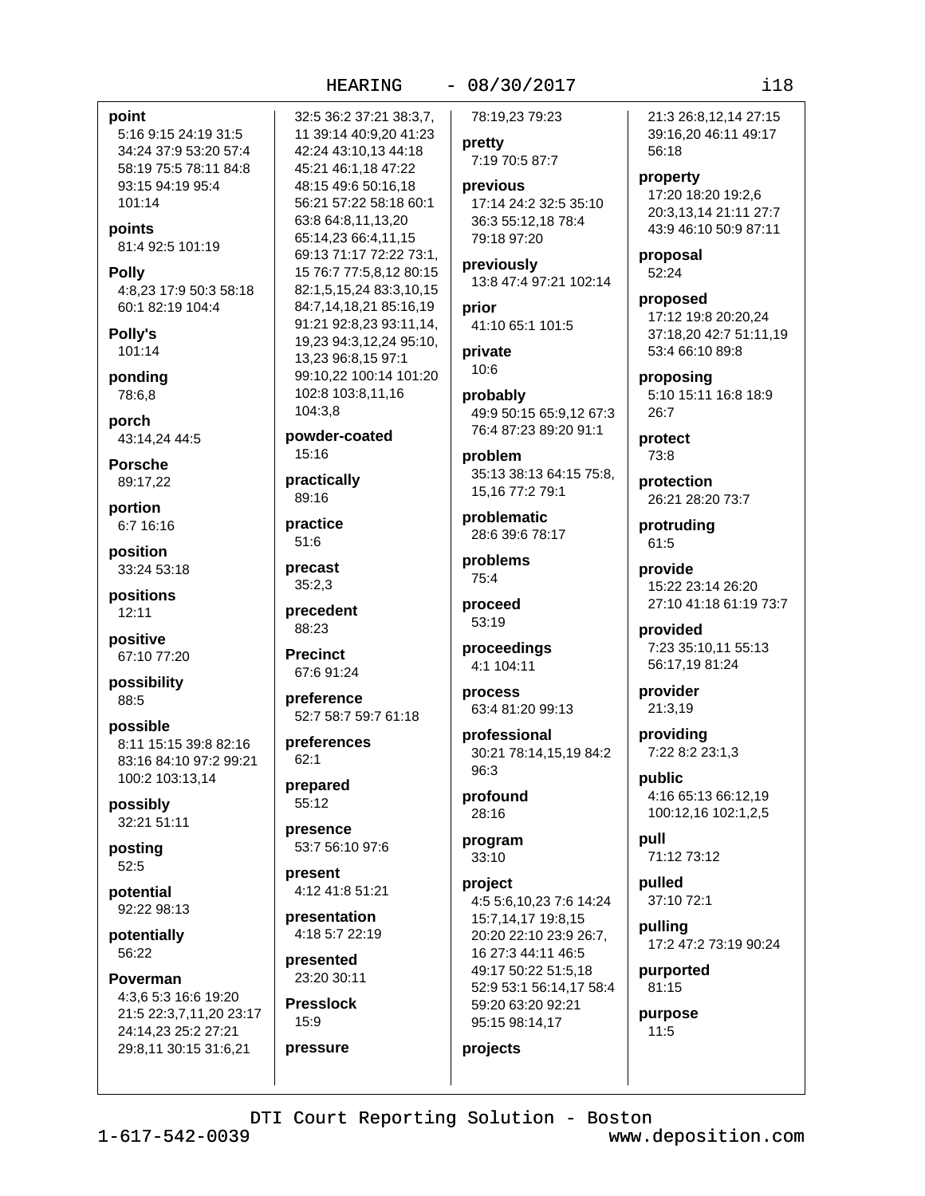**point**
5:16 9:15 24:19 31:5 34:24 37:9 53:20 57:4 58:19 75:5 78:11 84:8 93:15 94:19 95:4 101:14

**points**
81:4 92:5 101:19

**Polly**
4:8,23 17:9 50:3 58:18 60:1 82:19 104:4

**Polly's**
101:14

**ponding**
78:6,8

**porch**
43:14,24 44:5

**Porsche**
89:17,22

**portion**
6:7 16:16

**position**
33:24 53:18

**positions**
12:11

**positive**
67:10 77:20

**possibility**
88:5

**possible**
8:11 15:15 39:8 82:16 83:16 84:10 97:2 99:21 100:2 103:13,14

**possibly**
32:21 51:11

**posting**
52:5

**potential**
92:22 98:13

**potentially**
56:22

**Poverman**
4:3,6 5:3 16:6 19:20 21:5 22:3,7,11,20 23:17 24:14,23 25:2 27:21 29:8,11 30:15 31:6,21 32:5 36:2 37:21 38:3,7, 11 39:14 40:9,20 41:23 42:24 43:10,13 44:18 45:21 46:1,18 47:22 48:15 49:6 50:16,18 56:21 57:22 58:18 60:1 63:8 64:8,11,13,20 65:14,23 66:4,11,15 69:13 71:17 72:22 73:1, 15 76:7 77:5,8,12 80:15 82:1,5,15,24 83:3,10,15 84:7,14,18,21 85:16,19 91:21 92:8,23 93:11,14, 19,23 94:3,12,24 95:10, 13,23 96:8,15 97:1 99:10,22 100:14 101:20 102:8 103:8,11,16 104:3,8

**powder-coated**
15:16

**practically**
89:16

**practice**
51:6

**precast**
35:2,3

**precedent**
88:23

**Precinct**
67:6 91:24

**preference**
52:7 58:7 59:7 61:18

**preferences**
62:1

**prepared**
55:12

**presence**
53:7 56:10 97:6

**present**
4:12 41:8 51:21

**presentation**
4:18 5:7 22:19

**presented**
23:20 30:11

**Presslock**
15:9

**pressure**
78:19,23 79:23

**pretty**
7:19 70:5 87:7

**previous**
17:14 24:2 32:5 35:10 36:3 55:12,18 78:4 79:18 97:20

**previously**
13:8 47:4 97:21 102:14

**prior**
41:10 65:1 101:5

**private**
10:6

**probably**
49:9 50:15 65:9,12 67:3 76:4 87:23 89:20 91:1

**problem**
35:13 38:13 64:15 75:8, 15,16 77:2 79:1

**problematic**
28:6 39:6 78:17

**problems**
75:4

**proceed**
53:19

**proceedings**
4:1 104:11

**process**
63:4 81:20 99:13

**professional**
30:21 78:14,15,19 84:2 96:3

**profound**
28:16

**program**
33:10

**project**
4:5 5:6,10,23 7:6 14:24 15:7,14,17 19:8,15 20:20 22:10 23:9 26:7, 16 27:3 44:11 46:5 49:17 50:22 51:5,18 52:9 53:1 56:14,17 58:4 59:20 63:20 92:21 95:15 98:14,17

**projects**
21:3 26:8,12,14 27:15 39:16,20 46:11 49:17 56:18

**property**
17:20 18:20 19:2,6 20:3,13,14 21:11 27:7 43:9 46:10 50:9 87:11

**proposal**
52:24

**proposed**
17:12 19:8 20:20,24 37:18,20 42:7 51:11,19 53:4 66:10 89:8

**proposing**
5:10 15:11 16:8 18:9 26:7

**protect**
73:8

**protection**
26:21 28:20 73:7

**protruding**
61:5

**provide**
15:22 23:14 26:20 27:10 41:18 61:19 73:7

**provided**
7:23 35:10,11 55:13 56:17,19 81:24

**provider**
21:3,19

**providing**
7:22 8:2 23:1,3

**public**
4:16 65:13 66:12,19 100:12,16 102:1,2,5

**pull**
71:12 73:12

**pulled**
37:10 72:1

**pulling**
17:2 47:2 73:19 90:24

**purported**
81:15

**purpose**
11:5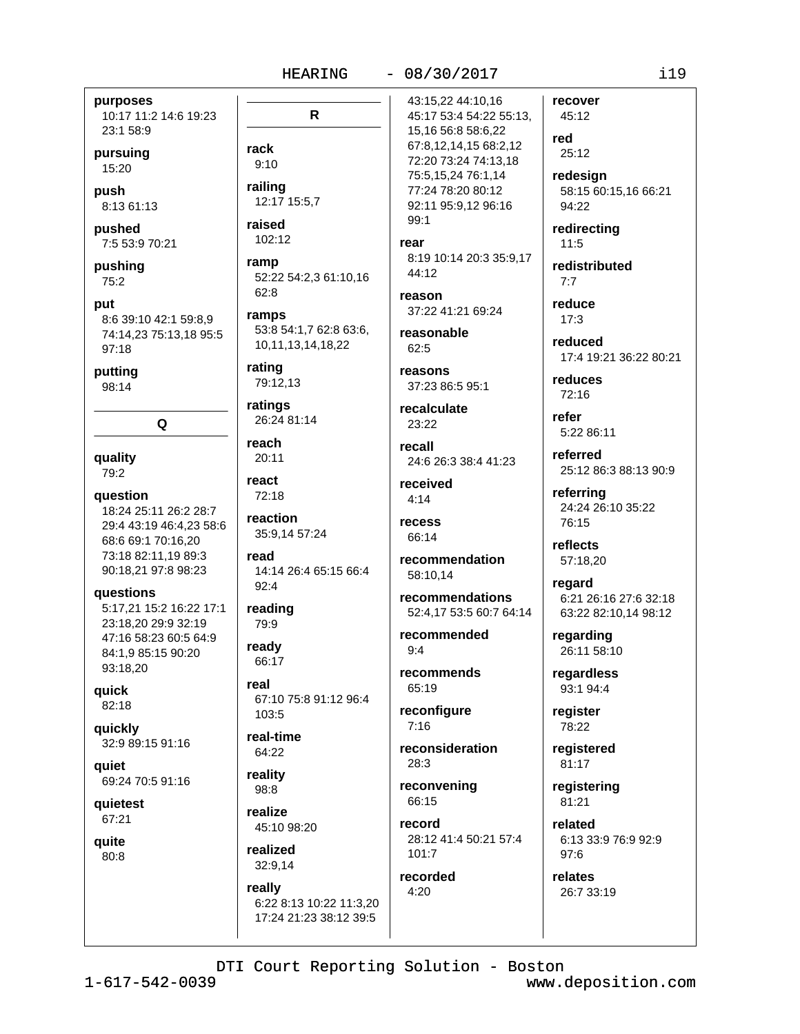**purposes**
10:17 11:2 14:6 19:23 23:1 58:9

**pursuing**
15:20

**push**
8:13 61:13

**pushed**
7:5 53:9 70:21

**pushing**
75:2

**put**
8:6 39:10 42:1 59:8,9 74:14,23 75:13,18 95:5 97:18

**putting**
98:14

## Q

**quality**
79:2

**question**
18:24 25:11 26:2 28:7 29:4 43:19 46:4,23 58:6 68:6 69:1 70:16,20 73:18 82:11,19 89:3 90:18,21 97:8 98:23

**questions**
5:17,21 15:2 16:22 17:1 23:18,20 29:9 32:19 47:16 58:23 60:5 64:9 84:1,9 85:15 90:20 93:18,20

**quick**
82:18

**quickly**
32:9 89:15 91:16

**quiet**
69:24 70:5 91:16

**quietest**
67:21

**quite**
80:8

## R

**rack**
9:10

**railing**
12:17 15:5,7

**raised**
102:12

**ramp**
52:22 54:2,3 61:10,16 62:8

**ramps**
53:8 54:1,7 62:8 63:6, 10,11,13,14,18,22

**rating**
79:12,13

**ratings**
26:24 81:14

**reach**
20:11

**react**
72:18

**reaction**
35:9,14 57:24

**read**
14:14 26:4 65:15 66:4 92:4

**reading**
79:9

**ready**
66:17

**real**
67:10 75:8 91:12 96:4 103:5

**real-time**
64:22

**reality**
98:8

**realize**
45:10 98:20

**realized**
32:9,14

**really**
6:22 8:13 10:22 11:3,20 17:24 21:23 38:12 39:5 43:15,22 44:10,16 45:17 53:4 54:22 55:13, 15,16 56:8 58:6,22 67:8,12,14,15 68:2,12 72:20 73:24 74:13,18 75:5,15,24 76:1,14 77:24 78:20 80:12 92:11 95:9,12 96:16 99:1

**rear**
8:19 10:14 20:3 35:9,17 44:12

**reason**
37:22 41:21 69:24

**reasonable**
62:5

**reasons**
37:23 86:5 95:1

**recalculate**
23:22

**recall**
24:6 26:3 38:4 41:23

**received**
4:14

**recess**
66:14

**recommendation**
58:10,14

**recommendations**
52:4,17 53:5 60:7 64:14

**recommended**
9:4

**recommends**
65:19

**reconfigure**
7:16

**reconsideration**
28:3

**reconvening**
66:15

**record**
28:12 41:4 50:21 57:4 101:7

**recorded**
4:20

**recover**
45:12

**red**
25:12

**redesign**
58:15 60:15,16 66:21 94:22

**redirecting**
11:5

**redistributed**
7:7

**reduce**
17:3

**reduced**
17:4 19:21 36:22 80:21

**reduces**
72:16

**refer**
5:22 86:11

**referred**
25:12 86:3 88:13 90:9

**referring**
24:24 26:10 35:22 76:15

**reflects**
57:18,20

**regard**
6:21 26:16 27:6 32:18 63:22 82:10,14 98:12

**regarding**
26:11 58:10

**regardless**
93:1 94:4

**register**
78:22

**registered**
81:17

**registering**
81:21

**related**
6:13 33:9 76:9 92:9 97:6

**relates**
26:7 33:19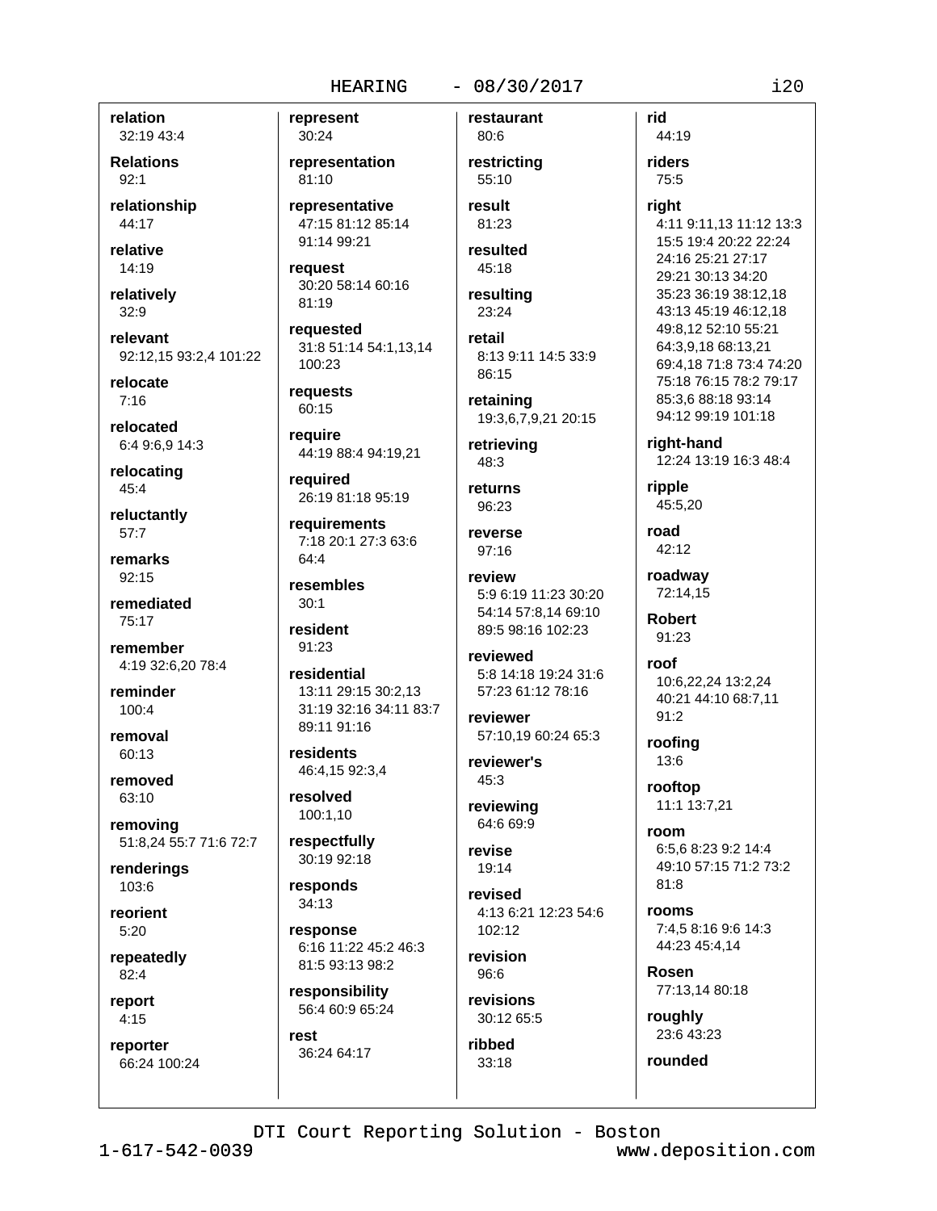**relation**
32:19 43:4

**Relations**
92:1

**relationship**
44:17

**relative**
14:19

**relatively**
32:9

**relevant**
92:12,15 93:2,4 101:22

**relocate**
7:16

**relocated**
6:4 9:6,9 14:3

**relocating**
45:4

**reluctantly**
57:7

**remarks**
92:15

**remediated**
75:17

**remember**
4:19 32:6,20 78:4

**reminder**
100:4

**removal**
60:13

**removed**
63:10

**removing**
51:8,24 55:7 71:6 72:7

**renderings**
103:6

**reorient**
5:20

**repeatedly**
82:4

**report**
4:15

**reporter**
66:24 100:24

**represent**
30:24

**representation**
81:10

**representative**
47:15 81:12 85:14 91:14 99:21

**request**
30:20 58:14 60:16 81:19

**requested**
31:8 51:14 54:1,13,14 100:23

**requests**
60:15

**require**
44:19 88:4 94:19,21

**required**
26:19 81:18 95:19

**requirements**
7:18 20:1 27:3 63:6 64:4

**resembles**
30:1

**resident**
91:23

**residential**
13:11 29:15 30:2,13 31:19 32:16 34:11 83:7 89:11 91:16

**residents**
46:4,15 92:3,4

**resolved**
100:1,10

**respectfully**
30:19 92:18

**responds**
34:13

**response**
6:16 11:22 45:2 46:3 81:5 93:13 98:2

**responsibility**
56:4 60:9 65:24

**rest**
36:24 64:17

**restaurant**
80:6

**restricting**
55:10

**result**
81:23

**resulted**
45:18

**resulting**
23:24

**retail**
8:13 9:11 14:5 33:9 86:15

**retaining**
19:3,6,7,9,21 20:15

**retrieving**
48:3

**returns**
96:23

**reverse**
97:16

**review**
5:9 6:19 11:23 30:20 54:14 57:8,14 69:10 89:5 98:16 102:23

**reviewed**
5:8 14:18 19:24 31:6 57:23 61:12 78:16

**reviewer**
57:10,19 60:24 65:3

**reviewer's**
45:3

**reviewing**
64:6 69:9

**revise**
19:14

**revised**
4:13 6:21 12:23 54:6 102:12

**revision**
96:6

**revisions**
30:12 65:5

**ribbed**
33:18

**rid**
44:19

**riders**
75:5

**right**
4:11 9:11,13 11:12 13:3 15:5 19:4 20:22 22:24 24:16 25:21 27:17 29:21 30:13 34:20 35:23 36:19 38:12,18 43:13 45:19 46:12,18 49:8,12 52:10 55:21 64:3,9,18 68:13,21 69:4,18 71:8 73:4 74:20 75:18 76:15 78:2 79:17 85:3,6 88:18 93:14 94:12 99:19 101:18

**right-hand**
12:24 13:19 16:3 48:4

**ripple**
45:5,20

**road**
42:12

**roadway**
72:14,15

**Robert**
91:23

**roof**
10:6,22,24 13:2,24 40:21 44:10 68:7,11 91:2

**roofing**
13:6

**rooftop**
11:1 13:7,21

**room**
6:5,6 8:23 9:2 14:4 49:10 57:15 71:2 73:2 81:8

**rooms**
7:4,5 8:16 9:6 14:3 44:23 45:4,14

**Rosen**
77:13,14 80:18

**roughly**
23:6 43:23

**rounded**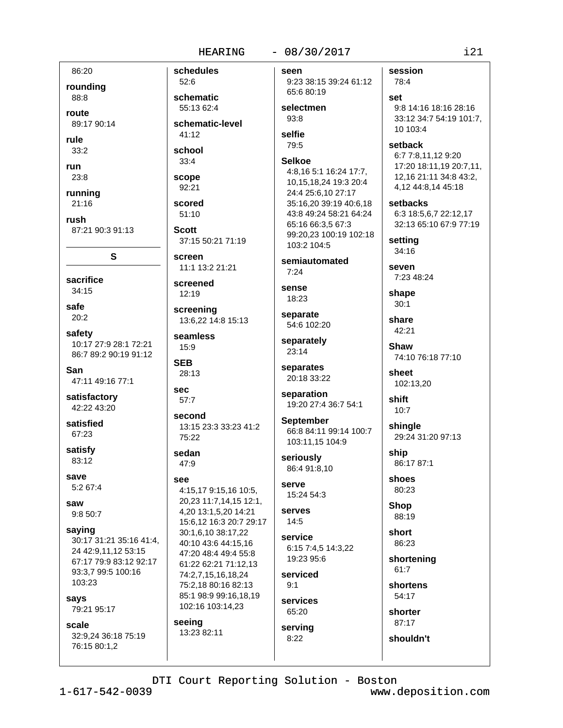86:20

**rounding**
88:8

**route**
89:17 90:14

**rule**
33:2

**run**
23:8

**running**
21:16

**rush**
87:21 90:3 91:13

## S

**sacrifice**
34:15

**safe**
20:2

**safety**
10:17 27:9 28:1 72:21 86:7 89:2 90:19 91:12

**San**
47:11 49:16 77:1

**satisfactory**
42:22 43:20

**satisfied**
67:23

**satisfy**
83:12

**save**
5:2 67:4

**saw**
9:8 50:7

**saying**
30:17 31:21 35:16 41:4, 24 42:9,11,12 53:15 67:17 79:9 83:12 92:17 93:3,7 99:5 100:16 103:23

**says**
79:21 95:17

**scale**
32:9,24 36:18 75:19 76:15 80:1,2

**schedules**
52:6

**schematic**
55:13 62:4

**schematic-level**
41:12

**school**
33:4

**scope**
92:21

**scored**
51:10

**Scott**
37:15 50:21 71:19

**screen**
11:1 13:2 21:21

**screened**
12:19

**screening**
13:6,22 14:8 15:13

**seamless**
15:9

**SEB**
28:13

**sec**
57:7

**second**
13:15 23:3 33:23 41:2 75:22

**sedan**
47:9

**see**
4:15,17 9:15,16 10:5, 20,23 11:7,14,15 12:1, 4,20 13:1,5,20 14:21 15:6,12 16:3 20:7 29:17 30:1,6,10 38:17,22 40:10 43:6 44:15,16 47:20 48:4 49:4 55:8 61:22 62:21 71:12,13 74:2,7,15,16,18,24 75:2,18 80:16 82:13 85:1 98:9 99:16,18,19 102:16 103:14,23

**seeing**
13:23 82:11

**seen**
9:23 38:15 39:24 61:12 65:6 80:19

**selectmen**
93:8

**selfie**
79:5

**Selkoe**
4:8,16 5:1 16:24 17:7, 10,15,18,24 19:3 20:4 24:4 25:6,10 27:17 35:16,20 39:19 40:6,18 43:8 49:24 58:21 64:24 65:16 66:3,5 67:3 99:20,23 100:19 102:18 103:2 104:5

**semiautomated**
7:24

**sense**
18:23

**separate**
54:6 102:20

**separately**
23:14

**separates**
20:18 33:22

**separation**
19:20 27:4 36:7 54:1

**September**
66:8 84:11 99:14 100:7 103:11,15 104:9

**seriously**
86:4 91:8,10

**serve**
15:24 54:3

**serves**
14:5

**service**
6:15 7:4,5 14:3,22 19:23 95:6

**serviced**
9:1

**services**
65:20

**serving**
8:22

**session**
78:4

**set**
9:8 14:16 18:16 28:16 33:12 34:7 54:19 101:7, 10 103:4

**setback**
6:7 7:8,11,12 9:20 17:20 18:11,19 20:7,11, 12,16 21:11 34:8 43:2, 4,12 44:8,14 45:18

**setbacks**
6:3 18:5,6,7 22:12,17 32:13 65:10 67:9 77:19

**setting**
34:16

**seven**
7:23 48:24

**shape**
30:1

**share**
42:21

**Shaw**
74:10 76:18 77:10

**sheet**
102:13,20

**shift**
10:7

**shingle**
29:24 31:20 97:13

**ship**
86:17 87:1

**shoes**
80:23

**Shop**
88:19

**short**
86:23

**shortening**
61:7

**shortens**
54:17

**shorter**
87:17

**shouldn't**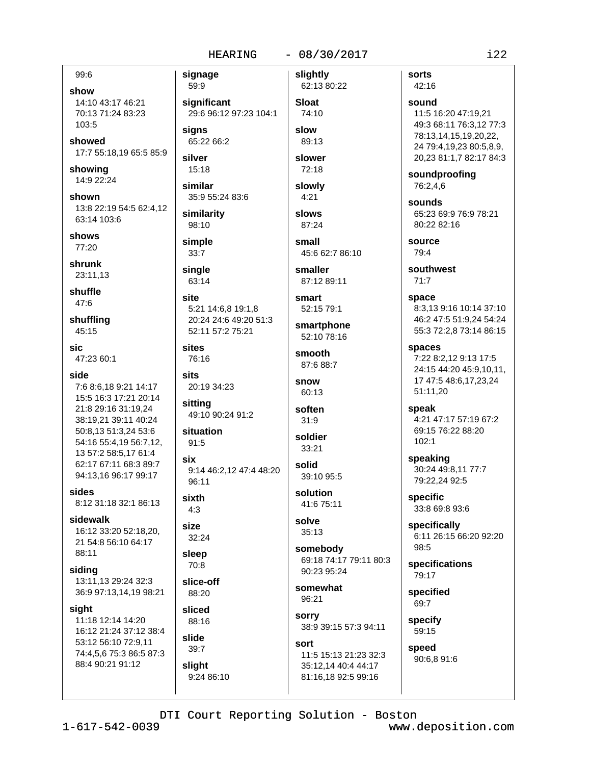99:6

**show**
14:10 43:17 46:21 70:13 71:24 83:23 103:5

**showed**
17:7 55:18,19 65:5 85:9

**showing**
14:9 22:24

**shown**
13:8 22:19 54:5 62:4,12 63:14 103:6

**shows**
77:20

**shrunk**
23:11,13

**shuffle**
47:6

**shuffling**
45:15

**sic**
47:23 60:1

**side**
7:6 8:6,18 9:21 14:17 15:5 16:3 17:21 20:14 21:8 29:16 31:19,24 38:19,21 39:11 40:24 50:8,13 51:3,24 53:6 54:16 55:4,19 56:7,12, 13 57:2 58:5,17 61:4 62:17 67:11 68:3 89:7 94:13,16 96:17 99:17

**sides**
8:12 31:18 32:1 86:13

**sidewalk**
16:12 33:20 52:18,20, 21 54:8 56:10 64:17 88:11

**siding**
13:11,13 29:24 32:3 36:9 97:13,14,19 98:21

**sight**
11:18 12:14 14:20 16:12 21:24 37:12 38:4 53:12 56:10 72:9,11 74:4,5,6 75:3 86:5 87:3 88:4 90:21 91:12

**signage**
59:9

**significant**
29:6 96:12 97:23 104:1

**signs**
65:22 66:2

**silver**
15:18

**similar**
35:9 55:24 83:6

**similarity**
98:10

**simple**
33:7

**single**
63:14

**site**
5:21 14:6,8 19:1,8 20:24 24:6 49:20 51:3 52:11 57:2 75:21

**sites**
76:16

**sits**
20:19 34:23

**sitting**
49:10 90:24 91:2

**situation**
91:5

**six**
9:14 46:2,12 47:4 48:20 96:11

**sixth**
4:3

**size**
32:24

**sleep**
70:8

**slice-off**
88:20

**sliced**
88:16

**slide**
39:7

**slight**
9:24 86:10

**slightly**
62:13 80:22

**Sloat**
74:10

**slow**
89:13

**slower**
72:18

**slowly**
4:21

**slows**
87:24

**small**
45:6 62:7 86:10

**smaller**
87:12 89:11

**smart**
52:15 79:1

**smartphone**
52:10 78:16

**smooth**
87:6 88:7

**snow**
60:13

**soften**
31:9

**soldier**
33:21

**solid**
39:10 95:5

**solution**
41:6 75:11

**solve**
35:13

**somebody**
69:18 74:17 79:11 80:3 90:23 95:24

**somewhat**
96:21

**sorry**
38:9 39:15 57:3 94:11

**sort**
11:5 15:13 21:23 32:3 35:12,14 40:4 44:17 81:16,18 92:5 99:16

**sorts**
42:16

**sound**
11:5 16:20 47:19,21 49:3 68:11 76:3,12 77:3 78:13,14,15,19,20,22, 24 79:4,19,23 80:5,8,9, 20,23 81:1,7 82:17 84:3

**soundproofing**
76:2,4,6

**sounds**
65:23 69:9 76:9 78:21 80:22 82:16

**source**
79:4

**southwest**
71:7

**space**
8:3,13 9:16 10:14 37:10 46:2 47:5 51:9,24 54:24 55:3 72:2,8 73:14 86:15

**spaces**
7:22 8:2,12 9:13 17:5 24:15 44:20 45:9,10,11, 17 47:5 48:6,17,23,24 51:11,20

**speak**
4:21 47:17 57:19 67:2 69:15 76:22 88:20 102:1

**speaking**
30:24 49:8,11 77:7 79:22,24 92:5

**specific**
33:8 69:8 93:6

**specifically**
6:11 26:15 66:20 92:20 98:5

**specifications**
79:17

**specified**
69:7

**specify**
59:15

**speed**
90:6,8 91:6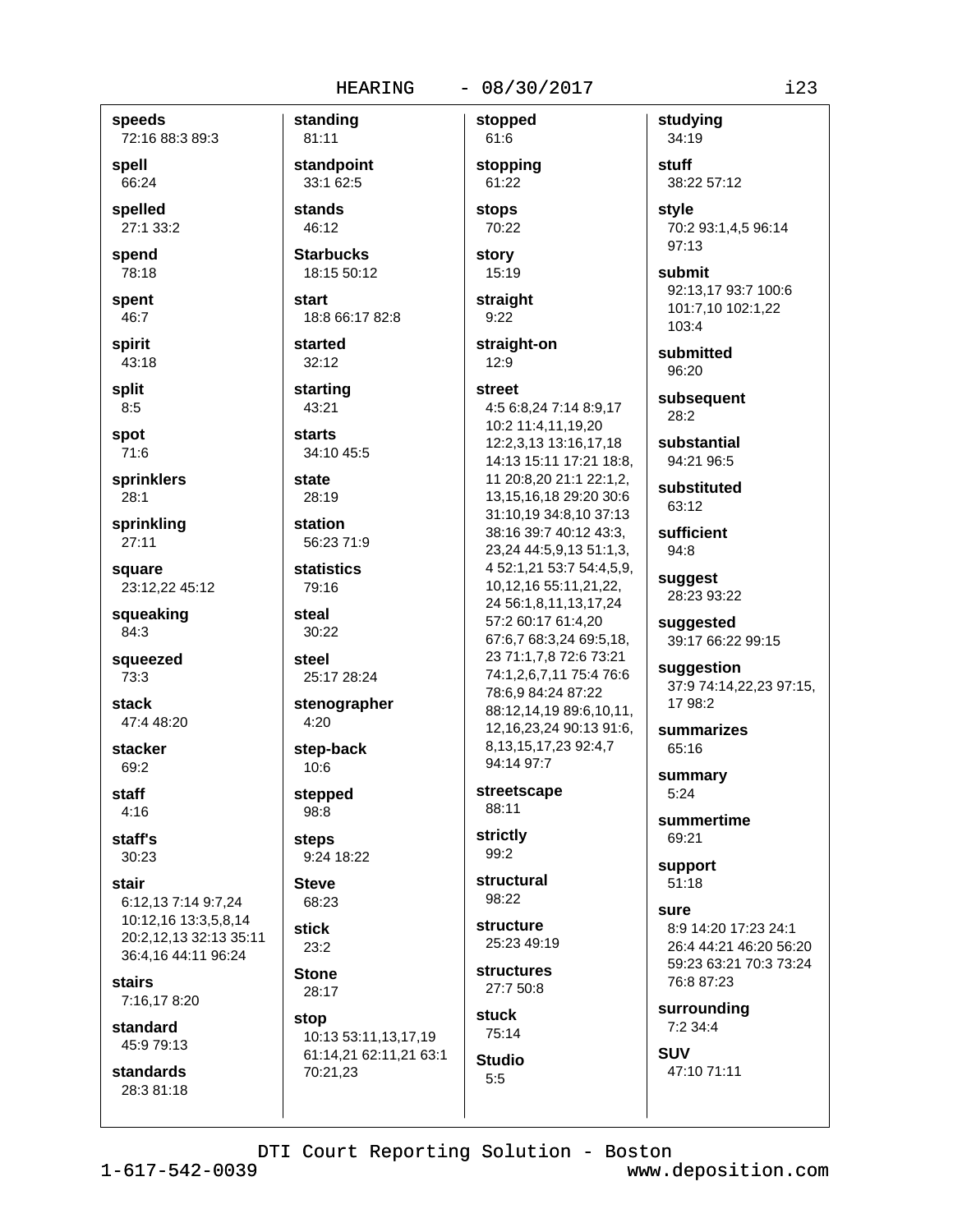**speeds**
72:16 88:3 89:3

**spell**
66:24

**spelled**
27:1 33:2

**spend**
78:18

**spent**
46:7

**spirit**
43:18

**split**
8:5

**spot**
71:6

**sprinklers**
28:1

**sprinkling**
27:11

**square**
23:12,22 45:12

**squeaking**
84:3

**squeezed**
73:3

**stack**
47:4 48:20

**stacker**
69:2

**staff**
4:16

**staff's**
30:23

**stair**
6:12,13 7:14 9:7,24 10:12,16 13:3,5,8,14 20:2,12,13 32:13 35:11 36:4,16 44:11 96:24

**stairs**
7:16,17 8:20

**standard**
45:9 79:13

**standards**
28:3 81:18

**standing**
81:11

**standpoint**
33:1 62:5

**stands**
46:12

**Starbucks**
18:15 50:12

**start**
18:8 66:17 82:8

**started**
32:12

**starting**
43:21

**starts**
34:10 45:5

**state**
28:19

**station**
56:23 71:9

**statistics**
79:16

**steal**
30:22

**steel**
25:17 28:24

**stenographer**
4:20

**step-back**
10:6

**stepped**
98:8

**steps**
9:24 18:22

**Steve**
68:23

**stick**
23:2

**Stone**
28:17

**stop**
10:13 53:11,13,17,19 61:14,21 62:11,21 63:1 70:21,23

**stopped**
61:6

**stopping**
61:22

**stops**
70:22

**story**
15:19

**straight**
9:22

**straight-on**
12:9

**street**
4:5 6:8,24 7:14 8:9,17 10:2 11:4,11,19,20 12:2,3,13 13:16,17,18 14:13 15:11 17:21 18:8, 11 20:8,20 21:1 22:1,2, 13,15,16,18 29:20 30:6 31:10,19 34:8,10 37:13 38:16 39:7 40:12 43:3, 23,24 44:5,9,13 51:1,3, 4 52:1,21 53:7 54:4,5,9, 10,12,16 55:11,21,22, 24 56:1,8,11,13,17,24 57:2 60:17 61:4,20 67:6,7 68:3,24 69:5,18, 23 71:1,7,8 72:6 73:21 74:1,2,6,7,11 75:4 76:6 78:6,9 84:24 87:22 88:12,14,19 89:6,10,11, 12,16,23,24 90:13 91:6, 8,13,15,17,23 92:4,7 94:14 97:7

**streetscape**
88:11

**strictly**
99:2

**structural**
98:22

**structure**
25:23 49:19

**structures**
27:7 50:8

**stuck**
75:14

**Studio**
5:5

**studying**
34:19

**stuff**
38:22 57:12

**style**
70:2 93:1,4,5 96:14 97:13

**submit**
92:13,17 93:7 100:6 101:7,10 102:1,22 103:4

**submitted**
96:20

**subsequent**
28:2

**substantial**
94:21 96:5

**substituted**
63:12

**sufficient**
94:8

**suggest**
28:23 93:22

**suggested**
39:17 66:22 99:15

**suggestion**
37:9 74:14,22,23 97:15, 17 98:2

**summarizes**
65:16

**summary**
5:24

**summertime**
69:21

**support**
51:18

**sure**
8:9 14:20 17:23 24:1 26:4 44:21 46:20 56:20 59:23 63:21 70:3 73:24 76:8 87:23

**surrounding**
7:2 34:4

**SUV**
47:10 71:11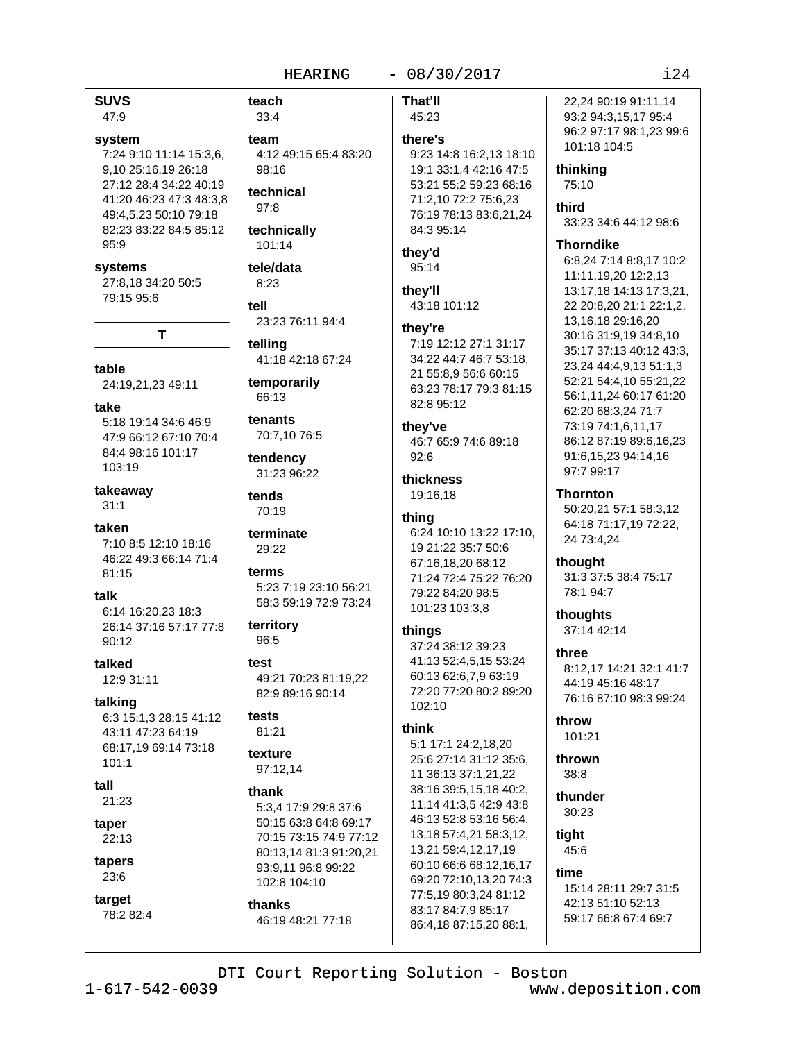**SUVS**
47:9

**system**
7:24 9:10 11:14 15:3,6, 9,10 25:16,19 26:18 27:12 28:4 34:22 40:19 41:20 46:23 47:3 48:3,8 49:4,5,23 50:10 79:18 82:23 83:22 84:5 85:12 95:9

**systems**
27:8,18 34:20 50:5 79:15 95:6

## T

**table**
24:19,21,23 49:11

**take**
5:18 19:14 34:6 46:9 47:9 66:12 67:10 70:4 84:4 98:16 101:17 103:19

**takeaway**
31:1

**taken**
7:10 8:5 12:10 18:16 46:22 49:3 66:14 71:4 81:15

**talk**
6:14 16:20,23 18:3 26:14 37:16 57:17 77:8 90:12

**talked**
12:9 31:11

**talking**
6:3 15:1,3 28:15 41:12 43:11 47:23 64:19 68:17,19 69:14 73:18 101:1

**tall**
21:23

**taper**
22:13

**tapers**
23:6

**target**
78:2 82:4

**teach**
33:4

**team**
4:12 49:15 65:4 83:20 98:16

**technical**
97:8

**technically**
101:14

**tele/data**
8:23

**tell**
23:23 76:11 94:4

**telling**
41:18 42:18 67:24

**temporarily**
66:13

**tenants**
70:7,10 76:5

**tendency**
31:23 96:22

**tends**
70:19

**terminate**
29:22

**terms**
5:23 7:19 23:10 56:21 58:3 59:19 72:9 73:24

**territory**
96:5

**test**
49:21 70:23 81:19,22 82:9 89:16 90:14

**tests**
81:21

**texture**
97:12,14

**thank**
5:3,4 17:9 29:8 37:6 50:15 63:8 64:8 69:17 70:15 73:15 74:9 77:12 80:13,14 81:3 91:20,21 93:9,11 96:8 99:22 102:8 104:10

**thanks**
46:19 48:21 77:18

**That'll**
45:23

**there's**
9:23 14:8 16:2,13 18:10 19:1 33:1,4 42:16 47:5 53:21 55:2 59:23 68:16 71:2,10 72:2 75:6,23 76:19 78:13 83:6,21,24 84:3 95:14

**they'd**
95:14

**they'll**
43:18 101:12

**they're**
7:19 12:12 27:1 31:17 34:22 44:7 46:7 53:18, 21 55:8,9 56:6 60:15 63:23 78:17 79:3 81:15 82:8 95:12

**they've**
46:7 65:9 74:6 89:18 92:6

**thickness**
19:16,18

**thing**
6:24 10:10 13:22 17:10, 19 21:22 35:7 50:6 67:16,18,20 68:12 71:24 72:4 75:22 76:20 79:22 84:20 98:5 101:23 103:3,8

**things**
37:24 38:12 39:23 41:13 52:4,5,15 53:24 60:13 62:6,7,9 63:19 72:20 77:20 80:2 89:20 102:10

**think**
5:1 17:1 24:2,18,20 25:6 27:14 31:12 35:6, 11 36:13 37:1,21,22 38:16 39:5,15,18 40:2, 11,14 41:3,5 42:9 43:8 46:13 52:8 53:16 56:4, 13,18 57:4,21 58:3,12, 13,21 59:4,12,17,19 60:10 66:6 68:12,16,17 69:20 72:10,13,20 74:3 77:5,19 80:3,24 81:12 83:17 84:7,9 85:17 86:4,18 87:15,20 88:1, 22,24 90:19 91:11,14 93:2 94:3,15,17 95:4 96:2 97:17 98:1,23 99:6 101:18 104:5

**thinking**
75:10

**third**
33:23 34:6 44:12 98:6

**Thorndike**
6:8,24 7:14 8:8,17 10:2 11:11,19,20 12:2,13 13:17,18 14:13 17:3,21, 22 20:8,20 21:1 22:1,2, 13,16,18 29:16,20 30:16 31:9,19 34:8,10 35:17 37:13 40:12 43:3, 23,24 44:4,9,13 51:1,3 52:21 54:4,10 55:21,22 56:1,11,24 60:17 61:20 62:20 68:3,24 71:7 73:19 74:1,6,11,17 86:12 87:19 89:6,16,23 91:6,15,23 94:14,16 97:7 99:17

**Thornton**
50:20,21 57:1 58:3,12 64:18 71:17,19 72:22, 24 73:4,24

**thought**
31:3 37:5 38:4 75:17 78:1 94:7

**thoughts**
37:14 42:14

**three**
8:12,17 14:21 32:1 41:7 44:19 45:16 48:17 76:16 87:10 98:3 99:24

**throw**
101:21

**thrown**
38:8

**thunder**
30:23

**tight**
45:6

**time**
15:14 28:11 29:7 31:5 42:13 51:10 52:13 59:17 66:8 67:4 69:7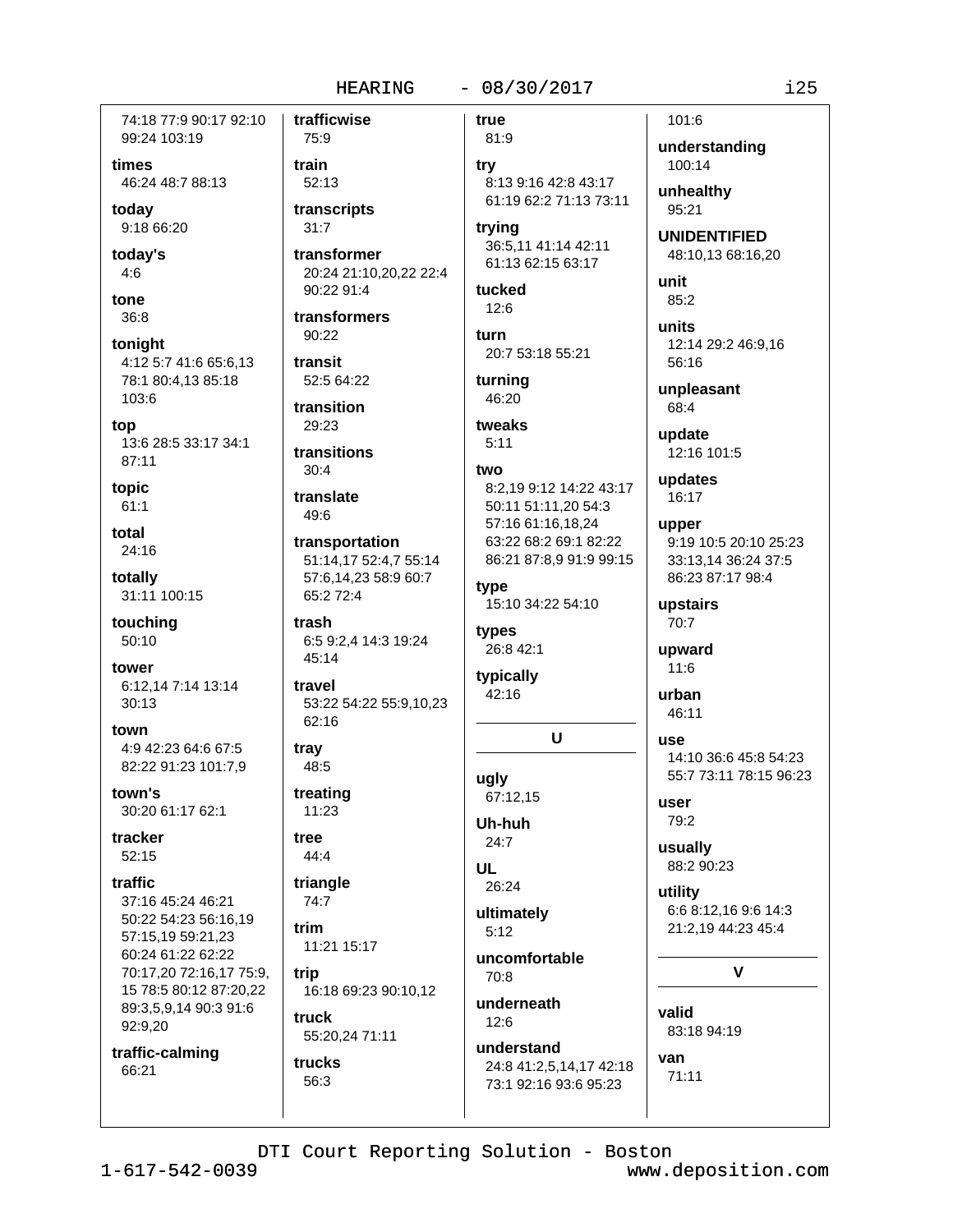74:18 77:9 90:17 92:10 99:24 103:19

**times**
46:24 48:7 88:13

**today**
9:18 66:20

**today's**
4:6

**tone**
36:8

**tonight**
4:12 5:7 41:6 65:6,13 78:1 80:4,13 85:18 103:6

**top**
13:6 28:5 33:17 34:1 87:11

**topic**
61:1

**total**
24:16

**totally**
31:11 100:15

**touching**
50:10

**tower**
6:12,14 7:14 13:14 30:13

**town**
4:9 42:23 64:6 67:5 82:22 91:23 101:7,9

**town's**
30:20 61:17 62:1

**tracker**
52:15

**traffic**
37:16 45:24 46:21 50:22 54:23 56:16,19 57:15,19 59:21,23 60:24 61:22 62:22 70:17,20 72:16,17 75:9, 15 78:5 80:12 87:20,22 89:3,5,9,14 90:3 91:6 92:9,20

**traffic-calming**
66:21

**trafficwise**
75:9

**train**
52:13

**transcripts**
31:7

**transformer**
20:24 21:10,20,22 22:4 90:22 91:4

**transformers**
90:22

**transit**
52:5 64:22

**transition**
29:23

**transitions**
30:4

**translate**
49:6

**transportation**
51:14,17 52:4,7 55:14 57:6,14,23 58:9 60:7 65:2 72:4

**trash**
6:5 9:2,4 14:3 19:24 45:14

**travel**
53:22 54:22 55:9,10,23 62:16

**tray**
48:5

**treating**
11:23

**tree**
44:4

**triangle**
74:7

**trim**
11:21 15:17

**trip**
16:18 69:23 90:10,12

**truck**
55:20,24 71:11

**trucks**
56:3

**true**
81:9

**try**
8:13 9:16 42:8 43:17 61:19 62:2 71:13 73:11

**trying**
36:5,11 41:14 42:11 61:13 62:15 63:17

**tucked**
12:6

**turn**
20:7 53:18 55:21

**turning**
46:20

**tweaks**
5:11

**two**
8:2,19 9:12 14:22 43:17 50:11 51:11,20 54:3 57:16 61:16,18,24 63:22 68:2 69:1 82:22 86:21 87:8,9 91:9 99:15

**type**
15:10 34:22 54:10

**types**
26:8 42:1

**typically**
42:16

## U

**ugly**
67:12,15

**Uh-huh**
24:7

**UL**
26:24

**ultimately**
5:12

**uncomfortable**
70:8

**underneath**
12:6

**understand**
24:8 41:2,5,14,17 42:18 73:1 92:16 93:6 95:23

101:6

**understanding**
100:14

**unhealthy**
95:21

**UNIDENTIFIED**
48:10,13 68:16,20

**unit**
85:2

**units**
12:14 29:2 46:9,16 56:16

**unpleasant**
68:4

**update**
12:16 101:5

**updates**
16:17

**upper**
9:19 10:5 20:10 25:23 33:13,14 36:24 37:5 86:23 87:17 98:4

**upstairs**
70:7

**upward**
11:6

**urban**
46:11

**use**
14:10 36:6 45:8 54:23 55:7 73:11 78:15 96:23

**user**
79:2

**usually**
88:2 90:23

**utility**
6:6 8:12,16 9:6 14:3 21:2,19 44:23 45:4

## V

**valid**
83:18 94:19

**van**
71:11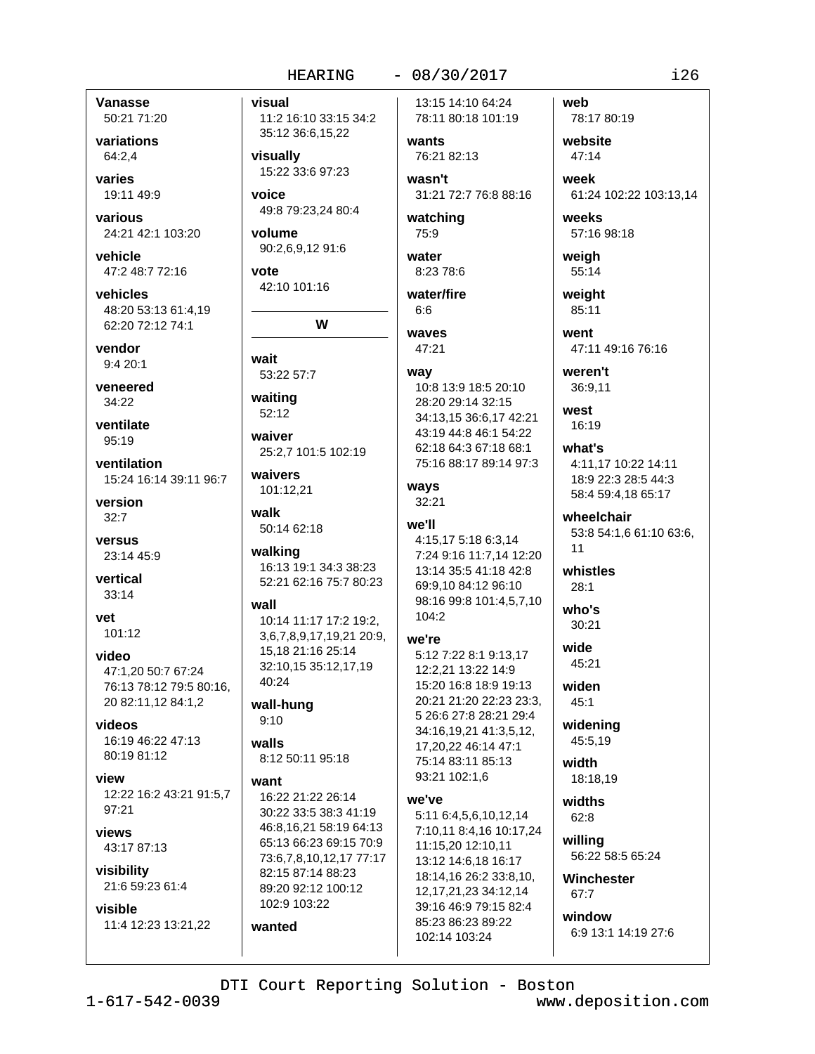**Vanasse**
50:21 71:20

**variations**
64:2,4

**varies**
19:11 49:9

**various**
24:21 42:1 103:20

**vehicle**
47:2 48:7 72:16

**vehicles**
48:20 53:13 61:4,19 62:20 72:12 74:1

**vendor**
9:4 20:1

**veneered**
34:22

**ventilate**
95:19

**ventilation**
15:24 16:14 39:11 96:7

**version**
32:7

**versus**
23:14 45:9

**vertical**
33:14

**vet**
101:12

**video**
47:1,20 50:7 67:24 76:13 78:12 79:5 80:16, 20 82:11,12 84:1,2

**videos**
16:19 46:22 47:13 80:19 81:12

**view**
12:22 16:2 43:21 91:5,7 97:21

**views**
43:17 87:13

**visibility**
21:6 59:23 61:4

**visible**
11:4 12:23 13:21,22

**visual**
11:2 16:10 33:15 34:2 35:12 36:6,15,22

**visually**
15:22 33:6 97:23

**voice**
49:8 79:23,24 80:4

**volume**
90:2,6,9,12 91:6

**vote**
42:10 101:16

## W

**wait**
53:22 57:7

**waiting**
52:12

**waiver**
25:2,7 101:5 102:19

**waivers**
101:12,21

**walk**
50:14 62:18

**walking**
16:13 19:1 34:3 38:23 52:21 62:16 75:7 80:23

**wall**
10:14 11:17 17:2 19:2, 3,6,7,8,9,17,19,21 20:9, 15,18 21:16 25:14 32:10,15 35:12,17,19 40:24

**wall-hung**
9:10

**walls**
8:12 50:11 95:18

**want**
16:22 21:22 26:14 30:22 33:5 38:3 41:19 46:8,16,21 58:19 64:13 65:13 66:23 69:15 70:9 73:6,7,8,10,12,17 77:17 82:15 87:14 88:23 89:20 92:12 100:12 102:9 103:22

**wanted**
13:15 14:10 64:24 78:11 80:18 101:19

**wants**
76:21 82:13

**wasn't**
31:21 72:7 76:8 88:16

**watching**
75:9

**water**
8:23 78:6

**water/fire**
6:6

**waves**
47:21

**way**
10:8 13:9 18:5 20:10 28:20 29:14 32:15 34:13,15 36:6,17 42:21 43:19 44:8 46:1 54:22 62:18 64:3 67:18 68:1 75:16 88:17 89:14 97:3

**ways**
32:21

**we'll**
4:15,17 5:18 6:3,14 7:24 9:16 11:7,14 12:20 13:14 35:5 41:18 42:8 69:9,10 84:12 96:10 98:16 99:8 101:4,5,7,10 104:2

**we're**
5:12 7:22 8:1 9:13,17 12:2,21 13:22 14:9 15:20 16:8 18:9 19:13 20:21 21:20 22:23 23:3, 5 26:6 27:8 28:21 29:4 34:16,19,21 41:3,5,12, 17,20,22 46:14 47:1 75:14 83:11 85:13 93:21 102:1,6

**we've**
5:11 6:4,5,6,10,12,14 7:10,11 8:4,16 10:17,24 11:15,20 12:10,11 13:12 14:6,18 16:17 18:14,16 26:2 33:8,10, 12,17,21,23 34:12,14 39:16 46:9 79:15 82:4 85:23 86:23 89:22 102:14 103:24

**web**
78:17 80:19

**website**
47:14

**week**
61:24 102:22 103:13,14

**weeks**
57:16 98:18

**weigh**
55:14

**weight**
85:11

**went**
47:11 49:16 76:16

**weren't**
36:9,11

**west**
16:19

**what's**
4:11,17 10:22 14:11 18:9 22:3 28:5 44:3 58:4 59:4,18 65:17

**wheelchair**
53:8 54:1,6 61:10 63:6, 11

**whistles**
28:1

**who's**
30:21

**wide**
45:21

**widen**
45:1

**widening**
45:5,19

**width**
18:18,19

**widths**
62:8

**willing**
56:22 58:5 65:24

**Winchester**
67:7

**window**
6:9 13:1 14:19 27:6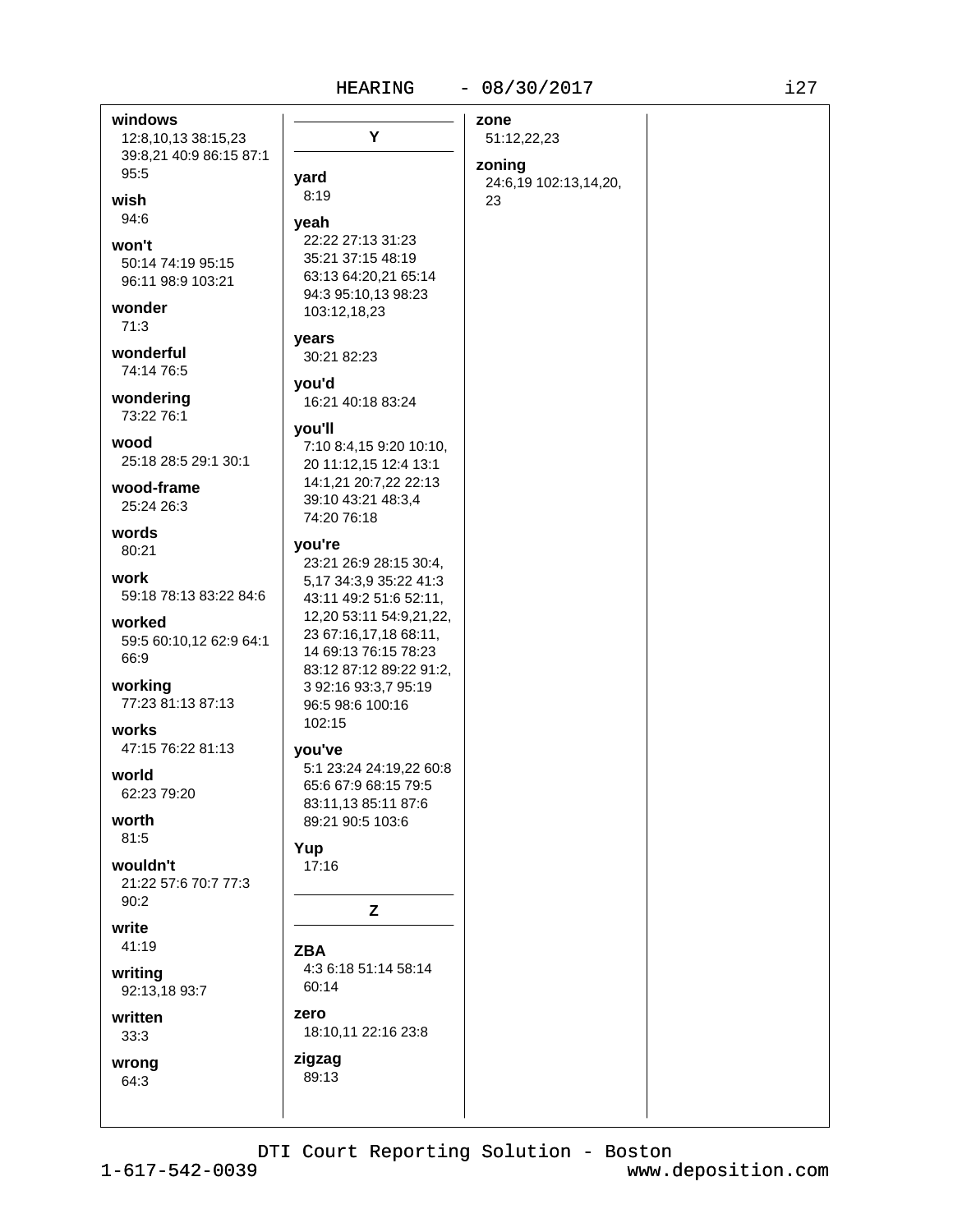**windows**
12:8,10,13 38:15,23 39:8,21 40:9 86:15 87:1 95:5

**wish**
94:6

**won't**
50:14 74:19 95:15 96:11 98:9 103:21

**wonder**
71:3

**wonderful**
74:14 76:5

**wondering**
73:22 76:1

**wood**
25:18 28:5 29:1 30:1

**wood-frame**
25:24 26:3

**words**
80:21

**work**
59:18 78:13 83:22 84:6

**worked**
59:5 60:10,12 62:9 64:1 66:9

**working**
77:23 81:13 87:13

**works**
47:15 76:22 81:13

**world**
62:23 79:20

**worth**
81:5

**wouldn't**
21:22 57:6 70:7 77:3 90:2

**write**
41:19

**writing**
92:13,18 93:7

**written**
33:3

**wrong**
64:3

## Y

**yard**
8:19

**yeah**
22:22 27:13 31:23 35:21 37:15 48:19 63:13 64:20,21 65:14 94:3 95:10,13 98:23 103:12,18,23

**years**
30:21 82:23

**you'd**
16:21 40:18 83:24

**you'll**
7:10 8:4,15 9:20 10:10, 20 11:12,15 12:4 13:1 14:1,21 20:7,22 22:13 39:10 43:21 48:3,4 74:20 76:18

**you're**
23:21 26:9 28:15 30:4, 5,17 34:3,9 35:22 41:3 43:11 49:2 51:6 52:11, 12,20 53:11 54:9,21,22, 23 67:16,17,18 68:11, 14 69:13 76:15 78:23 83:12 87:12 89:22 91:2, 3 92:16 93:3,7 95:19 96:5 98:6 100:16 102:15

**you've**
5:1 23:24 24:19,22 60:8 65:6 67:9 68:15 79:5 83:11,13 85:11 87:6 89:21 90:5 103:6

**Yup**
17:16

## Z

**ZBA**
4:3 6:18 51:14 58:14 60:14

**zero**
18:10,11 22:16 23:8

**zigzag**
89:13

**zone**
51:12,22,23

**zoning**
24:6,19 102:13,14,20, 23